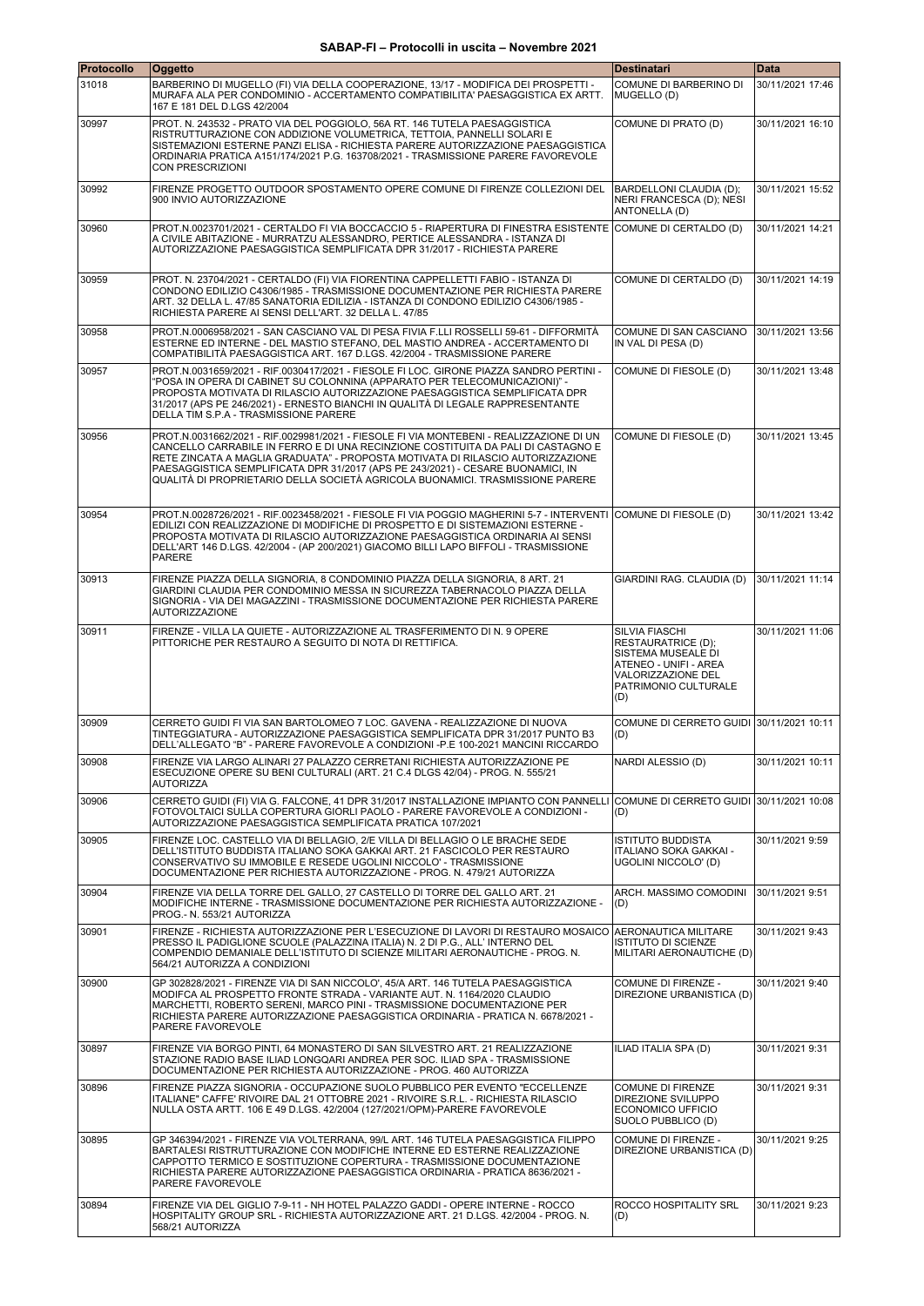# SABAP-FI – Protocolli in uscita – Novembre 2021

| Protocollo | Oggetto | Destinatari | Data |
|---|---|---|---|
| 31018 | BARBERINO DI MUGELLO (FI) VIA DELLA COOPERAZIONE, 13/17 - MODIFICA DEI PROSPETTI - MURAFA ALA PER CONDOMINIO - ACCERTAMENTO COMPATIBILITA' PAESAGGISTICA EX ARTT. 167 E 181 DEL D.LGS 42/2004 | COMUNE DI BARBERINO DI MUGELLO (D) | 30/11/2021 17:46 |
| 30997 | PROT. N. 243532 - PRATO VIA DEL POGGIOLO, 56A RT. 146 TUTELA PAESAGGISTICA RISTRUTTURAZIONE CON ADDIZIONE VOLUMETRICA, TETTOIA, PANNELLI SOLARI E SISTEMAZIONI ESTERNE PANZI ELISA - RICHIESTA PARERE AUTORIZZAZIONE PAESAGGISTICA ORDINARIA PRATICA A151/174/2021 P.G. 163708/2021 - TRASMISSIONE PARERE FAVOREVOLE CON PRESCRIZIONI | COMUNE DI PRATO (D) | 30/11/2021 16:10 |
| 30992 | FIRENZE PROGETTO OUTDOOR SPOSTAMENTO OPERE COMUNE DI FIRENZE COLLEZIONI DEL 900 INVIO AUTORIZZAZIONE | BARDELLONI CLAUDIA (D); NERI FRANCESCA (D); NESI ANTONELLA (D) | 30/11/2021 15:52 |
| 30960 | PROT.N.0023701/2021 - CERTALDO FI VIA BOCCACCIO 5 - RIAPERTURA DI FINESTRA ESISTENTE A CIVILE ABITAZIONE - MURRATZU ALESSANDRO, PERTICE ALESSANDRA - ISTANZA DI AUTORIZZAZIONE PAESAGGISTICA SEMPLIFICATA DPR 31/2017 - RICHIESTA PARERE | COMUNE DI CERTALDO (D) | 30/11/2021 14:21 |
| 30959 | PROT. N. 23704/2021 - CERTALDO (FI) VIA FIORENTINA CAPPELLETTI FABIO - ISTANZA DI CONDONO EDILIZIO C4306/1985 - TRASMISSIONE DOCUMENTAZIONE PER RICHIESTA PARERE ART. 32 DELLA L. 47/85 SANATORIA EDILIZIA - ISTANZA DI CONDONO EDILIZIO C4306/1985 - RICHIESTA PARERE AI SENSI DELL'ART. 32 DELLA L. 47/85 | COMUNE DI CERTALDO (D) | 30/11/2021 14:19 |
| 30958 | PROT.N.0006958/2021 - SAN CASCIANO VAL DI PESA FIVIA F.LLI ROSSELLI 59-61 - DIFFORMITÀ ESTERNE ED INTERNE - DEL MASTIO STEFANO, DEL MASTIO ANDREA - ACCERTAMENTO DI COMPATIBILITÀ PAESAGGISTICA ART. 167 D.LGS. 42/2004 - TRASMISSIONE PARERE | COMUNE DI SAN CASCIANO IN VAL DI PESA (D) | 30/11/2021 13:56 |
| 30957 | PROT.N.0031659/2021 - RIF.0030417/2021 - FIESOLE FI LOC. GIRONE PIAZZA SANDRO PERTINI - "POSA IN OPERA DI CABINET SU COLONNINA (APPARATO PER TELECOMUNICAZIONI)" - PROPOSTA MOTIVATA DI RILASCIO AUTORIZZAZIONE PAESAGGISTICA SEMPLIFICATA DPR 31/2017 (APS PE 246/2021) - ERNESTO BIANCHI IN QUALITÀ DI LEGALE RAPPRESENTANTE DELLA TIM S.P.A - TRASMISSIONE PARERE | COMUNE DI FIESOLE (D) | 30/11/2021 13:48 |
| 30956 | PROT.N.0031662/2021 - RIF.0029981/2021 - FIESOLE FI VIA MONTEBENI - REALIZZAZIONE DI UN CANCELLO CARRABILE IN FERRO E DI UNA RECINZIONE COSTITUITA DA PALI DI CASTAGNO E RETE ZINCATA A MAGLIA GRADUATA" - PROPOSTA MOTIVATA DI RILASCIO AUTORIZZAZIONE PAESAGGISTICA SEMPLIFICATA DPR 31/2017 (APS PE 243/2021) - CESARE BUONAMICI, IN QUALITÀ DI PROPRIETARIO DELLA SOCIETÀ AGRICOLA BUONAMICI. TRASMISSIONE PARERE | COMUNE DI FIESOLE (D) | 30/11/2021 13:45 |
| 30954 | PROT.N.0028726/2021 - RIF.0023458/2021 - FIESOLE FI VIA POGGIO MAGHERINI 5-7 - INTERVENTI EDILIZI CON REALIZZAZIONE DI MODIFICHE DI PROSPETTO E DI SISTEMAZIONI ESTERNE - PROPOSTA MOTIVATA DI RILASCIO AUTORIZZAZIONE PAESAGGISTICA ORDINARIA AI SENSI DELL'ART 146 D.LGS. 42/2004 - (AP 200/2021) GIACOMO BILLI LAPO BIFFOLI - TRASMISSIONE PARERE | COMUNE DI FIESOLE (D) | 30/11/2021 13:42 |
| 30913 | FIRENZE PIAZZA DELLA SIGNORIA, 8 CONDOMINIO PIAZZA DELLA SIGNORIA, 8 ART. 21 GIARDINI CLAUDIA PER CONDOMINIO MESSA IN SICUREZZA TABERNACOLO PIAZZA DELLA SIGNORIA - VIA DEI MAGAZZINI - TRASMISSIONE DOCUMENTAZIONE PER RICHIESTA PARERE AUTORIZZAZIONE | GIARDINI RAG. CLAUDIA (D) | 30/11/2021 11:14 |
| 30911 | FIRENZE - VILLA LA QUIETE - AUTORIZZAZIONE AL TRASFERIMENTO DI N. 9 OPERE PITTORICHE PER RESTAURO A SEGUITO DI NOTA DI RETTIFICA. | SILVIA FIASCHI RESTAURATRICE (D); SISTEMA MUSEALE DI ATENEO - UNIFI - AREA VALORIZZAZIONE DEL PATRIMONIO CULTURALE (D) | 30/11/2021 11:06 |
| 30909 | CERRETO GUIDI FI VIA SAN BARTOLOMEO 7 LOC. GAVENA - REALIZZAZIONE DI NUOVA TINTEGGIATURA - AUTORIZZAZIONE PAESAGGISTICA SEMPLIFICATA DPR 31/2017 PUNTO B3 DELL'ALLEGATO "B" - PARERE FAVOREVOLE A CONDIZIONI -P.E 100-2021 MANCINI RICCARDO | COMUNE DI CERRETO GUIDI (D) | 30/11/2021 10:11 |
| 30908 | FIRENZE VIA LARGO ALINARI 27 PALAZZO CERRETANI RICHIESTA AUTORIZZAZIONE PE ESECUZIONE OPERE SU BENI CULTURALI (ART. 21 C.4 DLGS 42/04) - PROG. N. 555/21 AUTORIZZA | NARDI ALESSIO (D) | 30/11/2021 10:11 |
| 30906 | CERRETO GUIDI (FI) VIA G. FALCONE, 41 DPR 31/2017 INSTALLAZIONE IMPIANTO CON PANNELLI FOTOVOLTAICI SULLA COPERTURA GIORLI PAOLO - PARERE FAVOREVOLE A CONDIZIONI - AUTORIZZAZIONE PAESAGGISTICA SEMPLIFICATA PRATICA 107/2021 | COMUNE DI CERRETO GUIDI (D) | 30/11/2021 10:08 |
| 30905 | FIRENZE LOC. CASTELLO VIA DI BELLAGIO, 2/E VILLA DI BELLAGIO O LE BRACHE SEDE DELL'ISTITUTO BUDDISTA ITALIANO SOKA GAKKAI ART. 21 FASCICOLO PER RESTAURO CONSERVATIVO SU IMMOBILE E RESEDE UGOLINI NICCOLO' - TRASMISSIONE DOCUMENTAZIONE PER RICHIESTA AUTORIZZAZIONE - PROG. N. 479/21 AUTORIZZA | ISTITUTO BUDDISTA ITALIANO SOKA GAKKAI - UGOLINI NICCOLO' (D) | 30/11/2021 9:59 |
| 30904 | FIRENZE VIA DELLA TORRE DEL GALLO, 27 CASTELLO DI TORRE DEL GALLO ART. 21 MODIFICHE INTERNE - TRASMISSIONE DOCUMENTAZIONE PER RICHIESTA AUTORIZZAZIONE - PROG.- N. 553/21 AUTORIZZA | ARCH. MASSIMO COMODINI (D) | 30/11/2021 9:51 |
| 30901 | FIRENZE - RICHIESTA AUTORIZZAZIONE PER L'ESECUZIONE DI LAVORI DI RESTAURO MOSAICO PRESSO IL PADIGLIONE SCUOLE (PALAZZINA ITALIA) N. 2 DI P.G., ALL' INTERNO DEL COMPENDIO DEMANIALE DELL'ISTITUTO DI SCIENZE MILITARI AERONAUTICHE - PROG. N. 564/21 AUTORIZZA A CONDIZIONI | AERONAUTICA MILITARE ISTITUTO DI SCIENZE MILITARI AERONAUTICHE (D) | 30/11/2021 9:43 |
| 30900 | GP 302828/2021 - FIRENZE VIA DI SAN NICCOLO', 45/A ART. 146 TUTELA PAESAGGISTICA MODIFCA AL PROSPETTO FRONTE STRADA - VARIANTE AUT. N. 1164/2020 CLAUDIO MARCHETTI, ROBERTO SERENI, MARCO PINI - TRASMISSIONE DOCUMENTAZIONE PER RICHIESTA PARERE AUTORIZZAZIONE PAESAGGISTICA ORDINARIA - PRATICA N. 6678/2021 - PARERE FAVOREVOLE | COMUNE DI FIRENZE - DIREZIONE URBANISTICA (D) | 30/11/2021 9:40 |
| 30897 | FIRENZE VIA BORGO PINTI, 64 MONASTERO DI SAN SILVESTRO ART. 21 REALIZZAZIONE STAZIONE RADIO BASE ILIAD LONGOARI ANDREA PER SOC. ILIAD SPA - TRASMISSIONE DOCUMENTAZIONE PER RICHIESTA AUTORIZZAZIONE - PROG. 460 AUTORIZZA | ILIAD ITALIA SPA (D) | 30/11/2021 9:31 |
| 30896 | FIRENZE PIAZZA SIGNORIA - OCCUPAZIONE SUOLO PUBBLICO PER EVENTO "ECCELLENZE ITALIANE" CAFFE' RIVOIRE DAL 21 OTTOBRE 2021 - RIVOIRE S.R.L. - RICHIESTA RILASCIO NULLA OSTA ARTT. 106 E 49 D.LGS. 42/2004 (127/2021/OPM)-PARERE FAVOREVOLE | COMUNE DI FIRENZE DIREZIONE SVILUPPO ECONOMICO UFFICIO SUOLO PUBBLICO (D) | 30/11/2021 9:31 |
| 30895 | GP 346394/2021 - FIRENZE VIA VOLTERRANA, 99/L ART. 146 TUTELA PAESAGGISTICA FILIPPO BARTALESI RISTRUTTURAZIONE CON MODIFICHE INTERNE ED ESTERNE REALIZZAZIONE CAPPOTTO TERMICO E SOSTITUZIONE COPERTURA - TRASMISSIONE DOCUMENTAZIONE RICHIESTA PARERE AUTORIZZAZIONE PAESAGGISTICA ORDINARIA - PRATICA 8636/2021 - PARERE FAVOREVOLE | COMUNE DI FIRENZE - DIREZIONE URBANISTICA (D) | 30/11/2021 9:25 |
| 30894 | FIRENZE VIA DEL GIGLIO 7-9-11 - NH HOTEL PALAZZO GADDI - OPERE INTERNE - ROCCO HOSPITALITY GROUP SRL - RICHIESTA AUTORIZZAZIONE ART. 21 D.LGS. 42/2004 - PROG. N. 568/21 AUTORIZZA | ROCCO HOSPITALITY SRL (D) | 30/11/2021 9:23 |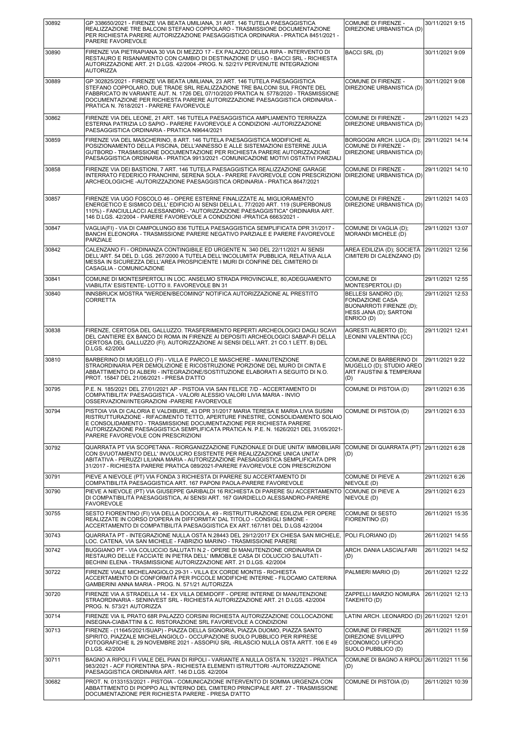| 30892 | GP 338650/2021 - FIRENZE VIA BEATA UMILIANA, 31 ART. 146 TUTELA PAESAGGISTICA REALIZZAZIONE TRE BALCONI STEFANO COPPOLARO - TRASMISSIONE DOCUMENTAZIONE PER RICHIESTA PARERE AUTORIZZAZIONE PAESAGGISTICA ORDINARIA - PRATICA 8451/2021 - PARERE FAVOREVOLE | COMUNE DI FIRENZE - DIREZIONE URBANISTICA (D) | 30/11/2021 9:15 |
|---|---|---|---|
| 30890 | FIRENZE VIA PIETRAPIANA 30 VIA DI MEZZO 17 - EX PALAZZO DELLA RIPA - INTERVENTO DI RESTAURO E RISANAMENTO CON CAMBIO DI DESTINAZIONE D' USO - BACCI SRL - RICHIESTA AUTORIZZAZIONE ART. 21 D.LGS. 42/2004 -PROG. N. 52/21V PERVENUTE INTEGRAZIONI AUTORIZZA | BACCI SRL (D) | 30/11/2021 9:09 |
| 30889 | GP 302825/2021 - FIRENZE VIA BEATA UMILIANA, 23 ART. 146 TUTELA PAESAGGISTICA STEFANO COPPOLARO, DUE TRADE SRL REALIZZAZIONE TRE BALCONI SUL FRONTE DEL FABBRICATO IN VARIANTE AUT. N. 1726 DEL 07/10/2020 PRATICA N. 5778/2020 - TRASMISSIONE DOCUMENTAZIONE PER RICHIESTA PARERE AUTORIZZAZIONE PAESAGGISTICA ORDINARIA - PRATICA N. 7618/2021 - PARERE FAVOREVOLE | COMUNE DI FIRENZE - DIREZIONE URBANISTICA (D) | 30/11/2021 9:08 |
| 30862 | FIRENZE VIA DEL LEONE, 21 ART. 146 TUTELA PAESAGGISTICA AMPLIAMENTO TERRAZZA ESTERNA PATRIZIA LO SAPIO - PARERE FAVOREVOLE A CONDIZIONI -AUTORIZZAZIONE PAESAGGISTICA ORDINARIA - PRATICA N9644/2021 | COMUNE DI FIRENZE - DIREZIONE URBANISTICA (D) | 29/11/2021 14:23 |
| 30859 | FIRENZE VIA DEL MASCHERINO, 8 ART. 146 TUTELA PAESAGGISTICA MODIFICHE AL POSIZIONAMENTO DELLA PISCINA, DELL'ANNESSO E ALLE SISTEMAZIONI ESTERNE JULIA GUTBORD - TRASMISSIONE DOCUMENTAZIONE PER RICHIESTA PARERE AUTORIZZAZIONE PAESAGGISTICA ORDINARIA - PRATICA 9913/2021 -COMUNICAZIONE MOTIVI OSTATIVI PARZIALI | BORGOGNI ARCH. LUCA (D); COMUNE DI FIRENZE - DIREZIONE URBANISTICA (D) | 29/11/2021 14:14 |
| 30858 | FIRENZE VIA DEI BASTIONI, 7 ART. 146 TUTELA PAESAGGISTICA REALIZZAZIONE GARAGE INTERRATO FEDERICO FRANCHINI, SERENA SOLA - PARERE FAVOREVOLE CON PRESCRIZIONI ARCHEOLOGICHE -AUTORIZZAZIONE PAESAGGISTICA ORDINARIA - PRATICA 8647/2021 | COMUNE DI FIRENZE - DIREZIONE URBANISTICA (D) | 29/11/2021 14:10 |
| 30857 | FIRENZE VIA UGO FOSCOLO 46 - OPERE ESTERNE FINALIZZATE AL MIGLIORAMENTO ENERGETICO E SISMICO DELL' EDIFICIO AI SENSI DELLA L. 77/2020 ART. 119 (SUPERBONUS 110%) - FANCIULLACCI ALESSANDRO - "AUTORIZZAZIONE PAESAGGISTICA" ORDINARIA ART. 146 D.LGS. 42/2004 - PARERE FAVOREVOLE A CONDIZIONI -PRATICA 6663/2021 - | COMUNE DI FIRENZE - DIREZIONE URBANISTICA (D) | 29/11/2021 14:03 |
| 30847 | VAGLIA(FI) - VIA DI CAMPOLUNGO 836 TUTELA PAESAGGISTICA SEMPLIFICATA DPR 31/2017 - BANCHI ELEONORA - TRASMISSIONE PARERE NEGATIVO PARZIALE E PARERE FAVOREVOLE PARZIALE | COMUNE DI VAGLIA (D); MORANDI MICHELE (D) | 29/11/2021 13:07 |
| 30842 | CALENZANO FI - ORDINANZA CONTINGIBILE ED URGENTE N. 340 DEL 22/11/2021 AI SENSI DELL'ART. 54 DEL D. LGS. 267/2000 A TUTELA DELL'INCOLUMITA' PUBBLICA, RELATIVA ALLA MESSA IN SICUREZZA DELL'AREA PROSPICIENTE I MURI DI CONFINE DEL CIMITERO DI CASAGLIA - COMUNICAZIONE | AREA EDILIZIA (D); SOCIETÀ CIMITERI DI CALENZANO (D) | 29/11/2021 12:56 |
| 30841 | COMUNE DI MONTESPERTOLI IN LOC. ANSELMO STRADA PROVINCIALE, 80,ADEGUAMENTO VIABILITA' ESISTENTE- LOTTO II. FAVOREVOLE BN 31 | COMUNE DI MONTESPERTOLI (D) | 29/11/2021 12:55 |
| 30840 | INNSBRUCK MOSTRA "WERDEN/BECOMING" NOTIFICA AUTORIZZAZIONE AL PRESTITO CORRETTA | BELLESI SANDRO (D); FONDAZIONE CASA BUONARROTI FIRENZE (D); HESS JANA (D); SARTONI ENRICO (D) | 29/11/2021 12:53 |
| 30838 | FIRENZE, CERTOSA DEL GALLUZZO. TRASFERIMENTO REPERTI ARCHEOLOGICI DAGLI SCAVI DEL CANTIERE EX BANCO DI ROMA IN FIRENZE AI DEPOSITI ARCHEOLOGICI SABAP-FI DELLA CERTOSA DEL GALLUZZO (FI). AUTORIZZAZIONE AI SENSI DELL'ART. 21 CO.1 LETT. B) DEL D.LGS. 42/2004 | AGRESTI ALBERTO (D); LEONINI VALENTINA (CC) | 29/11/2021 12:41 |
| 30810 | BARBERINO DI MUGELLO (FI) - VILLA E PARCO LE MASCHERE - MANUTENZIONE STRAORDINARIA PER DEMOLIZIONE E RICOSTRUZIONE PORZIONE DEL MURO DI CINTA E ABBATTIMENTO DI ALBERI - INTEGRAZIONE/SOSTITUZIONE ELABORATI A SEGUITO DI N.O. PROT. 15847 DEL 21/06/2021 - PRESA D'ATTO | COMUNE DI BARBERINO DI MUGELLO (D); STUDIO AREO ART FAUSTINI & TEMPERANI (D) | 29/11/2021 9:22 |
| 30795 | P.E. N. 185/2021 DEL 27/01/2021 AP - PISTOIA VIA SAN FELICE 7/D - ACCERTAMENTO DI COMPATIBILITA' PAESAGGISTICA - VALORI ALESSIO VALORI LIVIA MARIA - INVIO OSSERVAZIONI/INTEGRAZIONI -PARERE FAVOREVOLE | COMUNE DI PISTOIA (D) | 29/11/2021 6:35 |
| 30794 | PISTOIA VIA DI CALORIA E VALDIBURE, 43 DPR 31/2017 MARIA TERESA E MARIA LIVIA SUSINI RISTRUTTURAZIONE - RIFACIMENTO TETTO, APERTURE FINESTRE, CONSOLIDAMENTO SOLAIO E CONSOLIDAMENTO - TRASMISSIONE DOCUMENTAZIONE PER RICHIESTA PARERE AUTORIZZAZIONE PAESAGGISTICA SEMPLIFICATA PRATICA N. P.E. N. 1626/2021 DEL 31/05/2021- PARERE FAVOREVOLE CON PRESCRIZIONI | COMUNE DI PISTOIA (D) | 29/11/2021 6:33 |
| 30792 | QUARRATA PT VIA SCOPETANA - RIORGANIZZAZIONE FUNZIONALE DI DUE UNITA' IMMOBILIARI CON SVUOTAMENTO DELL' INVOLUCRO ESISTENTE PER REALIZZAZIONE UNICA UNITA' ABITATIVA - PERUZZI LILIANA MARIA - AUTORIZZAZIONE PAESAGGISTICA SEMPLIFICATA DPR 31/2017 - RICHIESTA PARERE PRATICA 089/2021-PARERE FAVOREVOLE CON PRESCRIZIONI | COMUNE DI QUARRATA (PT) (D) | 29/11/2021 6:28 |
| 30791 | PIEVE A NIEVOLE (PT) VIA FONDA 3 RICHIESTA DI PARERE SU ACCERTAMENTO DI COMPATIBILITÀ PAESAGGISTICA ART. 167 PAPONI PAOLA-PARERE FAVOREVOLE | COMUNE DI PIEVE A NIEVOLE (D) | 29/11/2021 6:26 |
| 30790 | PIEVE A NIEVOLE (PT) VIA GIUSEPPE GARIBALDI 16 RICHIESTA DI PARERE SU ACCERTAMENTO DI COMPATIBILITÀ PAESAGGISTICA, AI SENSI ART. 167 GIARDIELLO ALESSANDRO-PARERE FAVOREVOLE | COMUNE DI PIEVE A NIEVOLE (D) | 29/11/2021 6:23 |
| 30755 | SESTO FIORENTINO (FI) VIA DELLA DOCCIOLA, 49 - RISTRUTTURAZIONE EDILIZIA PER OPERE REALIZZATE IN CORSO D'OPERA IN DIFFORMITA' DAL TITOLO - CONSIGLI SIMONE - ACCERTAMENTO DI COMPATIBILITÀ PAESAGGISTICA EX ART.167/181 DEL D.LGS 42/2004 | COMUNE DI SESTO FIORENTINO (D) | 26/11/2021 15:35 |
| 30743 | QUARRATA PT - INTEGRAZIONE NULLA OSTA N.28443 DEL 29/12/2017 EX CHIESA SAN MICHELE, LOC. CATENA, VIA SAN MICHELE - FABRIZIO MARINO - TRASMISSIONE PARERE | POLI FLORIANO (D) | 26/11/2021 14:55 |
| 30742 | BUGGIANO PT - VIA COLUCCIO SALUTATI N.2 - OPERE DI MANUTENZIONE ORDINARIA DI RESTAURO DELLE FACCIATE IN PIETRA DELL' IMMOBILE CASA DI COLUCCIO SALUTATI - BECHINI ELENA - TRASMISSIONE AUTORIZZAZIONE ART. 21 D.LGS. 42/2004 | ARCH. DANIA LASCIALFARI (D) | 26/11/2021 14:52 |
| 30722 | FIRENZE VIALE MICHELANGIOLO 29-31 - VILLA EX CORDE MONTIS - RICHIESTA ACCERTAMENTO DI CONFORMITÀ PER PICCOLE MODIFICHE INTERNE - FILOCAMO CATERINA GAMBERINI ANNA MARIA - PROG. N. 571/21 AUTORIZZA | PALMIERI MARIO (D) | 26/11/2021 12:22 |
| 30720 | FIRENZE VIA A STRADELLA 14 - EX VILLA DEMIDOFF - OPERE INTERNE DI MANUTENZIONE STRAORDINARIA - SENINVEST SRL - RICHIESTA AUTORIZZAZIONE ART. 21 D.LGS. 42/2004 PROG. N. 573/21 AUTORIZZA | ZAPPELLI MARZIO NOMURA TAKEHITO (D) | 26/11/2021 12:13 |
| 30714 | FIRENZE VIA IL PRATO 68R PALAZZO CORSINI RICHIESTA AUTORIZZAZIONE COLLOCAZIONE INSEGNA-CIABATTINI & C. RISTORAZIONE SRL FAVOREVOLE A CONDIZIONI | LATINI ARCH. LEONARDO (D) | 26/11/2021 12:01 |
| 30713 | FIRENZE - (11645/2021/SUAP) - PIAZZA DELLA SIGNORIA, PIAZZA DUOMO, PIAZZA SANTO SPIRITO, PIAZZALE MICHELANGIOLO - OCCUPAZIONE SUOLO PUBBLICO PER RIPRESE FOTOGRAFICHE IL 29 NOVEMBRE 2021 - ASSOPIÙ SRL -RILASCIO NULLA OSTA ARTT. 106 E 49 D.LGS. 42/2004 | COMUNE DI FIRENZE DIREZIONE SVILUPPO ECONOMICO UFFICIO SUOLO PUBBLICO (D) | 26/11/2021 11:59 |
| 30711 | BAGNO A RIPOLI FI VIALE DEL PIAN DI RIPOLI - VARIANTE A NULLA OSTA N. 13/2021 - PRATICA 983/2021 - ACF FIORENTINA SPA - RICHIESTA ELEMENTI ISTRUTTORI -AUTORIZZAZIONE PAESAGGISTICA ORDINARIA ART. 146 D.LGS. 42/2004 | COMUNE DI BAGNO A RIPOLI (D) | 26/11/2021 11:56 |
| 30682 | PROT. N. 0133153/2021 - PISTOIA - COMUNICAZIONE INTERVENTO DI SOMMA URGENZA CON ABBATTIMENTO DI PIOPPO ALL'INTERNO DEL CIMITERO PRINCIPALE ART. 27 - TRASMISSIONE DOCUMENTAZIONE PER RICHIESTA PARERE - PRESA D'ATTO | COMUNE DI PISTOIA (D) | 26/11/2021 10:39 |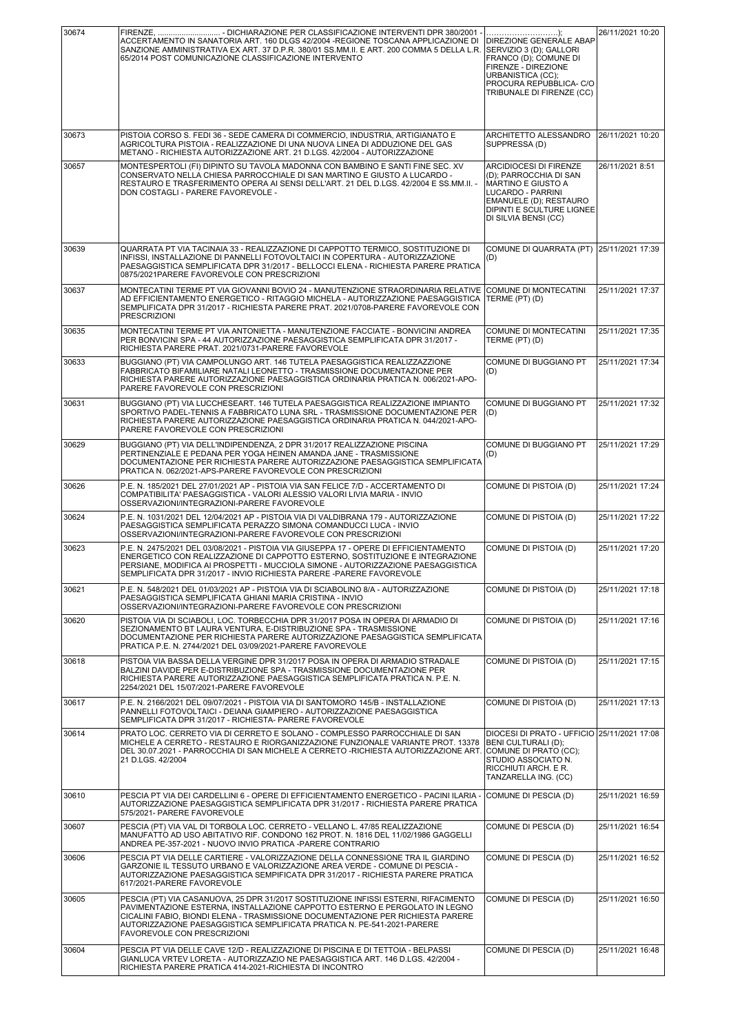| 30674 | FIRENZE, ............................ - DICHIARAZIONE PER CLASSIFICAZIONE INTERVENTI DPR 380/2001 - ACCERTAMENTO IN SANATORIA ART. 160 DLGS 42/2004 -REGIONE TOSCANA APPLICAZIONE DI SANZIONE AMMINISTRATIVA EX ART. 37 D.P.R. 380/01 SS.MM.II. E ART. 200 COMMA 5 DELLA L.R. 65/2014 POST COMUNICAZIONE CLASSIFICAZIONE INTERVENTO | ..............................); DIREZIONE GENERALE ABAP SERVIZIO 3 (D); GALLORI FRANCO (D); COMUNE DI FIRENZE - DIREZIONE URBANISTICA (CC); PROCURA REPUBBLICA- C/O TRIBUNALE DI FIRENZE (CC) | 26/11/2021 10:20 |
|---|---|---|---|
| 30673 | PISTOIA CORSO S. FEDI 36 - SEDE CAMERA DI COMMERCIO, INDUSTRIA, ARTIGIANATO E AGRICOLTURA PISTOIA - REALIZZAZIONE DI UNA NUOVA LINEA DI ADDUZIONE DEL GAS METANO - RICHIESTA AUTORIZZAZIONE ART. 21 D.LGS. 42/2004 - AUTORIZZAZIONE | ARCHITETTO ALESSANDRO SUPPRESSA (D) | 26/11/2021 10:20 |
| 30657 | MONTESPERTOLI (FI) DIPINTO SU TAVOLA MADONNA CON BAMBINO E SANTI FINE SEC. XV CONSERVATO NELLA CHIESA PARROCCHIALE DI SAN MARTINO E GIUSTO A LUCARDO - RESTAURO E TRASFERIMENTO OPERA AI SENSI DELL'ART. 21 DEL D.LGS. 42/2004 E SS.MM.II. - DON COSTAGLI - PARERE FAVOREVOLE - | ARCIDIOCESI DI FIRENZE (D); PARROCCHIA DI SAN MARTINO E GIUSTO A LUCARDO - PARRINI EMANUELE (D); RESTAURO DIPINTI E SCULTURE LIGNEE DI SILVIA BENSI (CC) | 26/11/2021 8:51 |
| 30639 | QUARRATA PT VIA TACINAIA 33 - REALIZZAZIONE DI CAPPOTTO TERMICO, SOSTITUZIONE DI INFISSI, INSTALLAZIONE DI PANNELLI FOTOVOLTAICI IN COPERTURA - AUTORIZZAZIONE PAESAGGISTICA SEMPLIFICATA DPR 31/2017 - BELLOCCI ELENA - RICHIESTA PARERE PRATICA 0875/2021PARERE FAVOREVOLE CON PRESCRIZIONI | COMUNE DI QUARRATA (PT) (D) | 25/11/2021 17:39 |
| 30637 | MONTECATINI TERME PT VIA GIOVANNI BOVIO 24 - MANUTENZIONE STRAORDINARIA RELATIVE AD EFFICIENTAMENTO ENERGETICO - RITAGGIO MICHELA - AUTORIZZAZIONE PAESAGGISTICA SEMPLIFICATA DPR 31/2017 - RICHIESTA PARERE PRAT. 2021/0708-PARERE FAVOREVOLE CON PRESCRIZIONI | COMUNE DI MONTECATINI TERME (PT) (D) | 25/11/2021 17:37 |
| 30635 | MONTECATINI TERME PT VIA ANTONIETTA - MANUTENZIONE FACCIATE - BONVICINI ANDREA PER BONVICINI SPA - 44 AUTORIZZAZIONE PAESAGGISTICA SEMPLIFICATA DPR 31/2017 - RICHIESTA PARERE PRAT. 2021/0731-PARERE FAVOREVOLE | COMUNE DI MONTECATINI TERME (PT) (D) | 25/11/2021 17:35 |
| 30633 | BUGGIANO (PT) VIA CAMPOLUNGO ART. 146 TUTELA PAESAGGISTICA REALIZZAZIONE FABBRICATO BIFAMILIARE NATALI LEONETTO - TRASMISSIONE DOCUMENTAZIONE PER RICHIESTA PARERE AUTORIZZAZIONE PAESAGGISTICA ORDINARIA PRATICA N. 006/2021-APO-PARERE FAVOREVOLE CON PRESCRIZIONI | COMUNE DI BUGGIANO PT (D) | 25/11/2021 17:34 |
| 30631 | BUGGIANO (PT) VIA LUCCHESEART. 146 TUTELA PAESAGGISTICA REALIZZAZIONE IMPIANTO SPORTIVO PADEL-TENNIS A FABBRICATO LUNA SRL - TRASMISSIONE DOCUMENTAZIONE PER RICHIESTA PARERE AUTORIZZAZIONE PAESAGGISTICA ORDINARIA PRATICA N. 044/2021-APO-PARERE FAVOREVOLE CON PRESCRIZIONI | COMUNE DI BUGGIANO PT (D) | 25/11/2021 17:32 |
| 30629 | BUGGIANO (PT) VIA DELL'INDIPENDENZA, 2 DPR 31/2017 REALIZZAZIONE PISCINA PERTINENZIALE E PEDANA PER YOGA HEINEN AMANDA JANE - TRASMISSIONE DOCUMENTAZIONE PER RICHIESTA PARERE AUTORIZZAZIONE PAESAGGISTICA SEMPLIFICATA PRATICA N. 062/2021-APS-PARERE FAVOREVOLE CON PRESCRIZIONI | COMUNE DI BUGGIANO PT (D) | 25/11/2021 17:29 |
| 30626 | P.E. N. 185/2021 DEL 27/01/2021 AP - PISTOIA VIA SAN FELICE 7/D - ACCERTAMENTO DI COMPATIBILITA' PAESAGGISTICA - VALORI ALESSIO VALORI LIVIA MARIA - INVIO OSSERVAZIONI/INTEGRAZIONI-PARERE FAVOREVOLE | COMUNE DI PISTOIA (D) | 25/11/2021 17:24 |
| 30624 | P.E. N. 1031/2021 DEL 12/04/2021 AP - PISTOIA VIA DI VALDIBRANA 179 - AUTORIZZAZIONE PAESAGGISTICA SEMPLIFICATA PERAZZO SIMONA COMANDUCCI LUCA - INVIO OSSERVAZIONI/INTEGRAZIONI-PARERE FAVOREVOLE CON PRESCRIZIONI | COMUNE DI PISTOIA (D) | 25/11/2021 17:22 |
| 30623 | P.E. N. 2475/2021 DEL 03/08/2021 - PISTOIA VIA GIUSEPPA 17 - OPERE DI EFFICIENTAMENTO ENERGETICO CON REALIZZAZIONE DI CAPPOTTO ESTERNO, SOSTITUZIONE E INTEGRAZIONE PERSIANE, MODIFICA AI PROSPETTI - MUCCIOLA SIMONE - AUTORIZZAZIONE PAESAGGISTICA SEMPLIFICATA DPR 31/2017 - INVIO RICHIESTA PARERE -PARERE FAVOREVOLE | COMUNE DI PISTOIA (D) | 25/11/2021 17:20 |
| 30621 | P.E. N. 548/2021 DEL 01/03/2021 AP - PISTOIA VIA DI SCIABOLINO 8/A - AUTORIZZAZIONE PAESAGGISTICA SEMPLIFICATA GHIANI MARIA CRISTINA - INVIO OSSERVAZIONI/INTEGRAZIONI-PARERE FAVOREVOLE CON PRESCRIZIONI | COMUNE DI PISTOIA (D) | 25/11/2021 17:18 |
| 30620 | PISTOIA VIA DI SCIABOLI, LOC. TORBECCHIA DPR 31/2017 POSA IN OPERA DI ARMADIO DI SEZIONAMENTO BT LAURA VENTURA, E-DISTRIBUZIONE SPA - TRASMISSIONE DOCUMENTAZIONE PER RICHIESTA PARERE AUTORIZZAZIONE PAESAGGISTICA SEMPLIFICATA PRATICA P.E. N. 2744/2021 DEL 03/09/2021-PARERE FAVOREVOLE | COMUNE DI PISTOIA (D) | 25/11/2021 17:16 |
| 30618 | PISTOIA VIA BASSA DELLA VERGINE DPR 31/2017 POSA IN OPERA DI ARMADIO STRADALE BALZINI DAVIDE PER E-DISTRIBUZIONE SPA - TRASMISSIONE DOCUMENTAZIONE PER RICHIESTA PARERE AUTORIZZAZIONE PAESAGGISTICA SEMPLIFICATA PRATICA N. P.E. N. 2254/2021 DEL 15/07/2021-PARERE FAVOREVOLE | COMUNE DI PISTOIA (D) | 25/11/2021 17:15 |
| 30617 | P.E. N. 2166/2021 DEL 09/07/2021 - PISTOIA VIA DI SANTOMORO 145/B - INSTALLAZIONE PANNELLI FOTOVOLTAICI - DEIANA GIAMPIERO - AUTORIZZAZIONE PAESAGGISTICA SEMPLIFICATA DPR 31/2017 - RICHIESTA- PARERE FAVOREVOLE | COMUNE DI PISTOIA (D) | 25/11/2021 17:13 |
| 30614 | PRATO LOC. CERRETO VIA DI CERRETO E SOLANO - COMPLESSO PARROCCHIALE DI SAN MICHELE A CERRETO - RESTAURO E RIORGANIZZAZIONE FUNZIONALE VARIANTE PROT. 13378 DEL 30.07.2021 - PARROCCHIA DI SAN MICHELE A CERRETO -RICHIESTA AUTORIZZAZIONE ART. 21 D.LGS. 42/2004 | DIOCESI DI PRATO - UFFICIO BENI CULTURALI (D); COMUNE DI PRATO (CC); STUDIO ASSOCIATO N. RICCHIUTI ARCH. E R. TANZARELLA ING. (CC) | 25/11/2021 17:08 |
| 30610 | PESCIA PT VIA DEI CARDELLINI 6 - OPERE DI EFFICIENTAMENTO ENERGETICO - PACINI ILARIA - AUTORIZZAZIONE PAESAGGISTICA SEMPLIFICATA DPR 31/2017 - RICHIESTA PARERE PRATICA 575/2021- PARERE FAVOREVOLE | COMUNE DI PESCIA (D) | 25/11/2021 16:59 |
| 30607 | PESCIA (PT) VIA VAL DI TORBOLA LOC. CERRETO - VELLANO L. 47/85 REALIZZAZIONE MANUFATTO AD USO ABITATIVO RIF. CONDONO 162 PROT. N. 1816 DEL 11/02/1986 GAGGELLI ANDREA PE-357-2021 - NUOVO INVIO PRATICA -PARERE CONTRARIO | COMUNE DI PESCIA (D) | 25/11/2021 16:54 |
| 30606 | PESCIA PT VIA DELLE CARTIERE - VALORIZZAZIONE DELLA CONNESSIONE TRA IL GIARDINO GARZONIE IL TESSUTO URBANO E VALORIZZAZIONE AREA VERDE - COMUNE DI PESCIA - AUTORIZZAZIONE PAESAGGISTICA SEMPIFICATA DPR 31/2017 - RICHIESTA PARERE PRATICA 617/2021-PARERE FAVOREVOLE | COMUNE DI PESCIA (D) | 25/11/2021 16:52 |
| 30605 | PESCIA (PT) VIA CASANUOVA, 25 DPR 31/2017 SOSTITUZIONE INFISSI ESTERNI, RIFACIMENTO PAVIMENTAZIONE ESTERNA, INSTALLAZIONE CAPPOTTO ESTERNO E PERGOLATO IN LEGNO CICALINI FABIO, BIONDI ELENA - TRASMISSIONE DOCUMENTAZIONE PER RICHIESTA PARERE AUTORIZZAZIONE PAESAGGISTICA SEMPLIFICATA PRATICA N. PE-541-2021-PARERE FAVOREVOLE CON PRESCRIZIONI | COMUNE DI PESCIA (D) | 25/11/2021 16:50 |
| 30604 | PESCIA PT VIA DELLE CAVE 12/D - REALIZZAZIONE DI PISCINA E DI TETTOIA - BELPASSI GIANLUCA VRTEV LORETA - AUTORIZZAZIO NE PAESAGGISTICA ART. 146 D.LGS. 42/2004 - RICHIESTA PARERE PRATICA 414-2021-RICHIESTA DI INCONTRO | COMUNE DI PESCIA (D) | 25/11/2021 16:48 |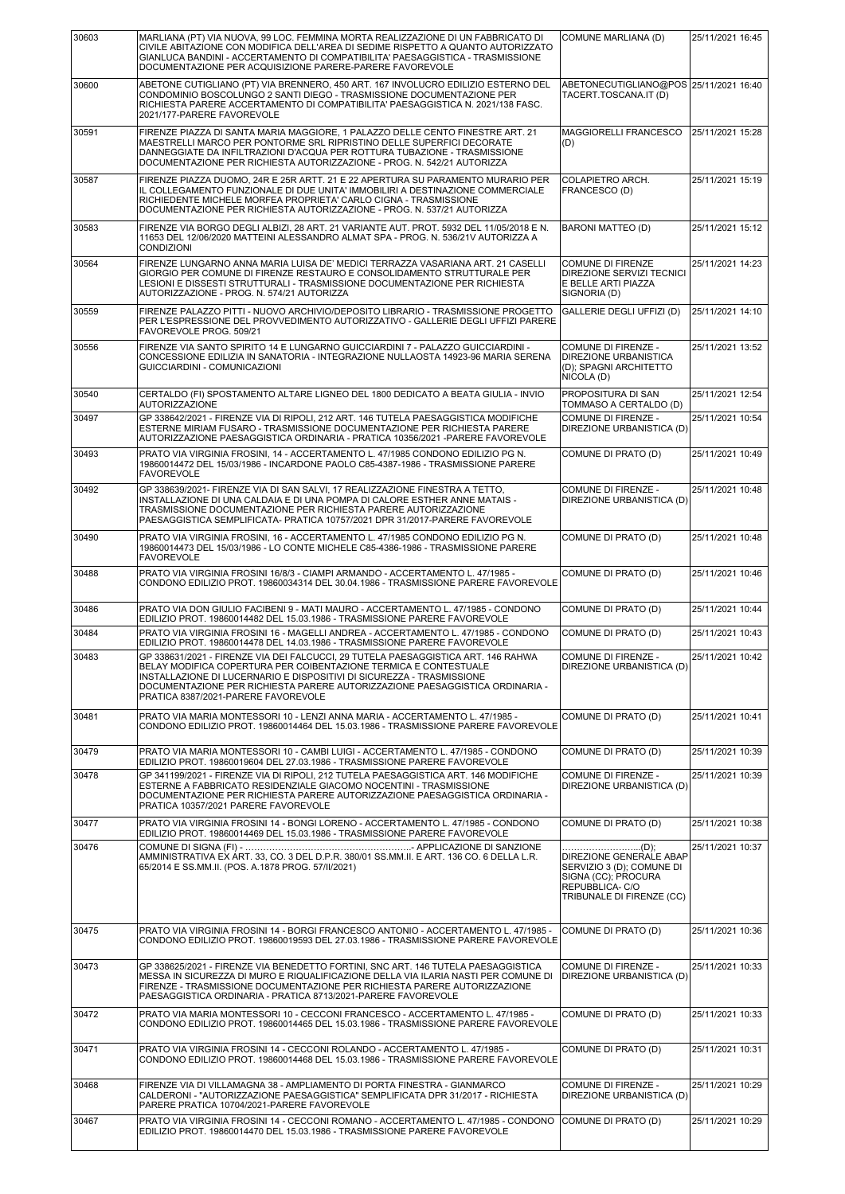| | | | |
|---|---|---|---|
| 30603 | MARLIANA (PT) VIA NUOVA, 99 LOC. FEMMINA MORTA REALIZZAZIONE DI UN FABBRICATO DI CIVILE ABITAZIONE CON MODIFICA DELL'AREA DI SEDIME RISPETTO A QUANTO AUTORIZZATO GIANLUCA BANDINI - ACCERTAMENTO DI COMPATIBILITA' PAESAGGISTICA - TRASMISSIONE DOCUMENTAZIONE PER ACQUISIZIONE PARERE-PARERE FAVOREVOLE | COMUNE MARLIANA (D) | 25/11/2021 16:45 |
| 30600 | ABETONE CUTIGLIANO (PT) VIA BRENNERO, 450 ART. 167 INVOLUCRO EDILIZIO ESTERNO DEL CONDOMINIO BOSCOLUNGO 2 SANTI DIEGO - TRASMISSIONE DOCUMENTAZIONE PER RICHIESTA PARERE ACCERTAMENTO DI COMPATIBILITA' PAESAGGISTICA N. 2021/138 FASC. 2021/177-PARERE FAVOREVOLE | ABETONECUTIGLIANO@POSTACERT.TOSCANA.IT (D) | 25/11/2021 16:40 |
| 30591 | FIRENZE PIAZZA DI SANTA MARIA MAGGIORE, 1 PALAZZO DELLE CENTO FINESTRE ART. 21 MAESTRELLI MARCO PER PONTORME SRL RIPRISTINO DELLE SUPERFICI DECORATE DANNEGGIATE DA INFILTRAZIONI D'ACQUA PER ROTTURA TUBAZIONE - TRASMISSIONE DOCUMENTAZIONE PER RICHIESTA AUTORIZZAZIONE - PROG. N. 542/21 AUTORIZZA | MAGGIORELLI FRANCESCO (D) | 25/11/2021 15:28 |
| 30587 | FIRENZE PIAZZA DUOMO, 24R E 25R ARTT. 21 E 22 APERTURA SU PARAMENTO MURARIO PER IL COLLEGAMENTO FUNZIONALE DI DUE UNITA' IMMOBILIRI A DESTINAZIONE COMMERCIALE RICHIEDENTE MICHELE MORFEA PROPRIETA' CARLO CIGNA - TRASMISSIONE DOCUMENTAZIONE PER RICHIESTA AUTORIZZAZIONE - PROG. N. 537/21 AUTORIZZA | COLAPIETRO ARCH. FRANCESCO (D) | 25/11/2021 15:19 |
| 30583 | FIRENZE VIA BORGO DEGLI ALBIZI, 28 ART. 21 VARIANTE AUT. PROT. 5932 DEL 11/05/2018 E N. 11653 DEL 12/06/2020 MATTEINI ALESSANDRO ALMAT SPA - PROG. N. 536/21V AUTORIZZA A CONDIZIONI | BARONI MATTEO (D) | 25/11/2021 15:12 |
| 30564 | FIRENZE LUNGARNO ANNA MARIA LUISA DE' MEDICI TERRAZZA VASARIANA ART. 21 CASELLI GIORGIO PER COMUNE DI FIRENZE RESTAURO E CONSOLIDAMENTO STRUTTURALE PER LESIONI E DISSESTI STRUTTURALI - TRASMISSIONE DOCUMENTAZIONE PER RICHIESTA AUTORIZZAZIONE - PROG. N. 574/21 AUTORIZZA | COMUNE DI FIRENZE DIREZIONE SERVIZI TECNICI E BELLE ARTI PIAZZA SIGNORIA (D) | 25/11/2021 14:23 |
| 30559 | FIRENZE PALAZZO PITTI - NUOVO ARCHIVIO/DEPOSITO LIBRARIO - TRASMISSIONE PROGETTO PER L'ESPRESSIONE DEL PROVVEDIMENTO AUTORIZZATIVO - GALLERIE DEGLI UFFIZI PARERE FAVOREVOLE PROG. 509/21 | GALLERIE DEGLI UFFIZI (D) | 25/11/2021 14:10 |
| 30556 | FIRENZE VIA SANTO SPIRITO 14 E LUNGARNO GUICCIARDINI 7 - PALAZZO GUICCIARDINI - CONCESSIONE EDILIZIA IN SANATORIA - INTEGRAZIONE NULLAOSTA 14923-96 MARIA SERENA GUICCIARDINI - COMUNICAZIONI | COMUNE DI FIRENZE - DIREZIONE URBANISTICA (D); SPAGNI ARCHITETTO NICOLA (D) | 25/11/2021 13:52 |
| 30540 | CERTALDO (FI) SPOSTAMENTO ALTARE LIGNEO DEL 1800 DEDICATO A BEATA GIULIA - INVIO AUTORIZZAZIONE | PROPOSITURA DI SAN TOMMASO A CERTALDO (D) | 25/11/2021 12:54 |
| 30497 | GP 338642/2021 - FIRENZE VIA DI RIPOLI, 212 ART. 146 TUTELA PAESAGGISTICA MODIFICHE ESTERNE MIRIAM FUSARO - TRASMISSIONE DOCUMENTAZIONE PER RICHIESTA PARERE AUTORIZZAZIONE PAESAGGISTICA ORDINARIA - PRATICA 10356/2021 -PARERE FAVOREVOLE | COMUNE DI FIRENZE - DIREZIONE URBANISTICA (D) | 25/11/2021 10:54 |
| 30493 | PRATO VIA VIRGINIA FROSINI, 14 - ACCERTAMENTO L. 47/1985 CONDONO EDILIZIO PG N. 19860014472 DEL 15/03/1986 - INCARDONE PAOLO C85-4387-1986 - TRASMISSIONE PARERE FAVOREVOLE | COMUNE DI PRATO (D) | 25/11/2021 10:49 |
| 30492 | GP 338639/2021- FIRENZE VIA DI SAN SALVI, 17 REALIZZAZIONE FINESTRA A TETTO, INSTALLAZIONE DI UNA CALDAIA E DI UNA POMPA DI CALORE ESTHER ANNE MATAIS - TRASMISSIONE DOCUMENTAZIONE PER RICHIESTA PARERE AUTORIZZAZIONE PAESAGGISTICA SEMPLIFICATA- PRATICA 10757/2021 DPR 31/2017-PARERE FAVOREVOLE | COMUNE DI FIRENZE - DIREZIONE URBANISTICA (D) | 25/11/2021 10:48 |
| 30490 | PRATO VIA VIRGINIA FROSINI, 16 - ACCERTAMENTO L. 47/1985 CONDONO EDILIZIO PG N. 19860014473 DEL 15/03/1986 - LO CONTE MICHELE C85-4386-1986 - TRASMISSIONE PARERE FAVOREVOLE | COMUNE DI PRATO (D) | 25/11/2021 10:48 |
| 30488 | PRATO VIA VIRGINIA FROSINI 16/8/3 - CIAMPI ARMANDO - ACCERTAMENTO L. 47/1985 - CONDONO EDILIZIO PROT. 19860034314 DEL 30.04.1986 - TRASMISSIONE PARERE FAVOREVOLE | COMUNE DI PRATO (D) | 25/11/2021 10:46 |
| 30486 | PRATO VIA DON GIULIO FACIBENI 9 - MATI MAURO - ACCERTAMENTO L. 47/1985 - CONDONO EDILIZIO PROT. 19860014482 DEL 15.03.1986 - TRASMISSIONE PARERE FAVOREVOLE | COMUNE DI PRATO (D) | 25/11/2021 10:44 |
| 30484 | PRATO VIA VIRGINIA FROSINI 16 - MAGELLI ANDREA - ACCERTAMENTO L. 47/1985 - CONDONO EDILIZIO PROT. 19860014478 DEL 14.03.1986 - TRASMISSIONE PARERE FAVOREVOLE | COMUNE DI PRATO (D) | 25/11/2021 10:43 |
| 30483 | GP 338631/2021 - FIRENZE VIA DEI FALCUCCI, 29 TUTELA PAESAGGISTICA ART. 146 RAHWA BELAY MODIFICA COPERTURA PER COIBENTAZIONE TERMICA E CONTESTUALE INSTALLAZIONE DI LUCERNARIO E DISPOSITIVI DI SICUREZZA - TRASMISSIONE DOCUMENTAZIONE PER RICHIESTA PARERE AUTORIZZAZIONE PAESAGGISTICA ORDINARIA - PRATICA 8387/2021-PARERE FAVOREVOLE | COMUNE DI FIRENZE - DIREZIONE URBANISTICA (D) | 25/11/2021 10:42 |
| 30481 | PRATO VIA MARIA MONTESSORI 10 - LENZI ANNA MARIA - ACCERTAMENTO L. 47/1985 - CONDONO EDILIZIO PROT. 19860014464 DEL 15.03.1986 - TRASMISSIONE PARERE FAVOREVOLE | COMUNE DI PRATO (D) | 25/11/2021 10:41 |
| 30479 | PRATO VIA MARIA MONTESSORI 10 - CAMBI LUIGI - ACCERTAMENTO L. 47/1985 - CONDONO EDILIZIO PROT. 19860019604 DEL 27.03.1986 - TRASMISSIONE PARERE FAVOREVOLE | COMUNE DI PRATO (D) | 25/11/2021 10:39 |
| 30478 | GP 341199/2021 - FIRENZE VIA DI RIPOLI, 212 TUTELA PAESAGGISTICA ART. 146 MODIFICHE ESTERNE A FABBRICATO RESIDENZIALE GIACOMO NOCENTINI - TRASMISSIONE DOCUMENTAZIONE PER RICHIESTA PARERE AUTORIZZAZIONE PAESAGGISTICA ORDINARIA - PRATICA 10357/2021 PARERE FAVOREVOLE | COMUNE DI FIRENZE - DIREZIONE URBANISTICA (D) | 25/11/2021 10:39 |
| 30477 | PRATO VIA VIRGINIA FROSINI 14 - BONGI LORENO - ACCERTAMENTO L. 47/1985 - CONDONO EDILIZIO PROT. 19860014469 DEL 15.03.1986 - TRASMISSIONE PARERE FAVOREVOLE | COMUNE DI PRATO (D) | 25/11/2021 10:38 |
| 30476 | COMUNE DI SIGNA (FI) - .......................................................- APPLICAZIONE DI SANZIONE AMMINISTRATIVA EX ART. 33, CO. 3 DEL D.P.R. 380/01 SS.MM.II. E ART. 136 CO. 6 DELLA L.R. 65/2014 E SS.MM.II. (POS. A.1878 PROG. 57/II/2021) | ..........................(D); DIREZIONE GENERALE ABAP SERVIZIO 3 (D); COMUNE DI SIGNA (CC); PROCURA REPUBBLICA- C/O TRIBUNALE DI FIRENZE (CC) | 25/11/2021 10:37 |
| 30475 | PRATO VIA VIRGINIA FROSINI 14 - BORGI FRANCESCO ANTONIO - ACCERTAMENTO L. 47/1985 - CONDONO EDILIZIO PROT. 19860019593 DEL 27.03.1986 - TRASMISSIONE PARERE FAVOREVOLE | COMUNE DI PRATO (D) | 25/11/2021 10:36 |
| 30473 | GP 338625/2021 - FIRENZE VIA DI BENEDETTO FORTINI, SNC ART. 146 TUTELA PAESAGGISTICA MESSA IN SICUREZZA DI MURO E RIQUALIFICAZIONE DELLA VIA ILARIA NASTI PER COMUNE DI FIRENZE - TRASMISSIONE DOCUMENTAZIONE PER RICHIESTA PARERE AUTORIZZAZIONE PAESAGGISTICA ORDINARIA - PRATICA 8713/2021-PARERE FAVOREVOLE | COMUNE DI FIRENZE - DIREZIONE URBANISTICA (D) | 25/11/2021 10:33 |
| 30472 | PRATO VIA MARIA MONTESSORI 10 - CECCONI FRANCESCO - ACCERTAMENTO L. 47/1985 - CONDONO EDILIZIO PROT. 19860014465 DEL 15.03.1986 - TRASMISSIONE PARERE FAVOREVOLE | COMUNE DI PRATO (D) | 25/11/2021 10:33 |
| 30471 | PRATO VIA VIRGINIA FROSINI 14 - CECCONI ROLANDO - ACCERTAMENTO L. 47/1985 - CONDONO EDILIZIO PROT. 19860014468 DEL 15.03.1986 - TRASMISSIONE PARERE FAVOREVOLE | COMUNE DI PRATO (D) | 25/11/2021 10:31 |
| 30468 | FIRENZE VIA DI VILLAMAGNA 38 - AMPLIAMENTO DI PORTA FINESTRA - GIANMARCO CALDERONI - "AUTORIZZAZIONE PAESAGGISTICA" SEMPLIFICATA DPR 31/2017 - RICHIESTA PARERE PRATICA 10704/2021-PARERE FAVOREVOLE | COMUNE DI FIRENZE - DIREZIONE URBANISTICA (D) | 25/11/2021 10:29 |
| 30467 | PRATO VIA VIRGINIA FROSINI 14 - CECCONI ROMANO - ACCERTAMENTO L. 47/1985 - CONDONO EDILIZIO PROT. 19860014470 DEL 15.03.1986 - TRASMISSIONE PARERE FAVOREVOLE | COMUNE DI PRATO (D) | 25/11/2021 10:29 |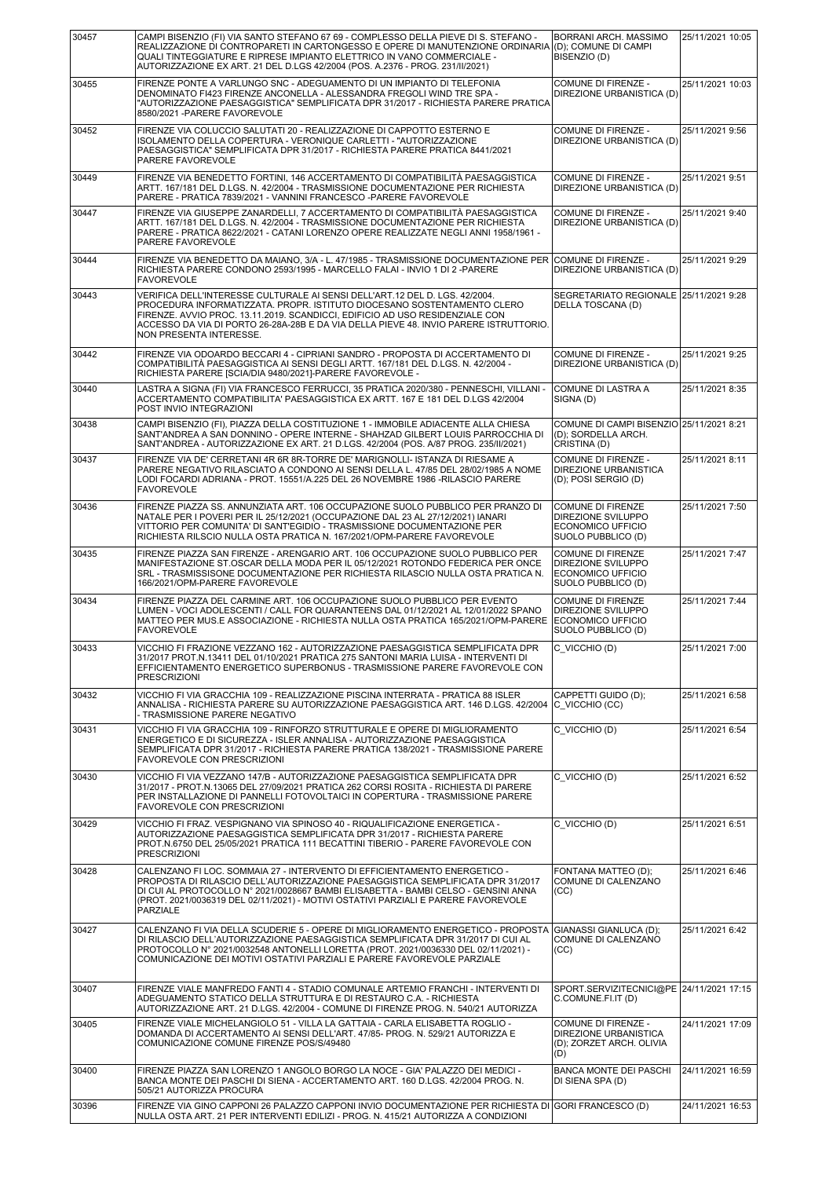| 30457 | CAMPI BISENZIO (FI) VIA SANTO STEFANO 67 69 - COMPLESSO DELLA PIEVE DI S. STEFANO - REALIZZAZIONE DI CONTROPARETI IN CARTONGESSO E OPERE DI MANUTENZIONE ORDINARIA QUALI TINTEGGIATURE E RIPRESE IMPIANTO ELETTRICO IN VANO COMMERCIALE - AUTORIZZAZIONE EX ART. 21 DEL D.LGS 42/2004 (POS. A.2376 - PROG. 231/II/2021) | BORRANI ARCH. MASSIMO (D); COMUNE DI CAMPI BISENZIO (D) | 25/11/2021 10:05 |
|---|---|---|---|
| 30455 | FIRENZE PONTE A VARLUNGO SNC - ADEGUAMENTO DI UN IMPIANTO DI TELEFONIA DENOMINATO FI423 FIRENZE ANCONELLA - ALESSANDRA FREGOLI WIND TRE SPA - "AUTORIZZAZIONE PAESAGGISTICA" SEMPLIFICATA DPR 31/2017 - RICHIESTA PARERE PRATICA 8580/2021 -PARERE FAVOREVOLE | COMUNE DI FIRENZE - DIREZIONE URBANISTICA (D) | 25/11/2021 10:03 |
| 30452 | FIRENZE VIA COLUCCIO SALUTATI 20 - REALIZZAZIONE DI CAPPOTTO ESTERNO E ISOLAMENTO DELLA COPERTURA - VERONIQUE CARLETTI - "AUTORIZZAZIONE PAESAGGISTICA" SEMPLIFICATA DPR 31/2017 - RICHIESTA PARERE PRATICA 8441/2021 PARERE FAVOREVOLE | COMUNE DI FIRENZE - DIREZIONE URBANISTICA (D) | 25/11/2021 9:56 |
| 30449 | FIRENZE VIA BENEDETTO FORTINI, 146 ACCERTAMENTO DI COMPATIBILITÀ PAESAGGISTICA ARTT. 167/181 DEL D.LGS. N. 42/2004 - TRASMISSIONE DOCUMENTAZIONE PER RICHIESTA PARERE - PRATICA 7839/2021 - VANNINI FRANCESCO -PARERE FAVOREVOLE | COMUNE DI FIRENZE - DIREZIONE URBANISTICA (D) | 25/11/2021 9:51 |
| 30447 | FIRENZE VIA GIUSEPPE ZANARDELLI, 7 ACCERTAMENTO DI COMPATIBILITÀ PAESAGGISTICA ARTT. 167/181 DEL D.LGS. N. 42/2004 - TRASMISSIONE DOCUMENTAZIONE PER RICHIESTA PARERE - PRATICA 8622/2021 - CATANI LORENZO OPERE REALIZZATE NEGLI ANNI 1958/1961 - PARERE FAVOREVOLE | COMUNE DI FIRENZE - DIREZIONE URBANISTICA (D) | 25/11/2021 9:40 |
| 30444 | FIRENZE VIA BENEDETTO DA MAIANO, 3/A - L. 47/1985 - TRASMISSIONE DOCUMENTAZIONE PER RICHIESTA PARERE CONDONO 2593/1995 - MARCELLO FALAI - INVIO 1 DI 2 -PARERE FAVOREVOLE | COMUNE DI FIRENZE - DIREZIONE URBANISTICA (D) | 25/11/2021 9:29 |
| 30443 | VERIFICA DELL'INTERESSE CULTURALE AI SENSI DELL'ART.12 DEL D. LGS. 42/2004. PROCEDURA INFORMATIZZATA. PROPR. ISTITUTO DIOCESANO SOSTENTAMENTO CLERO FIRENZE. AVVIO PROC. 13.11.2019. SCANDICCI, EDIFICIO AD USO RESIDENZIALE CON ACCESSO DA VIA DI PORTO 26-28A-28B E DA VIA DELLA PIEVE 48. INVIO PARERE ISTRUTTORIO. NON PRESENTA INTERESSE. | SEGRETARIATO REGIONALE DELLA TOSCANA (D) | 25/11/2021 9:28 |
| 30442 | FIRENZE VIA ODOARDO BECCARI 4 - CIPRIANI SANDRO - PROPOSTA DI ACCERTAMENTO DI COMPATIBILITÀ PAESAGGISTICA AI SENSI DEGLI ARTT. 167/181 DEL D.LGS. N. 42/2004 - RICHIESTA PARERE [SCIA/DIA 9480/2021]-PARERE FAVOREVOLE - | COMUNE DI FIRENZE - DIREZIONE URBANISTICA (D) | 25/11/2021 9:25 |
| 30440 | LASTRA A SIGNA (FI) VIA FRANCESCO FERRUCCI, 35 PRATICA 2020/380 - PENNESCHI, VILLANI - ACCERTAMENTO COMPATIBILITA' PAESAGGISTICA EX ARTT. 167 E 181 DEL D.LGS 42/2004 POST INVIO INTEGRAZIONI | COMUNE DI LASTRA A SIGNA (D) | 25/11/2021 8:35 |
| 30438 | CAMPI BISENZIO (FI), PIAZZA DELLA COSTITUZIONE 1 - IMMOBILE ADIACENTE ALLA CHIESA SANT'ANDREA A SAN DONNINO - OPERE INTERNE - SHAHZAD GILBERT LOUIS PARROCCHIA DI SANT'ANDREA - AUTORIZZAZIONE EX ART. 21 D.LGS. 42/2004 (POS. A/87 PROG. 235/II/2021) | COMUNE DI CAMPI BISENZIO (D); SORDELLA ARCH. CRISTINA (D) | 25/11/2021 8:21 |
| 30437 | FIRENZE VIA DE' CERRETANI 4R 6R 8R-TORRE DE' MARIGNOLLI- ISTANZA DI RIESAME A PARERE NEGATIVO RILASCIATO A CONDONO AI SENSI DELLA L. 47/85 DEL 28/02/1985 A NOME LODI FOCARDI ADRIANA - PROT. 15551/A.225 DEL 26 NOVEMBRE 1986 -RILASCIO PARERE FAVOREVOLE | COMUNE DI FIRENZE - DIREZIONE URBANISTICA (D); POSI SERGIO (D) | 25/11/2021 8:11 |
| 30436 | FIRENZE PIAZZA SS. ANNUNZIATA ART. 106 OCCUPAZIONE SUOLO PUBBLICO PER PRANZO DI NATALE PER I POVERI PER IL 25/12/2021 (OCCUPAZIONE DAL 23 AL 27/12/2021) IANARI VITTORIO PER COMUNITA' DI SANT'EGIDIO - TRASMISSIONE DOCUMENTAZIONE PER RICHIESTA RILSCIO NULLA OSTA PRATICA N. 167/2021/OPM-PARERE FAVOREVOLE | COMUNE DI FIRENZE DIREZIONE SVILUPPO ECONOMICO UFFICIO SUOLO PUBBLICO (D) | 25/11/2021 7:50 |
| 30435 | FIRENZE PIAZZA SAN FIRENZE - ARENGARIO ART. 106 OCCUPAZIONE SUOLO PUBBLICO PER MANIFESTAZIONE ST.OSCAR DELLA MODA PER IL 05/12/2021 ROTONDO FEDERICA PER ONCE SRL - TRASMISSISONE DOCUMENTAZIONE PER RICHIESTA RILASCIO NULLA OSTA PRATICA N. 166/2021/OPM-PARERE FAVOREVOLE | COMUNE DI FIRENZE DIREZIONE SVILUPPO ECONOMICO UFFICIO SUOLO PUBBLICO (D) | 25/11/2021 7:47 |
| 30434 | FIRENZE PIAZZA DEL CARMINE ART. 106 OCCUPAZIONE SUOLO PUBBLICO PER EVENTO LUMEN - VOCI ADOLESCENTI / CALL FOR QUARANTEENS DAL 01/12/2021 AL 12/01/2022 SPANO MATTEO PER MUS.E ASSOCIAZIONE - RICHIESTA NULLA OSTA PRATICA 165/2021/OPM-PARERE FAVOREVOLE | COMUNE DI FIRENZE DIREZIONE SVILUPPO ECONOMICO UFFICIO SUOLO PUBBLICO (D) | 25/11/2021 7:44 |
| 30433 | VICCHIO FI FRAZIONE VEZZANO 162 - AUTORIZZAZIONE PAESAGGISTICA SEMPLIFICATA DPR 31/2017 PROT.N.13411 DEL 01/10/2021 PRATICA 275 SANTONI MARIA LUISA - INTERVENTI DI EFFICIENTAMENTO ENERGETICO SUPERBONUS - TRASMISSIONE PARERE FAVOREVOLE CON PRESCRIZIONI | C_VICCHIO (D) | 25/11/2021 7:00 |
| 30432 | VICCHIO FI VIA GRACCHIA 109 - REALIZZAZIONE PISCINA INTERRATA - PRATICA 88 ISLER ANNALISA - RICHIESTA PARERE SU AUTORIZZAZIONE PAESAGGISTICA ART. 146 D.LGS. 42/2004 - TRASMISSIONE PARERE NEGATIVO | CAPPETTI GUIDO (D); C_VICCHIO (CC) | 25/11/2021 6:58 |
| 30431 | VICCHIO FI VIA GRACCHIA 109 - RINFORZO STRUTTURALE E OPERE DI MIGLIORAMENTO ENERGETICO E DI SICUREZZA - ISLER ANNALISA - AUTORIZZAZIONE PAESAGGISTICA SEMPLIFICATA DPR 31/2017 - RICHIESTA PARERE PRATICA 138/2021 - TRASMISSIONE PARERE FAVOREVOLE CON PRESCRIZIONI | C_VICCHIO (D) | 25/11/2021 6:54 |
| 30430 | VICCHIO FI VIA VEZZANO 147/B - AUTORIZZAZIONE PAESAGGISTICA SEMPLIFICATA DPR 31/2017 - PROT.N.13065 DEL 27/09/2021 PRATICA 262 CORSI ROSITA - RICHIESTA DI PARERE PER INSTALLAZIONE DI PANNELLI FOTOVOLTAICI IN COPERTURA - TRASMISSIONE PARERE FAVOREVOLE CON PRESCRIZIONI | C_VICCHIO (D) | 25/11/2021 6:52 |
| 30429 | VICCHIO FI FRAZ. VESPIGNANO VIA SPINOSO 40 - RIQUALIFICAZIONE ENERGETICA - AUTORIZZAZIONE PAESAGGISTICA SEMPLIFICATA DPR 31/2017 - RICHIESTA PARERE PROT.N.6750 DEL 25/05/2021 PRATICA 111 BECATTINI TIBERIO - PARERE FAVOREVOLE CON PRESCRIZIONI | C_VICCHIO (D) | 25/11/2021 6:51 |
| 30428 | CALENZANO FI LOC. SOMMAIA 27 - INTERVENTO DI EFFICIENTAMENTO ENERGETICO - PROPOSTA DI RILASCIO DELL'AUTORIZZAZIONE PAESAGGISTICA SEMPLIFICATA DPR 31/2017 DI CUI AL PROTOCOLLO N° 2021/0028667 BAMBI ELISABETTA - BAMBI CELSO - GENSINI ANNA (PROT. 2021/0036319 DEL 02/11/2021) - MOTIVI OSTATIVI PARZIALI E PARERE FAVOREVOLE PARZIALE | FONTANA MATTEO (D); COMUNE DI CALENZANO (CC) | 25/11/2021 6:46 |
| 30427 | CALENZANO FI VIA DELLA SCUDERIE 5 - OPERE DI MIGLIORAMENTO ENERGETICO - PROPOSTA DI RILASCIO DELL'AUTORIZZAZIONE PAESAGGISTICA SEMPLIFICATA DPR 31/2017 DI CUI AL PROTOCOLLO N° 2021/0032548 ANTONELLI LORETTA (PROT. 2021/0036330 DEL 02/11/2021) - COMUNICAZIONE DEI MOTIVI OSTATIVI PARZIALI E PARERE FAVOREVOLE PARZIALE | GIANASSI GIANLUCA (D); COMUNE DI CALENZANO (CC) | 25/11/2021 6:42 |
| 30407 | FIRENZE VIALE MANFREDO FANTI 4 - STADIO COMUNALE ARTEMIO FRANCHI - INTERVENTI DI ADEGUAMENTO STATICO DELLA STRUTTURA E DI RESTAURO C.A. - RICHIESTA AUTORIZZAZIONE ART. 21 D.LGS. 42/2004 - COMUNE DI FIRENZE PROG. N. 540/21 AUTORIZZA | SPORT.SERVIZITECNICI@PEC.COMUNE.FI.IT (D) | 24/11/2021 17:15 |
| 30405 | FIRENZE VIALE MICHELANGIOLO 51 - VILLA LA GATTAIA - CARLA ELISABETTA ROGLIO - DOMANDA DI ACCERTAMENTO AI SENSI DELL'ART. 47/85- PROG. N. 529/21 AUTORIZZA E COMUNICAZIONE COMUNE FIRENZE POS/S/49480 | COMUNE DI FIRENZE - DIREZIONE URBANISTICA (D); ZORZET ARCH. OLIVIA (D) | 24/11/2021 17:09 |
| 30400 | FIRENZE PIAZZA SAN LORENZO 1 ANGOLO BORGO LA NOCE - GIA' PALAZZO DEI MEDICI - BANCA MONTE DEI PASCHI DI SIENA - ACCERTAMENTO ART. 160 D.LGS. 42/2004 PROG. N. 505/21 AUTORIZZA PROCURA | BANCA MONTE DEI PASCHI DI SIENA SPA (D) | 24/11/2021 16:59 |
| 30396 | FIRENZE VIA GINO CAPPONI 26 PALAZZO CAPPONI INVIO DOCUMENTAZIONE PER RICHIESTA DI NULLA OSTA ART. 21 PER INTERVENTI EDILIZI - PROG. N. 415/21 AUTORIZZA A CONDIZIONI | GORI FRANCESCO (D) | 24/11/2021 16:53 |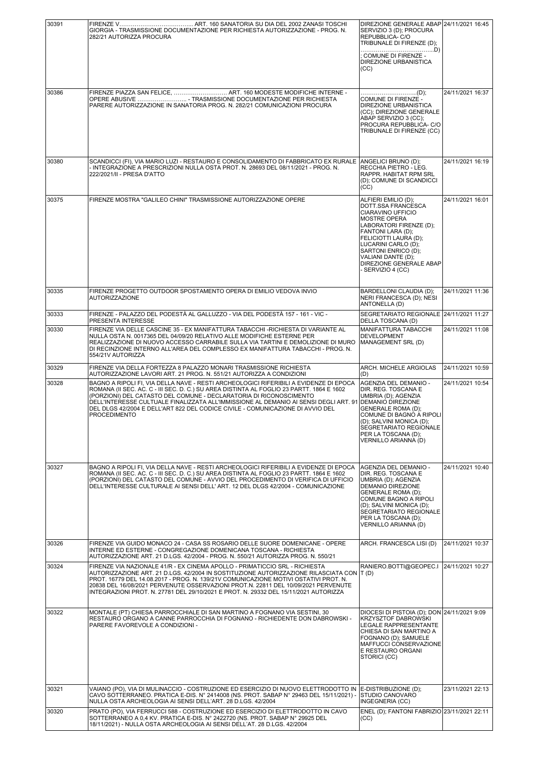| | | | |
|---|---|---|---|
| 30391 | FIRENZE V…………………………………. ART. 160 SANATORIA SU DIA DEL 2002 ZANASI TOSCHI GIORGIA - TRASMISSIONE DOCUMENTAZIONE PER RICHIESTA AUTORIZZAZIONE - PROG. N. 282/21 AUTORIZZA PROCURA | DIREZIONE GENERALE ABAP SERVIZIO 3 (D); PROCURA REPUBBLICA- C/O TRIBUNALE DI FIRENZE (D); ……………………………….D) ; COMUNE DI FIRENZE - DIREZIONE URBANISTICA (CC) | 24/11/2021 16:45 |
| 30386 | FIRENZE PIAZZA SAN FELICE, ……………………….. ART. 160 MODESTE MODIFICHE INTERNE - OPERE ABUSIVE …………………….. - TRASMISSIONE DOCUMENTAZIONE PER RICHIESTA PARERE AUTORIZZAZIONE IN SANATORIA PROG. N. 282/21 COMUNICAZIONI PROCURA | ……………………….(D); COMUNE DI FIRENZE - DIREZIONE URBANISTICA (CC); DIREZIONE GENERALE ABAP SERVIZIO 3 (CC); PROCURA REPUBBLICA- C/O TRIBUNALE DI FIRENZE (CC) | 24/11/2021 16:37 |
| 30380 | SCANDICCI (FI), VIA MARIO LUZI - RESTAURO E CONSOLIDAMENTO DI FABBRICATO EX RURALE - INTEGRAZIONE A PRESCRIZIONI NULLA OSTA PROT. N. 28693 DEL 08/11/2021 - PROG. N. 222/2021/II - PRESA D'ATTO | ANGELICI BRUNO (D); RECCHIA PIETRO - LEG. RAPPR. HABITAT RPM SRL (D); COMUNE DI SCANDICCI (CC) | 24/11/2021 16:19 |
| 30375 | FIRENZE MOSTRA "GALILEO CHINI" TRASMISSIONE AUTORIZZAZIONE OPERE | ALFIERI EMILIO (D); DOTT.SSA FRANCESCA CIARAVINO UFFICIO MOSTRE OPERA LABORATORI FIRENZE (D); FANTONI LARA (D); FELICIOTTI LAURA (D); LUCARINI CARLO (D); SARTONI ENRICO (D); VALIANI DANTE (D); DIREZIONE GENERALE ABAP - SERVIZIO 4 (CC) | 24/11/2021 16:01 |
| 30335 | FIRENZE PROGETTO OUTDOOR SPOSTAMENTO OPERA DI EMILIO VEDOVA INVIO AUTORIZZAZIONE | BARDELLONI CLAUDIA (D); NERI FRANCESCA (D); NESI ANTONELLA (D) | 24/11/2021 11:36 |
| 30333 | FIRENZE - PALAZZO DEL PODESTÀ AL GALLUZZO - VIA DEL PODESTÀ 157 - 161 - VIC - PRESENTA INTERESSE | SEGRETARIATO REGIONALE DELLA TOSCANA (D) | 24/11/2021 11:27 |
| 30330 | FIRENZE VIA DELLE CASCINE 35 - EX MANIFATTURA TABACCHI -RICHIESTA DI VARIANTE AL NULLA OSTA N. 0017365 DEL 04/09/20 RELATIVO ALLE MODIFICHE ESTERNE PER REALIZZAZIONE DI NUOVO ACCESSO CARRABILE SULLA VIA TARTINI E DEMOLIZIONE DI MURO DI RECINZIONE INTERNO ALL'AREA DEL COMPLESSO EX MANIFATTURA TABACCHI - PROG. N. 554/21V AUTORIZZA | MANIFATTURA TABACCHI DEVELOPMENT MANAGEMENT SRL (D) | 24/11/2021 11:08 |
| 30329 | FIRENZE VIA DELLA FORTEZZA 8 PALAZZO MONARI TRASMISSIONE RICHIESTA AUTORIZZAZIONE LAVORI ART. 21 PROG. N. 551/21 AUTORIZZA A CONDIZIONI | ARCH. MICHELE ARGIOLAS (D) | 24/11/2021 10:59 |
| 30328 | BAGNO A RIPOLI FI, VIA DELLA NAVE - RESTI ARCHEOLOGICI RIFERIBILI A EVIDENZE DI EPOCA ROMANA (II SEC. AC. C - III SEC. D. C.) SU AREA DISTINTA AL FOGLIO 23 PARTT. 1864 E 1602 (PORZIONI) DEL CATASTO DEL COMUNE - DECLARATORIA DI RICONOSCIMENTO DELL'INTERESSE CULTUALE FINALIZZATA ALL'IMMISSIONE AL DEMANIO AI SENSI DEGLI ART. 91 DEL DLGS 42/2004 E DELL'ART 822 DEL CODICE CIVILE - COMUNICAZIONE DI AVVIO DEL PROCEDIMENTO | AGENZIA DEL DEMANIO - DIR. REG. TOSCANA E UMBRIA (D); AGENZIA DEMANIO DIREZIONE GENERALE ROMA (D); COMUNE DI BAGNO A RIPOLI (D); SALVINI MONICA (D); SEGRETARIATO REGIONALE PER LA TOSCANA (D); VERNILLO ARIANNA (D) | 24/11/2021 10:54 |
| 30327 | BAGNO A RIPOLI FI, VIA DELLA NAVE - RESTI ARCHEOLOGICI RIFERIBILI A EVIDENZE DI EPOCA ROMANA (II SEC. AC. C - III SEC. D. C.) SU AREA DISTINTA AL FOGLIO 23 PARTT. 1864 E 1602 (PORZIONI) DEL CATASTO DEL COMUNE - AVVIO DEL PROCEDIMENTO DI VERIFICA DI UFFICIO DELL'INTERESSE CULTURALE AI SENSI DELL' ART. 12 DEL DLGS 42/2004 - COMUNICAZIONE | AGENZIA DEL DEMANIO - DIR. REG. TOSCANA E UMBRIA (D); AGENZIA DEMANIO DIREZIONE GENERALE ROMA (D); COMUNE BAGNO A RIPOLI (D); SALVINI MONICA (D); SEGRETARIATO REGIONALE PER LA TOSCANA (D); VERNILLO ARIANNA (D) | 24/11/2021 10:40 |
| 30326 | FIRENZE VIA GUIDO MONACO 24 - CASA SS ROSARIO DELLE SUORE DOMENICANE - OPERE INTERNE ED ESTERNE - CONGREGAZIONE DOMENICANA TOSCANA - RICHIESTA AUTORIZZAZIONE ART. 21 D.LGS. 42/2004 - PROG. N. 550/21 AUTORIZZA PROG. N. 550/21 | ARCH. FRANCESCA LISI (D) | 24/11/2021 10:37 |
| 30324 | FIRENZE VIA NAZIONALE 41/R - EX CINEMA APOLLO - PRIMATICCIO SRL - RICHIESTA AUTORIZZAZIONE ART. 21 D.LGS. 42/2004 IN SOSTITUZIONE AUTORIZZAZIONE RILASCIATA CON PROT. 16779 DEL 14.08.2017 - PROG. N. 139/21V COMUNICAZIONE MOTIVI OSTATIVI PROT. N. 20838 DEL 16/08/2021 PERVENUTE OSSERVAZIONI PROT.N. 22811 DEL 10/09/2021 PERVENUTE INTEGRAZIONI PROT. N. 27781 DEL 29/10/2021 E PROT. N. 29332 DEL 15/11/2021 AUTORIZZA | RANIERO.BOTTI@GEOPEC.IT (D) | 24/11/2021 10:27 |
| 30322 | MONTALE (PT) CHIESA PARROCCHIALE DI SAN MARTINO A FOGNANO VIA SESTINI, 30 RESTAURO ORGANO A CANNE PARROCCHIA DI FOGNANO - RICHIEDENTE DON DABROWSKI - PARERE FAVOREVOLE A CONDIZIONI - | DIOCESI DI PISTOIA (D); DON KRZYSZTOF DABROWSKI LEGALE RAPPRESENTANTE CHIESA DI SAN MARTINO A FOGNANO (D); SAMUELE MAFFUCCI CONSERVAZIONE E RESTAURO ORGANI STORICI (CC) | 24/11/2021 9:09 |
| 30321 | VAIANO (PO), VIA DI MULINACCIO - COSTRUZIONE ED ESERCIZIO DI NUOVO ELETTRODOTTO IN CAVO SOTTERRANEO. PRATICA E-DIS. N° 2414008 (NS. PROT. SABAP N° 29463 DEL 15/11/2021) - NULLA OSTA ARCHEOLOGIA AI SENSI DELL'ART. 28 D.LGS. 42/2004 | E-DISTRIBUZIONE (D); STUDIO CANOVARO INGEGNERIA (CC) | 23/11/2021 22:13 |
| 30320 | PRATO (PO), VIA FERRUCCI 588 - COSTRUZIONE ED ESERCIZIO DI ELETTRODOTTO IN CAVO SOTTERRANEO A 0,4 KV. PRATICA E-DIS. N° 2422720 (NS. PROT. SABAP N° 29925 DEL 18/11/2021) - NULLA OSTA ARCHEOLOGIA AI SENSI DELL'AT. 28 D.LGS. 42/2004 | ENEL (D); FANTONI FABRIZIO (CC) | 23/11/2021 22:11 |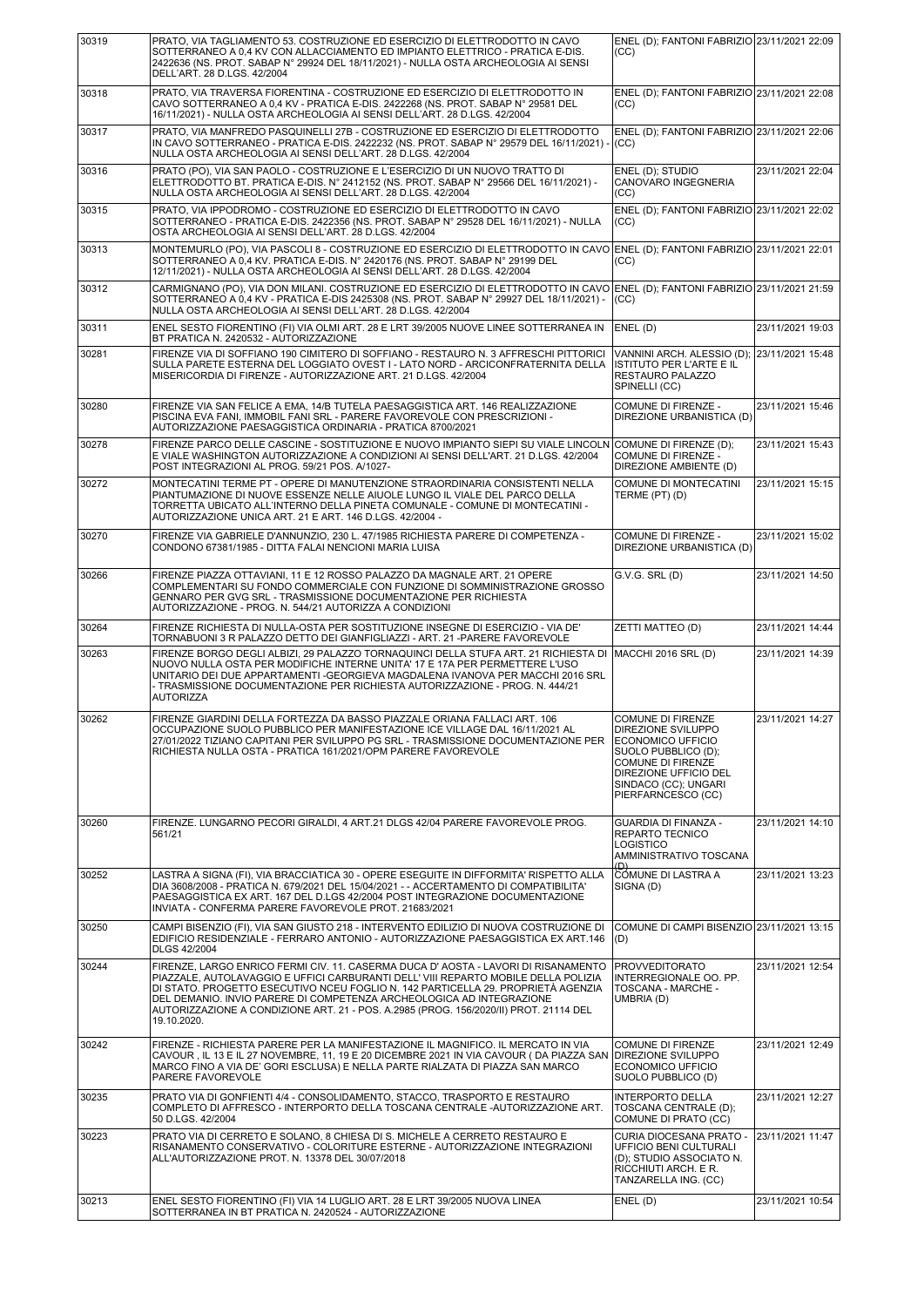| | | | |
|---|---|---|---|
| 30319 | PRATO, VIA TAGLIAMENTO 53. COSTRUZIONE ED ESERCIZIO DI ELETTRODOTTO IN CAVO SOTTERRANEO A 0,4 KV CON ALLACCIAMENTO ED IMPIANTO ELETTRICO - PRATICA E-DIS. 2422636 (NS. PROT. SABAP N° 29924 DEL 18/11/2021) - NULLA OSTA ARCHEOLOGIA AI SENSI DELL'ART. 28 D.LGS. 42/2004 | ENEL (D); FANTONI FABRIZIO (CC) | 23/11/2021 22:09 |
| 30318 | PRATO, VIA TRAVERSA FIORENTINA - COSTRUZIONE ED ESERCIZIO DI ELETTRODOTTO IN CAVO SOTTERRANEO A 0,4 KV - PRATICA E-DIS. 2422268 (NS. PROT. SABAP N° 29581 DEL 16/11/2021) - NULLA OSTA ARCHEOLOGIA AI SENSI DELL'ART. 28 D.LGS. 42/2004 | ENEL (D); FANTONI FABRIZIO (CC) | 23/11/2021 22:08 |
| 30317 | PRATO, VIA MANFREDO PASQUINELLI 27B - COSTRUZIONE ED ESERCIZIO DI ELETTRODOTTO IN CAVO SOTTERRANEO - PRATICA E-DIS. 2422232 (NS. PROT. SABAP N° 29579 DEL 16/11/2021) - NULLA OSTA ARCHEOLOGIA AI SENSI DELL'ART. 28 D.LGS. 42/2004 | ENEL (D); FANTONI FABRIZIO (CC) | 23/11/2021 22:06 |
| 30316 | PRATO (PO), VIA SAN PAOLO - COSTRUZIONE E L'ESERCIZIO DI UN NUOVO TRATTO DI ELETTRODOTTO BT. PRATICA E-DIS. N° 2412152 (NS. PROT. SABAP N° 29566 DEL 16/11/2021) - NULLA OSTA ARCHEOLOGIA AI SENSI DELL'ART. 28 D.LGS. 42/2004 | ENEL (D); STUDIO CANOVARO INGEGNERIA (CC) | 23/11/2021 22:04 |
| 30315 | PRATO, VIA IPPODROMO - COSTRUZIONE ED ESERCIZIO DI ELETTRODOTTO IN CAVO SOTTERRANEO - PRATICA E-DIS. 2422356 (NS. PROT. SABAP N° 29528 DEL 16/11/2021) - NULLA OSTA ARCHEOLOGIA AI SENSI DELL'ART. 28 D.LGS. 42/2004 | ENEL (D); FANTONI FABRIZIO (CC) | 23/11/2021 22:02 |
| 30313 | MONTEMURLO (PO), VIA PASCOLI 8 - COSTRUZIONE ED ESERCIZIO DI ELETTRODOTTO IN CAVO SOTTERRANEO A 0,4 KV. PRATICA E-DIS. N° 2420176 (NS. PROT. SABAP N° 29199 DEL 12/11/2021) - NULLA OSTA ARCHEOLOGIA AI SENSI DELL'ART. 28 D.LGS. 42/2004 | ENEL (D); FANTONI FABRIZIO (CC) | 23/11/2021 22:01 |
| 30312 | CARMIGNANO (PO), VIA DON MILANI. COSTRUZIONE ED ESERCIZIO DI ELETTRODOTTO IN CAVO SOTTERRANEO A 0,4 KV - PRATICA E-DIS 2425308 (NS. PROT. SABAP N° 29927 DEL 18/11/2021) - NULLA OSTA ARCHEOLOGIA AI SENSI DELL'ART. 28 D.LGS. 42/2004 | ENEL (D); FANTONI FABRIZIO (CC) | 23/11/2021 21:59 |
| 30311 | ENEL SESTO FIORENTINO (FI) VIA OLMI ART. 28 E LRT 39/2005 NUOVE LINEE SOTTERRANEA IN BT PRATICA N. 2420532 - AUTORIZZAZIONE | ENEL (D) | 23/11/2021 19:03 |
| 30281 | FIRENZE VIA DI SOFFIANO 190 CIMITERO DI SOFFIANO - RESTAURO N. 3 AFFRESCHI PITTORICI SULLA PARETE ESTERNA DEL LOGGIATO OVEST I - LATO NORD - ARCICONFRATERNITA DELLA MISERICORDIA DI FIRENZE - AUTORIZZAZIONE ART. 21 D.LGS. 42/2004 | VANNINI ARCH. ALESSIO (D); ISTITUTO PER L'ARTE E IL RESTAURO PALAZZO SPINELLI (CC) | 23/11/2021 15:48 |
| 30280 | FIRENZE VIA SAN FELICE A EMA, 14/B TUTELA PAESAGGISTICA ART. 146 REALIZZAZIONE PISCINA EVA FANI, IMMOBIL FANI SRL - PARERE FAVOREVOLE CON PRESCRIZIONI - AUTORIZZAZIONE PAESAGGISTICA ORDINARIA - PRATICA 8700/2021 | COMUNE DI FIRENZE - DIREZIONE URBANISTICA (D) | 23/11/2021 15:46 |
| 30278 | FIRENZE PARCO DELLE CASCINE - SOSTITUZIONE E NUOVO IMPIANTO SIEPI SU VIALE LINCOLN E VIALE WASHINGTON AUTORIZZAZIONE A CONDIZIONI AI SENSI DELL'ART. 21 D.LGS. 42/2004 POST INTEGRAZIONI AL PROG. 59/21 POS. A/1027- | COMUNE DI FIRENZE (D); COMUNE DI FIRENZE - DIREZIONE AMBIENTE (D) | 23/11/2021 15:43 |
| 30272 | MONTECATINI TERME PT - OPERE DI MANUTENZIONE STRAORDINARIA CONSISTENTI NELLA PIANTUMAZIONE DI NUOVE ESSENZE NELLE AIUOLE LUNGO IL VIALE DEL PARCO DELLA TORRETTA UBICATO ALL'INTERNO DELLA PINETA COMUNALE - COMUNE DI MONTECATINI - AUTORIZZAZIONE UNICA ART. 21 E ART. 146 D.LGS. 42/2004 - | COMUNE DI MONTECATINI TERME (PT) (D) | 23/11/2021 15:15 |
| 30270 | FIRENZE VIA GABRIELE D'ANNUNZIO, 230 L. 47/1985 RICHIESTA PARERE DI COMPETENZA - CONDONO 67381/1985 - DITTA FALAI NENCIONI MARIA LUISA | COMUNE DI FIRENZE - DIREZIONE URBANISTICA (D) | 23/11/2021 15:02 |
| 30266 | FIRENZE PIAZZA OTTAVIANI, 11 E 12 ROSSO PALAZZO DA MAGNALE ART. 21 OPERE COMPLEMENTARI SU FONDO COMMERCIALE CON FUNZIONE DI SOMMINISTRAZIONE GROSSO GENNARO PER GVG SRL - TRASMISSIONE DOCUMENTAZIONE PER RICHIESTA AUTORIZZAZIONE - PROG. N. 544/21 AUTORIZZA A CONDIZIONI | G.V.G. SRL (D) | 23/11/2021 14:50 |
| 30264 | FIRENZE RICHIESTA DI NULLA-OSTA PER SOSTITUZIONE INSEGNE DI ESERCIZIO - VIA DE' TORNABUONI 3 R PALAZZO DETTO DEI GIANFIGLIAZZI - ART. 21 -PARERE FAVOREVOLE | ZETTI MATTEO (D) | 23/11/2021 14:44 |
| 30263 | FIRENZE BORGO DEGLI ALBIZI, 29 PALAZZO TORNAQUINCI DELLA STUFA ART. 21 RICHIESTA DI NUOVO NULLA OSTA PER MODIFICHE INTERNE UNITA' 17 E 17A PER PERMETTERE L'USO UNITARIO DEI DUE APPARTAMENTI -GEORGIEVA MAGDALENA IVANOVA PER MACCHI 2016 SRL - TRASMISSIONE DOCUMENTAZIONE PER RICHIESTA AUTORIZZAZIONE - PROG. N. 444/21 AUTORIZZA | MACCHI 2016 SRL (D) | 23/11/2021 14:39 |
| 30262 | FIRENZE GIARDINI DELLA FORTEZZA DA BASSO PIAZZALE ORIANA FALLACI ART. 106 OCCUPAZIONE SUOLO PUBBLICO PER MANIFESTAZIONE ICE VILLAGE DAL 16/11/2021 AL 27/01/2022 TIZIANO CAPITANI PER SVILUPPO PG SRL - TRASMISSIONE DOCUMENTAZIONE PER RICHIESTA NULLA OSTA - PRATICA 161/2021/OPM PARERE FAVOREVOLE | COMUNE DI FIRENZE DIREZIONE SVILUPPO ECONOMICO UFFICIO SUOLO PUBBLICO (D); COMUNE DI FIRENZE DIREZIONE UFFICIO DEL SINDACO (CC); UNGARI PIERFARNCESCO (CC) | 23/11/2021 14:27 |
| 30260 | FIRENZE. LUNGARNO PECORI GIRALDI, 4 ART.21 DLGS 42/04 PARERE FAVOREVOLE PROG. 561/21 | GUARDIA DI FINANZA - REPARTO TECNICO LOGISTICO AMMINISTRATIVO TOSCANA (D) | 23/11/2021 14:10 |
| 30252 | LASTRA A SIGNA (FI), VIA BRACCIATICA 30 - OPERE ESEGUITE IN DIFFORMITA' RISPETTO ALLA DIA 3608/2008 - PRATICA N. 679/2021 DEL 15/04/2021 - - ACCERTAMENTO DI COMPATIBILITA' PAESAGGISTICA EX ART. 167 DEL D.LGS 42/2004 POST INTEGRAZIONE DOCUMENTAZIONE INVIATA - CONFERMA PARERE FAVOREVOLE PROT. 21683/2021 | COMUNE DI LASTRA A SIGNA (D) | 23/11/2021 13:23 |
| 30250 | CAMPI BISENZIO (FI), VIA SAN GIUSTO 218 - INTERVENTO EDILIZIO DI NUOVA COSTRUZIONE DI EDIFICIO RESIDENZIALE - FERRARO ANTONIO - AUTORIZZAZIONE PAESAGGISTICA EX ART.146 DLGS 42/2004 | COMUNE DI CAMPI BISENZIO (D) | 23/11/2021 13:15 |
| 30244 | FIRENZE, LARGO ENRICO FERMI CIV. 11. CASERMA DUCA D' AOSTA - LAVORI DI RISANAMENTO PIAZZALE, AUTOLAVAGGIO E UFFICI CARBURANTI DELL' VIII REPARTO MOBILE DELLA POLIZIA DI STATO. PROGETTO ESECUTIVO NCEU FOGLIO N. 142 PARTICELLA 29. PROPRIETÀ AGENZIA DEL DEMANIO. INVIO PARERE DI COMPETENZA ARCHEOLOGICA AD INTEGRAZIONE AUTORIZZAZIONE A CONDIZIONE ART. 21 - POS. A.2985 (PROG. 156/2020/II) PROT. 21114 DEL 19.10.2020. | PROVVEDITORATO INTERREGIONALE OO. PP. TOSCANA - MARCHE - UMBRIA (D) | 23/11/2021 12:54 |
| 30242 | FIRENZE - RICHIESTA PARERE PER LA MANIFESTAZIONE IL MAGNIFICO. IL MERCATO IN VIA CAVOUR , IL 13 E IL 27 NOVEMBRE, 11, 19 E 20 DICEMBRE 2021 IN VIA CAVOUR ( DA PIAZZA SAN MARCO FINO A VIA DE' GORI ESCLUSA) E NELLA PARTE RIALZATA DI PIAZZA SAN MARCO PARERE FAVOREVOLE | COMUNE DI FIRENZE DIREZIONE SVILUPPO ECONOMICO UFFICIO SUOLO PUBBLICO (D) | 23/11/2021 12:49 |
| 30235 | PRATO VIA DI GONFIENTI 4/4 - CONSOLIDAMENTO, STACCO, TRASPORTO E RESTAURO COMPLETO DI AFFRESCO - INTERPORTO DELLA TOSCANA CENTRALE -AUTORIZZAZIONE ART. 50 D.LGS. 42/2004 | INTERPORTO DELLA TOSCANA CENTRALE (D); COMUNE DI PRATO (CC) | 23/11/2021 12:27 |
| 30223 | PRATO VIA DI CERRETO E SOLANO, 8 CHIESA DI S. MICHELE A CERRETO RESTAURO E RISANAMENTO CONSERVATIVO - COLORITURE ESTERNE - AUTORIZZAZIONE INTEGRAZIONI ALL'AUTORIZZAZIONE PROT. N. 13378 DEL 30/07/2018 | CURIA DIOCESANA PRATO - UFFICIO BENI CULTURALI (D); STUDIO ASSOCIATO N. RICCHIUTI ARCH. E R. TANZARELLA ING. (CC) | 23/11/2021 11:47 |
| 30213 | ENEL SESTO FIORENTINO (FI) VIA 14 LUGLIO ART. 28 E LRT 39/2005 NUOVA LINEA SOTTERRANEA IN BT PRATICA N. 2420524 - AUTORIZZAZIONE | ENEL (D) | 23/11/2021 10:54 |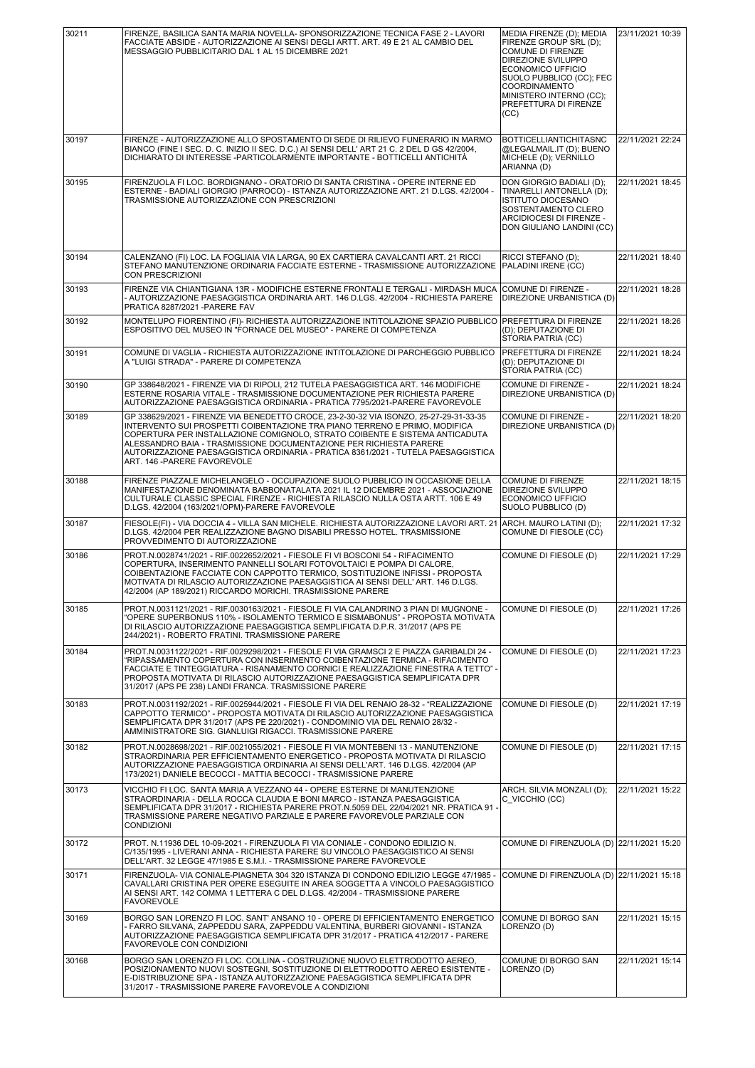| | | | |
|---|---|---|---|
| 30211 | FIRENZE, BASILICA SANTA MARIA NOVELLA- SPONSORIZZAZIONE TECNICA FASE 2 - LAVORI FACCIATE ABSIDE - AUTORIZZAZIONE AI SENSI DEGLI ARTT. ART. 49 E 21 AL CAMBIO DEL MESSAGGIO PUBBLICITARIO DAL 1 AL 15 DICEMBRE 2021 | MEDIA FIRENZE (D); MEDIA FIRENZE GROUP SRL (D); COMUNE DI FIRENZE DIREZIONE SVILUPPO ECONOMICO UFFICIO SUOLO PUBBLICO (CC); FEC COORDINAMENTO MINISTERO INTERNO (CC); PREFETTURA DI FIRENZE (CC) | 23/11/2021 10:39 |
| 30197 | FIRENZE - AUTORIZZAZIONE ALLO SPOSTAMENTO DI SEDE DI RILIEVO FUNERARIO IN MARMO BIANCO (FINE I SEC. D. C. INIZIO II SEC. D.C.) AI SENSI DELL' ART 21 C. 2 DEL D GS 42/2004, DICHIARATO DI INTERESSE -PARTICOLARMENTE IMPORTANTE - BOTTICELLI ANTICHITÀ | BOTTICELLIANTICHITASNC @LEGALMAIL.IT (D); BUENO MICHELE (D); VERNILLO ARIANNA (D) | 22/11/2021 22:24 |
| 30195 | FIRENZUOLA FI LOC. BORDIGNANO - ORATORIO DI SANTA CRISTINA - OPERE INTERNE ED ESTERNE - BADIALI GIORGIO (PARROCO) - ISTANZA AUTORIZZAZIONE ART. 21 D.LGS. 42/2004 - TRASMISSIONE AUTORIZZAZIONE CON PRESCRIZIONI | DON GIORGIO BADIALI (D); TINARELLI ANTONELLA (D); ISTITUTO DIOCESANO SOSTENTAMENTO CLERO ARCIDIOCESI DI FIRENZE - DON GIULIANO LANDINI (CC) | 22/11/2021 18:45 |
| 30194 | CALENZANO (FI) LOC. LA FOGLIAIA VIA LARGA, 90 EX CARTIERA CAVALCANTI ART. 21 RICCI STEFANO MANUTENZIONE ORDINARIA FACCIATE ESTERNE - TRASMISSIONE AUTORIZZAZIONE CON PRESCRIZIONI | RICCI STEFANO (D); PALADINI IRENE (CC) | 22/11/2021 18:40 |
| 30193 | FIRENZE VIA CHIANTIGIANA 13R - MODIFICHE ESTERNE FRONTALI E TERGALI - MIRDASH MUCA - AUTORIZZAZIONE PAESAGGISTICA ORDINARIA ART. 146 D.LGS. 42/2004 - RICHIESTA PARERE PRATICA 8287/2021 -PARERE FAV | COMUNE DI FIRENZE - DIREZIONE URBANISTICA (D) | 22/11/2021 18:28 |
| 30192 | MONTELUPO FIORENTINO (FI)- RICHIESTA AUTORIZZAZIONE INTITOLAZIONE SPAZIO PUBBLICO ESPOSITIVO DEL MUSEO IN "FORNACE DEL MUSEO" - PARERE DI COMPETENZA | PREFETTURA DI FIRENZE (D); DEPUTAZIONE DI STORIA PATRIA (CC) | 22/11/2021 18:26 |
| 30191 | COMUNE DI VAGLIA - RICHIESTA AUTORIZZAZIONE INTITOLAZIONE DI PARCHEGGIO PUBBLICO A "LUIGI STRADA" - PARERE DI COMPETENZA | PREFETTURA DI FIRENZE (D); DEPUTAZIONE DI STORIA PATRIA (CC) | 22/11/2021 18:24 |
| 30190 | GP 338648/2021 - FIRENZE VIA DI RIPOLI, 212 TUTELA PAESAGGISTICA ART. 146 MODIFICHE ESTERNE ROSARIA VITALE - TRASMISSIONE DOCUMENTAZIONE PER RICHIESTA PARERE AUTORIZZAZIONE PAESAGGISTICA ORDINARIA - PRATICA 7795/2021-PARERE FAVOREVOLE | COMUNE DI FIRENZE - DIREZIONE URBANISTICA (D) | 22/11/2021 18:24 |
| 30189 | GP 338629/2021 - FIRENZE VIA BENEDETTO CROCE, 23-2-30-32 VIA ISONZO, 25-27-29-31-33-35 INTERVENTO SUI PROSPETTI COIBENTAZIONE TRA PIANO TERRENO E PRIMO, MODIFICA COPERTURA PER INSTALLAZIONE COMIGNOLO, STRATO COIBENTE E SISTEMA ANTICADUTA ALESSANDRO BAIA - TRASMISSIONE DOCUMENTAZIONE PER RICHIESTA PARERE AUTORIZZAZIONE PAESAGGISTICA ORDINARIA - PRATICA 8361/2021 - TUTELA PAESAGGISTICA ART. 146 -PARERE FAVOREVOLE | COMUNE DI FIRENZE - DIREZIONE URBANISTICA (D) | 22/11/2021 18:20 |
| 30188 | FIRENZE PIAZZALE MICHELANGELO - OCCUPAZIONE SUOLO PUBBLICO IN OCCASIONE DELLA MANIFESTAZIONE DENOMINATA BABBONATALATA 2021 IL 12 DICEMBRE 2021 - ASSOCIAZIONE CULTURALE CLASSIC SPECIAL FIRENZE - RICHIESTA RILASCIO NULLA OSTA ARTT. 106 E 49 D.LGS. 42/2004 (163/2021/OPM)-PARERE FAVOREVOLE | COMUNE DI FIRENZE DIREZIONE SVILUPPO ECONOMICO UFFICIO SUOLO PUBBLICO (D) | 22/11/2021 18:15 |
| 30187 | FIESOLE(FI) - VIA DOCCIA 4 - VILLA SAN MICHELE. RICHIESTA AUTORIZZAZIONE LAVORI ART. 21 D.LGS. 42/2004 PER REALIZZAZIONE BAGNO DISABILI PRESSO HOTEL. TRASMISSIONE PROVVEDIMENTO DI AUTORIZZAZIONE | ARCH. MAURO LATINI (D); COMUNE DI FIESOLE (CC) | 22/11/2021 17:32 |
| 30186 | PROT.N.0028741/2021 - RIF.0022652/2021 - FIESOLE FI VI BOSCONI 54 - RIFACIMENTO COPERTURA, INSERIMENTO PANNELLI SOLARI FOTOVOLTAICI E POMPA DI CALORE, COIBENTAZIONE FACCIATE CON CAPPOTTO TERMICO, SOSTITUZIONE INFISSI - PROPOSTA MOTIVATA DI RILASCIO AUTORIZZAZIONE PAESAGGISTICA AI SENSI DELL' ART. 146 D.LGS. 42/2004 (AP 189/2021) RICCARDO MORICHI. TRASMISSIONE PARERE | COMUNE DI FIESOLE (D) | 22/11/2021 17:29 |
| 30185 | PROT.N.0031121/2021 - RIF.0030163/2021 - FIESOLE FI VIA CALANDRINO 3 PIAN DI MUGNONE - "OPERE SUPERBONUS 110% - ISOLAMENTO TERMICO E SISMABONUS" - PROPOSTA MOTIVATA DI RILASCIO AUTORIZZAZIONE PAESAGGISTICA SEMPLIFICATA D.P.R. 31/2017 (APS PE 244/2021) - ROBERTO FRATINI. TRASMISSIONE PARERE | COMUNE DI FIESOLE (D) | 22/11/2021 17:26 |
| 30184 | PROT.N.0031122/2021 - RIF.0029298/2021 - FIESOLE FI VIA GRAMSCI 2 E PIAZZA GARIBALDI 24 - "RIPASSAMENTO COPERTURA CON INSERIMENTO COIBENTAZIONE TERMICA - RIFACIMENTO FACCIATE E TINTEGGIATURA - RISANAMENTO CORNICI E REALIZZAZIONE FINESTRA A TETTO" - PROPOSTA MOTIVATA DI RILASCIO AUTORIZZAZIONE PAESAGGISTICA SEMPLIFICATA DPR 31/2017 (APS PE 238) LANDI FRANCA. TRASMISSIONE PARERE | COMUNE DI FIESOLE (D) | 22/11/2021 17:23 |
| 30183 | PROT.N.0031192/2021 - RIF.0025944/2021 - FIESOLE FI VIA DEL RENAIO 28-32 - "REALIZZAZIONE CAPPOTTO TERMICO" - PROPOSTA MOTIVATA DI RILASCIO AUTORIZZAZIONE PAESAGGISTICA SEMPLIFICATA DPR 31/2017 (APS PE 220/2021) - CONDOMINIO VIA DEL RENAIO 28/32 - AMMINISTRATORE SIG. GIANLUIGI RIGACCI. TRASMISSIONE PARERE | COMUNE DI FIESOLE (D) | 22/11/2021 17:19 |
| 30182 | PROT.N.0028698/2021 - RIF.0021055/2021 - FIESOLE FI VIA MONTEBENI 13 - MANUTENZIONE STRAORDINARIA PER EFFICIENTAMENTO ENERGETICO - PROPOSTA MOTIVATA DI RILASCIO AUTORIZZAZIONE PAESAGGISTICA ORDINARIA AI SENSI DELL'ART. 146 D.LGS. 42/2004 (AP 173/2021) DANIELE BECOCCI - MATTIA BECOCCI - TRASMISSIONE PARERE | COMUNE DI FIESOLE (D) | 22/11/2021 17:15 |
| 30173 | VICCHIO FI LOC. SANTA MARIA A VEZZANO 44 - OPERE ESTERNE DI MANUTENZIONE STRAORDINARIA - DELLA ROCCA CLAUDIA E BONI MARCO - ISTANZA PAESAGGISTICA SEMPLIFICATA DPR 31/2017 - RICHIESTA PARERE PROT.N.5059 DEL 22/04/2021 NR. PRATICA 91 - TRASMISSIONE PARERE NEGATIVO PARZIALE E PARERE FAVOREVOLE PARZIALE CON CONDIZIONI | ARCH. SILVIA MONZALI (D); C_VICCHIO (CC) | 22/11/2021 15:22 |
| 30172 | PROT. N.11936 DEL 10-09-2021 - FIRENZUOLA FI VIA CONIALE - CONDONO EDILIZIO N. C/135/1995 - LIVERANI ANNA - RICHIESTA PARERE SU VINCOLO PAESAGGISTICO AI SENSI DELL'ART. 32 LEGGE 47/1985 E S.M.I. - TRASMISSIONE PARERE FAVOREVOLE | COMUNE DI FIRENZUOLA (D) | 22/11/2021 15:20 |
| 30171 | FIRENZUOLA- VIA CONIALE-PIAGNETA 304 320 ISTANZA DI CONDONO EDILIZIO LEGGE 47/1985 - CAVALLARI CRISTINA PER OPERE ESEGUITE IN AREA SOGGETTA A VINCOLO PAESAGGISTICO AI SENSI ART. 142 COMMA 1 LETTERA C DEL D.LGS. 42/2004 - TRASMISSIONE PARERE FAVOREVOLE | COMUNE DI FIRENZUOLA (D) | 22/11/2021 15:18 |
| 30169 | BORGO SAN LORENZO FI LOC. SANT' ANSANO 10 - OPERE DI EFFICIENTAMENTO ENERGETICO - FARRO SILVANA, ZAPPEDDU SARA, ZAPPEDDU VALENTINA, BURBERI GIOVANNI - ISTANZA AUTORIZZAZIONE PAESAGGISTICA SEMPLIFICATA DPR 31/2017 - PRATICA 412/2017 - PARERE FAVOREVOLE CON CONDIZIONI | COMUNE DI BORGO SAN LORENZO (D) | 22/11/2021 15:15 |
| 30168 | BORGO SAN LORENZO FI LOC. COLLINA - COSTRUZIONE NUOVO ELETTRODOTTO AEREO, POSIZIONAMENTO NUOVI SOSTEGNI, SOSTITUZIONE DI ELETTRODOTTO AEREO ESISTENTE - E-DISTRIBUZIONE SPA - ISTANZA AUTORIZZAZIONE PAESAGGISTICA SEMPLIFICATA DPR 31/2017 - TRASMISSIONE PARERE FAVOREVOLE A CONDIZIONI | COMUNE DI BORGO SAN LORENZO (D) | 22/11/2021 15:14 |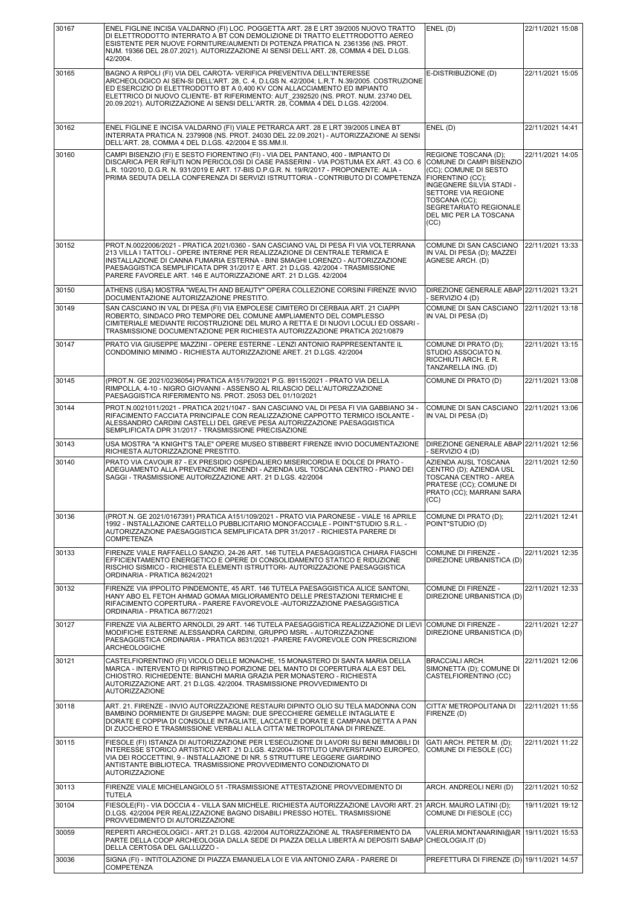| | | | |
|---|---|---|---|
| 30167 | ENEL FIGLINE INCISA VALDARNO (FI) LOC. POGGETTA ART. 28 E LRT 39/2005 NUOVO TRATTO DI ELETTRODOTTO INTERRATO A BT CON DEMOLIZIONE DI TRATTO ELETTRODOTTO AEREO ESISTENTE PER NUOVE FORNITURE/AUMENTI DI POTENZA PRATICA N. 2361356 (NS. PROT. NUM. 19366 DEL 28.07.2021). AUTORIZZAZIONE AI SENSI DELL'ART. 28, COMMA 4 DEL D.LGS. 42/2004. | ENEL (D) | 22/11/2021 15:08 |
| 30165 | BAGNO A RIPOLI (FI) VIA DEL CAROTA- VERIFICA PREVENTIVA DELL'INTERESSE ARCHEOLOGICO AI SEN-SI DELL'ART. 28, C. 4, D.LGS N. 42/2004; L.R.T. N.39/2005. COSTRUZIONE ED ESERCIZIO DI ELETTRODOTTO BT A 0,400 KV CON ALLACCIAMENTO ED IMPIANTO ELETTRICO DI NUOVO CLIENTE- BT RIFERIMENTO: AUT_2392520 (NS. PROT. NUM. 23740 DEL 20.09.2021). AUTORIZZAZIONE AI SENSI DELL'ARTR. 28, COMMA 4 DEL D.LGS. 42/2004. | E-DISTRIBUZIONE (D) | 22/11/2021 15:05 |
| 30162 | ENEL FIGLINE E INCISA VALDARNO (FI) VIALE PETRARCA ART. 28 E LRT 39/2005 LINEA BT INTERRATA PRATICA N. 2379908 (NS. PROT. 24030 DEL 22.09.2021) - AUTORIZZAZIONE AI SENSI DELL'ART. 28, COMMA 4 DEL D.LGS. 42/2004 E SS.MM.II. | ENEL (D) | 22/11/2021 14:41 |
| 30160 | CAMPI BISENZIO (FI) E SESTO FIORENTINO (FI) - VIA DEL PANTANO, 400 - IMPIANTO DI DISCARICA PER RIFIUTI NON PERICOLOSI DI CASE PASSERINI - VIA POSTUMA EX ART. 43 CO. 6 L.R. 10/2010, D.G.R. N. 931/2019 E ART. 17-BIS D.P.G.R. N. 19/R/2017 - PROPONENTE: ALIA - PRIMA SEDUTA DELLA CONFERENZA DI SERVIZI ISTRUTTORIA - CONTRIBUTO DI COMPETENZA | REGIONE TOSCANA (D); COMUNE DI CAMPI BISENZIO (CC); COMUNE DI SESTO FIORENTINO (CC); INGEGNERE SILVIA STADI - SETTORE VIA REGIONE TOSCANA (CC); SEGRETARIATO REGIONALE DEL MIC PER LA TOSCANA (CC) | 22/11/2021 14:05 |
| 30152 | PROT.N.0022006/2021 - PRATICA 2021/0360 - SAN CASCIANO VAL DI PESA FI VIA VOLTERRANA 213 VILLA I TATTOLI - OPERE INTERNE PER REALIZZAZIONE DI CENTRALE TERMICA E INSTALLAZIONE DI CANNA FUMARIA ESTERNA - BINI SMAGHI LORENZO - AUTORIZZAZIONE PAESAGGISTICA SEMPLIFICATA DPR 31/2017 E ART. 21 D.LGS. 42/2004 - TRASMISSIONE PARERE FAVOREVOLE ART. 146 E AUTORIZZAZIONE ART. 21 D.LGS. 42/2004 | COMUNE DI SAN CASCIANO IN VAL DI PESA (D); MAZZEI AGNESE ARCH. (D) | 22/11/2021 13:33 |
| 30150 | ATHENS (USA) MOSTRA "WEALTH AND BEAUTY" OPERA COLLEZIONE CORSINI FIRENZE INVIO DOCUMENTAZIONE AUTORIZZAZIONE PRESTITO. | DIREZIONE GENERALE ABAP - SERVIZIO 4 (D) | 22/11/2021 13:21 |
| 30149 | SAN CASCIANO IN VAL DI PESA (FI) VIA EMPOLESE CIMITERO DI CERBAIA ART. 21 CIAPPI ROBERTO, SINDACO PRO TEMPORE DEL COMUNE AMPLIAMENTO DEL COMPLESSO CIMITERIALE MEDIANTE RICOSTRUZIONE DEL MURO A RETTA E DI NUOVI LOCULI ED OSSARI - TRASMISSIONE DOCUMENTAZIONE PER RICHIESTA AUTORIZZAZIONE PRATICA 2021/0879 | COMUNE DI SAN CASCIANO IN VAL DI PESA (D) | 22/11/2021 13:18 |
| 30147 | PRATO VIA GIUSEPPE MAZZINI - OPERE ESTERNE - LENZI ANTONIO RAPPRESENTANTE IL CONDOMINIO MINIMO - RICHIESTA AUTORIZZAZIONE ARET. 21 D.LGS. 42/2004 | COMUNE DI PRATO (D); STUDIO ASSOCIATO N. RICCHIUTI ARCH. E R. TANZARELLA ING. (D) | 22/11/2021 13:15 |
| 30145 | (PROT.N. GE 2021/0236054) PRATICA A151/79/2021 P.G. 89115/2021 - PRATO VIA DELLA RIMPOLLA, 4-10 - NIGRO GIOVANNI - ASSENSO AL RILASCIO DELL'AUTORIZZAZIONE PAESAGGISTICA RIFERIMENTO NS. PROT. 25053 DEL 01/10/2021 | COMUNE DI PRATO (D) | 22/11/2021 13:08 |
| 30144 | PROT.N.0021011/2021 - PRATICA 2021/1047 - SAN CASCIANO VAL DI PESA FI VIA GABBIANO 34 - RIFACIMENTO FACCIATA PRINCIPALE CON REALIZZAZIONE CAPPOTTO TERMICO ISOLANTE - ALESSANDRO CARDINI CASTELLI DEL GREVE PESA AUTORIZZAZIONE PAESAGGISTICA SEMPLIFICATA DPR 31/2017 - TRASMISSIONE PRECISAZIONE | COMUNE DI SAN CASCIANO IN VAL DI PESA (D) | 22/11/2021 13:06 |
| 30143 | USA MOSTRA "A KNIGHT'S TALE" OPERE MUSEO STIBBERT FIRENZE INVIO DOCUMENTAZIONE RICHIESTA AUTORIZZAZIONE PRESTITO. | DIREZIONE GENERALE ABAP - SERVIZIO 4 (D) | 22/11/2021 12:56 |
| 30140 | PRATO VIA CAVOUR 87 - EX PRESIDIO OSPEDALIERO MISERICORDIA E DOLCE DI PRATO - ADEGUAMENTO ALLA PREVENZIONE INCENDI - AZIENDA USL TOSCANA CENTRO - PIANO DEI SAGGI - TRASMISSIONE AUTORIZZAZIONE ART. 21 D.LGS. 42/2004 | AZIENDA AUSL TOSCANA CENTRO (D); AZIENDA USL TOSCANA CENTRO - AREA PRATESE (CC); COMUNE DI PRATO (CC); MARRANI SARA (CC) | 22/11/2021 12:50 |
| 30136 | (PROT.N. GE 2021/0167391) PRATICA A151/109/2021 - PRATO VIA PARONESE - VIALE 16 APRILE 1992 - INSTALLAZIONE CARTELLO PUBBLICITARIO MONOFACCIALE - POINT*STUDIO S.R.L. - AUTORIZZAZIONE PAESAGGISTICA SEMPLIFICATA DPR 31/2017 - RICHIESTA PARERE DI COMPETENZA | COMUNE DI PRATO (D); POINT*STUDIO (D) | 22/11/2021 12:41 |
| 30133 | FIRENZE VIALE RAFFAELLO SANZIO, 24-26 ART. 146 TUTELA PAESAGGISTICA CHIARA FIASCHI EFFICIENTAMENTO ENERGETICO E OPERE DI CONSOLIDAMENTO STATICO E RIDUZIONE RISCHIO SISMICO - RICHIESTA ELEMENTI ISTRUTTORI- AUTORIZZAZIONE PAESAGGISTICA ORDINARIA - PRATICA 8624/2021 | COMUNE DI FIRENZE - DIREZIONE URBANISTICA (D) | 22/11/2021 12:35 |
| 30132 | FIRENZE VIA IPPOLITO PINDEMONTE, 45 ART. 146 TUTELA PAESAGGISTICA ALICE SANTONI, HANY ABO EL FETOH AHMAD GOMAA MIGLIORAMENTO DELLE PRESTAZIONI TERMICHE E RIFACIMENTO COPERTURA - PARERE FAVOREVOLE -AUTORIZZAZIONE PAESAGGISTICA ORDINARIA - PRATICA 8677/2021 | COMUNE DI FIRENZE - DIREZIONE URBANISTICA (D) | 22/11/2021 12:33 |
| 30127 | FIRENZE VIA ALBERTO ARNOLDI, 29 ART. 146 TUTELA PAESAGGISTICA REALIZZAZIONE DI LIEVI MODIFICHE ESTERNE ALESSANDRA CARDINI, GRUPPO MSRL - AUTORIZZAZIONE PAESAGGISTICA ORDINARIA - PRATICA 8631/2021 -PARERE FAVOREVOLE CON PRESCRIZIONI ARCHEOLOGICHE | COMUNE DI FIRENZE - DIREZIONE URBANISTICA (D) | 22/11/2021 12:27 |
| 30121 | CASTELFIORENTINO (FI) VICOLO DELLE MONACHE, 15 MONASTERO DI SANTA MARIA DELLA MARCA - INTERVENTO DI RIPRISTINO PORZIONE DEL MANTO DI COPERTURA ALA EST DEL CHIOSTRO. RICHIEDENTE: BIANCHI MARIA GRAZIA PER MONASTERO - RICHIESTA AUTORIZZAZIONE ART. 21 D.LGS. 42/2004. TRASMISSIONE PROVVEDIMENTO DI AUTORIZZAZIONE | BRACCIALI ARCH. SIMONETTA (D); COMUNE DI CASTELFIORENTINO (CC) | 22/11/2021 12:06 |
| 30118 | ART. 21. FIRENZE - INVIO AUTORIZZAZIONE RESTAURI DIPINTO OLIO SU TELA MADONNA CON BAMBINO DORMIENTE DI GIUSEPPE MAGNI; DUE SPECCHIERE GEMELLE INTAGLIATE E DORATE E COPPIA DI CONSOLLE INTAGLIATE, LACCATE E DORATE E CAMPANA DETTA A PAN DI ZUCCHERO E TRASMISSIONE VERBALI ALLA CITTA' METROPOLITANA DI FIRENZE. | CITTA' METROPOLITANA DI FIRENZE (D) | 22/11/2021 11:55 |
| 30115 | FIESOLE (FI) ISTANZA DI AUTORIZZAZIONE PER L'ESECUZIONE DI LAVORI SU BENI IMMOBILI DI INTERESSE STORICO ARTISTICO ART. 21 D.LGS. 42/2004- ISTITUTO UNIVERSITARIO EUROPEO, VIA DEI ROCCETTINI, 9 - INSTALLAZIONE DI NR. 5 STRUTTURE LEGGERE GIARDINO ANTISTANTE BIBLIOTECA. TRASMISSIONE PROVVEDIMENTO CONDIZIONATO DI AUTORIZZAZIONE | GATI ARCH. PETER M. (D); COMUNE DI FIESOLE (CC) | 22/11/2021 11:22 |
| 30113 | FIRENZE VIALE MICHELANGIOLO 51 -TRASMISSIONE ATTESTAZIONE PROVVEDIMENTO DI TUTELA | ARCH. ANDREOLI NERI (D) | 22/11/2021 10:52 |
| 30104 | FIESOLE(FI) - VIA DOCCIA 4 - VILLA SAN MICHELE. RICHIESTA AUTORIZZAZIONE LAVORI ART. 21 D.LGS. 42/2004 PER REALIZZAZIONE BAGNO DISABILI PRESSO HOTEL. TRASMISSIONE PROVVEDIMENTO DI AUTORIZZAZIONE | ARCH. MAURO LATINI (D); COMUNE DI FIESOLE (CC) | 19/11/2021 19:12 |
| 30059 | REPERTI ARCHEOLOGICI - ART.21 D.LGS. 42/2004 AUTORIZZAZIONE AL TRASFERIMENTO DA PARTE DELLA COOP ARCHEOLOGIA DALLA SEDE DI PIAZZA DELLA LIBERTÀ AI DEPOSITI SABAP DELLA CERTOSA DEL GALLUZZO - | VALERIA.MONTANARINI@ARCHEOLOGIA.IT (D) | 19/11/2021 15:53 |
| 30036 | SIGNA (FI) - INTITOLAZIONE DI PIAZZA EMANUELA LOI E VIA ANTONIO ZARA - PARERE DI COMPETENZA | PREFETTURA DI FIRENZE (D) | 19/11/2021 14:57 |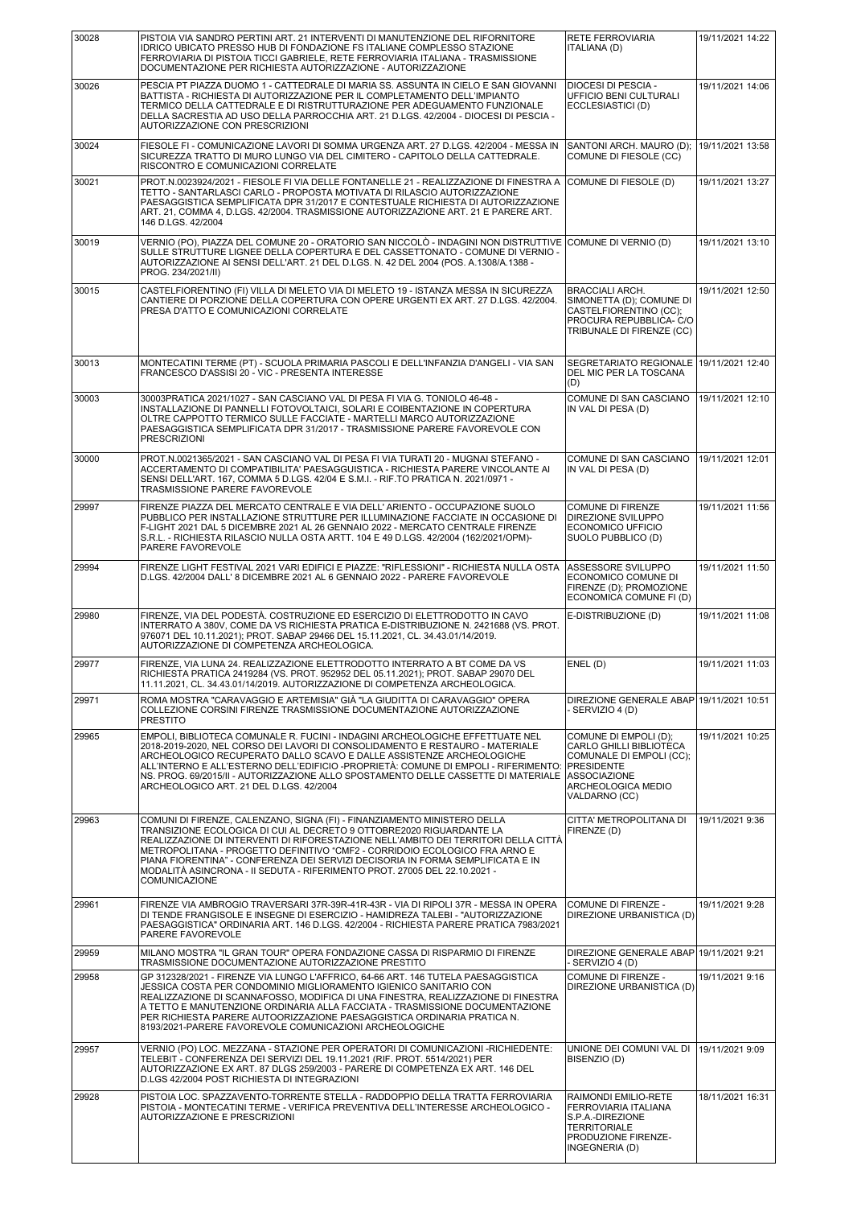| 30028 | PISTOIA VIA SANDRO PERTINI ART. 21 INTERVENTI DI MANUTENZIONE DEL RIFORNITORE IDRICO UBICATO PRESSO HUB DI FONDAZIONE FS ITALIANE COMPLESSO STAZIONE FERROVIARIA DI PISTOIA TICCI GABRIELE, RETE FERROVIARIA ITALIANA - TRASMISSIONE DOCUMENTAZIONE PER RICHIESTA AUTORIZZAZIONE - AUTORIZZAZIONE | RETE FERROVIARIA ITALIANA (D) | 19/11/2021 14:22 |
|---|---|---|---|
| 30026 | PESCIA PT PIAZZA DUOMO 1 - CATTEDRALE DI MARIA SS. ASSUNTA IN CIELO E SAN GIOVANNI BATTISTA - RICHIESTA DI AUTORIZZAZIONE PER IL COMPLETAMENTO DELL'IMPIANTO TERMICO DELLA CATTEDRALE E DI RISTRUTTURAZIONE PER ADEGUAMENTO FUNZIONALE DELLA SACRESTIA AD USO DELLA PARROCCHIA ART. 21 D.LGS. 42/2004 - DIOCESI DI PESCIA - AUTORIZZAZIONE CON PRESCRIZIONI | DIOCESI DI PESCIA - UFFICIO BENI CULTURALI ECCLESIASTICI (D) | 19/11/2021 14:06 |
| 30024 | FIESOLE FI - COMUNICAZIONE LAVORI DI SOMMA URGENZA ART. 27 D.LGS. 42/2004 - MESSA IN SICUREZZA TRATTO DI MURO LUNGO VIA DEL CIMITERO - CAPITOLO DELLA CATTEDRALE. RISCONTRO E COMUNICAZIONI CORRELATE | SANTONI ARCH. MAURO (D); COMUNE DI FIESOLE (CC) | 19/11/2021 13:58 |
| 30021 | PROT.N.0023924/2021 - FIESOLE FI VIA DELLE FONTANELLE 21 - REALIZZAZIONE DI FINESTRA A TETTO - SANTARLASCI CARLO - PROPOSTA MOTIVATA DI RILASCIO AUTORIZZAZIONE PAESAGGISTICA SEMPLIFICATA DPR 31/2017 E CONTESTUALE RICHIESTA DI AUTORIZZAZIONE ART. 21, COMMA 4, D.LGS. 42/2004. TRASMISSIONE AUTORIZZAZIONE ART. 21 E PARERE ART. 146 D.LGS. 42/2004 | COMUNE DI FIESOLE (D) | 19/11/2021 13:27 |
| 30019 | VERNIO (PO), PIAZZA DEL COMUNE 20 - ORATORIO SAN NICCOLÒ - INDAGINI NON DISTRUTTIVE SULLE STRUTTURE LIGNEE DELLA COPERTURA E DEL CASSETTONATO - COMUNE DI VERNIO - AUTORIZZAZIONE AI SENSI DELL'ART. 21 DEL D.LGS. N. 42 DEL 2004 (POS. A.1308/A.1388 - PROG. 234/2021/II) | COMUNE DI VERNIO (D) | 19/11/2021 13:10 |
| 30015 | CASTELFIORENTINO (FI) VILLA DI MELETO VIA DI MELETO 19 - ISTANZA MESSA IN SICUREZZA CANTIERE DI PORZIONE DELLA COPERTURA CON OPERE URGENTI EX ART. 27 D.LGS. 42/2004. PRESA D'ATTO E COMUNICAZIONI CORRELATE | BRACCIALI ARCH. SIMONETTA (D); COMUNE DI CASTELFIORENTINO (CC); PROCURA REPUBBLICA- C/O TRIBUNALE DI FIRENZE (CC) | 19/11/2021 12:50 |
| 30013 | MONTECATINI TERME (PT) - SCUOLA PRIMARIA PASCOLI E DELL'INFANZIA D'ANGELI - VIA SAN FRANCESCO D'ASSISI 20 - VIC - PRESENTA INTERESSE | SEGRETARIATO REGIONALE DEL MIC PER LA TOSCANA (D) | 19/11/2021 12:40 |
| 30003 | 30003PRATICA 2021/1027 - SAN CASCIANO VAL DI PESA FI VIA G. TONIOLO 46-48 - INSTALLAZIONE DI PANNELLI FOTOVOLTAICI, SOLARI E COIBENTAZIONE IN COPERTURA OLTRE CAPPOTTO TERMICO SULLE FACCIATE - MARTELLI MARCO AUTORIZZAZIONE PAESAGGISTICA SEMPLIFICATA DPR 31/2017 - TRASMISSIONE PARERE FAVOREVOLE CON PRESCRIZIONI | COMUNE DI SAN CASCIANO IN VAL DI PESA (D) | 19/11/2021 12:10 |
| 30000 | PROT.N.0021365/2021 - SAN CASCIANO VAL DI PESA FI VIA TURATI 20 - MUGNAI STEFANO - ACCERTAMENTO DI COMPATIBILITA' PAESAGGUISTICA - RICHIESTA PARERE VINCOLANTE AI SENSI DELL'ART. 167, COMMA 5 D.LGS. 42/04 E S.M.I. - RIF.TO PRATICA N. 2021/0971 - TRASMISSIONE PARERE FAVOREVOLE | COMUNE DI SAN CASCIANO IN VAL DI PESA (D) | 19/11/2021 12:01 |
| 29997 | FIRENZE PIAZZA DEL MERCATO CENTRALE E VIA DELL' ARIENTO - OCCUPAZIONE SUOLO PUBBLICO PER INSTALLAZIONE STRUTTURE PER ILLUMINAZIONE FACCIATE IN OCCASIONE DI F-LIGHT 2021 DAL 5 DICEMBRE 2021 AL 26 GENNAIO 2022 - MERCATO CENTRALE FIRENZE S.R.L. - RICHIESTA RILASCIO NULLA OSTA ARTT. 104 E 49 D.LGS. 42/2004 (162/2021/OPM)- PARERE FAVOREVOLE | COMUNE DI FIRENZE DIREZIONE SVILUPPO ECONOMICO UFFICIO SUOLO PUBBLICO (D) | 19/11/2021 11:56 |
| 29994 | FIRENZE LIGHT FESTIVAL 2021 VARI EDIFICI E PIAZZE: "RIFLESSIONI" - RICHIESTA NULLA OSTA D.LGS. 42/2004 DALL' 8 DICEMBRE 2021 AL 6 GENNAIO 2022 - PARERE FAVOREVOLE | ASSESSORE SVILUPPO ECONOMICO COMUNE DI FIRENZE (D); PROMOZIONE ECONOMICA COMUNE FI (D) | 19/11/2021 11:50 |
| 29980 | FIRENZE, VIA DEL PODESTÀ. COSTRUZIONE ED ESERCIZIO DI ELETTRODOTTO IN CAVO INTERRATO A 380V, COME DA VS RICHIESTA PRATICA E-DISTRIBUZIONE N. 2421688 (VS. PROT. 976071 DEL 10.11.2021); PROT. SABAP 29466 DEL 15.11.2021, CL. 34.43.01/14/2019. AUTORIZZAZIONE DI COMPETENZA ARCHEOLOGICA. | E-DISTRIBUZIONE (D) | 19/11/2021 11:08 |
| 29977 | FIRENZE, VIA LUNA 24. REALIZZAZIONE ELETTRODOTTO INTERRATO A BT COME DA VS RICHIESTA PRATICA 2419284 (VS. PROT. 952952 DEL 05.11.2021); PROT. SABAP 29070 DEL 11.11.2021, CL. 34.43.01/14/2019. AUTORIZZAZIONE DI COMPETENZA ARCHEOLOGICA. | ENEL (D) | 19/11/2021 11:03 |
| 29971 | ROMA MOSTRA "CARAVAGGIO E ARTEMISIA" GIÀ "LA GIUDITTA DI CARAVAGGIO" OPERA COLLEZIONE CORSINI FIRENZE TRASMISSIONE DOCUMENTAZIONE AUTORIZZAZIONE PRESTITO | DIREZIONE GENERALE ABAP - SERVIZIO 4 (D) | 19/11/2021 10:51 |
| 29965 | EMPOLI, BIBLIOTECA COMUNALE R. FUCINI - INDAGINI ARCHEOLOGICHE EFFETTUATE NEL 2018-2019-2020, NEL CORSO DEI LAVORI DI CONSOLIDAMENTO E RESTAURO - MATERIALE ARCHEOLOGICO RECUPERATO DALLO SCAVO E DALLE ASSISTENZE ARCHEOLOGICHE ALL'INTERNO E ALL'ESTERNO DELL'EDIFICIO -PROPRIETÀ: COMUNE DI EMPOLI - RIFERIMENTO: NS. PROG. 69/2015/II - AUTORIZZAZIONE ALLO SPOSTAMENTO DELLE CASSETTE DI MATERIALE ARCHEOLOGICO ART. 21 DEL D.LGS. 42/2004 | COMUNE DI EMPOLI (D); CARLO GHILLI BIBLIOTECA COMUNALE DI EMPOLI (CC); PRESIDENTE ASSOCIAZIONE ARCHEOLOGICA MEDIO VALDARNO (CC) | 19/11/2021 10:25 |
| 29963 | COMUNI DI FIRENZE, CALENZANO, SIGNA (FI) - FINANZIAMENTO MINISTERO DELLA TRANSIZIONE ECOLOGICA DI CUI AL DECRETO 9 OTTOBRE2020 RIGUARDANTE LA REALIZZAZIONE DI INTERVENTI DI RIFORESTAZIONE NELL'AMBITO DEI TERRITORI DELLA CITTÀ METROPOLITANA - PROGETTO DEFINITIVO "CMF2 - CORRIDOIO ECOLOGICO FRA ARNO E PIANA FIORENTINA" - CONFERENZA DEI SERVIZI DECISORIA IN FORMA SEMPLIFICATA E IN MODALITÀ ASINCRONA - II SEDUTA - RIFERIMENTO PROT. 27005 DEL 22.10.2021 - COMUNICAZIONE | CITTA' METROPOLITANA DI FIRENZE (D) | 19/11/2021 9:36 |
| 29961 | FIRENZE VIA AMBROGIO TRAVERSARI 37R-39R-41R-43R - VIA DI RIPOLI 37R - MESSA IN OPERA DI TENDE FRANGISOLE E INSEGNE DI ESERCIZIO - HAMIDREZA TALEBI - "AUTORIZZAZIONE PAESAGGISTICA" ORDINARIA ART. 146 D.LGS. 42/2004 - RICHIESTA PARERE PRATICA 7983/2021 PARERE FAVOREVOLE | COMUNE DI FIRENZE - DIREZIONE URBANISTICA (D) | 19/11/2021 9:28 |
| 29959 | MILANO MOSTRA "IL GRAN TOUR" OPERA FONDAZIONE CASSA DI RISPARMIO DI FIRENZE TRASMISSIONE DOCUMENTAZIONE AUTORIZZAZIONE PRESTITO | DIREZIONE GENERALE ABAP - SERVIZIO 4 (D) | 19/11/2021 9:21 |
| 29958 | GP 312328/2021 - FIRENZE VIA LUNGO L'AFFRICO, 64-66 ART. 146 TUTELA PAESAGGISTICA JESSICA COSTA PER CONDOMINIO MIGLIORAMENTO IGIENICO SANITARIO CON REALIZZAZIONE DI SCANNAFOSSO, MODIFICA DI UNA FINESTRA, REALIZZAZIONE DI FINESTRA A TETTO E MANUTENZIONE ORDINARIA ALLA FACCIATA - TRASMISSIONE DOCUMENTAZIONE PER RICHIESTA PARERE AUTOORIZZAZIONE PAESAGGISTICA ORDINARIA PRATICA N. 8193/2021-PARERE FAVOREVOLE COMUNICAZIONI ARCHEOLOGICHE | COMUNE DI FIRENZE - DIREZIONE URBANISTICA (D) | 19/11/2021 9:16 |
| 29957 | VERNIO (PO) LOC. MEZZANA - STAZIONE PER OPERATORI DI COMUNICAZIONI -RICHIEDENTE: TELEBIT - CONFERENZA DEI SERVIZI DEL 19.11.2021 (RIF. PROT. 5514/2021) PER AUTORIZZAZIONE EX ART. 87 DLGS 259/2003 - PARERE DI COMPETENZA EX ART. 146 DEL D.LGS 42/2004 POST RICHIESTA DI INTEGRAZIONI | UNIONE DEI COMUNI VAL DI BISENZIO (D) | 19/11/2021 9:09 |
| 29928 | PISTOIA LOC. SPAZZAVENTO-TORRENTE STELLA - RADDOPPIO DELLA TRATTA FERROVIARIA PISTOIA - MONTECATINI TERME - VERIFICA PREVENTIVA DELL'INTERESSE ARCHEOLOGICO - AUTORIZZAZIONE E PRESCRIZIONI | RAIMONDI EMILIO-RETE FERROVIARIA ITALIANA S.P.A.-DIREZIONE TERRITORIALE PRODUZIONE FIRENZE-INGEGNERIA (D) | 18/11/2021 16:31 |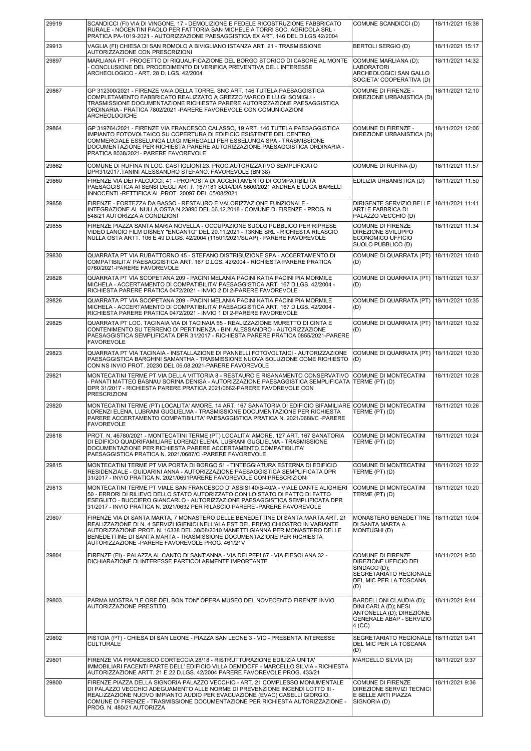| | | | |
|---|---|---|---|
| 29919 | SCANDICCI (FI) VIA DI VINGONE, 17 - DEMOLIZIONE E FEDELE RICOSTRUZIONE FABBRICATO RURALE - NOCENTINI PAOLO PER FATTORIA SAN MICHELE A TORRI SOC. AGRICOLA SRL - PRATICA PA-1019-2021 - AUTORIZZAZIONE PAESAGGISTICA EX ART. 146 DEL D.LGS 42/2004 | COMUNE SCANDICCI (D) | 18/11/2021 15:38 |
| 29913 | VAGLIA (FI) CHIESA DI SAN ROMOLO A BIVIGLIANO ISTANZA ART. 21 - TRASMISSIONE AUTORIZZAZIONE CON PRESCRIZIONI | BERTOLI SERGIO (D) | 18/11/2021 15:17 |
| 29897 | MARLIANA PT - PROGETTO DI RIQUALIFICAZIONE DEL BORGO STORICO DI CASORE AL MONTE - CONCLUSIONE DEL PROCEDIMENTO DI VERIFICA PREVENTIVA DELL'INTERESSE ARCHEOLOGICO - ART. 28 D. LGS. 42/2004 | COMUNE MARLIANA (D); LABORATORI ARCHEOLOGICI SAN GALLO SOCIETA' COOPERATIVA (D) | 18/11/2021 14:32 |
| 29867 | GP 312300/2021 - FIRENZE VAIA DELLA TORRE, SNC ART. 146 TUTELA PAESAGGISTICA COMPLETAMENTO FABBRICATO REALIZZATO A GREZZO MARCO E LUIGI SOMIGLI - TRASMISSIONE DOCUMENTAZIONE RICHIESTA PARERE AUTORIZZAZIONE PAESAGGISTICA ORDINARIA - PRATICA 7802/2021 -PARERE FAVOREVOLE CON COMUNICAZIONI ARCHEOLOGICHE | COMUNE DI FIRENZE - DIREZIONE URBANISTICA (D) | 18/11/2021 12:10 |
| 29864 | GP 319764/2021 - FIRENZE VIA FRANCESCO CALASSO, 19 ART. 146 TUTELA PAESAGGISTICA IMPIANTO FOTOVOLTAICO SU COPERTURA DI EDIFICIO ESISTENTE DEL CENTRO COMMERCIALE ESSELUNGA LUIGI MEREGALLI PER ESSELUNGA SPA - TRASMISSIONE DOCUMENTAZIONE PER RICHIESTA PARERE AUTORIZZAZIONE PAESAGGISTICA ORDINARIA - PRATICA 8038/2021- PARERE FAVOREVOLE | COMUNE DI FIRENZE - DIREZIONE URBANISTICA (D) | 18/11/2021 12:06 |
| 29862 | COMUNE DI RUFINA IN LOC. CASTIGLIONI,23. PROC.AUTORIZZATIVO SEMPLIFICATO DPR31/2017.TANINI ALESSANDRO STEFANO. FAVOREVOLE (BN 38) | COMUNE DI RUFINA (D) | 18/11/2021 11:57 |
| 29860 | FIRENZE VIA DEI FALCUCCI, 41 - PROPOSTA DI ACCERTAMENTO DI COMPATIBILITÀ PAESAGGISTICA AI SENSI DEGLI ARTT. 167/181 SCIA/DIA 5600/2021 ANDREA E LUCA BARELLI INNOCENTI -RETTIFICA AL PROT. 20097 DEL 05/08/2021 | EDILIZIA URBANISTICA (D) | 18/11/2021 11:50 |
| 29858 | FIRENZE - FORTEZZA DA BASSO - RESTAURO E VALORIZZAZIONE FUNZIONALE - INTEGRAZIONE AL NULLA OSTA N.23890 DEL 06.12.2018 - COMUNE DI FIRENZE - PROG. N. 548/21 AUTORIZZA A CONDIZIONI | DIRIGENTE SERVIZIO BELLE ARTI E FABBRICA DI PALAZZO VECCHIO (D) | 18/11/2021 11:41 |
| 29855 | FIRENZE PIAZZA SANTA MARIA NOVELLA - OCCUPAZIONE SUOLO PUBBLICO PER RIPRESE VIDEO LANCIO FILM DISNEY "ENCANTO" DEL 20.11.2021 - T3KNE SRL - RICHIESTA RILASCIO NULLA OSTA ARTT. 106 E 49 D.LGS. 42/2004 (11501/2021/SUAP) - PARERE FAVOREVOLE | COMUNE DI FIRENZE DIREZIONE SVILUPPO ECONOMICO UFFICIO SUOLO PUBBLICO (D) | 18/11/2021 11:34 |
| 29830 | QUARRATA PT VIA RUBATTORNO 45 - STEFANO DISTRIBUZIONE SPA - ACCERTAMENTO DI COMPATIBILITA' PAESAGGISTICA ART. 167 D.LGS. 42/2004 - RICHIESTA PARERE PRATICA 0760/2021-PARERE FAVOREVOLE | COMUNE DI QUARRATA (PT) (D) | 18/11/2021 10:40 |
| 29828 | QUARRATA PT VIA SCOPETANA 209 - PACINI MELANIA PACINI KATIA PACINI PIA MORMILE MICHELA - ACCERTAMENTO DI COMPATIBILITA' PAESAGGISTICA ART. 167 D.LGS. 42/2004 - RICHIESTA PARERE PRATICA 0472/2021 - INVIO 2 DI 2-PARERE FAVOREVOLE | COMUNE DI QUARRATA (PT) (D) | 18/11/2021 10:37 |
| 29826 | QUARRATA PT VIA SCOPETANA 209 - PACINI MELANIA PACINI KATIA PACINI PIA MORMILE MICHELA - ACCERTAMENTO DI COMPATIBILITA' PAESAGGISTICA ART. 167 D.LGS. 42/2004 - RICHIESTA PARERE PRATICA 0472/2021 - INVIO 1 DI 2-PARERE FAVOREVOLE | COMUNE DI QUARRATA (PT) (D) | 18/11/2021 10:35 |
| 29825 | QUARRATA PT LOC. TACINAIA VIA DI TACINAIA 65 - REALIZZAZIONE MURETTO DI CINTA E CONTENIMENTO SU TERRENO DI PERTINENZA - BINI ALESSANDRO - AUTORIZZAZIONE PAESAGGISTICA SEMPLIFICATA DPR 31/2017 - RICHIESTA PARERE PRATICA 0855/2021-PARERE FAVOREVOLE | COMUNE DI QUARRATA (PT) (D) | 18/11/2021 10:32 |
| 29823 | QUARRATA PT VIA TACINAIA - INSTALLAZIONE DI PANNELLI FOTOVOLTAICI - AUTORIZZAZIONE PAESAGGISTICA BARGHINI SAMANTHA - TRASMISSIONE NUOVA SOLUZIONE COME RICHIESTO CON NS INVIO PROT. 20230 DEL 06.08.2021-PARERE FAVOREVOLE | COMUNE DI QUARRATA (PT) (D) | 18/11/2021 10:30 |
| 29821 | MONTECATINI TERME PT VIA DELLA VITTORIA 8 - RESTAURO E RISANAMENTO CONSERVATIVO - PANATI MATTEO BASNAU SORINA DENISA - AUTORIZZAZIONE PAESAGGISTICA SEMPLIFICATA DPR 31/2017 - RICHIESTA PARERE PRATICA 2021/0662-PARERE FAVOREVOLE CON PRESCRIZIONI | COMUNE DI MONTECATINI TERME (PT) (D) | 18/11/2021 10:28 |
| 29820 | MONTECATINI TERME (PT) LOCALITA' AMORE, 14 ART. 167 SANATORIA DI EDIFICIO BIFAMILIARE LORENZI ELENA, LUBRANI GUGLIELMA - TRASMISSIONE DOCUMENTAZIONE PER RICHIESTA PARERE ACCERTAMENTO COMPATIBILITA' PAESAGGISTICA PRATICA N. 2021/0688/C -PARERE FAVOREVOLE | COMUNE DI MONTECATINI TERME (PT) (D) | 18/11/2021 10:26 |
| 29818 | PROT. N. 46780/2021 - MONTECATINI TERME (PT) LOCALITA' AMORE, 127 ART. 167 SANATORIA DI EDIFICIO QUADRIFAMILIARE LORENZI ELENA, LUBRANI GUGLIELMA - TRASMISSIONE DOCUMENTAZIONE PER RICHIESTA PARERE ACCERTAMENTO COMPATIBILITA' PAESAGGISTICA PRATICA N. 2021/0687/C -PARERE FAVOREVOLE | COMUNE DI MONTECATINI TERME (PT) (D) | 18/11/2021 10:24 |
| 29815 | MONTECATINI TERME PT VIA PORTA DI BORGO 51 - TINTEGGIATURA ESTERNA DI EDIFICIO RESIDENZIALE - GUIDARINI ANNA - AUTORIZZAZIONE PAESAGGISTICA SEMPLIFICATA DPR 31/2017 - INVIO PRATICA N. 2021/0691PARERE FAVOREVOLE CON PRESCRIZIONI | COMUNE DI MONTECATINI TERME (PT) (D) | 18/11/2021 10:22 |
| 29813 | MONTECATINI TERME PT VIALE SAN FRANCESCO D' ASSISI 40/B-40/A - VIALE DANTE ALIGHIERI 50 - ERRORI DI RILIEVO DELLO STATO AUTORIZZATO CON LO STATO DI FATTO DI FATTO ESEGUITO - BUCCIERO GIANCARLO - AUTORIZZAZIONE PAESAGGISTICA SEMPLIFICATA DPR 31/2017 - INVIO PRATICA N. 2021/0632 PER RILASCIO PARERE -PARERE FAVOREVOLE | COMUNE DI MONTECATINI TERME (PT) (D) | 18/11/2021 10:20 |
| 29807 | FIRENZE VIA DI SANTA MARTA, 7 MONASTERO DELLE BENEDETTINE DI SANTA MARTA ART. 21 REALIZZAZIONE DI N. 4 SERVIZI IGIENICI NELL'ALA EST DEL PRIMO CHIOSTRO IN VARIANTE AUTORIZZAZIONE PROT. N. 16338 DEL 30/08/2010 MANETTI GIANNA PER MONASTERO DELLE BENEDETTINE DI SANTA MARTA - TRASMISSIONE DOCUMENTAZIONE PER RICHIESTA AUTORIZZAZIONE -PARERE FAVOREVOLE PROG. 461/21V | MONASTERO BENEDETTINE DI SANTA MARTA A MONTUGHI (D) | 18/11/2021 10:04 |
| 29804 | FIRENZE (FI) - PALAZZA AL CANTO DI SANT'ANNA - VIA DEI PEPI 67 - VIA FIESOLANA 32 - DICHIARAZIONE DI INTERESSE PARTICOLARMENTE IMPORTANTE | COMUNE DI FIRENZE DIREZIONE UFFICIO DEL SINDACO (D); SEGRETARIATO REGIONALE DEL MIC PER LA TOSCANA (D) | 18/11/2021 9:50 |
| 29803 | PARMA MOSTRA "LE ORE DEL BON TON" OPERA MUSEO DEL NOVECENTO FIRENZE INVIO AUTORIZZAZIONE PRESTITO. | BARDELLONI CLAUDIA (D); DINI CARLA (D); NESI ANTONELLA (D); DIREZIONE GENERALE ABAP - SERVIZIO 4 (CC) | 18/11/2021 9:44 |
| 29802 | PISTOIA (PT) - CHIESA DI SAN LEONE - PIAZZA SAN LEONE 3 - VIC - PRESENTA INTERESSE CULTURALE | SEGRETARIATO REGIONALE DEL MIC PER LA TOSCANA (D) | 18/11/2021 9:41 |
| 29801 | FIRENZE VIA FRANCESCO CORTECCIA 28/18 - RISTRUTTURAZIONE EDILIZIA UNITA' IMMOBILIARI FACENTI PARTE DELL' EDIFICIO VILLA DEMIDOFF - MARCELLO SILVIA - RICHIESTA AUTORIZZAZIONE ARTT. 21 E 22 D.LGS. 42/2004 PARERE FAVOREVOLE PROG. 433/21 | MARCELLO SILVIA (D) | 18/11/2021 9:37 |
| 29800 | FIRENZE PIAZZA DELLA SIGNORIA PALAZZO VECCHIO - ART. 21 COMPLESSO MONUMENTALE DI PALAZZO VECCHIO ADEGUAMENTO ALLE NORME DI PREVENZIONE INCENDI LOTTO III - REALIZZAZIONE NUOVO IMPIANTO AUDIO PER EVACUAZIONE (EVAC) CASELLI GIORGIO, COMUNE DI FIRENZE - TRASMISSIONE DOCUMENTAZIONE PER RICHIESTA AUTORIZZAZIONE - PROG. N. 480/21 AUTORIZZA | COMUNE DI FIRENZE DIREZIONE SERVIZI TECNICI E BELLE ARTI PIAZZA SIGNORIA (D) | 18/11/2021 9:36 |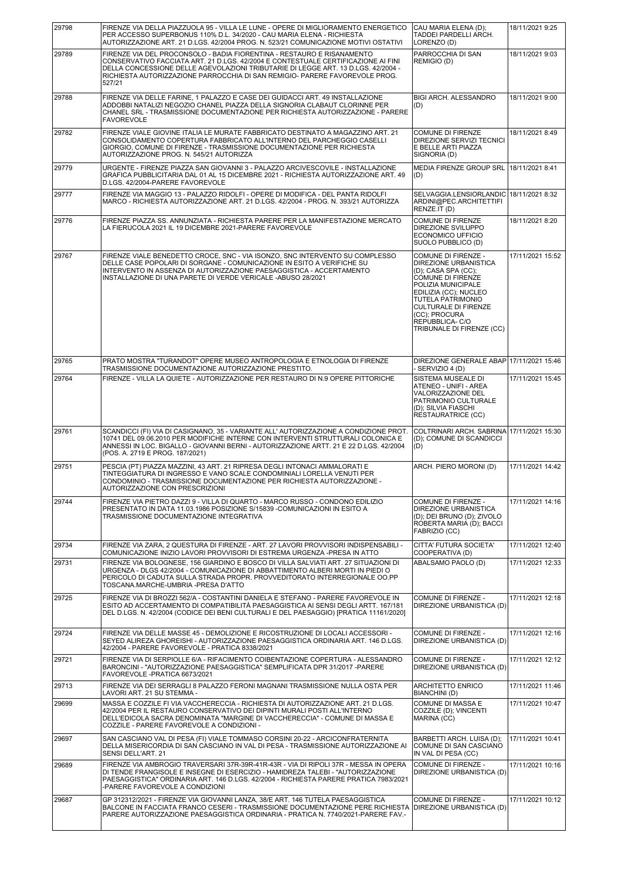| | | | |
|---|---|---|---|
| 29798 | FIRENZE VIA DELLA PIAZZUOLA 95 - VILLA LE LUNE - OPERE DI MIGLIORAMENTO ENERGETICO PER ACCESSO SUPERBONUS 110% D.L. 34/2020 - CAU MARIA ELENA - RICHIESTA AUTORIZZAZIONE ART. 21 D.LGS. 42/2004 PROG. N. 523/21 COMUNICAZIONE MOTIVI OSTATIVI | CAU MARIA ELENA (D); TADDEI PARDELLI ARCH. LORENZO (D) | 18/11/2021 9:25 |
| 29789 | FIRENZE VIA DEL PROCONSOLO - BADIA FIORENTINA - RESTAURO E RISANAMENTO CONSERVATIVO FACCIATA ART. 21 D.LGS. 42/2004 E CONTESTUALE CERTIFICAZIONE AI FINI DELLA CONCESSIONE DELLE AGEVOLAZIONI TRIBUTARIE DI LEGGE ART. 13 D.LGS. 42/2004 - RICHIESTA AUTORIZZAZIONE PARROCCHIA DI SAN REMIGIO- PARERE FAVOREVOLE PROG. 527/21 | PARROCCHIA DI SAN REMIGIO (D) | 18/11/2021 9:03 |
| 29788 | FIRENZE VIA DELLE FARINE, 1 PALAZZO E CASE DEI GUIDACCI ART. 49 INSTALLAZIONE ADDOBBI NATALIZI NEGOZIO CHANEL PIAZZA DELLA SIGNORIA CLABAUT CLORINNE PER CHANEL SRL - TRASMISSIONE DOCUMENTAZIONE PER RICHIESTA AUTORIZZAZIONE - PARERE FAVOREVOLE | BIGI ARCH. ALESSANDRO (D) | 18/11/2021 9:00 |
| 29782 | FIRENZE VIALE GIOVINE ITALIA LE MURATE FABBRICATO DESTINATO A MAGAZZINO ART. 21 CONSOLIDAMENTO COPERTURA FABBRICATO ALL'INTERNO DEL PARCHEGGIO CASELLI GIORGIO, COMUNE DI FIRENZE - TRASMISSIONE DOCUMENTAZIONE PER RICHIESTA AUTORIZZAZIONE PROG. N. 545/21 AUTORIZZA | COMUNE DI FIRENZE DIREZIONE SERVIZI TECNICI E BELLE ARTI PIAZZA SIGNORIA (D) | 18/11/2021 8:49 |
| 29779 | URGENTE - FIRENZE PIAZZA SAN GIOVANNI 3 - PALAZZO ARCIVESCOVILE - INSTALLAZIONE GRAFICA PUBBLICITARIA DAL 01 AL 15 DICEMBRE 2021 - RICHIESTA AUTORIZZAZIONE ART. 49 D.LGS. 42/2004-PARERE FAVOREVOLE | MEDIA FIRENZE GROUP SRL (D) | 18/11/2021 8:41 |
| 29777 | FIRENZE VIA MAGGIO 13 - PALAZZO RIDOLFI - OPERE DI MODIFICA - DEL PANTA RIDOLFI MARCO - RICHIESTA AUTORIZZAZIONE ART. 21 D.LGS. 42/2004 - PROG. N. 393/21 AUTORIZZA | SELVAGGIA.LENSIORLANDICARDINI@PEC.ARCHITETTIFIRENZE.IT (D) | 18/11/2021 8:32 |
| 29776 | FIRENZE PIAZZA SS. ANNUNZIATA - RICHIESTA PARERE PER LA MANIFESTAZIONE MERCATO LA FIERUCOLA 2021 IL 19 DICEMBRE 2021-PARERE FAVOREVOLE | COMUNE DI FIRENZE DIREZIONE SVILUPPO ECONOMICO UFFICIO SUOLO PUBBLICO (D) | 18/11/2021 8:20 |
| 29767 | FIRENZE VIALE BENEDETTO CROCE, SNC - VIA ISONZO, SNC INTERVENTO SU COMPLESSO DELLE CASE POPOLARI DI SORGANE - COMUNICAZIONE IN ESITO A VERIFICHE SU INTERVENTO IN ASSENZA DI AUTORIZZAZIONE PAESAGGISTICA - ACCERTAMENTO INSTALLAZIONE DI UNA PARETE DI VERDE VERICALE -ABUSO 28/2021 | COMUNE DI FIRENZE - DIREZIONE URBANISTICA (D); CASA SPA (CC); COMUNE DI FIRENZE POLIZIA MUNICIPALE EDILIZIA (CC); NUCLEO TUTELA PATRIMONIO CULTURALE DI FIRENZE (CC); PROCURA REPUBBLICA- C/O TRIBUNALE DI FIRENZE (CC) | 17/11/2021 15:52 |
| 29765 | PRATO MOSTRA "TURANDOT" OPERE MUSEO ANTROPOLOGIA E ETNOLOGIA DI FIRENZE TRASMISSIONE DOCUMENTAZIONE AUTORIZZAZIONE PRESTITO. | DIREZIONE GENERALE ABAP - SERVIZIO 4 (D) | 17/11/2021 15:46 |
| 29764 | FIRENZE - VILLA LA QUIETE - AUTORIZZAZIONE PER RESTAURO DI N.9 OPERE PITTORICHE | SISTEMA MUSEALE DI ATENEO - UNIFI - AREA VALORIZZAZIONE DEL PATRIMONIO CULTURALE (D); SILVIA FIASCHI RESTAURATRICE (CC) | 17/11/2021 15:45 |
| 29761 | SCANDICCI (FI) VIA DI CASIGNANO, 35 - VARIANTE ALL' AUTORIZZAZIONE A CONDIZIONE PROT. 10741 DEL 09.06.2010 PER MODIFICHE INTERNE CON INTERVENTI STRUTTURALI COLONICA E ANNESSI IN LOC. BIGALLO - GIOVANNI BERNI - AUTORIZZAZIONE ARTT. 21 E 22 D.LGS. 42/2004 (POS. A. 2719 E PROG. 187/2021) | COLTRINARI ARCH. SABRINA (D); COMUNE DI SCANDICCI (D) | 17/11/2021 15:30 |
| 29751 | PESCIA (PT) PIAZZA MAZZINI, 43 ART. 21 RIPRESA DEGLI INTONACI AMMALORATI E TINTEGGIATURA DI INGRESSO E VANO SCALE CONDOMINIALI LORELLA VENUTI PER CONDOMINIO - TRASMISSIONE DOCUMENTAZIONE PER RICHIESTA AUTORIZZAZIONE - AUTORIZZAZIONE CON PRESCRIZIONI | ARCH. PIERO MORONI (D) | 17/11/2021 14:42 |
| 29744 | FIRENZE VIA PIETRO DAZZI 9 - VILLA DI QUARTO - MARCO RUSSO - CONDONO EDILIZIO PRESENTATO IN DATA 11.03.1986 POSIZIONE S/15839 -COMUNICAZIONI IN ESITO A TRASMISSIONE DOCUMENTAZIONE INTEGRATIVA | COMUNE DI FIRENZE - DIREZIONE URBANISTICA (D); DEI BRUNO (D); ZIVOLO ROBERTA MARIA (D); BACCI FABRIZIO (CC) | 17/11/2021 14:16 |
| 29734 | FIRENZE VIA ZARA, 2 QUESTURA DI FIRENZE - ART. 27 LAVORI PROVVISORI INDISPENSABILI - COMUNICAZIONE INIZIO LAVORI PROVVISORI DI ESTREMA URGENZA -PRESA IN ATTO | CITTA' FUTURA SOCIETA' COOPERATIVA (D) | 17/11/2021 12:40 |
| 29731 | FIRENZE VIA BOLOGNESE, 156 GIARDINO E BOSCO DI VILLA SALVIATI ART. 27 SITUAZIONI DI URGENZA - DLGS 42/2004 - COMUNICAZIONE DI ABBATTIMENTO ALBERI MORTI IN PIEDI O PERICOLO DI CADUTA SULLA STRADA PROPR. PROVVEDITORATO INTERREGIONALE OO.PP TOSCANA.MARCHE-UMBRIA -PRESA D'ATTO | ABALSAMO PAOLO (D) | 17/11/2021 12:33 |
| 29725 | FIRENZE VIA DI BROZZI 562/A - COSTANTINI DANIELA E STEFANO - PARERE FAVOREVOLE IN ESITO AD ACCERTAMENTO DI COMPATIBILITÀ PAESAGGISTICA AI SENSI DEGLI ARTT. 167/181 DEL D.LGS. N. 42/2004 (CODICE DEI BENI CULTURALI E DEL PAESAGGIO) [PRATICA 11161/2020] | COMUNE DI FIRENZE - DIREZIONE URBANISTICA (D) | 17/11/2021 12:18 |
| 29724 | FIRENZE VIA DELLE MASSE 45 - DEMOLIZIONE E RICOSTRUZIONE DI LOCALI ACCESSORI - SEYED ALIREZA GHOREISHI - AUTORIZZAZIONE PAESAGGISTICA ORDINARIA ART. 146 D.LGS. 42/2004 - PARERE FAVOREVOLE - PRATICA 8338/2021 | COMUNE DI FIRENZE - DIREZIONE URBANISTICA (D) | 17/11/2021 12:16 |
| 29721 | FIRENZE VIA DI SERPIOLLE 6/A - RIFACIMENTO COIBENTAZIONE COPERTURA - ALESSANDRO BARONCINI - "AUTORIZZAZIONE PAESAGGISTICA" SEMPLIFICATA DPR 31/2017 -PARERE FAVOREVOLE -PRATICA 6673/2021 | COMUNE DI FIRENZE - DIREZIONE URBANISTICA (D) | 17/11/2021 12:12 |
| 29713 | FIRENZE VIA DEI SERRAGLI 8 PALAZZO FERONI MAGNANI TRASMISSIONE NULLA OSTA PER LAVORI ART. 21 SU STEMMA - | ARCHITETTO ENRICO BIANCHINI (D) | 17/11/2021 11:46 |
| 29699 | MASSA E COZZILE FI VIA VACCHERECCIA - RICHIESTA DI AUTORIZZAZIONE ART. 21 D.LGS. 42/2004 PER IL RESTAURO CONSERVATIVO DEI DIPINTI MURALI POSTI ALL'INTERNO DELL'EDICOLA SACRA DENOMINATA "MARGINE DI VACCHERECCIA" - COMUNE DI MASSE E COZZILE - PARERE FAVOREVOLE A CONDIZIONI - | COMUNE DI MASSA E COZZILE (D); VINCENTI MARINA (CC) | 17/11/2021 10:47 |
| 29697 | SAN CASCIANO VAL DI PESA (FI) VIALE TOMMASO CORSINI 20-22 - ARCICONFRATERNITA DELLA MISERICORDIA DI SAN CASCIANO IN VAL DI PESA - TRASMISSIONE AUTORIZZAZIONE AI SENSI DELL'ART. 21 | BARBETTI ARCH. LUISA (D); COMUNE DI SAN CASCIANO IN VAL DI PESA (CC) | 17/11/2021 10:41 |
| 29689 | FIRENZE VIA AMBROGIO TRAVERSARI 37R-39R-41R-43R - VIA DI RIPOLI 37R - MESSA IN OPERA DI TENDE FRANGISOLE E INSEGNE DI ESERCIZIO - HAMIDREZA TALEBI - "AUTORIZZAZIONE PAESAGGISTICA" ORDINARIA ART. 146 D.LGS. 42/2004 - RICHIESTA PARERE PRATICA 7983/2021 -PARERE FAVOREVOLE A CONDIZIONI | COMUNE DI FIRENZE - DIREZIONE URBANISTICA (D) | 17/11/2021 10:16 |
| 29687 | GP 312312/2021 - FIRENZE VIA GIOVANNI LANZA, 38/E ART. 146 TUTELA PAESAGGISTICA BALCONE IN FACCIATA FRANCO CESERI - TRASMISSIONE DOCUMENTAZIONE PERE RICHIESTA PARERE AUTORIZZAZIONE PAESAGGISTICA ORDINARIA - PRATICA N. 7740/2021-PARERE FAV.- | COMUNE DI FIRENZE - DIREZIONE URBANISTICA (D) | 17/11/2021 10:12 |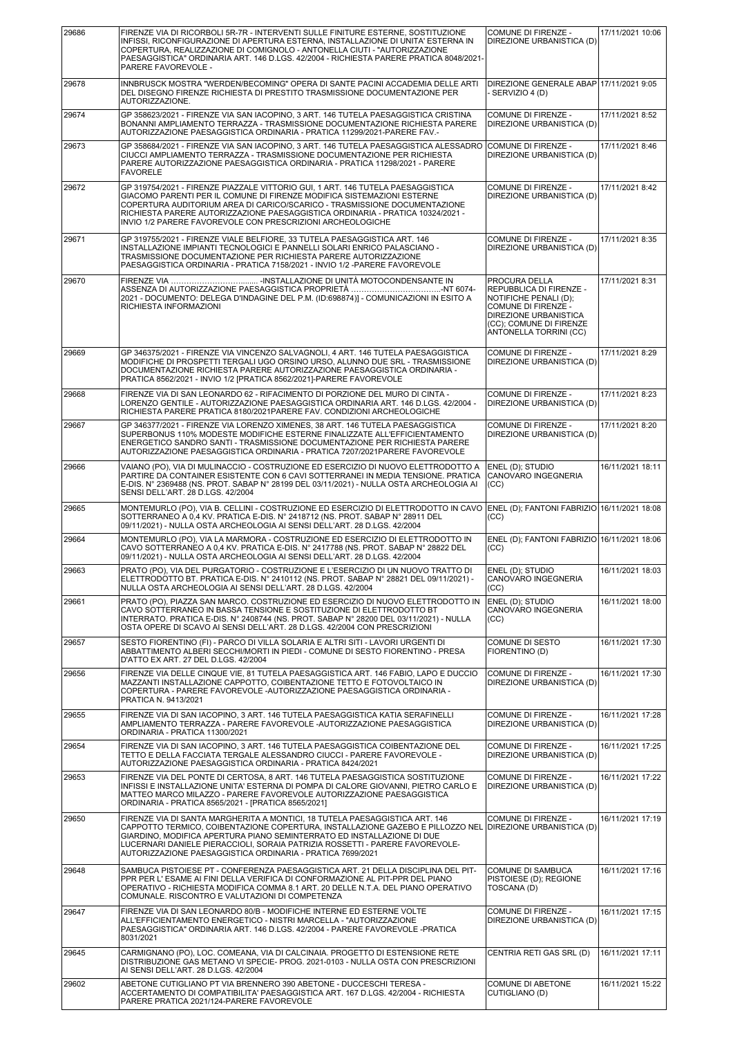| | | | |
|---|---|---|---|
| 29686 | FIRENZE VIA DI RICORBOLI 5R-7R - INTERVENTI SULLE FINITURE ESTERNE, SOSTITUZIONE INFISSI, RICONFIGURAZIONE DI APERTURA ESTERNA, INSTALLAZIONE DI UNITA' ESTERNA IN COPERTURA, REALIZZAZIONE DI COMIGNOLO - ANTONELLA CIUTI - "AUTORIZZAZIONE PAESAGGISTICA" ORDINARIA ART. 146 D.LGS. 42/2004 - RICHIESTA PARERE PRATICA 8048/2021-PARERE FAVOREVOLE - | COMUNE DI FIRENZE - DIREZIONE URBANISTICA (D) | 17/11/2021 10:06 |
| 29678 | INNBRUSCK MOSTRA "WERDEN/BECOMING" OPERA DI SANTE PACINI ACCADEMIA DELLE ARTI DEL DISEGNO FIRENZE RICHIESTA DI PRESTITO TRASMISSIONE DOCUMENTAZIONE PER AUTORIZZAZIONE. | DIREZIONE GENERALE ABAP - SERVIZIO 4 (D) | 17/11/2021 9:05 |
| 29674 | GP 358623/2021 - FIRENZE VIA SAN IACOPINO, 3 ART. 146 TUTELA PAESAGGISTICA CRISTINA BONANNI AMPLIAMENTO TERRAZZA - TRASMISSIONE DOCUMENTAZIONE RICHIESTA PARERE AUTORIZZAZIONE PAESAGGISTICA ORDINARIA - PRATICA 11299/2021-PARERE FAV.- | COMUNE DI FIRENZE - DIREZIONE URBANISTICA (D) | 17/11/2021 8:52 |
| 29673 | GP 358684/2021 - FIRENZE VIA SAN IACOPINO, 3 ART. 146 TUTELA PAESAGGISTICA ALESSADRO CIUCCI AMPLIAMENTO TERRAZZA - TRASMISSIONE DOCUMENTAZIONE PER RICHIESTA PARERE AUTORIZZAZIONE PAESAGGISTICA ORDINARIA - PRATICA 11298/2021 - PARERE FAVORELE | COMUNE DI FIRENZE - DIREZIONE URBANISTICA (D) | 17/11/2021 8:46 |
| 29672 | GP 319754/2021 - FIRENZE PIAZZALE VITTORIO GUI, 1 ART. 146 TUTELA PAESAGGISTICA GIACOMO PARENTI PER IL COMUNE DI FIRENZE MODIFICA SISTEMAZIONI ESTERNE COPERTURA AUDITORIUM AREA DI CARICO/SCARICO - TRASMISSIONE DOCUMENTAZIONE RICHIESTA PARERE AUTORIZZAZIONE PAESAGGISTICA ORDINARIA - PRATICA 10324/2021 - INVIO 1/2 PARERE FAVOREVOLE CON PRESCRIZIONI ARCHEOLOGICHE | COMUNE DI FIRENZE - DIREZIONE URBANISTICA (D) | 17/11/2021 8:42 |
| 29671 | GP 319755/2021 - FIRENZE VIALE BELFIORE, 33 TUTELA PAESAGGISTICA ART. 146 INSTALLAZIONE IMPIANTI TECNOLOGICI E PANNELLI SOLARI ENRICO PALASCIANO - TRASMISSIONE DOCUMENTAZIONE PER RICHIESTA PARERE AUTORIZZAZIONE PAESAGGISTICA ORDINARIA - PRATICA 7158/2021 - INVIO 1/2 -PARERE FAVOREVOLE | COMUNE DI FIRENZE - DIREZIONE URBANISTICA (D) | 17/11/2021 8:35 |
| 29670 | FIRENZE VIA …………………………… -INSTALLAZIONE DI UNITÀ MOTOCONDENSANTE IN ASSENZA DI AUTORIZZAZIONE PAESAGGISTICA PROPRIETÀ ……………………………-NT 6074-2021 - DOCUMENTO: DELEGA D'INDAGINE DEL P.M. (ID:698874)] - COMUNICAZIONI IN ESITO A RICHIESTA INFORMAZIONI | PROCURA DELLA REPUBBLICA DI FIRENZE - NOTIFICHE PENALI (D); COMUNE DI FIRENZE - DIREZIONE URBANISTICA (CC); COMUNE DI FIRENZE ANTONELLA TORRINI (CC) | 17/11/2021 8:31 |
| 29669 | GP 346375/2021 - FIRENZE VIA VINCENZO SALVAGNOLI, 4 ART. 146 TUTELA PAESAGGISTICA MODIFICHE DI PROSPETTI TERGALI UGO ORSINO URSO, ALUNNO DUE SRL - TRASMISSIONE DOCUMENTAZIONE RICHIESTA PARERE AUTORIZZAZIONE PAESAGGISTICA ORDINARIA - PRATICA 8562/2021 - INVIO 1/2 [PRATICA 8562/2021]-PARERE FAVOREVOLE | COMUNE DI FIRENZE - DIREZIONE URBANISTICA (D) | 17/11/2021 8:29 |
| 29668 | FIRENZE VIA DI SAN LEONARDO 62 - RIFACIMENTO DI PORZIONE DEL MURO DI CINTA - LORENZO GENTILE - AUTORIZZAZIONE PAESAGGISTICA ORDINARIA ART. 146 D.LGS. 42/2004 - RICHIESTA PARERE PRATICA 8180/2021PARERE FAV. CONDIZIONI ARCHEOLOGICHE | COMUNE DI FIRENZE - DIREZIONE URBANISTICA (D) | 17/11/2021 8:23 |
| 29667 | GP 346377/2021 - FIRENZE VIA LORENZO XIMENES, 38 ART. 146 TUTELA PAESAGGISTICA SUPERBONUS 110% MODESTE MODIFICHE ESTERNE FINALIZZATE ALL'EFFICIENTAMENTO ENERGETICO SANDRO SANTI - TRASMISSIONE DOCUMENTAZIONE PER RICHIESTA PARERE AUTORIZZAZIONE PAESAGGISTICA ORDINARIA - PRATICA 7207/2021PARERE FAVOREVOLE | COMUNE DI FIRENZE - DIREZIONE URBANISTICA (D) | 17/11/2021 8:20 |
| 29666 | VAIANO (PO), VIA DI MULINACCIO - COSTRUZIONE ED ESERCIZIO DI NUOVO ELETTRODOTTO A PARTIRE DA CONTAINER ESISTENTE CON 6 CAVI SOTTERRANEI IN MEDIA TENSIONE. PRATICA E-DIS. N° 2369488 (NS. PROT. SABAP N° 28199 DEL 03/11/2021) - NULLA OSTA ARCHEOLOGIA AI SENSI DELL'ART. 28 D.LGS. 42/2004 | ENEL (D); STUDIO CANOVARO INGEGNERIA (CC) | 16/11/2021 18:11 |
| 29665 | MONTEMURLO (PO), VIA B. CELLINI - COSTRUZIONE ED ESERCIZIO DI ELETTRODOTTO IN CAVO SOTTERRANEO A 0,4 KV. PRATICA E-DIS. N° 2418712 (NS. PROT. SABAP N° 28911 DEL 09/11/2021) - NULLA OSTA ARCHEOLOGIA AI SENSI DELL'ART. 28 D.LGS. 42/2004 | ENEL (D); FANTONI FABRIZIO (CC) | 16/11/2021 18:08 |
| 29664 | MONTEMURLO (PO), VIA LA MARMORA - COSTRUZIONE ED ESERCIZIO DI ELETTRODOTTO IN CAVO SOTTERRANEO A 0,4 KV. PRATICA E-DIS. N° 2417788 (NS. PROT. SABAP N° 28822 DEL 09/11/2021) - NULLA OSTA ARCHEOLOGIA AI SENSI DELL'ART. 28 D.LGS. 42/2004 | ENEL (D); FANTONI FABRIZIO (CC) | 16/11/2021 18:06 |
| 29663 | PRATO (PO), VIA DEL PURGATORIO - COSTRUZIONE E L'ESERCIZIO DI UN NUOVO TRATTO DI ELETTRODOTTO BT. PRATICA E-DIS. N° 2410112 (NS. PROT. SABAP N° 28821 DEL 09/11/2021) - NULLA OSTA ARCHEOLOGIA AI SENSI DELL'ART. 28 D.LGS. 42/2004 | ENEL (D); STUDIO CANOVARO INGEGNERIA (CC) | 16/11/2021 18:03 |
| 29661 | PRATO (PO), PIAZZA SAN MARCO. COSTRUZIONE ED ESERCIZIO DI NUOVO ELETTRODOTTO IN CAVO SOTTERRANEO IN BASSA TENSIONE E SOSTITUZIONE DI ELETTRODOTTO BT INTERRATO. PRATICA E-DIS. N° 2408744 (NS. PROT. SABAP N° 28200 DEL 03/11/2021) - NULLA OSTA OPERE DI SCAVO AI SENSI DELL'ART. 28 D.LGS. 42/2004 CON PRESCRIZIONI | ENEL (D); STUDIO CANOVARO INGEGNERIA (CC) | 16/11/2021 18:00 |
| 29657 | SESTO FIORENTINO (FI) - PARCO DI VILLA SOLARIA E ALTRI SITI - LAVORI URGENTI DI ABBATTIMENTO ALBERI SECCHI/MORTI IN PIEDI - COMUNE DI SESTO FIORENTINO - PRESA D'ATTO EX ART. 27 DEL D.LGS. 42/2004 | COMUNE DI SESTO FIORENTINO (D) | 16/11/2021 17:30 |
| 29656 | FIRENZE VIA DELLE CINQUE VIE, 81 TUTELA PAESAGGISTICA ART. 146 FABIO, LAPO E DUCCIO MAZZANTI INSTALLAZIONE CAPPOTTO, COIBENTAZIONE TETTO E FOTOVOLTAICO IN COPERTURA - PARERE FAVOREVOLE -AUTORIZZAZIONE PAESAGGISTICA ORDINARIA - PRATICA N. 9413/2021 | COMUNE DI FIRENZE - DIREZIONE URBANISTICA (D) | 16/11/2021 17:30 |
| 29655 | FIRENZE VIA DI SAN IACOPINO, 3 ART. 146 TUTELA PAESAGGISTICA KATIA SERAFINELLI AMPLIAMENTO TERRAZZA - PARERE FAVOREVOLE -AUTORIZZAZIONE PAESAGGISTICA ORDINARIA - PRATICA 11300/2021 | COMUNE DI FIRENZE - DIREZIONE URBANISTICA (D) | 16/11/2021 17:28 |
| 29654 | FIRENZE VIA DI SAN IACOPINO, 3 ART. 146 TUTELA PAESAGGISTICA COIBENTAZIONE DEL TETTO E DELLA FACCIATA TERGALE ALESSANDRO CIUCCI - PARERE FAVOREVOLE - AUTORIZZAZIONE PAESAGGISTICA ORDINARIA - PRATICA 8424/2021 | COMUNE DI FIRENZE - DIREZIONE URBANISTICA (D) | 16/11/2021 17:25 |
| 29653 | FIRENZE VIA DEL PONTE DI CERTOSA, 8 ART. 146 TUTELA PAESAGGISTICA SOSTITUZIONE INFISSI E INSTALLAZIONE UNITA' ESTERNA DI POMPA DI CALORE GIOVANNI, PIETRO CARLO E MATTEO MARCO MILAZZO - PARERE FAVOREVOLE AUTORIZZAZIONE PAESAGGISTICA ORDINARIA - PRATICA 8565/2021 - [PRATICA 8565/2021] | COMUNE DI FIRENZE - DIREZIONE URBANISTICA (D) | 16/11/2021 17:22 |
| 29650 | FIRENZE VIA DI SANTA MARGHERITA A MONTICI, 18 TUTELA PAESAGGISTICA ART. 146 CAPPOTTO TERMICO, COIBENTAZIONE COPERTURA, INSTALLAZIONE GAZEBO E PILLOZZO NEL GIARDINO, MODIFICA APERTURA PIANO SEMINTERRATO ED INSTALLAZIONE DI DUE LUCERNARI DANIELE PIERACCIOLI, SORAIA PATRIZIA ROSSETTI - PARERE FAVOREVOLE-AUTORIZZAZIONE PAESAGGISTICA ORDINARIA - PRATICA 7699/2021 | COMUNE DI FIRENZE - DIREZIONE URBANISTICA (D) | 16/11/2021 17:19 |
| 29648 | SAMBUCA PISTOIESE PT - CONFERENZA PAESAGGISTICA ART. 21 DELLA DISCIPLINA DEL PIT-PPR PER L' ESAME AI FINI DELLA VERIFICA DI CONFORMAZIONE AL PIT-PPR DEL PIANO OPERATIVO - RICHIESTA MODIFICA COMMA 8.1 ART. 20 DELLE N.T.A. DEL PIANO OPERATIVO COMUNALE. RISCONTRO E VALUTAZIONI DI COMPETENZA | COMUNE DI SAMBUCA PISTOIESE (D); REGIONE TOSCANA (D) | 16/11/2021 17:16 |
| 29647 | FIRENZE VIA DI SAN LEONARDO 80/B - MODIFICHE INTERNE ED ESTERNE VOLTE ALL'EFFICIENTAMENTO ENERGETICO - NISTRI MARCELLA - "AUTORIZZAZIONE PAESAGGISTICA" ORDINARIA ART. 146 D.LGS. 42/2004 - PARERE FAVOREVOLE -PRATICA 8031/2021 | COMUNE DI FIRENZE - DIREZIONE URBANISTICA (D) | 16/11/2021 17:15 |
| 29645 | CARMIGNANO (PO), LOC. COMEANA, VIA DI CALCINAIA. PROGETTO DI ESTENSIONE RETE DISTRIBUZIONE GAS METANO VI SPECIE- PROG. 2021-0103 - NULLA OSTA CON PRESCRIZIONI AI SENSI DELL'ART. 28 D.LGS. 42/2004 | CENTRIA RETI GAS SRL (D) | 16/11/2021 17:11 |
| 29602 | ABETONE CUTIGLIANO PT VIA BRENNERO 390 ABETONE - DUCCESCHI TERESA - ACCERTAMENTO DI COMPATIBILITA' PAESAGGISTICA ART. 167 D.LGS. 42/2004 - RICHIESTA PARERE PRATICA 2021/124-PARERE FAVOREVOLE | COMUNE DI ABETONE CUTIGLIANO (D) | 16/11/2021 15:22 |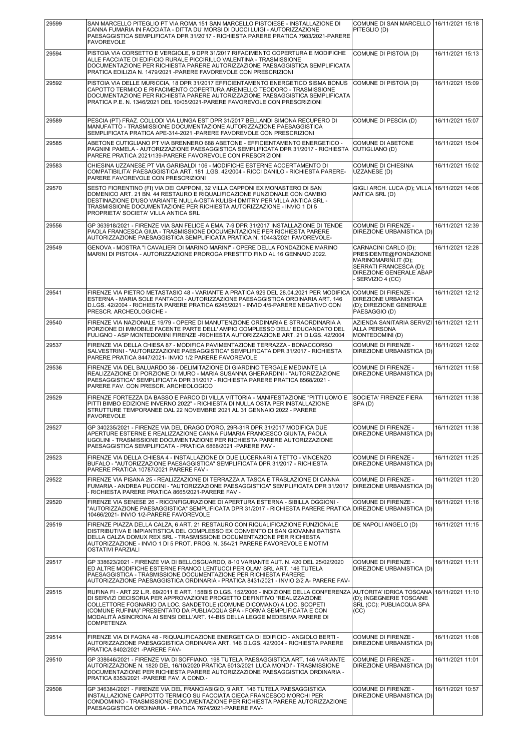| | | | |
|---|---|---|---|
| 29599 | SAN MARCELLO PITEGLIO PT VIA ROMA 151 SAN MARCELLO PISTOIESE - INSTALLAZIONE DI CANNA FUMARIA IN FACCIATA - DITTA DU' MORSI DI DUCCI LUIGI - AUTORIZZAZIONE PAESAGGISTICA SEMPLIFICATA DPR 31/20'17 - RICHIESTA PARERE PRATICA 7983/2021-PARERE FAVOREVOLE | COMUNE DI SAN MARCELLO PITEGLIO (D) | 16/11/2021 15:18 |
| 29594 | PISTOIA VIA CORSETTO E VERGIOLE, 9 DPR 31/2017 RIFACIMENTO COPERTURA E MODIFICHE ALLE FACCIATE DI EDIFICIO RURALE PICCIRILLO VALENTINA - TRASMISSIONE DOCUMENTAZIONE PER RICHIESTA PARERE AUTORIZZAZIONE PAESAGGISTICA SEMPLIFICATA PRATICA EDILIZIA N. 1479/2021 -PARERE FAVOREVOLE CON PRESCRIZIONI | COMUNE DI PISTOIA (D) | 16/11/2021 15:13 |
| 29592 | PISTOIA VIA DELLE MURICCIA, 18 DPR 31/2017 EFFICIENTAMENTO ENERGETICO SISMA BONUS CAPOTTO TERMICO E RIFACIMENTO COPERTURA ARENIELLO TEODORO - TRASMISSIONE DOCUMENTAZIONE PER RICHIESTA PARERE AUTORIZZAZIONE PAESAGGISTICA SEMPLIFICATA PRATICA P.E. N. 1346/2021 DEL 10/05/2021-PARERE FAVOREVOLE CON PRESCRIZIONI | COMUNE DI PISTOIA (D) | 16/11/2021 15:09 |
| 29589 | PESCIA (PT) FRAZ. COLLODI VIA LUNGA EST DPR 31/2017 BELLANDI SIMONA RECUPERO DI MANUFATTO - TRASMISSIONE DOCUMENTAZIONE AUTORIZZAZIONE PAESAGGISTICA SEMPLIFICATA PRATICA APE-314-2021 -PARERE FAVOREVOLE CON PRESCRIZIONI | COMUNE DI PESCIA (D) | 16/11/2021 15:07 |
| 29585 | ABETONE CUTIGLIANO PT VIA BRENNERO 688 ABETONE - EFFICIENTAMENTO ENERGETICO - PAGNINI PAMELA - AUTORIZZAZIONE PAESAGGISTICA SEMPLIFICATA DPR 31/2017 - RICHIESTA PARERE PRATICA 2021/139-PARERE FAVOREVOLE CON PRESCRIZIONI | COMUNE DI ABETONE CUTIGLIANO (D) | 16/11/2021 15:04 |
| 29583 | CHIESINA UZZANESE PT VIA GARIBALDI 106 - MODIFICHE ESTERNE ACCERTAMENTO DI COMPATIBILITA' PAESAGGISTICA ART. 181 .LGS. 42/2004 - RICCI DANILO - RICHIESTA PARERE-PARERE FAVOREVOLE CON PRESCRIZIONI | COMUNE DI CHIESINA UZZANESE (D) | 16/11/2021 15:02 |
| 29570 | SESTO FIORENTINO (FI) VIA DEI CAPPONI, 32 VILLA CAPPONI EX MONASTERO DI SAN DOMENICO ART. 21 BN. 44 RESTAURO E RIQUALIFICAZIONE FUNZIONALE CON CAMBIO DESTINAZIONE D'USO VARIANTE NULLA-OSTA KULISH DMITRY PER VILLA ANTICA SRL - TRASMISSIONE DOCUMENTAZIONE PER RICHIESTA AUTORIZZAZIONE - INVIO 1 DI 5 PROPRIETA' SOCIETA' VILLA ANTICA SRL | GIGLI ARCH. LUCA (D); VILLA ANTICA SRL (D) | 16/11/2021 14:06 |
| 29556 | GP 363918/2021 - FIRENZE VIA SAN FELICE A EMA, 7-9 DPR 31/2017 INSTALLAZIONE DI TENDE PAOLA FRANCESCA GIUA - TRASMISSIONE DOCUMENTAZIONE PER RICHIESTA PARERE AUTORIZZAZIONE PAESAGGISTICA SEMPLIFICATA PRATICA N. 10443/2021 FAVOREVOLE- | COMUNE DI FIRENZE - DIREZIONE URBANISTICA (D) | 16/11/2021 12:39 |
| 29549 | GENOVA - MOSTRA "I CAVALIERI DI MARINO MARINI" - OPERE DELLA FONDAZIONE MARINO MARINI DI PISTOIA - AUTORIZZAZIONE PROROGA PRESTITO FINO AL 16 GENNAIO 2022. | CARNACINI CARLO (D); PRESIDENTE@FONDAZIONE MARINOMARINI.IT (D); SERRATI FRANCESCA (D); DIREZIONE GENERALE ABAP - SERVIZIO 4 (CC) | 16/11/2021 12:28 |
| 29541 | FIRENZE VIA PIETRO METASTASIO 48 - VARIANTE A PRATICA 929 DEL 28.04.2021 PER MODIFICA ESTERNA - MARIA SOLE FANTACCI - AUTORIZZAZIONE PAESAGGISTICA ORDINARIA ART. 146 D.LGS. 42/2004 - RICHIESTA PARERE PRATICA 6245/2021 - INVIO 4/5-PARERE NEGATIVO CON PRESCR. ARCHEOLOGICHE - | COMUNE DI FIRENZE - DIREZIONE URBANISTICA (D); DIREZIONE GENERALE PAESAGGIO (D) | 16/11/2021 12:12 |
| 29540 | FIRENZE VIA NAZIONALE 19/79 - OPERE DI MANUTENZIONE ORDINARIA E STRAORDINARIA A PORZIONE DI IMMOBILE FACENTE PARTE DELL' AMPIO COMPLESSO DELL' EDUCANDATO DEL FULIGNO - ASP MONTEDOMINI FIRENZE -RICHIESTA AUTORIZZAZIONE ART. 21 D.LGS. 42/2004 | AZIENDA SANITARIA SERVIZI ALLA PERSONA MONTEDOMINI (D) | 16/11/2021 12:11 |
| 29537 | FIRENZE VIA DELLA CHIESA 87 - MODIFICA PAVIMENTAZIONE TERRAZZA - BONACCORSO SALVESTRINI - "AUTORIZZAZIONE PAESAGGISTICA" SEMPLIFICATA DPR 31/2017 - RICHIESTA PARERE PRATICA 8447/2021- INVIO 1/2 PARERE FAVOREVOLE | COMUNE DI FIRENZE - DIREZIONE URBANISTICA (D) | 16/11/2021 12:02 |
| 29536 | FIRENZE VIA DEL BALUARDO 36 - DELIMITAZIONE DI GIARDINO TERGALE MEDIANTE LA REALIZZAZIONE DI PORZIONE DI MURO - MARIA SUSANNA GHERARDINI - "AUTORIZZAZIONE PAESAGGISTICA" SEMPLIFICATA DPR 31/2017 - RICHIESTA PARERE PRATICA 8568/2021 - PARERE FAV. CON PRESCR. ARCHEOLOGICO | COMUNE DI FIRENZE - DIREZIONE URBANISTICA (D) | 16/11/2021 11:58 |
| 29529 | FIRENZE FORTEZZA DA BASSO E PARCO DI VILLA VITTORIA - MANIFESTAZIONE "PITTI UOMO E PITTI BIMBO EDIZIONE INVERNO 2022" - RICHIESTA DI NULLA OSTA PER INSTALLAZIONE STRUTTURE TEMPORANEE DAL 22 NOVEMBRE 2021 AL 31 GENNAIO 2022 - PARERE FAVOREVOLE | SOCIETA' FIRENZE FIERA SPA (D) | 16/11/2021 11:38 |
| 29527 | GP 340235/2021 - FIRENZE VIA DEL DRAGO D'ORO, 29R-31R DPR 31/2017 MODIFICA DUE APERTURE ESTERNE E REALIZZAZIONE CANNA FUMARIA FRANCESCO GIUNTA, PAOLA UGOLINI - TRASMISSIONE DOCUMENTAZIONE PER RICHIESTA PARERE AUTORIZZAZIONE PAESAGGISTICA SEMPLIFICATA - PRATICA 6868/2021 -PARERE FAV - | COMUNE DI FIRENZE - DIREZIONE URBANISTICA (D) | 16/11/2021 11:38 |
| 29523 | FIRENZE VIA DELLA CHIESA 4 - INSTALLAZIONE DI DUE LUCERNARI A TETTO - VINCENZO BUFALO - "AUTORIZZAZIONE PAESAGGISTICA" SEMPLIFICATA DPR 31/2017 - RICHIESTA PARERE PRATICA 10787/2021 PARERE FAV - | COMUNE DI FIRENZE - DIREZIONE URBANISTICA (D) | 16/11/2021 11:25 |
| 29522 | FIRENZE VIA PISANA 25 - REALIZZAZIONE DI TERRAZZA A TASCA E TRASLAZIONE DI CANNA FUMARIA - ANDREA PUCCINI - "AUTORIZZAZIONE PAESAGGISTICA" SEMPLIFICATA DPR 31/2017 - RICHIESTA PARERE PRATICA 8665/2021-PARERE FAV - | COMUNE DI FIRENZE - DIREZIONE URBANISTICA (D) | 16/11/2021 11:20 |
| 29520 | FIRENZE VIA SENESE 26 - RICONFIGURAZIONE DI APERTURA ESTERNA - SIBILLA OGGIONI - "AUTORIZZAZIONE PAESAGGISTICA" SEMPLIFICATA DPR 31/2017 - RICHIESTA PARERE PRATICA 10466/2021- INVIO 1/2-PARERE FAVOREVOLE | COMUNE DI FIRENZE - DIREZIONE URBANISTICA (D) | 16/11/2021 11:16 |
| 29519 | FIRENZE PIAZZA DELLA CALZA, 6 ART. 21 RESTAURO CON RIQUALIFICAZIONE FUNZIONALE DISTRIBUTIVA E IMPIANTISTICA DEL COMPLESSO EX CONVENTO DI SAN GIOVANNI BATISTA DELLA CALZA DOMUX REX SRL - TRASMISSIONE DOCUMENTAZIONE PER RICHIESTA AUTORIZZAZIONE - INVIO 1 DI 5 PROT. PROG. N. 354/21 PARERE FAVOREVOLE E MOTIVI OSTATIVI PARZIALI | DE NAPOLI ANGELO (D) | 16/11/2021 11:15 |
| 29517 | GP 338623/2021 - FIRENZE VIA DI BELLOSGUARDO, 8-10 VARIANTE AUT. N. 420 DEL 25/02/2020 ED ALTRE MODIFICHE ESTERNE FRANCO LENTUCCI PER OLAM SRL ART. 146 TUTELA PAESAGGISTICA - TRASMISSIONE DOCUMENTAZIONE PER RICHIESTA PARERE AUTORIZZAZIONE PAESAGGISTICA ORDINARIA - PRATICA 8431/2021 - INVIO 2/2 A- PARERE FAV- | COMUNE DI FIRENZE - DIREZIONE URBANISTICA (D) | 16/11/2021 11:11 |
| 29515 | RUFINA FI - ART.22 L.R. 69/2011 E ART. 158BIS D.LGS. 152/2006 - INDIZIONE DELLA CONFERENZA DI SERVIZI DECISORIA PER APPROVAZIONE PROGETTO DEFINITIVO "REALIZZAZIONE COLLETTORE FOGNARIO DA LOC. SANDETOLE (COMUNE DICOMANO) A LOC. SCOPETI (COMUNE RUFINA)" PRESENTATO DA PUBLIACQUA SPA - FORMA SEMPLIFICATA E CON MODALITÀ ASINCRONA AI SENSI DELL'ART. 14-BIS DELLA LEGGE MEDESIMA PARERE DI COMPETENZA | AUTORITA' IDRICA TOSCANA (D); INGEGNERIE TOSCANE SRL (CC); PUBLIACQUA SPA (CC) | 16/11/2021 11:10 |
| 29514 | FIRENZE VIA DI FAGNA 48 - RIQUALIFICAZIONE ENERGETICA DI EDIFICIO - ANGIOLO BERTI - AUTORIZZAZIONE PAESAGGISTICA ORDINARIA ART. 146 D.LGS. 42/2004 - RICHIESTA PARERE PRATICA 8402/2021 -PARERE FAV- | COMUNE DI FIRENZE - DIREZIONE URBANISTICA (D) | 16/11/2021 11:08 |
| 29510 | GP 338646/2021 - FIRENZE VIA DI SOFFIANO, 198 TUTELA PAESAGGISTICA ART. 146 VARIANTE AUTORIZZAZIONE N. 1820 DEL 16/10/2020 PRATICA 6013/2021 LUCA MONDI' - TRASMISSIONE DOCUMENTAZIONE PER RICHIESTA PARERE AUTORIZZAZIONE PAESAGGISTICA ORDINARIA - PRATICA 8353/2021 -PARERE FAV. A COND.- | COMUNE DI FIRENZE - DIREZIONE URBANISTICA (D) | 16/11/2021 11:01 |
| 29508 | GP 346384/2021 - FIRENZE VIA DEL FRANCIABIGIO, 9 ART. 146 TUTELA PAESAGGISTICA INSTALLAZIONE CAPPOTTO TERMICO SU FACCIATA CIECA FRANCESCO MORCHI PER CONDOMINIO - TRASMISSIONE DOCUMENTAZIONE PER RICHIESTA PARERE AUTORIZZAZIONE PAESAGGISTICA ORDINARIA - PRATICA 7674/2021-PARERE FAV- | COMUNE DI FIRENZE - DIREZIONE URBANISTICA (D) | 16/11/2021 10:57 |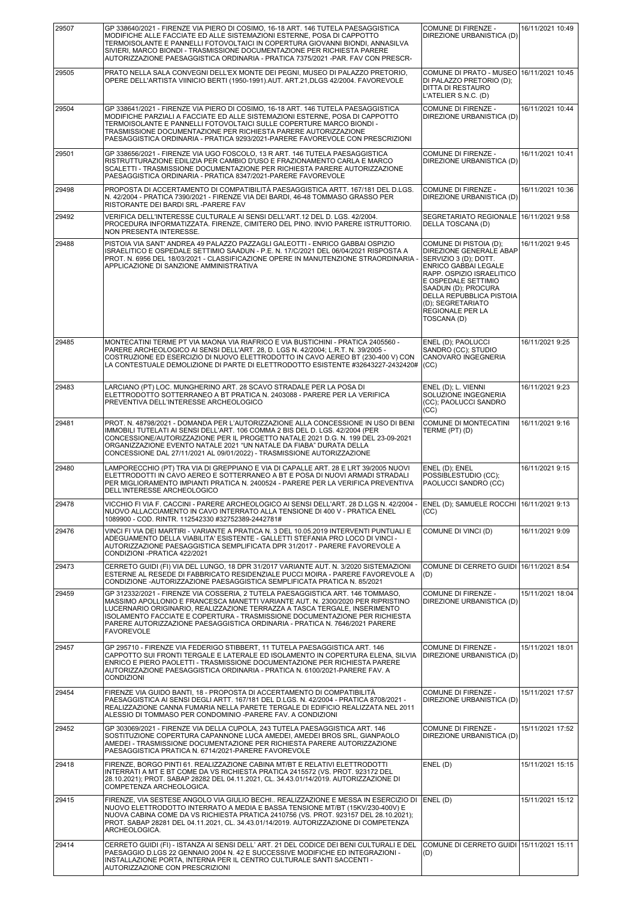| | | | |
|---|---|---|---|
| 29507 | GP 338640/2021 - FIRENZE VIA PIERO DI COSIMO, 16-18 ART. 146 TUTELA PAESAGGISTICA MODIFICHE ALLE FACCIATE ED ALLE SISTEMAZIONI ESTERNE, POSA DI CAPPOTTO TERMOISOLANTE E PANNELLI FOTOVOLTAICI IN COPERTURA GIOVANNI BIONDI, ANNASILVA SIVIERI, MARCO BIONDI - TRASMISSIONE DOCUMENTAZIONE PER RICHIESTA PARERE AUTORIZZAZIONE PAESAGGISTICA ORDINARIA - PRATICA 7375/2021 -PAR. FAV CON PRESCR- | COMUNE DI FIRENZE - DIREZIONE URBANISTICA (D) | 16/11/2021 10:49 |
| 29505 | PRATO NELLA SALA CONVEGNI DELL'EX MONTE DEI PEGNI, MUSEO DI PALAZZO PRETORIO, OPERE DELL'ARTISTA VIINICIO BERTI (1950-1991).AUT. ART.21,DLGS 42/2004. FAVOREVOLE | COMUNE DI PRATO - MUSEO DI PALAZZO PRETORIO (D); DITTA DI RESTAURO L'ATELIER S.N.C. (D) | 16/11/2021 10:45 |
| 29504 | GP 338641/2021 - FIRENZE VIA PIERO DI COSIMO, 16-18 ART. 146 TUTELA PAESAGGISTICA MODIFICHE PARZIALI A FACCIATE ED ALLE SISTEMAZIONI ESTERNE, POSA DI CAPPOTTO TERMOISOLANTE E PANNELLI FOTOVOLTAICI SULLE COPERTURE MARCO BIONDI - TRASMISSIONE DOCUMENTAZIONE PER RICHIESTA PARERE AUTORIZZAZIONE PAESAGGISTICA ORDINARIA - PRATICA 9293/2021-PARERE FAVOREVOLE CON PRESCRIZIONI | COMUNE DI FIRENZE - DIREZIONE URBANISTICA (D) | 16/11/2021 10:44 |
| 29501 | GP 338656/2021 - FIRENZE VIA UGO FOSCOLO, 13 R ART. 146 TUTELA PAESAGGISTICA RISTRUTTURAZIONE EDILIZIA PER CAMBIO D'USO E FRAZIONAMENTO CARLA E MARCO SCALETTI - TRASMISSIONE DOCUMENTAZIONE PER RICHIESTA PARERE AUTORIZZAZIONE PAESAGGISTICA ORDINARIA - PRATICA 8347/2021-PARERE FAVOREVOLE | COMUNE DI FIRENZE - DIREZIONE URBANISTICA (D) | 16/11/2021 10:41 |
| 29498 | PROPOSTA DI ACCERTAMENTO DI COMPATIBILITÀ PAESAGGISTICA ARTT. 167/181 DEL D.LGS. N. 42/2004 - PRATICA 7390/2021 - FIRENZE VIA DEI BARDI, 46-48 TOMMASO GRASSO PER RISTORANTE DEI BARDI SRL -PARERE FAV | COMUNE DI FIRENZE - DIREZIONE URBANISTICA (D) | 16/11/2021 10:36 |
| 29492 | VERIFICA DELL'INTERESSE CULTURALE AI SENSI DELL'ART.12 DEL D. LGS. 42/2004. PROCEDURA INFORMATIZZATA. FIRENZE, CIMITERO DEL PINO. INVIO PARERE ISTRUTTORIO. NON PRESENTA INTERESSE. | SEGRETARIATO REGIONALE DELLA TOSCANA (D) | 16/11/2021 9:58 |
| 29488 | PISTOIA VIA SANT' ANDREA 49 PALAZZO PAZZAGLI GALEOTTI - ENRICO GABBAI OSPIZIO ISRAELITICO E OSPEDALE SETTIMIO SAADUN - P.E. N. 17/C/2021 DEL 06/04/2021 RISPOSTA A PROT. N. 6956 DEL 18/03/2021 - CLASSIFICAZIONE OPERE IN MANUTENZIONE STRAORDINARIA - APPLICAZIONE DI SANZIONE AMMINISTRATIVA | COMUNE DI PISTOIA (D); DIREZIONE GENERALE ABAP SERVIZIO 3 (D); DOTT. ENRICO GABBAI LEGALE RAPP. OSPIZIO ISRAELITICO E OSPEDALE SETTIMIO SAADUN (D); PROCURA DELLA REPUBBLICA PISTOIA (D); SEGRETARIATO REGIONALE PER LA TOSCANA (D) | 16/11/2021 9:45 |
| 29485 | MONTECATINI TERME PT VIA MAONA VIA RIAFRICO E VIA BUSTICHINI - PRATICA 2405560 - PARERE ARCHEOLOGICO AI SENSI DELL'ART. 28, D. LGS N. 42/2004; L.R.T. N. 39/2005 - COSTRUZIONE ED ESERCIZIO DI NUOVO ELETTRODOTTO IN CAVO AEREO BT (230-400 V) CON LA CONTESTUALE DEMOLIZIONE DI PARTE DI ELETTRODOTTO ESISTENTE #32643227-2432420# | ENEL (D); PAOLUCCI SANDRO (CC); STUDIO CANOVARO INGEGNERIA (CC) | 16/11/2021 9:25 |
| 29483 | LARCIANO (PT) LOC. MUNGHERINO ART. 28 SCAVO STRADALE PER LA POSA DI ELETTRODOTTO SOTTERRANEO A BT PRATICA N. 2403088 - PARERE PER LA VERIFICA PREVENTIVA DELL'INTERESSE ARCHEOLOGICO | ENEL (D); L. VIENNI SOLUZIONE INGEGNERIA (CC); PAOLUCCI SANDRO (CC) | 16/11/2021 9:23 |
| 29481 | PROT. N. 48798/2021 - DOMANDA PER L'AUTORIZZAZIONE ALLA CONCESSIONE IN USO DI BENI IMMOBILI TUTELATI AI SENSI DELL'ART. 106 COMMA 2 BIS DEL D. LGS. 42/2004 (PER CONCESSIONE/AUTORIZZAZIONE PER IL PROGETTO NATALE 2021 D.G. N. 199 DEL 23-09-2021 ORGANIZZAZIONE EVENTO NATALE 2021 "UN NATALE DA FIABA" DURATA DELLA CONCESSIONE DAL 27/11/2021 AL 09/01/2022) - TRASMISSIONE AUTORIZZAZIONE | COMUNE DI MONTECATINI TERME (PT) (D) | 16/11/2021 9:16 |
| 29480 | LAMPORECCHIO (PT) TRA VIA DI GREPPIANO E VIA DI CAPALLE ART. 28 E LRT 39/2005 NUOVI ELETTRODOTTI IN CAVO AEREO E SOTTERRANEO A BT E POSA DI NUOVI ARMADI STRADALI PER MIGLIORAMENTO IMPIANTI PRATICA N. 2400524 - PARERE PER LA VERIFICA PREVENTIVA DELL'INTERESSE ARCHEOLOGICO | ENEL (D); ENEL POSSIBLESTUDIO (CC); PAOLUCCI SANDRO (CC) | 16/11/2021 9:15 |
| 29478 | VICCHIO FI VIA F. CACCINI - PARERE ARCHEOLOGICO AI SENSI DELL'ART. 28 D.LGS N. 42/2004 - NUOVO ALLACCIAMENTO IN CAVO INTERRATO ALLA TENSIONE DI 400 V - PRATICA ENEL 1089900 - COD. RINTR. 112542330 #32752389-2442781# | ENEL (D); SAMUELE ROCCHI (CC) | 16/11/2021 9:13 |
| 29476 | VINCI FI VIA DEI MARTIRI - VARIANTE A PRATICA N. 3 DEL 10.05.2019 INTERVENTI PUNTUALI E ADEGUAMENTO DELLA VIABILITA' ESISTENTE - GALLETTI STEFANIA PRO LOCO DI VINCI - AUTORIZZAZIONE PAESAGGISTICA SEMPLIFICATA DPR 31/2017 - PARERE FAVOREVOLE A CONDIZIONI -PRATICA 422/2021 | COMUNE DI VINCI (D) | 16/11/2021 9:09 |
| 29473 | CERRETO GUIDI (FI) VIA DEL LUNGO, 18 DPR 31/2017 VARIANTE AUT. N. 3/2020 SISTEMAZIONI ESTERNE AL RESEDE DI FABBRICATO RESIDENZIALE PUCCI MOIRA - PARERE FAVOREVOLE A CONDIZIONE -AUTORIZZAZIONE PAESAGGISTICA SEMPLIFICATA PRATICA N. 85/2021 | COMUNE DI CERRETO GUIDI (D) | 16/11/2021 8:54 |
| 29459 | GP 312332/2021 - FIRENZE VIA COSSERIA, 2 TUTELA PAESAGGISTICA ART. 146 TOMMASO, MASSIMO APOLLONIO E FRANCESCA MANETTI VARIANTE AUT. N. 2300/2020 PER RIPRISTINO LUCERNARIO ORIGINARIO, REALIZZAZIONE TERRAZZA A TASCA TERGALE, INSERIMENTO ISOLAMENTO FACCIATE E COPERTURA - TRASMISSIONE DOCUMENTAZIONE PER RICHIESTA PARERE AUTORIZZAZIONE PAESAGGISTICA ORDINARIA - PRATICA N. 7646/2021 PARERE FAVOREVOLE | COMUNE DI FIRENZE - DIREZIONE URBANISTICA (D) | 15/11/2021 18:04 |
| 29457 | GP 295710 - FIRENZE VIA FEDERIGO STIBBERT, 11 TUTELA PAESAGGISTICA ART. 146 CAPPOTTO SUI FRONTI TERGALE E LATERALE ED ISOLAMENTO IN COPERTURA ELENA, SILVIA ENRICO E PIERO PAOLETTI - TRASMISSIONE DOCUMENTAZIONE PER RICHIESTA PARERE AUTORIZZAZIONE PAESAGGISTICA ORDINARIA - PRATICA N. 6100/2021-PARERE FAV. A CONDIZIONI | COMUNE DI FIRENZE - DIREZIONE URBANISTICA (D) | 15/11/2021 18:01 |
| 29454 | FIRENZE VIA GUIDO BANTI, 18 - PROPOSTA DI ACCERTAMENTO DI COMPATIBILITÀ PAESAGGISTICA AI SENSI DEGLI ARTT. 167/181 DEL D.LGS. N. 42/2004 - PRATICA 8708/2021 - REALIZZAZIONE CANNA FUMARIA NELLA PARETE TERGALE DI EDIFICIO REALIZZATA NEL 2011 ALESSIO DI TOMMASO PER CONDOMINIO -PARERE FAV. A CONDIZIONI | COMUNE DI FIRENZE - DIREZIONE URBANISTICA (D) | 15/11/2021 17:57 |
| 29452 | GP 303069/2021 - FIRENZE VIA DELLA CUPOLA, 243 TUTELA PAESAGGISTICA ART. 146 SOSTITUZIONE COPERTURA CAPANNONE LUCA AMEDEI, AMEDEI BROS SRL, GIANPAOLO AMEDEI - TRASMISSIONE DOCUMENTAZIONE PER RICHIESTA PARERE AUTORIZZAZIONE PAESAGGISTICA PRATICA N. 6714/2021-PARERE FAVOREVOLE | COMUNE DI FIRENZE - DIREZIONE URBANISTICA (D) | 15/11/2021 17:52 |
| 29418 | FIRENZE, BORGO PINTI 61. REALIZZAZIONE CABINA MT/BT E RELATIVI ELETTRODOTTI INTERRATI A MT E BT COME DA VS RICHIESTA PRATICA 2415572 (VS. PROT. 923172 DEL 28.10.2021); PROT. SABAP 28282 DEL 04.11.2021, CL. 34.43.01/14/2019. AUTORIZZAZIONE DI COMPETENZA ARCHEOLOGICA. | ENEL (D) | 15/11/2021 15:15 |
| 29415 | FIRENZE, VIA SESTESE ANGOLO VIA GIULIO BECHI.. REALIZZAZIONE E MESSA IN ESERCIZIO DI NUOVO ELETTRODOTTO INTERRATO A MEDIA E BASSA TENSIONE MT/BT (15KV/230-400V) E NUOVA CABINA COME DA VS RICHIESTA PRATICA 2410756 (VS. PROT. 923157 DEL 28.10.2021); PROT. SABAP 28281 DEL 04.11.2021, CL. 34.43.01/14/2019. AUTORIZZAZIONE DI COMPETENZA ARCHEOLOGICA. | ENEL (D) | 15/11/2021 15:12 |
| 29414 | CERRETO GUIDI (FI) - ISTANZA AI SENSI DELL' ART. 21 DEL CODICE DEI BENI CULTURALI E DEL PAESAGGIO D.LGS 22 GENNAIO 2004 N. 42 E SUCCESSIVE MODIFICHE ED INTEGRAZIONI - INSTALLAZIONE PORTA, INTERNA PER IL CENTRO CULTURALE SANTI SACCENTI - AUTORIZZAZIONE CON PRESCRIZIONI | COMUNE DI CERRETO GUIDI (D) | 15/11/2021 15:11 |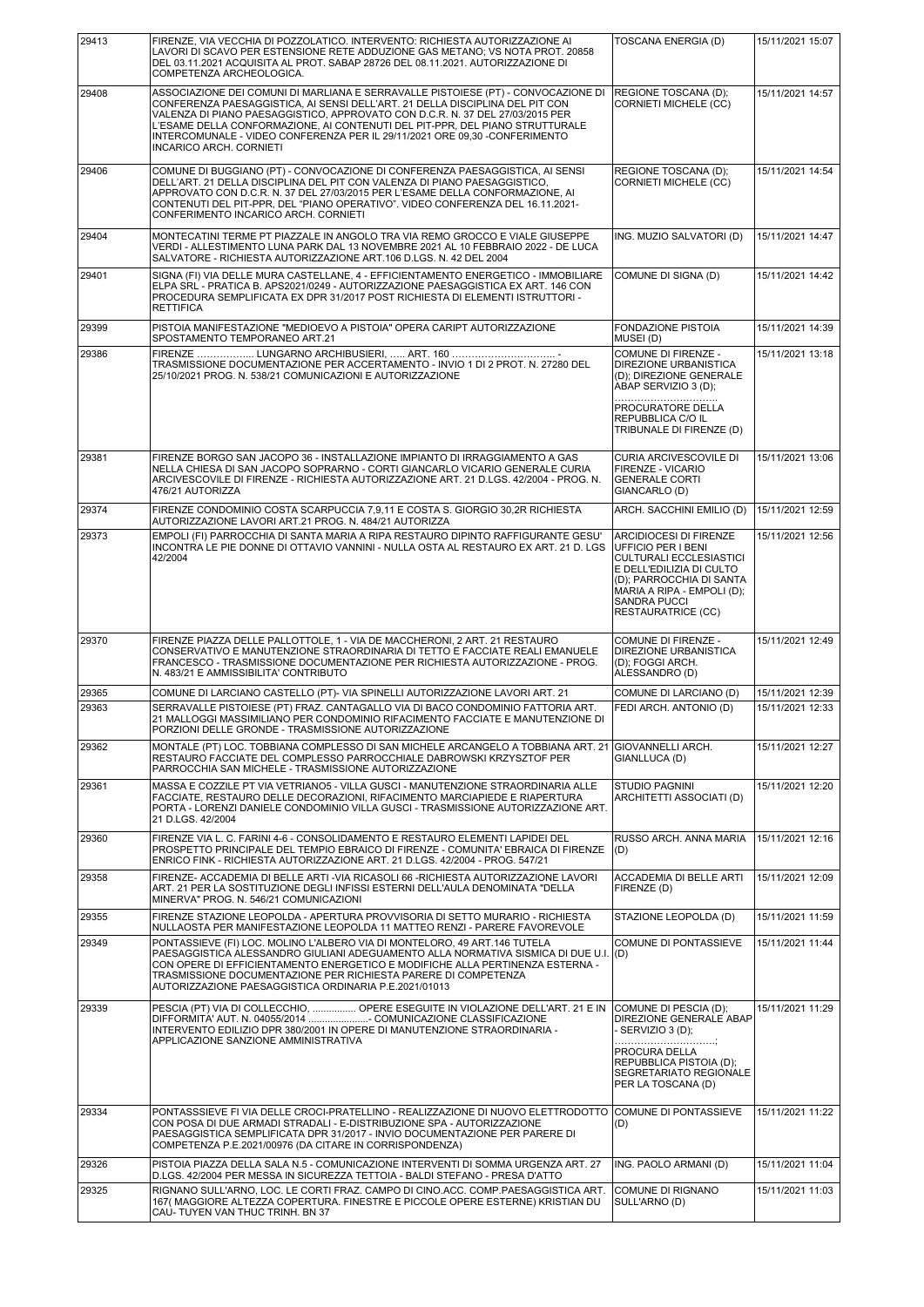| 29413 | FIRENZE, VIA VECCHIA DI POZZOLATICO. INTERVENTO: RICHIESTA AUTORIZZAZIONE AI LAVORI DI SCAVO PER ESTENSIONE RETE ADDUZIONE GAS METANO; VS NOTA PROT. 20858 DEL 03.11.2021 ACQUISITA AL PROT. SABAP 28726 DEL 08.11.2021. AUTORIZZAZIONE DI COMPETENZA ARCHEOLOGICA. | TOSCANA ENERGIA (D) | 15/11/2021 15:07 |
|---|---|---|---|
| 29408 | ASSOCIAZIONE DEI COMUNI DI MARLIANA E SERRAVALLE PISTOIESE (PT) - CONVOCAZIONE DI CONFERENZA PAESAGGISTICA, AI SENSI DELL'ART. 21 DELLA DISCIPLINA DEL PIT CON VALENZA DI PIANO PAESAGGISTICO, APPROVATO CON D.C.R. N. 37 DEL 27/03/2015 PER L'ESAME DELLA CONFORMAZIONE, AI CONTENUTI DEL PIT-PPR, DEL PIANO STRUTTURALE INTERCOMUNALE - VIDEO CONFERENZA PER IL 29/11/2021 ORE 09,30 -CONFERIMENTO INCARICO ARCH. CORNIETI | REGIONE TOSCANA (D); CORNIETI MICHELE (CC) | 15/11/2021 14:57 |
| 29406 | COMUNE DI BUGGIANO (PT) - CONVOCAZIONE DI CONFERENZA PAESAGGISTICA, AI SENSI DELL'ART. 21 DELLA DISCIPLINA DEL PIT CON VALENZA DI PIANO PAESAGGISTICO, APPROVATO CON D.C.R. N. 37 DEL 27/03/2015 PER L'ESAME DELLA CONFORMAZIONE, AI CONTENUTI DEL PIT-PPR, DEL "PIANO OPERATIVO". VIDEO CONFERENZA DEL 16.11.2021- CONFERIMENTO INCARICO ARCH. CORNIETI | REGIONE TOSCANA (D); CORNIETI MICHELE (CC) | 15/11/2021 14:54 |
| 29404 | MONTECATINI TERME PT PIAZZALE IN ANGOLO TRA VIA REMO GROCCO E VIALE GIUSEPPE VERDI - ALLESTIMENTO LUNA PARK DAL 13 NOVEMBRE 2021 AL 10 FEBBRAIO 2022 - DE LUCA SALVATORE - RICHIESTA AUTORIZZAZIONE ART.106 D.LGS. N. 42 DEL 2004 | ING. MUZIO SALVATORI (D) | 15/11/2021 14:47 |
| 29401 | SIGNA (FI) VIA DELLE MURA CASTELLANE, 4 - EFFICIENTAMENTO ENERGETICO - IMMOBILIARE ELPA SRL - PRATICA B. APS2021/0249 - AUTORIZZAZIONE PAESAGGISTICA EX ART. 146 CON PROCEDURA SEMPLIFICATA EX DPR 31/2017 POST RICHIESTA DI ELEMENTI ISTRUTTORI - RETTIFICA | COMUNE DI SIGNA (D) | 15/11/2021 14:42 |
| 29399 | PISTOIA MANIFESTAZIONE "MEDIOEVO A PISTOIA" OPERA CARIPT AUTORIZZAZIONE SPOSTAMENTO TEMPORANEO ART.21 | FONDAZIONE PISTOIA MUSEI (D) | 15/11/2021 14:39 |
| 29386 | FIRENZE ……………… LUNGARNO ARCHIBUSIERI, ….. ART. 160 …………………………… - TRASMISSIONE DOCUMENTAZIONE PER ACCERTAMENTO - INVIO 1 DI 2 PROT. N. 27280 DEL 25/10/2021 PROG. N. 538/21 COMUNICAZIONI E AUTORIZZAZIONE | COMUNE DI FIRENZE - DIREZIONE URBANISTICA (D); DIREZIONE GENERALE ABAP SERVIZIO 3 (D); …………………………… PROCURATORE DELLA REPUBBLICA C/O IL TRIBUNALE DI FIRENZE (D) | 15/11/2021 13:18 |
| 29381 | FIRENZE BORGO SAN JACOPO 36 - INSTALLAZIONE IMPIANTO DI IRRAGGIAMENTO A GAS NELLA CHIESA DI SAN JACOPO SOPRARNO - CORTI GIANCARLO VICARIO GENERALE CURIA ARCIVESCOVILE DI FIRENZE - RICHIESTA AUTORIZZAZIONE ART. 21 D.LGS. 42/2004 - PROG. N. 476/21 AUTORIZZA | CURIA ARCIVESCOVILE DI FIRENZE - VICARIO GENERALE CORTI GIANCARLO (D) | 15/11/2021 13:06 |
| 29374 | FIRENZE CONDOMINIO COSTA SCARPUCCIA 7,9,11 E COSTA S. GIORGIO 30,2R RICHIESTA AUTORIZZAZIONE LAVORI ART.21 PROG. N. 484/21 AUTORIZZA | ARCH. SACCHINI EMILIO (D) | 15/11/2021 12:59 |
| 29373 | EMPOLI (FI) PARROCCHIA DI SANTA MARIA A RIPA RESTAURO DIPINTO RAFFIGURANTE GESU' INCONTRA LE PIE DONNE DI OTTAVIO VANNINI - NULLA OSTA AL RESTAURO EX ART. 21 D. LGS 42/2004 | ARCIDIOCESI DI FIRENZE UFFICIO PER I BENI CULTURALI ECCLESIASTICI E DELL'EDILIZIA DI CULTO (D); PARROCCHIA DI SANTA MARIA A RIPA - EMPOLI (D); SANDRA PUCCI RESTAURATRICE (CC) | 15/11/2021 12:56 |
| 29370 | FIRENZE PIAZZA DELLE PALLOTTOLE, 1 - VIA DE MACCHERONI, 2 ART. 21 RESTAURO CONSERVATIVO E MANUTENZIONE STRAORDINARIA DI TETTO E FACCIATE REALI EMANUELE FRANCESCO - TRASMISSIONE DOCUMENTAZIONE PER RICHIESTA AUTORIZZAZIONE - PROG. N. 483/21 E AMMISSIBILITA' CONTRIBUTO | COMUNE DI FIRENZE - DIREZIONE URBANISTICA (D); FOGGI ARCH. ALESSANDRO (D) | 15/11/2021 12:49 |
| 29365 | COMUNE DI LARCIANO CASTELLO (PT)- VIA SPINELLI AUTORIZZAZIONE LAVORI ART. 21 | COMUNE DI LARCIANO (D) | 15/11/2021 12:39 |
| 29363 | SERRAVALLE PISTOIESE (PT) FRAZ. CANTAGALLO VIA DI BACO CONDOMINIO FATTORIA ART. 21 MALLOGGI MASSIMILIANO PER CONDOMINIO RIFACIMENTO FACCIATE E MANUTENZIONE DI PORZIONI DELLE GRONDE - TRASMISSIONE AUTORIZZAZIONE | FEDI ARCH. ANTONIO (D) | 15/11/2021 12:33 |
| 29362 | MONTALE (PT) LOC. TOBBIANA COMPLESSO DI SAN MICHELE ARCANGELO A TOBBIANA ART. 21 RESTAURO FACCIATE DEL COMPLESSO PARROCCHIALE DABROWSKI KRZYSZTOF PER PARROCCHIA SAN MICHELE - TRASMISSIONE AUTORIZZAZIONE | GIOVANNELLI ARCH. GIANLLUCA (D) | 15/11/2021 12:27 |
| 29361 | MASSA E COZZILE PT VIA VETRIANO5 - VILLA GUSCI - MANUTENZIONE STRAORDINARIA ALLE FACCIATE, RESTAURO DELLE DECORAZIONI, RIFACIMENTO MARCIAPIEDE E RIAPERTURA PORTA - LORENZI DANIELE CONDOMINIO VILLA GUSCI - TRASMISSIONE AUTORIZZAZIONE ART. 21 D.LGS. 42/2004 | STUDIO PAGNINI ARCHITETTI ASSOCIATI (D) | 15/11/2021 12:20 |
| 29360 | FIRENZE VIA L. C. FARINI 4-6 - CONSOLIDAMENTO E RESTAURO ELEMENTI LAPIDEI DEL PROSPETTO PRINCIPALE DEL TEMPIO EBRAICO DI FIRENZE - COMUNITA' EBRAICA DI FIRENZE ENRICO FINK - RICHIESTA AUTORIZZAZIONE ART. 21 D.LGS. 42/2004 - PROG. 547/21 | RUSSO ARCH. ANNA MARIA (D) | 15/11/2021 12:16 |
| 29358 | FIRENZE- ACCADEMIA DI BELLE ARTI -VIA RICASOLI 66 -RICHIESTA AUTORIZZAZIONE LAVORI ART. 21 PER LA SOSTITUZIONE DEGLI INFISSI ESTERNI DELL'AULA DENOMINATA "DELLA MINERVA" PROG. N. 546/21 COMUNICAZIONI | ACCADEMIA DI BELLE ARTI FIRENZE (D) | 15/11/2021 12:09 |
| 29355 | FIRENZE STAZIONE LEOPOLDA - APERTURA PROVVISORIA DI SETTO MURARIO - RICHIESTA NULLAOSTA PER MANIFESTAZIONE LEOPOLDA 11 MATTEO RENZI - PARERE FAVOREVOLE | STAZIONE LEOPOLDA (D) | 15/11/2021 11:59 |
| 29349 | PONTASSIEVE (FI) LOC. MOLINO L'ALBERO VIA DI MONTELORO, 49 ART.146 TUTELA PAESAGGISTICA ALESSANDRO GIULIANI ADEGUAMENTO ALLA NORMATIVA SISMICA DI DUE U.I. CON OPERE DI EFFICIENTAMENTO ENERGETICO E MODIFICHE ALLA PERTINENZA ESTERNA - TRASMISSIONE DOCUMENTAZIONE PER RICHIESTA PARERE DI COMPETENZA AUTORIZZAZIONE PAESAGGISTICA ORDINARIA P.E.2021/01013 | COMUNE DI PONTASSIEVE (D) | 15/11/2021 11:44 |
| 29339 | PESCIA (PT) VIA DI COLLECCHIO, ……………. OPERE ESEGUITE IN VIOLAZIONE DELL'ART. 21 E IN DIFFORMITA' AUT. N. 04055/2014 …………………- COMUNICAZIONE CLASSIFICAZIONE INTERVENTO EDILIZIO DPR 380/2001 IN OPERE DI MANUTENZIONE STRAORDINARIA - APPLICAZIONE SANZIONE AMMINISTRATIVA | COMUNE DI PESCIA (D); DIREZIONE GENERALE ABAP - SERVIZIO 3 (D); …………………………; PROCURA DELLA REPUBBLICA PISTOIA (D); SEGRETARIATO REGIONALE PER LA TOSCANA (D) | 15/11/2021 11:29 |
| 29334 | PONTASSSIEVE FI VIA DELLE CROCI-PRATELLINO - REALIZZAZIONE DI NUOVO ELETTRODOTTO CON POSA DI DUE ARMADI STRADALI - E-DISTRIBUZIONE SPA - AUTORIZZAZIONE PAESAGGISTICA SEMPLIFICATA DPR 31/2017 - INVIO DOCUMENTAZIONE PER PARERE DI COMPETENZA P.E.2021/00976 (DA CITARE IN CORRISPONDENZA) | COMUNE DI PONTASSIEVE (D) | 15/11/2021 11:22 |
| 29326 | PISTOIA PIAZZA DELLA SALA N.5 - COMUNICAZIONE INTERVENTI DI SOMMA URGENZA ART. 27 D.LGS. 42/2004 PER MESSA IN SICUREZZA TETTOIA - BALDI STEFANO - PRESA D'ATTO | ING. PAOLO ARMANI (D) | 15/11/2021 11:04 |
| 29325 | RIGNANO SULL'ARNO, LOC. LE CORTI FRAZ. CAMPO DI CINO.ACC. COMP.PAESAGGISTICA ART. 167( MAGGIORE ALTEZZA COPERTURA. FINESTRE E PICCOLE OPERE ESTERNE) KRISTIAN DU CAU- TUYEN VAN THUC TRINH. BN 37 | COMUNE DI RIGNANO SULL'ARNO (D) | 15/11/2021 11:03 |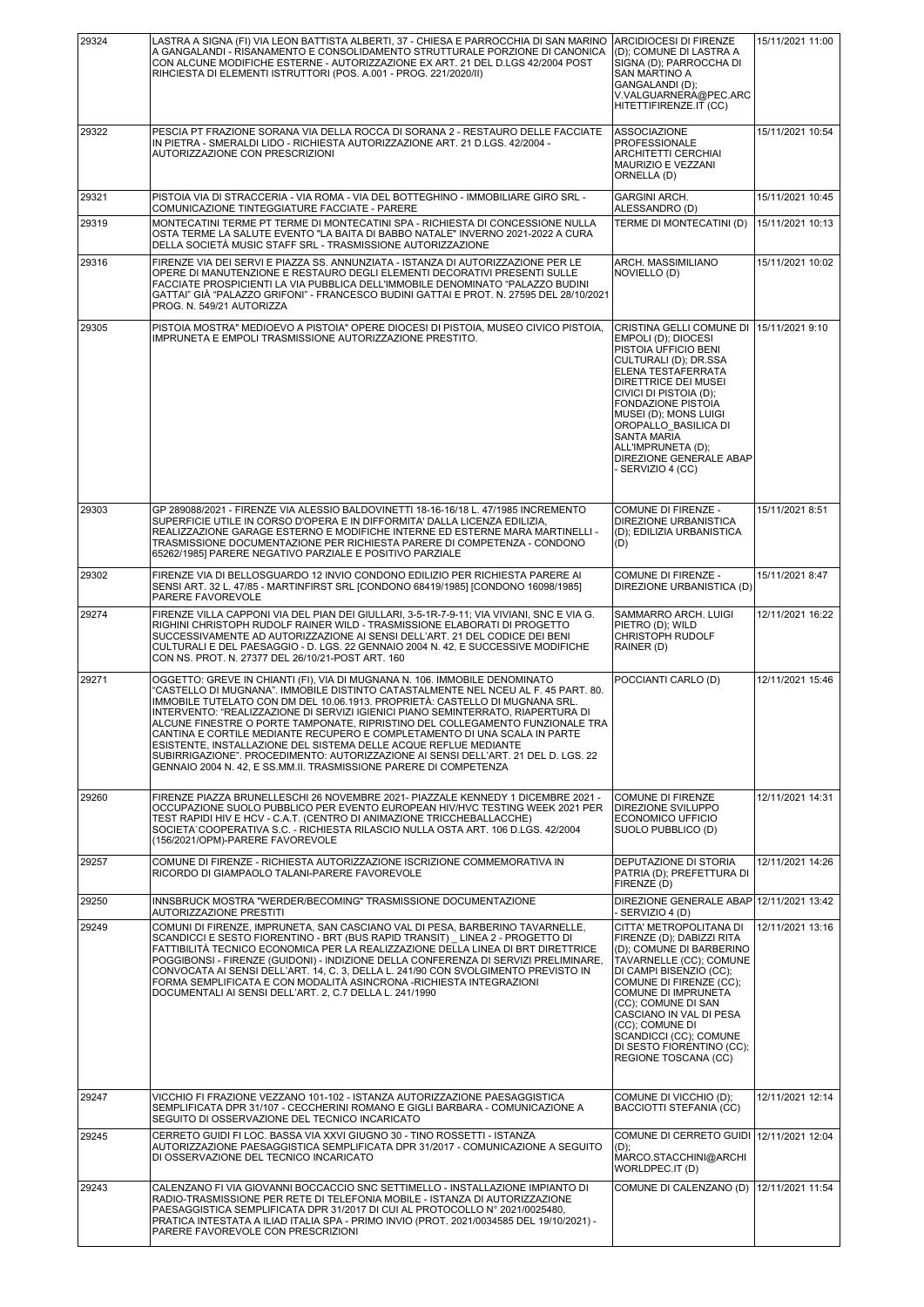| | | | |
|---|---|---|---|
| 29324 | LASTRA A SIGNA (FI) VIA LEON BATTISTA ALBERTI, 37 - CHIESA E PARROCCHIA DI SAN MARINO A GANGALANDI - RISANAMENTO E CONSOLIDAMENTO STRUTTURALE PORZIONE DI CANONICA CON ALCUNE MODIFICHE ESTERNE - AUTORIZZAZIONE EX ART. 21 DEL D.LGS 42/2004 POST RIHCIESTA DI ELEMENTI ISTRUTTORI (POS. A.001 - PROG. 221/2020/II) | ARCIDIOCESI DI FIRENZE (D); COMUNE DI LASTRA A SIGNA (D); PARROCCHA DI SAN MARTINO A GANGALANDI (D); V.VALGUARNERA@PEC.ARCHITETTIFIRENZE.IT (CC) | 15/11/2021 11:00 |
| 29322 | PESCIA PT FRAZIONE SORANA VIA DELLA ROCCA DI SORANA 2 - RESTAURO DELLE FACCIATE IN PIETRA - SMERALDI LIDO - RICHIESTA AUTORIZZAZIONE ART. 21 D.LGS. 42/2004 - AUTORIZZAZIONE CON PRESCRIZIONI | ASSOCIAZIONE PROFESSIONALE ARCHITETTI CERCHIAI MAURIZIO E VEZZANI ORNELLA (D) | 15/11/2021 10:54 |
| 29321 | PISTOIA VIA DI STRACCERIA - VIA ROMA - VIA DEL BOTTEGHINO - IMMOBILIARE GIRO SRL - COMUNICAZIONE TINTEGGIATURE FACCIATE - PARERE | GARGINI ARCH. ALESSANDRO (D) | 15/11/2021 10:45 |
| 29319 | MONTECATINI TERME PT TERME DI MONTECATINI SPA - RICHIESTA DI CONCESSIONE NULLA OSTA TERME LA SALUTE EVENTO "LA BAITA DI BABBO NATALE" INVERNO 2021-2022 A CURA DELLA SOCIETÀ MUSIC STAFF SRL - TRASMISSIONE AUTORIZZAZIONE | TERME DI MONTECATINI (D) | 15/11/2021 10:13 |
| 29316 | FIRENZE VIA DEI SERVI E PIAZZA SS. ANNUNZIATA - ISTANZA DI AUTORIZZAZIONE PER LE OPERE DI MANUTENZIONE E RESTAURO DEGLI ELEMENTI DECORATIVI PRESENTI SULLE FACCIATE PROSPICIENTI LA VIA PUBBLICA DELL'IMMOBILE DENOMINATO "PALAZZO BUDINI GATTAI" GIÀ "PALAZZO GRIFONI" - FRANCESCO BUDINI GATTAI E PROT. N. 27595 DEL 28/10/2021 PROG. N. 549/21 AUTORIZZA | ARCH. MASSIMILIANO NOVIELLO (D) | 15/11/2021 10:02 |
| 29305 | PISTOIA MOSTRA" MEDIOEVO A PISTOIA" OPERE DIOCESI DI PISTOIA, MUSEO CIVICO PISTOIA, IMPRUNETA E EMPOLI TRASMISSIONE AUTORIZZAZIONE PRESTITO. | CRISTINA GELLI COMUNE DI EMPOLI (D); DIOCESI PISTOIA UFFICIO BENI CULTURALI (D); DR.SSA ELENA TESTAFERRATA DIRETTRICE DEI MUSEI CIVICI DI PISTOIA (D); FONDAZIONE PISTOIA MUSEI (D); MONS LUIGI OROPALLO_BASILICA DI SANTA MARIA ALL'IMPRUNETA (D); DIREZIONE GENERALE ABAP - SERVIZIO 4 (CC) | 15/11/2021 9:10 |
| 29303 | GP 289088/2021 - FIRENZE VIA ALESSIO BALDOVINETTI 18-16-16/18 L. 47/1985 INCREMENTO SUPERFICIE UTILE IN CORSO D'OPERA E IN DIFFORMITA' DALLA LICENZA EDILIZIA, REALIZZAZIONE GARAGE ESTERNO E MODIFICHE INTERNE ED ESTERNE MARA MARTINELLI - TRASMISSIONE DOCUMENTAZIONE PER RICHIESTA PARERE DI COMPETENZA - CONDONO 65262/1985] PARERE NEGATIVO PARZIALE E POSITIVO PARZIALE | COMUNE DI FIRENZE - DIREZIONE URBANISTICA (D); EDILIZIA URBANISTICA (D) | 15/11/2021 8:51 |
| 29302 | FIRENZE VIA DI BELLOSGUARDO 12 INVIO CONDONO EDILIZIO PER RICHIESTA PARERE AI SENSI ART. 32 L. 47/85 - MARTINFIRST SRL [CONDONO 68419/1985] [CONDONO 16098/1985] PARERE FAVOREVOLE | COMUNE DI FIRENZE - DIREZIONE URBANISTICA (D) | 15/11/2021 8:47 |
| 29274 | FIRENZE VILLA CAPPONI VIA DEL PIAN DEI GIULLARI, 3-5-1R-7-9-11; VIA VIVIANI, SNC E VIA G. RIGHINI CHRISTOPH RUDOLF RAINER WILD - TRASMISSIONE ELABORATI DI PROGETTO SUCCESSIVAMENTE AD AUTORIZZAZIONE AI SENSI DELL'ART. 21 DEL CODICE DEI BENI CULTURALI E DEL PAESAGGIO - D. LGS. 22 GENNAIO 2004 N. 42, E SUCCESSIVE MODIFICHE CON NS. PROT. N. 27377 DEL 26/10/21-POST ART. 160 | SAMMARRO ARCH. LUIGI PIETRO (D); WILD CHRISTOPH RUDOLF RAINER (D) | 12/11/2021 16:22 |
| 29271 | OGGETTO: GREVE IN CHIANTI (FI), VIA DI MUGNANA N. 106. IMMOBILE DENOMINATO "CASTELLO DI MUGNANA". IMMOBILE DISTINTO CATASTALMENTE NEL NCEU AL F. 45 PART. 80. IMMOBILE TUTELATO CON DM DEL 10.06.1913. PROPRIETÀ: CASTELLO DI MUGNANA SRL. INTERVENTO: "REALIZZAZIONE DI SERVIZI IGIENICI PIANO SEMINTERRATO, RIAPERTURA DI ALCUNE FINESTRE O PORTE TAMPONATE, RIPRISTINO DEL COLLEGAMENTO FUNZIONALE TRA CANTINA E CORTILE MEDIANTE RECUPERO E COMPLETAMENTO DI UNA SCALA IN PARTE ESISTENTE, INSTALLAZIONE DEL SISTEMA DELLE ACQUE REFLUE MEDIANTE SUBIRRIGAZIONE". PROCEDIMENTO: AUTORIZZAZIONE AI SENSI DELL'ART. 21 DEL D. LGS. 22 GENNAIO 2004 N. 42, E SS.MM.II. TRASMISSIONE PARERE DI COMPETENZA | POCCIANTI CARLO (D) | 12/11/2021 15:46 |
| 29260 | FIRENZE PIAZZA BRUNELLESCHI 26 NOVEMBRE 2021- PIAZZALE KENNEDY 1 DICEMBRE 2021 - OCCUPAZIONE SUOLO PUBBLICO PER EVENTO EUROPEAN HIV/HVC TESTING WEEK 2021 PER TEST RAPIDI HIV E HCV - C.A.T. (CENTRO DI ANIMAZIONE TRICCHEBALLACCHE) SOCIETA' COOPERATIVA S.C. - RICHIESTA RILASCIO NULLA OSTA ART. 106 D.LGS. 42/2004 (156/2021/OPM)-PARERE FAVOREVOLE | COMUNE DI FIRENZE DIREZIONE SVILUPPO ECONOMICO UFFICIO SUOLO PUBBLICO (D) | 12/11/2021 14:31 |
| 29257 | COMUNE DI FIRENZE - RICHIESTA AUTORIZZAZIONE ISCRIZIONE COMMEMORATIVA IN RICORDO DI GIAMPAOLO TALANI-PARERE FAVOREVOLE | DEPUTAZIONE DI STORIA PATRIA (D); PREFETTURA DI FIRENZE (D) | 12/11/2021 14:26 |
| 29250 | INNSBRUCK MOSTRA "WERDER/BECOMING" TRASMISSIONE DOCUMENTAZIONE AUTORIZZAZIONE PRESTITI | DIREZIONE GENERALE ABAP - SERVIZIO 4 (D) | 12/11/2021 13:42 |
| 29249 | COMUNI DI FIRENZE, IMPRUNETA, SAN CASCIANO VAL DI PESA, BARBERINO TAVARNELLE, SCANDICCI E SESTO FIORENTINO - BRT (BUS RAPID TRANSIT) _ LINEA 2 - PROGETTO DI FATTIBILITÀ TECNICO ECONOMICA PER LA REALIZZAZIONE DELLA LINEA DI BRT DIRETTRICE POGGIBONSI - FIRENZE (GUIDONI) - INDIZIONE DELLA CONFERENZA DI SERVIZI PRELIMINARE, CONVOCATA AI SENSI DELL'ART. 14, C. 3, DELLA L. 241/90 CON SVOLGIMENTO PREVISTO IN FORMA SEMPLIFICATA E CON MODALITÀ ASINCRONA -RICHIESTA INTEGRAZIONI DOCUMENTALI AI SENSI DELL'ART. 2, C.7 DELLA L. 241/1990 | CITTA' METROPOLITANA DI FIRENZE (D); DABIZZI RITA (D); COMUNE DI BARBERINO TAVARNELLE (CC); COMUNE DI CAMPI BISENZIO (CC); COMUNE DI FIRENZE (CC); COMUNE DI IMPRUNETA (CC); COMUNE DI SAN CASCIANO IN VAL DI PESA (CC); COMUNE DI SCANDICCI (CC); COMUNE DI SESTO FIORENTINO (CC); REGIONE TOSCANA (CC) | 12/11/2021 13:16 |
| 29247 | VICCHIO FI FRAZIONE VEZZANO 101-102 - ISTANZA AUTORIZZAZIONE PAESAGGISTICA SEMPLIFICATA DPR 31/107 - CECCHERINI ROMANO E GIGLI BARBARA - COMUNICAZIONE A SEGUITO DI OSSERVAZIONE DEL TECNICO INCARICATO | COMUNE DI VICCHIO (D); BACCIOTTI STEFANIA (CC) | 12/11/2021 12:14 |
| 29245 | CERRETO GUIDI FI LOC. BASSA VIA XXVI GIUGNO 30 - TINO ROSSETTI - ISTANZA AUTORIZZAZIONE PAESAGGISTICA SEMPLIFICATA DPR 31/2017 - COMUNICAZIONE A SEGUITO DI OSSERVAZIONE DEL TECNICO INCARICATO | COMUNE DI CERRETO GUIDI (D); MARCO.STACCHINI@ARCHIWORLDPEC.IT (D) | 12/11/2021 12:04 |
| 29243 | CALENZANO FI VIA GIOVANNI BOCCACCIO SNC SETTIMELLO - INSTALLAZIONE IMPIANTO DI RADIO-TRASMISSIONE PER RETE DI TELEFONIA MOBILE - ISTANZA DI AUTORIZZAZIONE PAESAGGISTICA SEMPLIFICATA DPR 31/2017 DI CUI AL PROTOCOLLO N° 2021/0025480, PRATICA INTESTATA A ILIAD ITALIA SPA - PRIMO INVIO (PROT. 2021/0034585 DEL 19/10/2021) - PARERE FAVOREVOLE CON PRESCRIZIONI | COMUNE DI CALENZANO (D) | 12/11/2021 11:54 |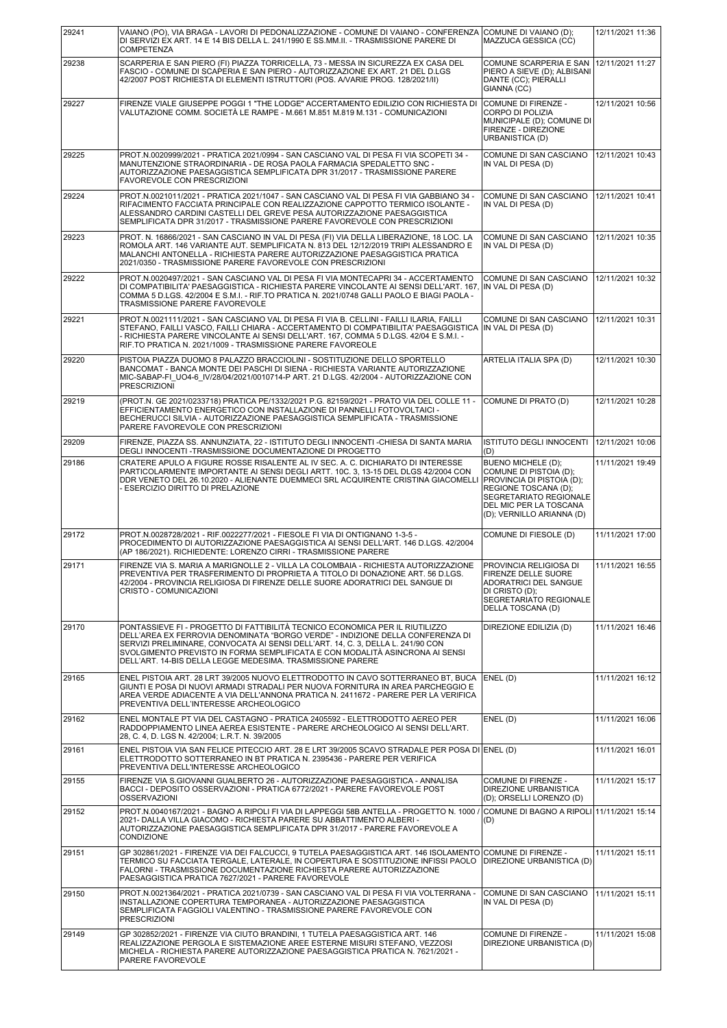| | | | |
|---|---|---|---|
| 29241 | VAIANO (PO), VIA BRAGA - LAVORI DI PEDONALIZZAZIONE - COMUNE DI VAIANO - CONFERENZA DI SERVIZI EX ART. 14 E 14 BIS DELLA L. 241/1990 E SS.MM.II. - TRASMISSIONE PARERE DI COMPETENZA | COMUNE DI VAIANO (D); MAZZUCA GESSICA (CC) | 12/11/2021 11:36 |
| 29238 | SCARPERIA E SAN PIERO (FI) PIAZZA TORRICELLA, 73 - MESSA IN SICUREZZA EX CASA DEL FASCIO - COMUNE DI SCAPERIA E SAN PIERO - AUTORIZZAZIONE EX ART. 21 DEL D.LGS 42/2007 POST RICHIESTA DI ELEMENTI ISTRUTTORI (POS. A/VARIE PROG. 128/2021/II) | COMUNE SCARPERIA E SAN PIERO A SIEVE (D); ALBISANI DANTE (CC); PIERALLI GIANNA (CC) | 12/11/2021 11:27 |
| 29227 | FIRENZE VIALE GIUSEPPE POGGI 1 "THE LODGE" ACCERTAMENTO EDILIZIO CON RICHIESTA DI VALUTAZIONE COMM. SOCIETÀ LE RAMPE - M.661 M.851 M.819 M.131 - COMUNICAZIONI | COMUNE DI FIRENZE - CORPO DI POLIZIA MUNICIPALE (D); COMUNE DI FIRENZE - DIREZIONE URBANISTICA (D) | 12/11/2021 10:56 |
| 29225 | PROT.N.0020999/2021 - PRATICA 2021/0994 - SAN CASCIANO VAL DI PESA FI VIA SCOPETI 34 - MANUTENZIONE STRAORDINARIA - DE ROSA PAOLA FARMACIA SPEDALETTO SNC - AUTORIZZAZIONE PAESAGGISTICA SEMPLIFICATA DPR 31/2017 - TRASMISSIONE PARERE FAVOREVOLE CON PRESCRIZIONI | COMUNE DI SAN CASCIANO IN VAL DI PESA (D) | 12/11/2021 10:43 |
| 29224 | PROT.N.0021011/2021 - PRATICA 2021/1047 - SAN CASCIANO VAL DI PESA FI VIA GABBIANO 34 - RIFACIMENTO FACCIATA PRINCIPALE CON REALIZZAZIONE CAPPOTTO TERMICO ISOLANTE - ALESSANDRO CARDINI CASTELLI DEL GREVE PESA AUTORIZZAZIONE PAESAGGISTICA SEMPLIFICATA DPR 31/2017 - TRASMISSIONE PARERE FAVOREVOLE CON PRESCRIZIONI | COMUNE DI SAN CASCIANO IN VAL DI PESA (D) | 12/11/2021 10:41 |
| 29223 | PROT. N. 16866/2021 - SAN CASCIANO IN VAL DI PESA (FI) VIA DELLA LIBERAZIONE, 18 LOC. LA ROMOLA ART. 146 VARIANTE AUT. SEMPLIFICATA N. 813 DEL 12/12/2019 TRIPI ALESSANDRO E MALANCHI ANTONELLA - RICHIESTA PARERE AUTORIZZAZIONE PAESAGGISTICA PRATICA 2021/0350 - TRASMISSIONE PARERE FAVOREVOLE CON PRESCRIZIONI | COMUNE DI SAN CASCIANO IN VAL DI PESA (D) | 12/11/2021 10:35 |
| 29222 | PROT.N.0020497/2021 - SAN CASCIANO VAL DI PESA FI VIA MONTECAPRI 34 - ACCERTAMENTO DI COMPATIBILITA' PAESAGGISTICA - RICHIESTA PARERE VINCOLANTE AI SENSI DELL'ART. 167, COMMA 5 D.LGS. 42/2004 E S.M.I. - RIF.TO PRATICA N. 2021/0748 GALLI PAOLO E BIAGI PAOLA - TRASMISSIONE PARERE FAVOREVOLE | COMUNE DI SAN CASCIANO IN VAL DI PESA (D) | 12/11/2021 10:32 |
| 29221 | PROT.N.0021111/2021 - SAN CASCIANO VAL DI PESA FI VIA B. CELLINI - FAILLI ILARIA, FAILLI STEFANO, FAILLI VASCO, FAILLI CHIARA - ACCERTAMENTO DI COMPATIBILITA' PAESAGGISTICA - RICHIESTA PARERE VINCOLANTE AI SENSI DELL'ART. 167, COMMA 5 D.LGS. 42/04 E S.M.I. - RIF.TO PRATICA N. 2021/1009 - TRASMISSIONE PARERE FAVOREOLE | COMUNE DI SAN CASCIANO IN VAL DI PESA (D) | 12/11/2021 10:31 |
| 29220 | PISTOIA PIAZZA DUOMO 8 PALAZZO BRACCIOLINI - SOSTITUZIONE DELLO SPORTELLO BANCOMAT - BANCA MONTE DEI PASCHI DI SIENA - RICHIESTA VARIANTE AUTORIZZAZIONE MIC-SABAP-FI_UO4-6_IV/28/04/2021/0010714-P ART. 21 D.LGS. 42/2004 - AUTORIZZAZIONE CON PRESCRIZIONI | ARTELIA ITALIA SPA (D) | 12/11/2021 10:30 |
| 29219 | (PROT.N. GE 2021/0233718) PRATICA PE/1332/2021 P.G. 82159/2021 - PRATO VIA DEL COLLE 11 - EFFICIENTAMENTO ENERGETICO CON INSTALLAZIONE DI PANNELLI FOTOVOLTAICI - BECHERUCCI SILVIA - AUTORIZZAZIONE PAESAGGISTICA SEMPLIFICATA - TRASMISSIONE PARERE FAVOREVOLE CON PRESCRIZIONI | COMUNE DI PRATO (D) | 12/11/2021 10:28 |
| 29209 | FIRENZE, PIAZZA SS. ANNUNZIATA, 22 - ISTITUTO DEGLI INNOCENTI -CHIESA DI SANTA MARIA DEGLI INNOCENTI -TRASMISSIONE DOCUMENTAZIONE DI PROGETTO | ISTITUTO DEGLI INNOCENTI (D) | 12/11/2021 10:06 |
| 29186 | CRATERE APULO A FIGURE ROSSE RISALENTE AL IV SEC. A. C. DICHIARATO DI INTERESSE PARTICOLARMENTE IMPORTANTE AI SENSI DEGLI ARTT. 10C. 3, 13-15 DEL DLGS 42/2004 CON DDR VENETO DEL 26.10.2020 - ALIENANTE DUEMMECI SRL ACQUIRENTE CRISTINA GIACOMELLI - ESERCIZIO DIRITTO DI PRELAZIONE | BUENO MICHELE (D); COMUNE DI PISTOIA (D); PROVINCIA DI PISTOIA (D); REGIONE TOSCANA (D); SEGRETARIATO REGIONALE DEL MIC PER LA TOSCANA (D); VERNILLO ARIANNA (D) | 11/11/2021 19:49 |
| 29172 | PROT.N.0028728/2021 - RIF.0022277/2021 - FIESOLE FI VIA DI ONTIGNANO 1-3-5 - PROCEDIMENTO DI AUTORIZZAZIONE PAESAGGISTICA AI SENSI DELL'ART. 146 D.LGS. 42/2004 (AP 186/2021). RICHIEDENTE: LORENZO CIRRI - TRASMISSIONE PARERE | COMUNE DI FIESOLE (D) | 11/11/2021 17:00 |
| 29171 | FIRENZE VIA S. MARIA A MARIGNOLLE 2 - VILLA LA COLOMBAIA - RICHIESTA AUTORIZZAZIONE PREVENTIVA PER TRASFERIMENTO DI PROPRIETA A TITOLO DI DONAZIONE ART. 56 D.LGS. 42/2004 - PROVINCIA RELIGIOSA DI FIRENZE DELLE SUORE ADORATRICI DEL SANGUE DI CRISTO - COMUNICAZIONI | PROVINCIA RELIGIOSA DI FIRENZE DELLE SUORE ADORATRICI DEL SANGUE DI CRISTO (D); SEGRETARIATO REGIONALE DELLA TOSCANA (D) | 11/11/2021 16:55 |
| 29170 | PONTASSIEVE FI - PROGETTO DI FATTIBILITÀ TECNICO ECONOMICA PER IL RIUTILIZZO DELL'AREA EX FERROVIA DENOMINATA "BORGO VERDE" - INDIZIONE DELLA CONFERENZA DI SERVIZI PRELIMINARE, CONVOCATA AI SENSI DELL'ART. 14, C. 3, DELLA L. 241/90 CON SVOLGIMENTO PREVISTO IN FORMA SEMPLIFICATA E CON MODALITÀ ASINCRONA AI SENSI DELL'ART. 14-BIS DELLA LEGGE MEDESIMA. TRASMISSIONE PARERE | DIREZIONE EDILIZIA (D) | 11/11/2021 16:46 |
| 29165 | ENEL PISTOIA ART. 28 LRT 39/2005 NUOVO ELETTRODOTTO IN CAVO SOTTERRANEO BT, BUCA GIUNTI E POSA DI NUOVI ARMADI STRADALI PER NUOVA FORNITURA IN AREA PARCHEGGIO E AREA VERDE ADIACENTE A VIA DELL'ANNONA PRATICA N. 2411672 - PARERE PER LA VERIFICA PREVENTIVA DELL'INTERESSE ARCHEOLOGICO | ENEL (D) | 11/11/2021 16:12 |
| 29162 | ENEL MONTALE PT VIA DEL CASTAGNO - PRATICA 2405592 - ELETTRODOTTO AEREO PER RADDOPPIAMENTO LINEA AEREA ESISTENTE - PARERE ARCHEOLOGICO AI SENSI DELL'ART. 28, C. 4, D. LGS N. 42/2004; L.R.T. N. 39/2005 | ENEL (D) | 11/11/2021 16:06 |
| 29161 | ENEL PISTOIA VIA SAN FELICE PITECCIO ART. 28 E LRT 39/2005 SCAVO STRADALE PER POSA DI ELETTRODOTTO SOTTERRANEO IN BT PRATICA N. 2395436 - PARERE PER VERIFICA PREVENTIVA DELL'INTERESSE ARCHEOLOGICO | ENEL (D) | 11/11/2021 16:01 |
| 29155 | FIRENZE VIA S.GIOVANNI GUALBERTO 26 - AUTORIZZAZIONE PAESAGGISTICA - ANNALISA BACCI - DEPOSITO OSSERVAZIONI - PRATICA 6772/2021 - PARERE FAVOREVOLE POST OSSERVAZIONI | COMUNE DI FIRENZE - DIREZIONE URBANISTICA (D); ORSELLI LORENZO (D) | 11/11/2021 15:17 |
| 29152 | PROT.N.0040167/2021 - BAGNO A RIPOLI FI VIA DI LAPPEGGI 58B ANTELLA - PROGETTO N. 1000 / 2021- DALLA VILLA GIACOMO - RICHIESTA PARERE SU ABBATTIMENTO ALBERI - AUTORIZZAZIONE PAESAGGISTICA SEMPLIFICATA DPR 31/2017 - PARERE FAVOREVOLE A CONDIZIONE | COMUNE DI BAGNO A RIPOLI (D) | 11/11/2021 15:14 |
| 29151 | GP 302861/2021 - FIRENZE VIA DEI FALCUCCI, 9 TUTELA PAESAGGISTICA ART. 146 ISOLAMENTO TERMICO SU FACCIATA TERGALE, LATERALE, IN COPERTURA E SOSTITUZIONE INFISSI PAOLO FALORNI - TRASMISSIONE DOCUMENTAZIONE RICHIESTA PARERE AUTORIZZAZIONE PAESAGGISTICA PRATICA 7627/2021 - PARERE FAVOREVOLE | COMUNE DI FIRENZE - DIREZIONE URBANISTICA (D) | 11/11/2021 15:11 |
| 29150 | PROT.N.0021364/2021 - PRATICA 2021/0739 - SAN CASCIANO VAL DI PESA FI VIA VOLTERRANA - INSTALLAZIONE COPERTURA TEMPORANEA - AUTORIZZAZIONE PAESAGGISTICA SEMPLIFICATA FAGGIOLI VALENTINO - TRASMISSIONE PARERE FAVOREVOLE CON PRESCRIZIONI | COMUNE DI SAN CASCIANO IN VAL DI PESA (D) | 11/11/2021 15:11 |
| 29149 | GP 302852/2021 - FIRENZE VIA CIUTO BRANDINI, 1 TUTELA PAESAGGISTICA ART. 146 REALIZZAZIONE PERGOLA E SISTEMAZIONE AREE ESTERNE MISURI STEFANO, VEZZOSI MICHELA - RICHIESTA PARERE AUTORIZZAZIONE PAESAGGISTICA PRATICA N. 7621/2021 - PARERE FAVOREVOLE | COMUNE DI FIRENZE - DIREZIONE URBANISTICA (D) | 11/11/2021 15:08 |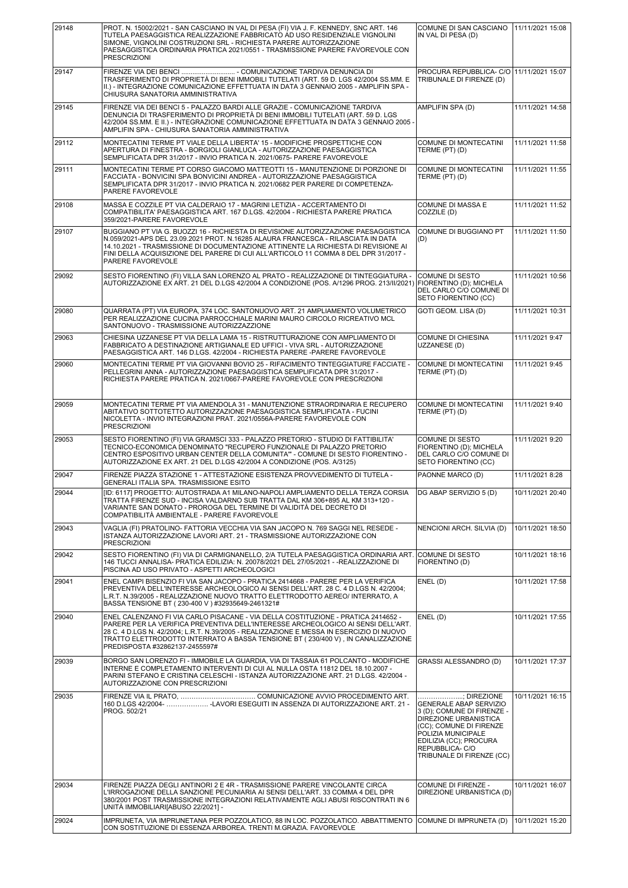| 29148 | PROT. N. 15002/2021 - SAN CASCIANO IN VAL DI PESA (FI) VIA J. F. KENNEDY, SNC ART. 146 TUTELA PAESAGGISTICA REALIZZAZIONE FABBRICATO AD USO RESIDENZIALE VIGNOLINI SIMONE, VIGNOLINI COSTRUZIONI SRL - RICHIESTA PARERE AUTORIZZAZIONE PAESAGGISTICA ORDINARIA PRATICA 2021/0551 - TRASMISSIONE PARERE FAVOREVOLE CON PRESCRIZIONI | COMUNE DI SAN CASCIANO IN VAL DI PESA (D) | 11/11/2021 15:08 |
|---|---|---|---|
| 29147 | FIRENZE VIA DEI BENCI ............................ - COMUNICAZIONE TARDIVA DENUNCIA DI TRASFERIMENTO DI PROPRIETÀ DI BENI IMMOBILI TUTELATI (ART. 59 D. LGS 42/2004 SS.MM. E II.) - INTEGRAZIONE COMUNICAZIONE EFFETTUATA IN DATA 3 GENNAIO 2005 - AMPLIFIN SPA - CHIUSURA SANATORIA AMMINISTRATIVA | PROCURA REPUBBLICA- C/O TRIBUNALE DI FIRENZE (D) | 11/11/2021 15:07 |
| 29145 | FIRENZE VIA DEI BENCI 5 - PALAZZO BARDI ALLE GRAZIE - COMUNICAZIONE TARDIVA DENUNCIA DI TRASFERIMENTO DI PROPRIETÀ DI BENI IMMOBILI TUTELATI (ART. 59 D. LGS 42/2004 SS.MM. E II.) - INTEGRAZIONE COMUNICAZIONE EFFETTUATA IN DATA 3 GENNAIO 2005 - AMPLIFIN SPA - CHIUSURA SANATORIA AMMINISTRATIVA | AMPLIFIN SPA (D) | 11/11/2021 14:58 |
| 29112 | MONTECATINI TERME PT VIALE DELLA LIBERTA' 15 - MODIFICHE PROSPETTICHE CON APERTURA DI FINESTRA - BORGIOLI GIANLUCA - AUTORIZZAZIONE PAESAGGISTICA SEMPLIFICATA DPR 31/2017 - INVIO PRATICA N. 2021/0675- PARERE FAVOREVOLE | COMUNE DI MONTECATINI TERME (PT) (D) | 11/11/2021 11:58 |
| 29111 | MONTECATINI TERME PT CORSO GIACOMO MATTEOTTI 15 - MANUTENZIONE DI PORZIONE DI FACCIATA - BONVICINI SPA BONVICINI ANDREA - AUTORIZZAZIONE PAESAGGISTICA SEMPLIFICATA DPR 31/2017 - INVIO PRATICA N. 2021/0682 PER PARERE DI COMPETENZA- PARERE FAVOREVOLE | COMUNE DI MONTECATINI TERME (PT) (D) | 11/11/2021 11:55 |
| 29108 | MASSA E COZZILE PT VIA CALDERAIO 17 - MAGRINI LETIZIA - ACCERTAMENTO DI COMPATIBILITA' PAESAGGISTICA ART. 167 D.LGS. 42/2004 - RICHIESTA PARERE PRATICA 359/2021-PARERE FAVOREVOLE | COMUNE DI MASSA E COZZILE (D) | 11/11/2021 11:52 |
| 29107 | BUGGIANO PT VIA G. BUOZZI 16 - RICHIESTA DI REVISIONE AUTORIZZAZIONE PAESAGGISTICA N.059/2021-APS DEL 23.09.2021 PROT. N.16285 ALAURA FRANCESCA - RILASCIATA IN DATA 14.10.2021 - TRASMISSIONE DI DOCUMENTAZIONE ATTINENTE LA RICHIESTA DI REVISIONE AI FINI DELLA ACQUISIZIONE DEL PARERE DI CUI ALL'ARTICOLO 11 COMMA 8 DEL DPR 31/2017 - PARERE FAVOREVOLE | COMUNE DI BUGGIANO PT (D) | 11/11/2021 11:50 |
| 29092 | SESTO FIORENTINO (FI) VILLA SAN LORENZO AL PRATO - REALIZZAZIONE DI TINTEGGIATURA - AUTORIZZAZIONE EX ART. 21 DEL D.LGS 42/2004 A CONDIZIONE (POS. A/1296 PROG. 213/II/2021) | COMUNE DI SESTO FIORENTINO (D); MICHELA DEL CARLO C/O COMUNE DI SETO FIORENTINO (CC) | 11/11/2021 10:56 |
| 29080 | QUARRATA (PT) VIA EUROPA, 374 LOC. SANTONUOVO ART. 21 AMPLIAMENTO VOLUMETRICO PER REALIZZAZIONE CUCINA PARROCCHIALE MARINI MAURO CIRCOLO RICREATIVO MCL SANTONUOVO - TRASMISSIONE AUTORIZZAZZIONE | GOTI GEOM. LISA (D) | 11/11/2021 10:31 |
| 29063 | CHIESINA UZZANESE PT VIA DELLA LAMA 15 - RISTRUTTURAZIONE CON AMPLIAMENTO DI FABBRICATO A DESTINAZIONE ARTIGIANALE ED UFFICI - VIVA SRL - AUTORIZZAZIONE PAESAGGISTICA ART. 146 D.LGS. 42/2004 - RICHIESTA PARERE -PARERE FAVOREVOLE | COMUNE DI CHIESINA UZZANESE (D) | 11/11/2021 9:47 |
| 29060 | MONTECATINI TERME PT VIA GIOVANNI BOVIO 25 - RIFACIMENTO TINTEGGIATURE FACCIATE - PELLEGRINI ANNA - AUTORIZZAZIONE PAESAGGISTICA SEMPLIFICATA DPR 31/2017 - RICHIESTA PARERE PRATICA N. 2021/0667-PARERE FAVOREVOLE CON PRESCRIZIONI | COMUNE DI MONTECATINI TERME (PT) (D) | 11/11/2021 9:45 |
| 29059 | MONTECATINI TERME PT VIA AMENDOLA 31 - MANUTENZIONE STRAORDINARIA E RECUPERO ABITATIVO SOTTOTETTO AUTORIZZAZIONE PAESAGGISTICA SEMPLIFICATA - FUCINI NICOLETTA - INVIO INTEGRAZIONI PRAT. 2021/0556A-PARERE FAVOREVOLE CON PRESCRIZIONI | COMUNE DI MONTECATINI TERME (PT) (D) | 11/11/2021 9:40 |
| 29053 | SESTO FIORENTINO (FI) VIA GRAMSCI 333 - PALAZZO PRETORIO - STUDIO DI FATTIBILITA' TECNICO-ECONOMICA DENOMINATO "RECUPERO FUNZIONALE DI PALAZZO PRETORIO CENTRO ESPOSITIVO URBAN CENTER DELLA COMUNITA'" - COMUNE DI SESTO FIORENTINO - AUTORIZZAZIONE EX ART. 21 DEL D.LGS 42/2004 A CONDIZIONE (POS. A/3125) | COMUNE DI SESTO FIORENTINO (D); MICHELA DEL CARLO C/O COMUNE DI SETO FIORENTINO (CC) | 11/11/2021 9:20 |
| 29047 | FIRENZE PIAZZA STAZIONE 1 - ATTESTAZIONE ESISTENZA PROVVEDIMENTO DI TUTELA - GENERALI ITALIA SPA. TRASMISSIONE ESITO | PAONNE MARCO (D) | 11/11/2021 8:28 |
| 29044 | [ID: 6117] PROGETTO: AUTOSTRADA A1 MILANO-NAPOLI AMPLIAMENTO DELLA TERZA CORSIA TRATTA FIRENZE SUD - INCISA VALDARNO SUB TRATTA DAL KM 306+895 AL KM 313+120 - VARIANTE SAN DONATO - PROROGA DEL TERMINE DI VALIDITÀ DEL DECRETO DI COMPATIBILITÀ AMBIENTALE - PARERE FAVOREVOLE | DG ABAP SERVIZIO 5 (D) | 10/11/2021 20:40 |
| 29043 | VAGLIA (FI) PRATOLINO- FATTORIA VECCHIA VIA SAN JACOPO N. 769 SAGGI NEL RESEDE - ISTANZA AUTORIZZAZIONE LAVORI ART. 21 - TRASMISSIONE AUTORIZZAZIONE CON PRESCRIZIONI | NENCIONI ARCH. SILVIA (D) | 10/11/2021 18:50 |
| 29042 | SESTO FIORENTINO (FI) VIA DI CARMIGNANELLO, 2/A TUTELA PAESAGGISTICA ORDINARIA ART. 146 TUCCI ANNALISA- PRATICA EDILIZIA: N. 20078/2021 DEL 27/05/2021 - -REALIZZAZIONE DI PISCINA AD USO PRIVATO - ASPETTI ARCHEOLOGICI | COMUNE DI SESTO FIORENTINO (D) | 10/11/2021 18:16 |
| 29041 | ENEL CAMPI BISENZIO FI VIA SAN JACOPO - PRATICA 2414668 - PARERE PER LA VERIFICA PREVENTIVA DELL'INTERESSE ARCHEOLOGICO AI SENSI DELL'ART. 28 C. 4 D.LGS N. 42/2004; L.R.T. N.39/2005 - REALIZZAZIONE NUOVO TRATTO ELETTRODOTTO AEREO/ INTERRATO, A BASSA TENSIONE BT ( 230-400 V ) #32935649-2461321# | ENEL (D) | 10/11/2021 17:58 |
| 29040 | ENEL CALENZANO FI VIA CARLO PISACANE - VIA DELLA COSTITUZIONE - PRATICA 2414652 - PARERE PER LA VERIFICA PREVENTIVA DELL'INTERESSE ARCHEOLOGICO AI SENSI DELL'ART. 28 C. 4 D.LGS N. 42/2004; L.R.T. N.39/2005 - REALIZZAZIONE E MESSA IN ESERCIZIO DI NUOVO TRATTO ELETTRODOTTO INTERRATO A BASSA TENSIONE BT ( 230/400 V) , IN CANALIZZAZIONE PREDISPOSTA #32862137-2455597# | ENEL (D) | 10/11/2021 17:55 |
| 29039 | BORGO SAN LORENZO FI - IMMOBILE LA GUARDIA, VIA DI TASSAIA 61 POLCANTO - MODIFICHE INTERNE E COMPLETAMENTO INTERVENTI DI CUI AL NULLA OSTA 11812 DEL 18.10.2007 - PARINI STEFANO E CRISTINA CELESCHI - ISTANZA AUTORIZZAZIONE ART. 21 D.LGS. 42/2004 - AUTORIZZAZIONE CON PRESCRIZIONI | GRASSI ALESSANDRO (D) | 10/11/2021 17:37 |
| 29035 | FIRENZE VIA IL PRATO, .................................. COMUNICAZIONE AVVIO PROCEDIMENTO ART. 160 D.LGS 42/2004- .................. -LAVORI ESEGUITI IN ASSENZA DI AUTORIZZAZIONE ART. 21 - PROG. 502/21 | ....................; DIREZIONE GENERALE ABAP SERVIZIO 3 (D); COMUNE DI FIRENZE - DIREZIONE URBANISTICA (CC); COMUNE DI FIRENZE POLIZIA MUNICIPALE EDILIZIA (CC); PROCURA REPUBBLICA- C/O TRIBUNALE DI FIRENZE (CC) | 10/11/2021 16:15 |
| 29034 | FIRENZE PIAZZA DEGLI ANTINORI 2 E 4R - TRASMISSIONE PARERE VINCOLANTE CIRCA L'IRROGAZIONE DELLA SANZIONE PECUNIARIA AI SENSI DELL'ART. 33 COMMA 4 DEL DPR 380/2001 POST TRASMISSIONE INTEGRAZIONI RELATIVAMENTE AGLI ABUSI RISCONTRATI IN 6 UNITÀ IMMOBILIARI[ABUSO 22/2021] - | COMUNE DI FIRENZE - DIREZIONE URBANISTICA (D) | 10/11/2021 16:07 |
| 29024 | IMPRUNETA, VIA IMPRUNETANA PER POZZOLATICO, 88 IN LOC. POZZOLATICO. ABBATTIMENTO CON SOSTITUZIONE DI ESSENZA ARBOREA. TRENTI M.GRAZIA. FAVOREVOLE | COMUNE DI IMPRUNETA (D) | 10/11/2021 15:20 |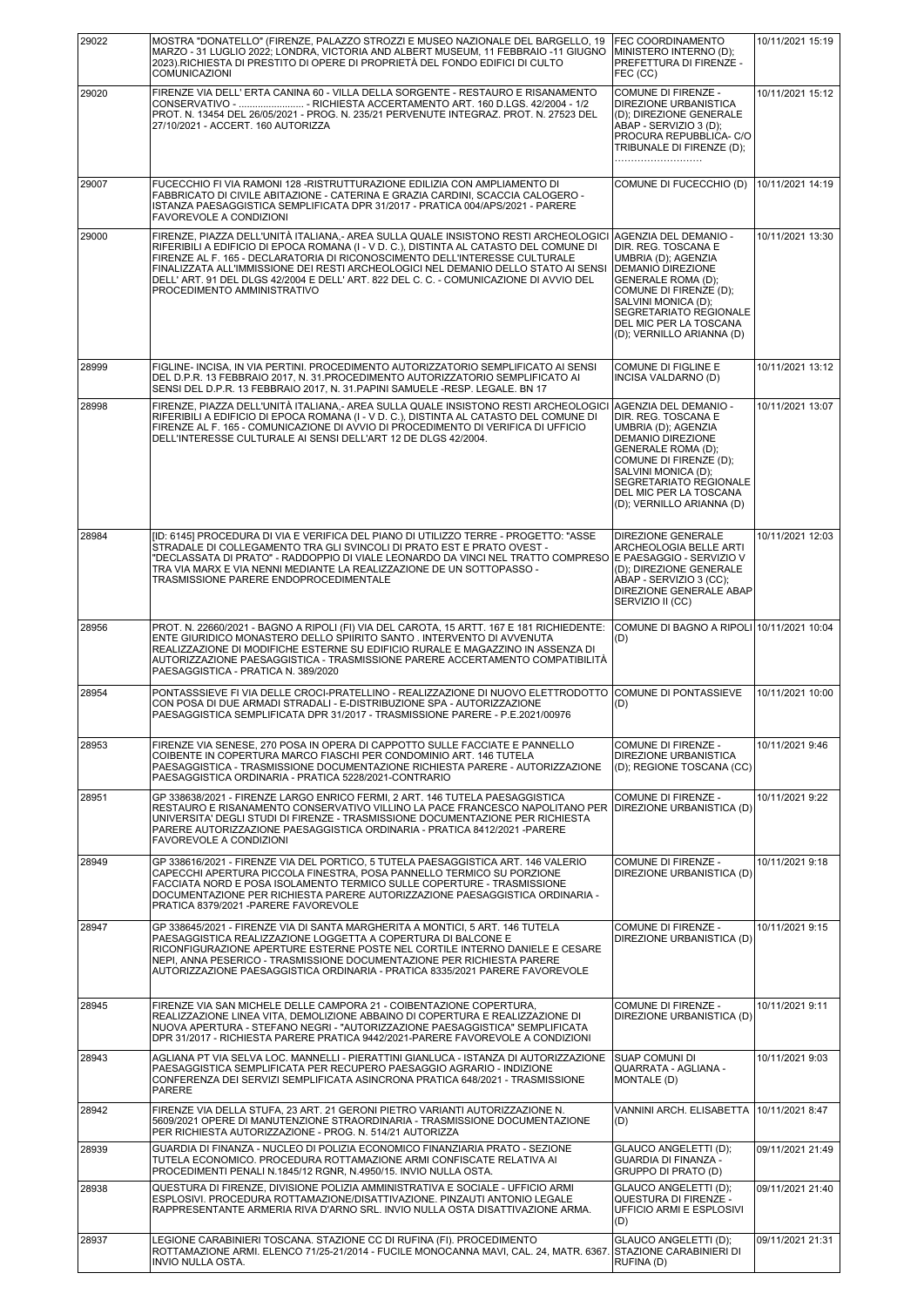| | | | |
|---|---|---|---|
| 29022 | MOSTRA "DONATELLO" (FIRENZE, PALAZZO STROZZI E MUSEO NAZIONALE DEL BARGELLO, 19 MARZO - 31 LUGLIO 2022; LONDRA, VICTORIA AND ALBERT MUSEUM, 11 FEBBRAIO -11 GIUGNO 2023).RICHIESTA DI PRESTITO DI OPERE DI PROPRIETÀ DEL FONDO EDIFICI DI CULTO COMUNICAZIONI | FEC COORDINAMENTO MINISTERO INTERNO (D); PREFETTURA DI FIRENZE - FEC (CC) | 10/11/2021 15:19 |
| 29020 | FIRENZE VIA DELL' ERTA CANINA 60 - VILLA DELLA SORGENTE - RESTAURO E RISANAMENTO CONSERVATIVO - ....................... - RICHIESTA ACCERTAMENTO ART. 160 D.LGS. 42/2004 - 1/2 PROT. N. 13454 DEL 26/05/2021 - PROG. N. 235/21 PERVENUTE INTEGRAZ. PROT. N. 27523 DEL 27/10/2021 - ACCERT. 160 AUTORIZZA | COMUNE DI FIRENZE - DIREZIONE URBANISTICA (D); DIREZIONE GENERALE ABAP - SERVIZIO 3 (D); PROCURA REPUBBLICA- C/O TRIBUNALE DI FIRENZE (D); ……………………… | 10/11/2021 15:12 |
| 29007 | FUCECCHIO FI VIA RAMONI 128 -RISTRUTTURAZIONE EDILIZIA CON AMPLIAMENTO DI FABBRICATO DI CIVILE ABITAZIONE - CATERINA E GRAZIA CARDINI, SCACCIA CALOGERO - ISTANZA PAESAGGISTICA SEMPLIFICATA DPR 31/2017 - PRATICA 004/APS/2021 - PARERE FAVOREVOLE A CONDIZIONI | COMUNE DI FUCECCHIO (D) | 10/11/2021 14:19 |
| 29000 | FIRENZE, PIAZZA DELL'UNITÀ ITALIANA,- AREA SULLA QUALE INSISTONO RESTI ARCHEOLOGICI RIFERIBILI A EDIFICIO DI EPOCA ROMANA (I - V D. C.), DISTINTA AL CATASTO DEL COMUNE DI FIRENZE AL F. 165 - DECLARATORIA DI RICONOSCIMENTO DELL'INTERESSE CULTURALE FINALIZZATA ALL'IMMISSIONE DEI RESTI ARCHEOLOGICI NEL DEMANIO DELLO STATO AI SENSI DELL' ART. 91 DEL DLGS 42/2004 E DELL' ART. 822 DEL C. C. - COMUNICAZIONE DI AVVIO DEL PROCEDIMENTO AMMINISTRATIVO | AGENZIA DEL DEMANIO - DIR. REG. TOSCANA E UMBRIA (D); AGENZIA DEMANIO DIREZIONE GENERALE ROMA (D); COMUNE DI FIRENZE (D); SALVINI MONICA (D); SEGRETARIATO REGIONALE DEL MIC PER LA TOSCANA (D); VERNILLO ARIANNA (D) | 10/11/2021 13:30 |
| 28999 | FIGLINE- INCISA, IN VIA PERTINI. PROCEDIMENTO AUTORIZZATORIO SEMPLIFICATO AI SENSI DEL D.P.R. 13 FEBBRAIO 2017, N. 31.PROCEDIMENTO AUTORIZZATORIO SEMPLIFICATO AI SENSI DEL D.P.R. 13 FEBBRAIO 2017, N. 31.PAPINI SAMUELE -RESP. LEGALE. BN 17 | COMUNE DI FIGLINE E INCISA VALDARNO (D) | 10/11/2021 13:12 |
| 28998 | FIRENZE, PIAZZA DELL'UNITÀ ITALIANA,- AREA SULLA QUALE INSISTONO RESTI ARCHEOLOGICI RIFERIBILI A EDIFICIO DI EPOCA ROMANA (I - V D. C.), DISTINTA AL CATASTO DEL COMUNE DI FIRENZE AL F. 165 - COMUNICAZIONE DI AVVIO DI PROCEDIMENTO DI VERIFICA DI UFFICIO DELL'INTERESSE CULTURALE AI SENSI DELL'ART 12 DE DLGS 42/2004. | AGENZIA DEL DEMANIO - DIR. REG. TOSCANA E UMBRIA (D); AGENZIA DEMANIO DIREZIONE GENERALE ROMA (D); COMUNE DI FIRENZE (D); SALVINI MONICA (D); SEGRETARIATO REGIONALE DEL MIC PER LA TOSCANA (D); VERNILLO ARIANNA (D) | 10/11/2021 13:07 |
| 28984 | [ID: 6145] PROCEDURA DI VIA E VERIFICA DEL PIANO DI UTILIZZO TERRE - PROGETTO: "ASSE STRADALE DI COLLEGAMENTO TRA GLI SVINCOLI DI PRATO EST E PRATO OVEST - "DECLASSATA DI PRATO" - RADDOPPIO DI VIALE LEONARDO DA VINCI NEL TRATTO COMPRESO TRA VIA MARX E VIA NENNI MEDIANTE LA REALIZZAZIONE DE UN SOTTOPASSO - TRASMISSIONE PARERE ENDOPROCEDIMENTALE | DIREZIONE GENERALE ARCHEOLOGIA BELLE ARTI E PAESAGGIO - SERVIZIO V (D); DIREZIONE GENERALE ABAP - SERVIZIO 3 (CC); DIREZIONE GENERALE ABAP SERVIZIO II (CC) | 10/11/2021 12:03 |
| 28956 | PROT. N. 22660/2021 - BAGNO A RIPOLI (FI) VIA DEL CAROTA, 15 ARTT. 167 E 181 RICHIEDENTE: ENTE GIURIDICO MONASTERO DELLO SPIIRITO SANTO . INTERVENTO DI AVVENUTA REALIZZAZIONE DI MODIFICHE ESTERNE SU EDIFICIO RURALE E MAGAZZINO IN ASSENZA DI AUTORIZZAZIONE PAESAGGISTICA - TRASMISSIONE PARERE ACCERTAMENTO COMPATIBILITÀ PAESAGGISTICA - PRATICA N. 389/2020 | COMUNE DI BAGNO A RIPOLI (D) | 10/11/2021 10:04 |
| 28954 | PONTASSSIEVE FI VIA DELLE CROCI-PRATELLINO - REALIZZAZIONE DI NUOVO ELETTRODOTTO CON POSA DI DUE ARMADI STRADALI - E-DISTRIBUZIONE SPA - AUTORIZZAZIONE PAESAGGISTICA SEMPLIFICATA DPR 31/2017 - TRASMISSIONE PARERE - P.E.2021/00976 | COMUNE DI PONTASSIEVE (D) | 10/11/2021 10:00 |
| 28953 | FIRENZE VIA SENESE, 270 POSA IN OPERA DI CAPPOTTO SULLE FACCIATE E PANNELLO COIBENTE IN COPERTURA MARCO FIASCHI PER CONDOMINIO ART. 146 TUTELA PAESAGGISTICA - TRASMISSIONE DOCUMENTAZIONE RICHIESTA PARERE - AUTORIZZAZIONE PAESAGGISTICA ORDINARIA - PRATICA 5228/2021-CONTRARIO | COMUNE DI FIRENZE - DIREZIONE URBANISTICA (D); REGIONE TOSCANA (CC) | 10/11/2021 9:46 |
| 28951 | GP 338638/2021 - FIRENZE LARGO ENRICO FERMI, 2 ART. 146 TUTELA PAESAGGISTICA RESTAURO E RISANAMENTO CONSERVATIVO VILLINO LA PACE FRANCESCO NAPOLITANO PER UNIVERSITA' DEGLI STUDI DI FIRENZE - TRASMISSIONE DOCUMENTAZIONE PER RICHIESTA PARERE AUTORIZZAZIONE PAESAGGISTICA ORDINARIA - PRATICA 8412/2021 -PARERE FAVOREVOLE A CONDIZIONI | COMUNE DI FIRENZE - DIREZIONE URBANISTICA (D) | 10/11/2021 9:22 |
| 28949 | GP 338616/2021 - FIRENZE VIA DEL PORTICO, 5 TUTELA PAESAGGISTICA ART. 146 VALERIO CAPECCHI APERTURA PICCOLA FINESTRA, POSA PANNELLO TERMICO SU PORZIONE FACCIATA NORD E POSA ISOLAMENTO TERMICO SULLE COPERTURE - TRASMISSIONE DOCUMENTAZIONE PER RICHIESTA PARERE AUTORIZZAZIONE PAESAGGISTICA ORDINARIA - PRATICA 8379/2021 -PARERE FAVOREVOLE | COMUNE DI FIRENZE - DIREZIONE URBANISTICA (D) | 10/11/2021 9:18 |
| 28947 | GP 338645/2021 - FIRENZE VIA DI SANTA MARGHERITA A MONTICI, 5 ART. 146 TUTELA PAESAGGISTICA REALIZZAZIONE LOGGETTA A COPERTURA DI BALCONE E RICONFIGURAZIONE APERTURE ESTERNE POSTE NEL CORTILE INTERNO DANIELE E CESARE NEPI, ANNA PESERICO - TRASMISSIONE DOCUMENTAZIONE PER RICHIESTA PARERE AUTORIZZAZIONE PAESAGGISTICA ORDINARIA - PRATICA 8335/2021 PARERE FAVOREVOLE | COMUNE DI FIRENZE - DIREZIONE URBANISTICA (D) | 10/11/2021 9:15 |
| 28945 | FIRENZE VIA SAN MICHELE DELLE CAMPORA 21 - COIBENTAZIONE COPERTURA, REALIZZAZIONE LINEA VITA, DEMOLIZIONE ABBAINO DI COPERTURA E REALIZZAZIONE DI NUOVA APERTURA - STEFANO NEGRI - "AUTORIZZAZIONE PAESAGGISTICA" SEMPLIFICATA DPR 31/2017 - RICHIESTA PARERE PRATICA 9442/2021-PARERE FAVOREVOLE A CONDIZIONI | COMUNE DI FIRENZE - DIREZIONE URBANISTICA (D) | 10/11/2021 9:11 |
| 28943 | AGLIANA PT VIA SELVA LOC. MANNELLI - PIERATTINI GIANLUCA - ISTANZA DI AUTORIZZAZIONE PAESAGGISTICA SEMPLIFICATA PER RECUPERO PAESAGGIO AGRARIO - INDIZIONE CONFERENZA DEI SERVIZI SEMPLIFICATA ASINCRONA PRATICA 648/2021 - TRASMISSIONE PARERE | SUAP COMUNI DI QUARRATA - AGLIANA - MONTALE (D) | 10/11/2021 9:03 |
| 28942 | FIRENZE VIA DELLA STUFA, 23 ART. 21 GERONI PIETRO VARIANTI AUTORIZZAZIONE N. 5609/2021 OPERE DI MANUTENZIONE STRAORDINARIA - TRASMISSIONE DOCUMENTAZIONE PER RICHIESTA AUTORIZZAZIONE - PROG. N. 514/21 AUTORIZZA | VANNINI ARCH. ELISABETTA (D) | 10/11/2021 8:47 |
| 28939 | GUARDIA DI FINANZA - NUCLEO DI POLIZIA ECONOMICO FINANZIARIA PRATO - SEZIONE TUTELA ECONOMICO. PROCEDURA ROTTAMAZIONE ARMI CONFISCATE RELATIVA AI PROCEDIMENTI PENALI N.1845/12 RGNR, N.4950/15. INVIO NULLA OSTA. | GLAUCO ANGELETTI (D); GUARDIA DI FINANZA - GRUPPO DI PRATO (D) | 09/11/2021 21:49 |
| 28938 | QUESTURA DI FIRENZE, DIVISIONE POLIZIA AMMINISTRATIVA E SOCIALE - UFFICIO ARMI ESPLOSIVI. PROCEDURA ROTTAMAZIONE/DISATTIVAZIONE. PINZAUTI ANTONIO LEGALE RAPPRESENTANTE ARMERIA RIVA D'ARNO SRL. INVIO NULLA OSTA DISATTIVAZIONE ARMA. | GLAUCO ANGELETTI (D); QUESTURA DI FIRENZE - UFFICIO ARMI E ESPLOSIVI (D) | 09/11/2021 21:40 |
| 28937 | LEGIONE CARABINIERI TOSCANA. STAZIONE CC DI RUFINA (FI). PROCEDIMENTO ROTTAMAZIONE ARMI. ELENCO 71/25-21/2014 - FUCILE MONOCANNA MAVI, CAL. 24, MATR. 6367. INVIO NULLA OSTA. | GLAUCO ANGELETTI (D); STAZIONE CARABINIERI DI RUFINA (D) | 09/11/2021 21:31 |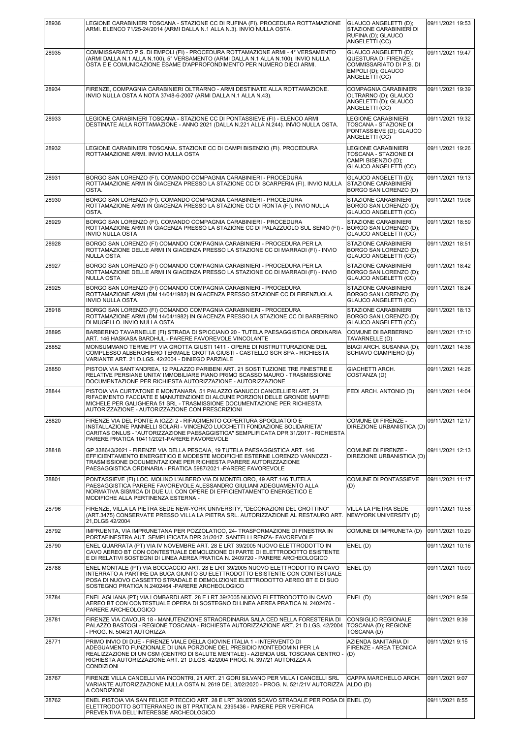| 28936 | LEGIONE CARABINIERI TOSCANA - STAZIONE CC DI RUFINA (FI). PROCEDURA ROTTAMAZIONE ARMI. ELENCO 71/25-24/2014 (ARMI DALLA N.1 ALLA N.3). INVIO NULLA OSTA. | GLAUCO ANGELETTI (D); STAZIONE CARABINIERI DI RUFINA (D); GLAUCO ANGELETTI (CC) | 09/11/2021 19:53 |
|---|---|---|---|
| 28935 | COMMISSARIATO P.S. DI EMPOLI (FI) - PROCEDURA ROTTAMAZIONE ARMI - 4° VERSAMENTO (ARMI DALLA N.1 ALLA N.100), 5° VERSAMENTO (ARMI DALLA N.1 ALLA N.100). INVIO NULLA OSTA E E COMUNICAZIONE ESAME D'APPROFONDIMENTO PER NUMERO DIECI ARMI. | GLAUCO ANGELETTI (D); QUESTURA DI FIRENZE - COMMISSARIATO DI P.S. DI EMPOLI (D); GLAUCO ANGELETTI (CC) | 09/11/2021 19:47 |
| 28934 | FIRENZE, COMPAGNIA CARABINIERI OLTRARNO - ARMI DESTINATE ALLA ROTTAMAZIONE. INVIO NULLA OSTA A NOTA 37/48-6-2007 (ARMI DALLA N.1 ALLA N.43). | COMPAGNIA CARABINIERI OLTRARNO (D); GLAUCO ANGELETTI (D); GLAUCO ANGELETTI (CC) | 09/11/2021 19:39 |
| 28933 | LEGIONE CARABINIERI TOSCANA - STAZIONE CC DI PONTASSIEVE (FI) - ELENCO ARMI DESTINATE ALLA ROTTAMAZIONE - ANNO 2021 (DALLA N.221 ALLA N.244). INVIO NULLA OSTA. | LEGIONE CARABINIERI TOSCANA - STAZIONE DI PONTASSIEVE (D); GLAUCO ANGELETTI (CC) | 09/11/2021 19:32 |
| 28932 | LEGIONE CARABINIERI TOSCANA. STAZIONE CC DI CAMPI BISENZIO (FI). PROCEDURA ROTTAMAZIONE ARMI. INVIO NULLA OSTA | LEGIONE CARABINIERI TOSCANA - STAZIONE DI CAMPI BISENZIO (D); GLAUCO ANGELETTI (CC) | 09/11/2021 19:26 |
| 28931 | BORGO SAN LORENZO (FI). COMANDO COMPAGNIA CARABINIERI - PROCEDURA ROTTAMAZIONE ARMI IN GIACENZA PRESSO LA STAZIONE CC DI SCARPERIA (FI). INVIO NULLA OSTA. | GLAUCO ANGELETTI (D); STAZIONE CARABINIERI BORGO SAN LORENZO (D) | 09/11/2021 19:13 |
| 28930 | BORGO SAN LORENZO (FI). COMANDO COMPAGNIA CARABINIERI - PROCEDURA ROTTAMAZIONE ARMI IN GIACENZA PRESSO LA STAZIONE CC DI RONTA (FI). INVIO NULLA OSTA. | STAZIONE CARABINIERI BORGO SAN LORENZO (D); GLAUCO ANGELETTI (CC) | 09/11/2021 19:06 |
| 28929 | BORGO SAN LORENZO (FI). COMANDO COMPAGNIA CARABINIERI - PROCEDURA ROTTAMAZIONE ARMI IN GIACENZA PRESSO LA STAZIONE CC DI PALAZZUOLO SUL SENIO (FI) - INVIO NULLA OSTA | STAZIONE CARABINIERI BORGO SAN LORENZO (D); GLAUCO ANGELETTI (CC) | 09/11/2021 18:59 |
| 28928 | BORGO SAN LORENZO (FI) COMANDO COMPAGNIA CARABINIERI - PROCEDURA PER LA ROTTAMAZIONE DELLE ARMI IN GIACENZA PRESSO LA STAZIONE CC DI MARRADI (FI) - INVIO NULLA OSTA | STAZIONE CARABINIERI BORGO SAN LORENZO (D); GLAUCO ANGELETTI (CC) | 09/11/2021 18:51 |
| 28927 | BORGO SAN LORENZO (FI) COMANDO COMPAGNIA CARABINIERI - PROCEDURA PER LA ROTTAMAZIONE DELLE ARMI IN GIACENZA PRESSO LA STAZIONE CC DI MARRADI (FI) - INVIO NULLA OSTA | STAZIONE CARABINIERI BORGO SAN LORENZO (D); GLAUCO ANGELETTI (CC) | 09/11/2021 18:42 |
| 28925 | BORGO SAN LORENZO (FI) COMANDO COMPAGNIA CARABINIERI - PROCEDURA ROTTAMAZIONE ARMI (DM 14/04/1982) IN GIACENZA PRESSO STAZIONE CC DI FIRENZUOLA. INVIO NULLA OSTA. | STAZIONE CARABINIERI BORGO SAN LORENZO (D); GLAUCO ANGELETTI (CC) | 09/11/2021 18:24 |
| 28918 | BORGO SAN LORENZO (FI) COMANDO COMPAGNIA CARABINIERI - PROCEDURA ROTTAMAZIONE ARMI (DM 14/04/1982) IN GIACENZA PRESSO LA STAZIONE CC DI BARBERINO DI MUGELLO. INVIO NULLA OSTA | STAZIONE CARABINIERI BORGO SAN LORENZO (D); GLAUCO ANGELETTI (CC) | 09/11/2021 18:13 |
| 28895 | BARBERINO TAVARNELLE (FI) STRADA DI SPICCIANO 20 - TUTELA PAESAGGISTICA ORDINARIA ART. 146 HASKASA BARDHUL - PARERE FAVOREVOLE VINCOLANTE | COMUNE DI BARBERINO TAVARNELLE (D) | 09/11/2021 17:10 |
| 28852 | MONSUMMANO TERME PT VIA GROTTA GIUSTI 1411 - OPERE DI RISTRUTTURAZIONE DEL COMPLESSO ALBERGHIERO TERMALE GROTTA GIUSTI - CASTELLO SGR SPA - RICHIESTA VARIANTE ART. 21 D.LGS. 42/2004 - DINIEGO PARZIALE | BIAGI ARCH. SUSANNA (D); SCHIAVO GIAMPIERO (D) | 09/11/2021 14:36 |
| 28850 | PISTOIA VIA SANT'ANDREA, 12 PALAZZO PARIBENI ART. 21 SOSTITUZIONE TRE FINESTRE E RELATIVE PERSIANE UNITA' IMMOBILIARE PIANO PRIMO SCASSO MAURO - TRASMISSIONE DOCUMENTAZIONE PER RICHIESTA AUTORIZZAZIONE - AUTORIZZAZIONE | GIACHETTI ARCH. COSTANZA (D) | 09/11/2021 14:26 |
| 28844 | PISTOIA VIA CURTATONE E MONTANARA, 51 PALAZZO GANUCCI CANCELLIERI ART, 21 RIFACIMENTO FACCIATE E MANUTENZIONE DI ALCUNE PORZIONI DELLE GRONDE MAFFEI MICHELE PER GALIGHERA 51 SRL - TRASMISSIONE DOCUMENTAZIONE PER RICHIESTA AUTORIZZAZIONE - AUTORIZZAZIONE CON PRESCRIZIONI | FEDI ARCH. ANTONIO (D) | 09/11/2021 14:04 |
| 28820 | FIRENZE VIA DEL PONTE A IOZZI 2 - RIFACIMENTO COPERTURA SPOGLIATOIO E INSTALLAZIONE PANNELLI SOLARI - VINCENZO LUCCHETTI FONDAZIONE SOLIDARIETA' CARITAS ONLUS - "AUTORIZZAZIONE PAESAGGISTICA" SEMPLIFICATA DPR 31/2017 - RICHIESTA PARERE PRATICA 10411/2021-PARERE FAVOREVOLE | COMUNE DI FIRENZE - DIREZIONE URBANISTICA (D) | 09/11/2021 12:17 |
| 28818 | GP 338643/2021 - FIRENZE VIA DELLA PESCAIA, 19 TUTELA PAESAGGISTICA ART. 146 EFFICIENTAMENTO ENERGETICO E MODESTE MODIFICHE ESTERNE LORENZO VANNOZZI - TRASMISSIONE DOCUMENTAZIONE PER RICHIESTA PARERE AUTORIZZAZIONE PAESAGGISTICA ORDINARIA - PRATICA 5987/2021 -PARERE FAVOREVOLE | COMUNE DI FIRENZE - DIREZIONE URBANISTICA (D) | 09/11/2021 12:13 |
| 28801 | PONTASSIEVE (FI) LOC. MOLINO L'ALBERO VIA DI MONTELORO, 49 ART.146 TUTELA PAESAGGISTICA PARERE FAVOREVOLE ALESSANDRO GIULIANI ADEGUAMENTO ALLA NORMATIVA SISMICA DI DUE U.I. CON OPERE DI EFFICIENTAMENTO ENERGETICO E MODIFICHE ALLA PERTINENZA ESTERNA - | COMUNE DI PONTASSIEVE (D) | 09/11/2021 11:17 |
| 28796 | FIRENZE, VILLA LA PIETRA SEDE NEW-YORK UNIVERSITY, "DECORAZIONI DEL GROTTINO" (ART.3475) CONSERVATE PRESSO VILLA LA PIETRA SRL. AUTORIZZAZIONE AL RESTAURO ART. 21,DLGS 42/2004 | VILLA LA PIETRA SEDE NEWYORK UNIVERSITY (D) | 09/11/2021 10:58 |
| 28792 | IMPRUENTA, VIA IMPRUNETANA PER POZZOLATICO, 24- TRASFORMAZIONE DI FINESTRA IN PORTAFINESTRA AUT. SEMPLIFICATA DPR 31/2017. SANTELLI RENZA- FAVOREVOLE | COMUNE DI IMPRUNETA (D) | 09/11/2021 10:29 |
| 28790 | ENEL QUARRATA (PT) VIA IV NOVEMBRE ART. 28 E LRT 39/2005 NUOVO ELETTRODOTTO IN CAVO AEREO BT CON CONTESTUALE DEMOLIZIONE DI PARTE DI ELETTRODOTTO ESISTENTE E DI RELATIVI SOSTEGNI DI LINEA AEREA PRATICA N. 2409720 - PARERE ARCHEOLOGICO | ENEL (D) | 09/11/2021 10:16 |
| 28788 | ENEL MONTALE (PT) VIA BOCCACCIO ART. 28 E LRT 39/2005 NUOVO ELETTRODOTTO IN CAVO INTERRATO A PARTIRE DA BUCA GIUNTO SU ELETTRODOTTO ESISTENTE CON CONTESTUALE POSA DI NUOVO CASSETTO STRADALE E DEMOLIZIONE ELETTRODOTTO AEREO BT E DI SUO SOSTEGNO PRATICA N.2402464 -PARERE ARCHEOLOGICO | ENEL (D) | 09/11/2021 10:09 |
| 28784 | ENEL AGLIANA (PT) VIA LOMBARDI ART. 28 E LRT 39/2005 NUOVO ELETTRODOTTO IN CAVO AEREO BT CON CONTESTUALE OPERA DI SOSTEGNO DI LINEA AEREA PRATICA N. 2402476 - PARERE ARCHEOLOGICO | ENEL (D) | 09/11/2021 9:59 |
| 28781 | FIRENZE VIA CAVOUR 18 - MANUTENZIONE STRAORDINARIA SALA CED NELLA FORESTERIA DI PALAZZO BASTOGI - REGIONE TOSCANA - RICHIESTA AUTORIZZAZIONE ART. 21 D.LGS. 42/2004 - PROG. N. 504/21 AUTORIZZA | CONSIGLIO REGIONALE TOSCANA (D); REGIONE TOSCANA (D) | 09/11/2021 9:39 |
| 28771 | PRIMO INVIO DI DUE - FIRENZE VIALE DELLA GIOVINE ITALIA 1 - INTERVENTO DI ADEGUAMENTO FUNZIONALE DI UNA PORZIONE DEL PRESIDIO MONTEDOMINI PER LA REALIZZAZIONE DI UN CSM (CENTRO DI SALUTE MENTALE) - AZIENDA USL TOSCANA CENTRO - RICHIESTA AUTORIZZAZIONE ART. 21 D.LGS. 42/2004 PROG. N. 397/21 AUTORIZZA A CONDIZIONI | AZIENDA SANITARIA DI FIRENZE - AREA TECNICA (D) | 09/11/2021 9:15 |
| 28767 | FIRENZE VILLA CANCELLI VIA INCONTRI, 21 ART. 21 GORI SILVANO PER VILLA I CANCELLI SRL VARIANTE AUTORIZZAZIONE NULLA OSTA N. 2619 DEL 3/02/2020 - PROG. N. 521/21V AUTORIZZA A CONDIZIONI | CAPPA MARCHELLO ARCH. ALDO (D) | 09/11/2021 9:07 |
| 28762 | ENEL PISTOIA VIA SAN FELICE PITECCIO ART. 28 E LRT 39/2005 SCAVO STRADALE PER POSA DI ELETTRODOTTO SOTTERRANEO IN BT PRATICA N. 2395436 - PARERE PER VERIFICA PREVENTIVA DELL'INTERESSE ARCHEOLOGICO | ENEL (D) | 09/11/2021 8:55 |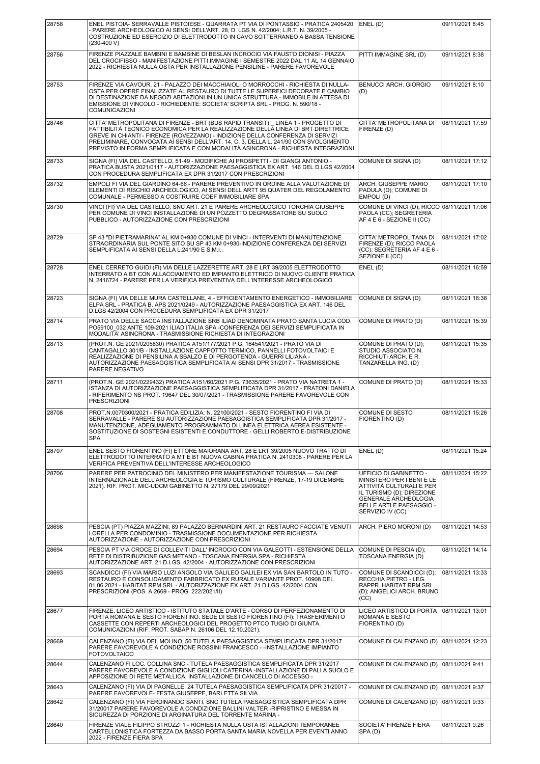| | | | |
|---|---|---|---|
| 28758 | ENEL PISTOIA- SERRAVALLE PISTOIESE - QUARRATA PT VIA DI PONTASSIO - PRATICA 2405420 - PARERE ARCHEOLOGICO AI SENSI DELL'ART. 28, D. LGS N. 42/2004; L.R.T. N. 39/2005 - COSTRUZIONE ED ESERCIZIO DI ELETTRODOTTO IN CAVO SOTTERRANEO A BASSA TENSIONE (230-400 V) | ENEL (D) | 09/11/2021 8:45 |
| 28756 | FIRENZE PIAZZALE BAMBINI E BAMBINE DI BESLAN INCROCIO VIA FAUSTO DIONISI - PIAZZA DEL CROCIFISSO - MANIFESTAZIONE PITTI IMMAGINE I SEMESTRE 2022 DAL 11 AL 14 GENNAIO 2022 - RICHIESTA NULLA OSTA PER INSTALLAZIONE PENSILINE - PARERE FAVOREVOLE | PITTI IMMAGINE SRL (D) | 09/11/2021 8:38 |
| 28753 | FIRENZE VIA CAVOUR, 21 - PALAZZO DEI MACCHIAIOLI O MORROCCHI - RICHIESTA DI NULLA-OSTA PER OPERE FINALIZZATE AL RESTAURO DI TUTTE LE SUPERFICI DECORATE E CAMBIO DI DESTINAZIONE DA NEGOZI ABITAZIONI IN UN UNICA STRUTTURA - IMMOBILE IN ATTESA DI EMISSIONE DI VINCOLO - RICHIEDENTE: SOCIETA' SCRIPTA SRL - PROG. N. 590/18 - COMUNICAZIONI | BENUCCI ARCH. GIORGIO (D) | 09/11/2021 8:10 |
| 28746 | CITTA' METROPOLITANA DI FIRENZE - BRT (BUS RAPID TRANSIT) _ LINEA 1 - PROGETTO DI FATTIBILITÀ TECNICO ECONOMICA PER LA REALIZZAZIONE DELLA LINEA DI BRT DIRETTRICE GREVE IN CHIANTI - FIRENZE (ROVEZZANO) - INDIZIONE DELLA CONFERENZA DI SERVIZI PRELIMINARE, CONVOCATA AI SENSI DELL'ART. 14, C. 3, DELLA L. 241/90 CON SVOLGIMENTO PREVISTO IN FORMA SEMPLIFICATA E CON MODALITÀ ASINCRONA - RICHIESTA INTEGRAZIONI | CITTA' METROPOLITANA DI FIRENZE (D) | 08/11/2021 17:59 |
| 28733 | SIGNA (FI) VIA DEL CASTELLO, 51-49 - MODIFICHE AI PROSPETTI - DI GIANGI ANTONIO - PRATICA BUSTA 2021/0117 - AUTORIZZAZIONE PAESAGGISTICA EX ART. 146 DEL D.LGS 42/2004 CON PROCEDURA SEMPLIFICATA EX DPR 31/2017 CON PRESCRIZIONI | COMUNE DI SIGNA (D) | 08/11/2021 17:12 |
| 28732 | EMPOLI FI VIA DEL GIARDINO 64-66 - PARERE PREVENTIVO IN ORDINE ALLA VALUTAZIONE DI ELEMENTI DI RISCHIO ARCHEOLOGICO, AI SENSI DELL ARTT 95 QUATER DEL REGOLAMENTO COMUNALE - PERMESSO A COSTRUIRE COEF IMMOBILIARE SPA | ARCH. GIUSEPPE MARIO PADULA (D); COMUNE DI EMPOLI (D) | 08/11/2021 17:10 |
| 28730 | VINCI (FI) VIA DEL CASTELLO, SNC ART. 21 E PARERE ARCHEOLOGICO TORCHIA GIUSEPPE PER COMUNE DI VINCI INSTALLAZIONE DI UN POZZETTO DEGRASSATORE SU SUOLO PUBBLICO - AUTORIZZAZIONE CON PRESCRIZIONI | COMUNE DI VINCI (D); RICCO PAOLA (CC); SEGRETERIA AF 4 E 6 - SEZIONE II (CC) | 08/11/2021 17:06 |
| 28729 | SP 43 "DI PIETRAMARINA" AL KM 0+930 COMUNE DI VINCI - INTERVENTI DI MANUTENZIONE STRAORDINARIA SUL PONTE SITO SU SP 43 KM 0+930-INDIZIONE CONFERENZA DEI SERVIZI SEMPLIFICATA AI SENSI DELLA L.241/90 E S.M.I.. | CITTA' METROPOLITANA DI FIRENZE (D); RICCO PAOLA (CC); SEGRETERIA AF 4 E 6 - SEZIONE II (CC) | 08/11/2021 17:02 |
| 28728 | ENEL CERRETO GUIDI (FI) VIA DELLE LAZZERETTE ART. 28 E LRT 39/2005 ELETTRODOTTO INTERRATO A BT CON ALLACCIAMENTO ED IMPIANTO ELETTRICO DI NUOVO CLIENTE PRATICA N. 2416724 - PARERE PER LA VERIFICA PREVENTIVA DELL'INTERESSE ARCHEOLOGICO | ENEL (D) | 08/11/2021 16:59 |
| 28723 | SIGNA (FI) VIA DELLE MURA CASTELLANE, 4 - EFFICIENTAMENTO ENERGETICO - IMMOBILIARE ELPA SRL - PRATICA B. APS 2021/0249 - AUTORIZZAZIONE PAESAGGISTICA EX ART. 146 DEL D.LGS 42/2004 CON PROCEDURA SEMPLIFICATA EX DPR 31/2017 | COMUNE DI SIGNA (D) | 08/11/2021 16:38 |
| 28714 | PRATO VIA DELLE SACCA INSTALLAZIONE SRB ILIAD DENOMINATA PRATO SANTA LUCIA COD. PO59100_032 ANTE 109-2021 ILIAD ITALIA SPA -CONFERENZA DEI SERVIZI SEMPLIFICATA IN MODALITA' ASINCRONA - TRASMISSIONE RICHIESTA DI INTEGRAZIONI | COMUNE DI PRATO (D) | 08/11/2021 15:39 |
| 28713 | (PROT.N. GE 2021/0205830) PRATICA A151/177/2021 P.G. 164541/2021 - PRATO VIA DI CANTAGALLO 301/B - INSTALLAZIONE CAPPOTTO TERMICO, PANNELLI FOTOVOLTAICI E REALIZZAZIONE DI PENSILINA A SBALZO E DI PERGOTENDA - GUERRI LILIANA - AUTORIZZAZIONE PAESAGGISTICA SEMPLIFICATA AI SENSI DPR 31/2017 - TRASMISSIONE PARERE NEGATIVO | COMUNE DI PRATO (D); STUDIO ASSOCIATO N. RICCHIUTI ARCH. E R. TANZARELLA ING. (D) | 08/11/2021 15:35 |
| 28711 | (PROT.N. GE 2021/0229432) PRATICA A151/60/2021 P.G. 73635/2021 - PRATO VIA NATRETA 1 - ISTANZA DI AUTORIZZAZIONE PAESAGGISTICA SEMPLIFICATA DPR 31/2017 - FRATONI DANIELA - RIFERIMENTO NS PROT. 19647 DEL 30/07/2021 - TRASMISSIONE PARERE FAVOREVOLE CON PRESCRIZIONI | COMUNE DI PRATO (D) | 08/11/2021 15:33 |
| 28708 | PROT.N.0070300/2021 - PRATICA EDILIZIA: N. 22100/2021 - SESTO FIORENTINO FI VIA DI SERRAVALLE - PARERE SU AUTORIZZAZIONE PAESAGGISTICA SEMPLIFICATA DPR 31/2017 - MANUTENZIONE, ADEGUAMENTO PROGRAMMATO DI LINEA ELETTRICA AEREA ESISTENTE - SOSTITUZIONE DI SOSTEGNI ESISTENTI E CONDUTTORE - GELLI ROBERTO E-DISTRIBUZIONE SPA | COMUNE DI SESTO FIORENTINO (D) | 08/11/2021 15:26 |
| 28707 | ENEL SESTO FIORENTINO (FI) ETTORE MAIORANA ART. 28 E LRT 39/2005 NUOVO TRATTO DI ELETTRODOTTO INTERRATO A MT E BT NUOVA CABINA PRATICA N. 2410308 - PARERE PER LA VERIFICA PREVENTIVA DELL'INTERESSE ARCHEOLOGICO | ENEL (D) | 08/11/2021 15:24 |
| 28706 | PARERE PER PATROCINIO DEL MINISTERO PER MANIFESTAZIONE TOURISMA — SALONE INTERNAZIONALE DELL'ARCHEOLOGIA E TURISMO CULTURALE (FIRENZE, 17-19 DICEMBRE 2021). RIF. PROT. MIC-UDCM GABINETTO N. 27179 DEL 29/09/2021 | UFFICIO DI GABINETTO - MINISTERO PER I BENI E LE ATTIVITÀ CULTURALI E PER IL TURISMO (D); DIREZIONE GENERALE ARCHEOLOGIA BELLE ARTI E PAESAGGIO - SERVIZIO IV (CC) | 08/11/2021 15:22 |
| 28698 | PESCIA (PT) PIAZZA MAZZINI, 89 PALAZZO BERNARDINI ART. 21 RESTAURO FACCIATE VENUTI LORELLA PER CONDOMINIO - TRASMISSIONE DOCUMENTAZIONE PER RICHIESTA AUTORIZZAZIONE - AUTORIZZAZIONE CON PRESCRIZIONI | ARCH. PIERO MORONI (D) | 08/11/2021 14:53 |
| 28694 | PESCIA PT VIA CROCE DI COLLEVITI DALL' INCROCIO CON VIA GALEOTTI - ESTENSIONE DELLA RETE DI DISTRIBUZIONE GAS METANO - TOSCANA ENERGIA SPA - RICHIESTA AUTORIZZAZIONE ART. 21 D.LGS. 42/2004 - AUTORIZZAZIONE CON PRESCRIZIONI | COMUNE DI PESCIA (D); TOSCANA ENERGIA (D) | 08/11/2021 14:14 |
| 28693 | SCANDICCI (FI) VIA MARIO LUZI ANGOLO VIA GALILEO GALILEI EX VIA SAN BARTOLO IN TUTO - RESTAURO E CONSOLIDAMENTO FABBRICATO EX RURALE VARIANTE PROT. 10908 DEL 01.06.2021 - HABITAT RPM SRL - AUTORIZZAZIONE EX ART. 21 D.LGS. 42/2004 CON PRESCRIZIONI (POS. A.2669 - PROG. 222/2021/II) | COMUNE DI SCANDICCI (D); RECCHIA PIETRO - LEG. RAPPR. HABITAT RPM SRL (D); ANGELICI ARCH. BRUNO (CC) | 08/11/2021 13:33 |
| 28677 | FIRENZE, LICEO ARTISTICO - ISTITUTO STATALE D'ARTE - CORSO DI PERFEZIONAMENTO DI PORTA ROMANA E SESTO FIORENTINO. SEDE DI SESTO FIORENTINO (FI): TRASFERIMENTO CASSETTE CON REPERTI ARCHEOLOGICI DEL PROGETTO PTCO TUGIO DI GIUNTA. COMUNICAZIONI (RIF. PROT. SABAP N. 26106 DEL 12.10.2021). | LICEO ARTISTICO DI PORTA ROMANA E SESTO FIORENTINO (D) | 08/11/2021 13:01 |
| 28669 | CALENZANO (FI) VIA DEL MOLINO, 50 TUTELA PAESAGGISTICA SEMPLIFICATA DPR 31/2017 PARERE FAVOREVOLE A CONDIZIONE ROSSINI FRANCESCO - -INSTALLAZIONE IMPIANTO FOTOVOLTAICO | COMUNE DI CALENZANO (D) | 08/11/2021 12:23 |
| 28644 | CALENZANO FI LOC. COLLINA SNC - TUTELA PAESAGGISTICA SEMPLIFICATA DPR 31/2017 PARERE FAVOREVOLE A CONDIZIONE GIGLIOLI CATERINA -INSTALLAZIONE DI PALI A SUOLO E APPOSIZIONE DI RETE METALLICA, INSTALLAZIONE DI CANCELLO DI ACCESSO - | COMUNE DI CALENZANO (D) | 08/11/2021 9:41 |
| 28643 | CALENZANO (FI) VIA DI PAGNELLE, 24 TUTELA PAESAGGISTICA SEMPLIFICATA DPR 31/20017 - PARERE FAVOREVOLE- FESTA GIUSEPPE, BARLETTA SILVIA | COMUNE DI CALENZANO (D) | 08/11/2021 9:37 |
| 28642 | CALENZANO (FI) VIA FERDINANDO SANTI, SNC TUTELA PAESAGGISTICA SEMPLIFICATA DPR 31/20017 PARERE FAVOREVOLE A CONDIZIONE BALLINI VALTER -RIPRISTINO E MESSA IN SICUREZZA DI PORZIONE DI ARGINATURA DEL TORRENTE MARINA - | COMUNE DI CALENZANO (D) | 08/11/2021 9:33 |
| 28640 | FIRENZE VIALE FILIPPO STROZZI 1 - RICHIESTA NULLA OSTA ISTALLAZIONI TEMPORANEE CARTELLONISTICA FORTEZZA DA BASSO PORTA SANTA MARIA NOVELLA PER EVENTI ANNO 2022 - FIRENZE FIERA SPA | SOCIETA' FIRENZE FIERA SPA (D) | 08/11/2021 9:26 |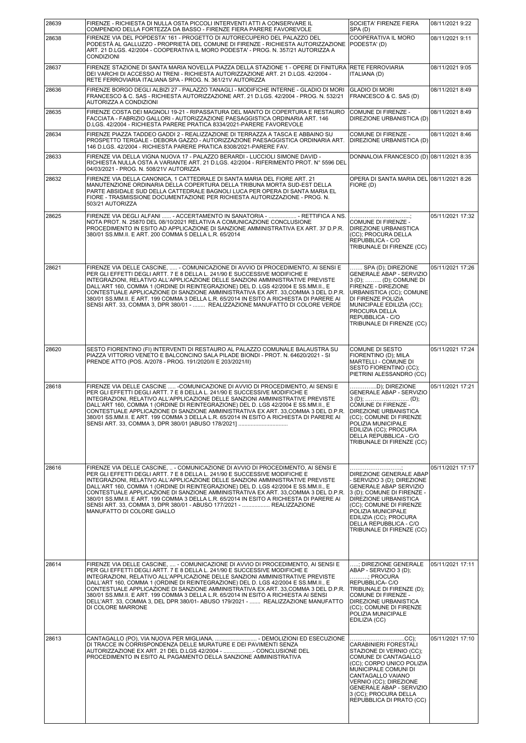| | | | |
|---|---|---|---|
| 28639 | FIRENZE - RICHIESTA DI NULLA OSTA PICCOLI INTERVENTI ATTI A CONSERVARE IL COMPENDIO DELLA FORTEZZA DA BASSO - FIRENZE FIERA PARERE FAVOREVOLE | SOCIETA' FIRENZE FIERA SPA (D) | 08/11/2021 9:22 |
| 28638 | FIRENZE VIA DEL POPDESTA' 161 - PROGETTO DI AUTORECUPERO DEL PALAZZO DEL PODESTÀ AL GALLUZZO - PROPRIETÀ DEL COMUNE DI FIRENZE - RICHIESTA AUTORIZZAZIONE ART. 21 D.LGS. 42/2004 - COOPERATIVA IL MORO PODESTA' - PROG. N. 357/21 AUTORIZZA A CONDIZIONI | COOPERATIVA IL MORO PODESTA' (D) | 08/11/2021 9:11 |
| 28637 | FIRENZE STAZIONE DI SANTA MARIA NOVELLA PIAZZA DELLA STAZIONE 1 - OPERE DI FINITURA DEI VARCHI DI ACCESSO AI TRENI - RICHIESTA AUTORIZZAZIONE ART. 21 D.LGS. 42/2004 - RETE FERROVIARIA ITALIANA SPA - PROG. N. 361/21V AUTORIZZA | RETE FERROVIARIA ITALIANA (D) | 08/11/2021 9:05 |
| 28636 | FIRENZE BORGO DEGLI ALBIZI 27 - PALAZZO TANAGLI - MODIFICHE INTERNE - GLADIO DI MORI FRANCESCO & C. SAS - RICHIESTA AUTORIZZAZIONE ART. 21 D.LGS. 42/2004 - PROG. N. 532/21 AUTORIZZA A CONDIZIONI | GLADIO DI MORI FRANCESCO & C. SAS (D) | 08/11/2021 8:49 |
| 28635 | FIRENZE COSTA DEI MAGNOLI 19-21 - RIPASSATURA DEL MANTO DI COPERTURA E RESTAURO FACCIATA - FABRIZIO GALLORI - AUTORIZZAZIONE PAESAGGISTICA ORDINARIA ART. 146 D.LGS. 42/2004 - RICHIESTA PARERE PRATICA 8334/2021-PARERE FAVOREVOLE | COMUNE DI FIRENZE - DIREZIONE URBANISTICA (D) | 08/11/2021 8:49 |
| 28634 | FIRENZE PIAZZA TADDEO GADDI 2 - REALIZZAZIONE DI TERRAZZA A TASCA E ABBAINO SU PROSPETTO TERGALE - DEBORA GAZZO - AUTORIZZAZIONE PAESAGGISTICA ORDINARIA ART. 146 D.LGS. 42/2004 - RICHIESTA PARERE PRATICA 8308/2021-PARERE FAV. | COMUNE DI FIRENZE - DIREZIONE URBANISTICA (D) | 08/11/2021 8:46 |
| 28633 | FIRENZE VIA DELLA VIGNA NUOVA 17 - PALAZZO BERARDI - LUCCIOLI SIMONE DAVID - RICHIESTA NULLA OSTA A VARIANTE ART. 21 D.LGS. 42/2004 - RIFERIMENTO PROT. N° 5596 DEL 04/03/2021 - PROG. N. 508/21V AUTORIZZA | DONNALOIA FRANCESCO (D) | 08/11/2021 8:35 |
| 28632 | FIRENZE VIA DELLA CANONICA, 1 CATTEDRALE DI SANTA MARIA DEL FIORE ART. 21 MANUTENZIONE ORDINARIA DELLA COPERTURA DELLA TRIBUNA MORTA SUD-EST DELLA PARTE ABSIDALE SUD DELLA CATTEDRALE BAGNOLI LUCA PER OPERA DI SANTA MARIA EL FIORE - TRASMISSIONE DOCUMENTAZIONE PER RICHIESTA AUTORIZZAZIONE - PROG. N. 503/21 AUTORIZZA | OPERA DI SANTA MARIA DEL FIORE (D) | 08/11/2021 8:26 |
| 28625 | FIRENZE VIA DEGLI ALFANI ...... - ACCERTAMENTO IN SANATORIA - ................. - RETTIFICA A NS. NOTA PROT. N. 25870 DEL 08/10/2021 RELATIVA A COMUNICAZIONE CONCLUSIONE PROCEDIMENTO IN ESITO AD APPLICAZIONE DI SANZIONE AMMINISTRATIVA EX ART. 37 D.P.R. 380/01 SS.MM.II. E ART. 200 COMMA 5 DELLA L.R. 65/2014 | ................................; COMUNE DI FIRENZE - DIREZIONE URBANISTICA (CC); PROCURA DELLA REPUBBLICA - C/O TRIBUNALE DI FIRENZE (CC) | 05/11/2021 17:32 |
| 28621 | FIRENZE VIA DELLE CASCINE, ..... - COMUNICAZIONE DI AVVIO DI PROCEDIMENTO, AI SENSI E PER GLI EFFETTI DEGLI ARTT. 7 E 8 DELLA L. 241/90 E SUCCESSIVE MODIFICHE E INTEGRAZIONI, RELATIVO ALL'APPLICAZIONE DELLE SANZIONI AMMINISTRATIVE PREVISTE DALL'ART 160, COMMA 1 (ORDINE DI REINTEGRAZIONE) DEL D. LGS 42/2004 E SS.MM.II., E CONTESTUALE APPLICAZIONE DI SANZIONE AMMINISTRATIVA EX ART. 33,COMMA 3 DEL D.P.R. 380/01 SS.MM.II. E ART. 199 COMMA 3 DELLA L.R. 65/2014 IN ESITO A RICHIESTA DI PARERE AI SENSI ART. 33, COMMA 3, DPR 380/01 - ........ REALIZZAZIONE MANUFATTO DI COLORE VERDE | ....... SPA (D); DIREZIONE GENERALE ABAP - SERVIZIO 3 (D); ......... (D); COMUNE DI FIRENZE - DIREZIONE URBANISTICA (CC); COMUNE DI FIRENZE POLIZIA MUNICIPALE EDILIZIA (CC); PROCURA DELLA REPUBBLICA - C/O TRIBUNALE DI FIRENZE (CC) | 05/11/2021 17:26 |
| 28620 | SESTO FIORENTINO (FI) INTERVENTI DI RESTAURO AL PALAZZO COMUNALE BALAUSTRA SU PIAZZA VITTORIO VENETO E BALCONCINO SALA PILADE BIONDI - PROT. N. 64620/2021 - SI PRENDE ATTO (POS. A/2078 - PROG. 191/2020/II E 203/2021/II) | COMUNE DI SESTO FIORENTINO (D); MILA MARTELLI - COMUNE DI SESTO FIORENTINO (CC); PIETRINI ALESSANDRO (CC) | 05/11/2021 17:24 |
| 28618 | FIRENZE VIA DELLE CASCINE ..... -COMUNICAZIONE DI AVVIO DI PROCEDIMENTO, AI SENSI E PER GLI EFFETTI DEGLI ARTT. 7 E 8 DELLA L. 241/90 E SUCCESSIVE MODIFICHE E INTEGRAZIONI, RELATIVO ALL'APPLICAZIONE DELLE SANZIONI AMMINISTRATIVE PREVISTE DALL'ART 160, COMMA 1 (ORDINE DI REINTEGRAZIONE) DEL D. LGS 42/2004 E SS.MM.II., E CONTESTUALE APPLICAZIONE DI SANZIONE AMMINISTRATIVA EX ART. 33,COMMA 3 DEL D.P.R. 380/01 SS.MM.II. E ART. 199 COMMA 3 DELLA L.R. 65/2014 IN ESITO A RICHIESTA DI PARERE AI SENSI ART. 33, COMMA 3, DPR 380/01 [ABUSO 178/2021] ................................ | ..............D); DIREZIONE GENERALE ABAP - SERVIZIO 3 (D); ........................ (D); COMUNE DI FIRENZE - DIREZIONE URBANISTICA (CC); COMUNE DI FIRENZE POLIZIA MUNICIPALE EDILIZIA (CC); PROCURA DELLA REPUBBLICA - C/O TRIBUNALE DI FIRENZE (CC) | 05/11/2021 17:21 |
| 28616 | FIRENZE VIA DELLE CASCINE, .. - COMUNICAZIONE DI AVVIO DI PROCEDIMENTO, AI SENSI E PER GLI EFFETTI DEGLI ARTT. 7 E 8 DELLA L. 241/90 E SUCCESSIVE MODIFICHE E INTEGRAZIONI, RELATIVO ALL'APPLICAZIONE DELLE SANZIONI AMMINISTRATIVE PREVISTE DALL'ART 160, COMMA 1 (ORDINE DI REINTEGRAZIONE) DEL D. LGS 42/2004 E SS.MM.II., E CONTESTUALE APPLICAZIONE DI SANZIONE AMMINISTRATIVA EX ART. 33,COMMA 3 DEL D.P.R. 380/01 SS.MM.II. E ART. 199 COMMA 3 DELLA L.R. 65/2014 IN ESITO A RICHIESTA DI PARERE AI SENSI ART. 33, COMMA 3, DPR 380/01 - ABUSO 177/2021 - ................. REALIZZAZIONE MANUFATTO DI COLORE GIALLO | ...........................; DIREZIONE GENERALE ABAP - SERVIZIO 3 (D); DIREZIONE GENERALE ABAP SERVIZIO 3 (D); COMUNE DI FIRENZE - DIREZIONE URBANISTICA (CC); COMUNE DI FIRENZE POLIZIA MUNICIPALE EDILIZIA (CC); PROCURA DELLA REPUBBLICA - C/O TRIBUNALE DI FIRENZE (CC) | 05/11/2021 17:17 |
| 28614 | FIRENZE VIA DELLE CASCINE, .... - COMUNICAZIONE DI AVVIO DI PROCEDIMENTO, AI SENSI E PER GLI EFFETTI DEGLI ARTT. 7 E 8 DELLA L. 241/90 E SUCCESSIVE MODIFICHE E INTEGRAZIONI, RELATIVO ALL'APPLICAZIONE DELLE SANZIONI AMMINISTRATIVE PREVISTE DALL'ART 160, COMMA 1 (ORDINE DI REINTEGRAZIONE) DEL D. LGS 42/2004 E SS.MM.II., E CONTESTUALE APPLICAZIONE DI SANZIONE AMMINISTRATIVA EX ART. 33,COMMA 3 DEL D.P.R. 380/01 SS.MM.II. E ART. 199 COMMA 3 DELLA L.R. 65/2014 IN ESITO A RICHIESTA AI SENSI DELL'ART. 33, COMMA 3, DEL DPR 380/01- ABUSO 179/2021 - ....... REALIZZAZIONE MANUFATTO DI COLORE MARRONE | .....; DIREZIONE GENERALE ABAP - SERVIZIO 3 (D); ..........; PROCURA REPUBBLICA- C/O TRIBUNALE DI FIRENZE (D); COMUNE DI FIRENZE - DIREZIONE URBANISTICA (CC); COMUNE DI FIRENZE POLIZIA MUNICIPALE EDILIZIA (CC) | 05/11/2021 17:11 |
| 28613 | CANTAGALLO (PO), VIA NUOVA PER MIGLIANA, .......................... - DEMOLIZIONI ED ESECUZIONE DI TRACCE IN CORRISPONDENZA DELLE MURATURE E DEI PAVIMENTI SENZA AUTORIZZAZIONE EX ART. 21 DEL D.LGS 42/2004 - ..................- CONCLUSIONE DEL PROCEDIMENTO IN ESITO AL PAGAMENTO DELLA SANZIONE AMMINISTRATIVA | ............................CC); CARABINIERI FORESTALI STAZIONE DI VERNIO (CC); COMUNE DI CANTAGALLO (CC); CORPO UNICO POLIZIA MUNICIPALE COMUNI DI CANTAGALLO VAIANO VERNIO (CC); DIREZIONE GENERALE ABAP - SERVIZIO 3 (CC); PROCURA DELLA REPUBBLICA DI PRATO (CC) | 05/11/2021 17:10 |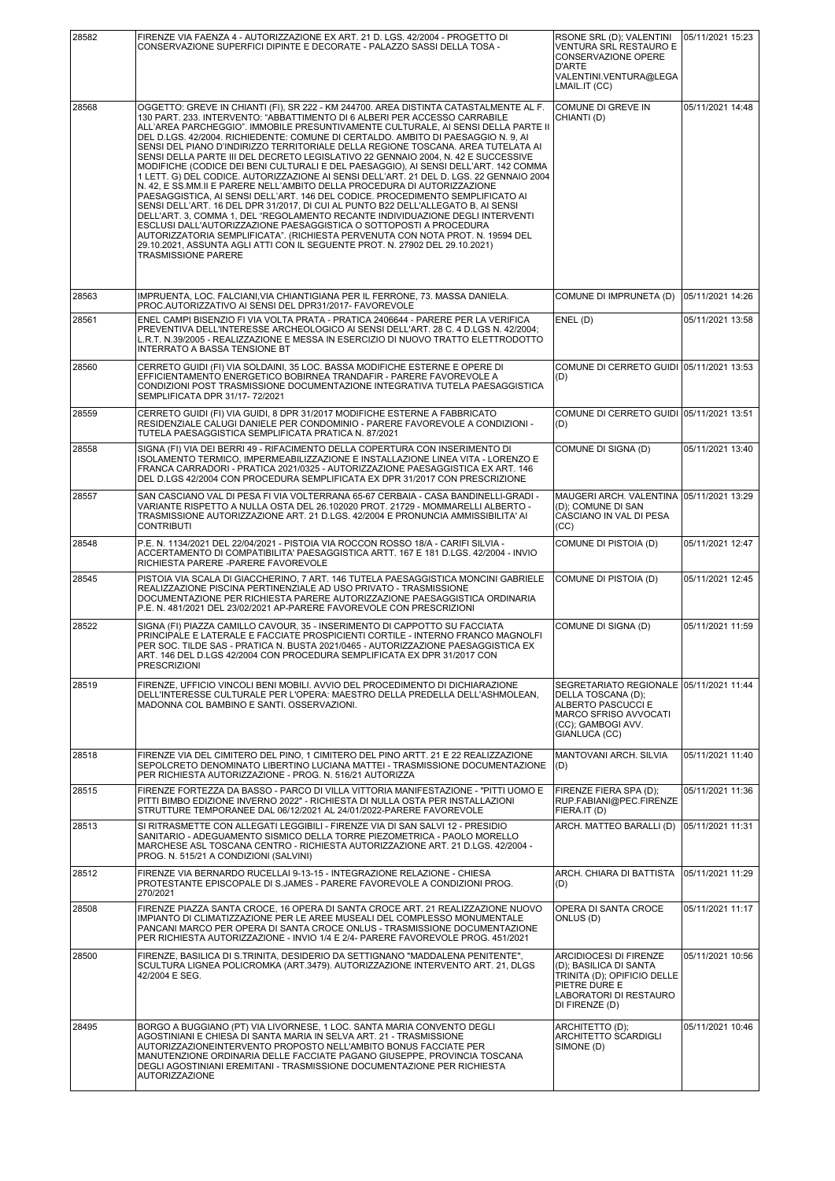| | | | |
|---|---|---|---|
| 28582 | FIRENZE VIA FAENZA 4 - AUTORIZZAZIONE EX ART. 21 D. LGS. 42/2004 - PROGETTO DI CONSERVAZIONE SUPERFICI DIPINTE E DECORATE - PALAZZO SASSI DELLA TOSA - | RSONE SRL (D); VALENTINI VENTURA SRL RESTAURO E CONSERVAZIONE OPERE D'ARTE VALENTINI.VENTURA@LEGALMAIL.IT (CC) | 05/11/2021 15:23 |
| 28568 | OGGETTO: GREVE IN CHIANTI (FI), SR 222 - KM 244700. AREA DISTINTA CATASTALMENTE AL F. 130 PART. 233. INTERVENTO: "ABBATTIMENTO DI 6 ALBERI PER ACCESSO CARRABILE ALL'AREA PARCHEGGIO". IMMOBILE PRESUNTIVAMENTE CULTURALE, AI SENSI DELLA PARTE II DEL D.LGS. 42/2004. RICHIEDENTE: COMUNE DI CERTALDO. AMBITO DI PAESAGGIO N. 9, AI SENSI DEL PIANO D'INDIRIZZO TERRITORIALE DELLA REGIONE TOSCANA. AREA TUTELATA AI SENSI DELLA PARTE III DEL DECRETO LEGISLATIVO 22 GENNAIO 2004, N. 42 E SUCCESSIVE MODIFICHE (CODICE DEI BENI CULTURALI E DEL PAESAGGIO), AI SENSI DELL'ART. 142 COMMA 1 LETT. G) DEL CODICE. AUTORIZZAZIONE AI SENSI DELL'ART. 21 DEL D. LGS. 22 GENNAIO 2004 N. 42, E SS.MM.II E PARERE NELL'AMBITO DELLA PROCEDURA DI AUTORIZZAZIONE PAESAGGISTICA, AI SENSI DELL'ART. 146 DEL CODICE. PROCEDIMENTO SEMPLIFICATO AI SENSI DELL'ART. 16 DEL DPR 31/2017, DI CUI AL PUNTO B22 DELL'ALLEGATO B, AI SENSI DELL'ART. 3, COMMA 1, DEL "REGOLAMENTO RECANTE INDIVIDUAZIONE DEGLI INTERVENTI ESCLUSI DALL'AUTORIZZAZIONE PAESAGGISTICA O SOTTOPOSTI A PROCEDURA AUTORIZZATORIA SEMPLIFICATA". (RICHIESTA PERVENUTA CON NOTA PROT. N. 19594 DEL 29.10.2021, ASSUNTA AGLI ATTI CON IL SEGUENTE PROT. N. 27902 DEL 29.10.2021) TRASMISSIONE PARERE | COMUNE DI GREVE IN CHIANTI (D) | 05/11/2021 14:48 |
| 28563 | IMPRUENTA, LOC. FALCIANI,VIA CHIANTIGIANA PER IL FERRONE, 73. MASSA DANIELA. PROC.AUTORIZZATIVO AI SENSI DEL DPR31/2017- FAVOREVOLE | COMUNE DI IMPRUNETA (D) | 05/11/2021 14:26 |
| 28561 | ENEL CAMPI BISENZIO FI VIA VOLTA PRATA - PRATICA 2406644 - PARERE PER LA VERIFICA PREVENTIVA DELL'INTERESSE ARCHEOLOGICO AI SENSI DELL'ART. 28 C. 4 D.LGS N. 42/2004; L.R.T. N.39/2005 - REALIZZAZIONE E MESSA IN ESERCIZIO DI NUOVO TRATTO ELETTRODOTTO INTERRATO A BASSA TENSIONE BT | ENEL (D) | 05/11/2021 13:58 |
| 28560 | CERRETO GUIDI (FI) VIA SOLDAINI, 35 LOC. BASSA MODIFICHE ESTERNE E OPERE DI EFFICIENTAMENTO ENERGETICO BOBIRNEA TRANDAFIR - PARERE FAVOREVOLE A CONDIZIONI POST TRASMISSIONE DOCUMENTAZIONE INTEGRATIVA TUTELA PAESAGGISTICA SEMPLIFICATA DPR 31/17- 72/2021 | COMUNE DI CERRETO GUIDI (D) | 05/11/2021 13:53 |
| 28559 | CERRETO GUIDI (FI) VIA GUIDI, 8 DPR 31/2017 MODIFICHE ESTERNE A FABBRICATO RESIDENZIALE CALUGI DANIELE PER CONDOMINIO - PARERE FAVOREVOLE A CONDIZIONI - TUTELA PAESAGGISTICA SEMPLIFICATA PRATICA N. 87/2021 | COMUNE DI CERRETO GUIDI (D) | 05/11/2021 13:51 |
| 28558 | SIGNA (FI) VIA DEI BERRI 49 - RIFACIMENTO DELLA COPERTURA CON INSERIMENTO DI ISOLAMENTO TERMICO, IMPERMEABILIZZAZIONE E INSTALLAZIONE LINEA VITA - LORENZO E FRANCA CARRADORI - PRATICA 2021/0325 - AUTORIZZAZIONE PAESAGGISTICA EX ART. 146 DEL D.LGS 42/2004 CON PROCEDURA SEMPLIFICATA EX DPR 31/2017 CON PRESCRIZIONE | COMUNE DI SIGNA (D) | 05/11/2021 13:40 |
| 28557 | SAN CASCIANO VAL DI PESA FI VIA VOLTERRANA 65-67 CERBAIA - CASA BANDINELLI-GRADI - VARIANTE RISPETTO A NULLA OSTA DEL 26.102020 PROT. 21729 - MOMMARELLI ALBERTO - TRASMISSIONE AUTORIZZAZIONE ART. 21 D.LGS. 42/2004 E PRONUNCIA AMMISSIBILITA' AI CONTRIBUTI | MAUGERI ARCH. VALENTINA (D); COMUNE DI SAN CASCIANO IN VAL DI PESA (CC) | 05/11/2021 13:29 |
| 28548 | P.E. N. 1134/2021 DEL 22/04/2021 - PISTOIA VIA ROCCON ROSSO 18/A - CARIFI SILVIA - ACCERTAMENTO DI COMPATIBILITA' PAESAGGISTICA ARTT. 167 E 181 D.LGS. 42/2004 - INVIO RICHIESTA PARERE -PARERE FAVOREVOLE | COMUNE DI PISTOIA (D) | 05/11/2021 12:47 |
| 28545 | PISTOIA VIA SCALA DI GIACCHERINO, 7 ART. 146 TUTELA PAESAGGISTICA MONCINI GABRIELE REALIZZAZIONE PISCINA PERTINENZIALE AD USO PRIVATO - TRASMISSIONE DOCUMENTAZIONE PER RICHIESTA PARERE AUTORIZZAZIONE PAESAGGISTICA ORDINARIA P.E. N. 481/2021 DEL 23/02/2021 AP-PARERE FAVOREVOLE CON PRESCRIZIONI | COMUNE DI PISTOIA (D) | 05/11/2021 12:45 |
| 28522 | SIGNA (FI) PIAZZA CAMILLO CAVOUR, 35 - INSERIMENTO DI CAPPOTTO SU FACCIATA PRINCIPALE E LATERALE E FACCIATE PROSPICIENTI CORTILE - INTERNO FRANCO MAGNOLFI PER SOC. TILDE SAS - PRATICA N. BUSTA 2021/0465 - AUTORIZZAZIONE PAESAGGISTICA EX ART. 146 DEL D.LGS 42/2004 CON PROCEDURA SEMPLIFICATA EX DPR 31/2017 CON PRESCRIZIONI | COMUNE DI SIGNA (D) | 05/11/2021 11:59 |
| 28519 | FIRENZE, UFFICIO VINCOLI BENI MOBILI. AVVIO DEL PROCEDIMENTO DI DICHIARAZIONE DELL'INTERESSE CULTURALE PER L'OPERA: MAESTRO DELLA PREDELLA DELL'ASHMOLEAN, MADONNA COL BAMBINO E SANTI. OSSERVAZIONI. | SEGRETARIATO REGIONALE DELLA TOSCANA (D); ALBERTO PASCUCCI E MARCO SFRISO AVVOCATI (CC); GAMBOGI AVV. GIANLUCA (CC) | 05/11/2021 11:44 |
| 28518 | FIRENZE VIA DEL CIMITERO DEL PINO, 1 CIMITERO DEL PINO ARTT. 21 E 22 REALIZZAZIONE SEPOLCRETO DENOMINATO LIBERTINO LUCIANA MATTEI - TRASMISSIONE DOCUMENTAZIONE PER RICHIESTA AUTORIZZAZIONE - PROG. N. 516/21 AUTORIZZA | MANTOVANI ARCH. SILVIA (D) | 05/11/2021 11:40 |
| 28515 | FIRENZE FORTEZZA DA BASSO - PARCO DI VILLA VITTORIA MANIFESTAZIONE - "PITTI UOMO E PITTI BIMBO EDIZIONE INVERNO 2022" - RICHIESTA DI NULLA OSTA PER INSTALLAZIONI STRUTTURE TEMPORANEE DAL 06/12/2021 AL 24/01/2022-PARERE FAVOREVOLE | FIRENZE FIERA SPA (D); RUP.FABIANI@PEC.FIRENZEFIERA.IT (D) | 05/11/2021 11:36 |
| 28513 | SI RITRASMETTE CON ALLEGATI LEGGIBILI - FIRENZE VIA DI SAN SALVI 12 - PRESIDIO SANITARIO - ADEGUAMENTO SISMICO DELLA TORRE PIEZOMETRICA - PAOLO MORELLO MARCHESE ASL TOSCANA CENTRO - RICHIESTA AUTORIZZAZIONE ART. 21 D.LGS. 42/2004 - PROG. N. 515/21 A CONDIZIONI (SALVINI) | ARCH. MATTEO BARALLI (D) | 05/11/2021 11:31 |
| 28512 | FIRENZE VIA BERNARDO RUCELLAI 9-13-15 - INTEGRAZIONE RELAZIONE - CHIESA PROTESTANTE EPISCOPALE DI S.JAMES - PARERE FAVOREVOLE A CONDIZIONI PROG. 270/2021 | ARCH. CHIARA DI BATTISTA (D) | 05/11/2021 11:29 |
| 28508 | FIRENZE PIAZZA SANTA CROCE, 16 OPERA DI SANTA CROCE ART. 21 REALIZZAZIONE NUOVO IMPIANTO DI CLIMATIZZAZIONE PER LE AREE MUSEALI DEL COMPLESSO MONUMENTALE PANCANI MARCO PER OPERA DI SANTA CROCE ONLUS - TRASMISSIONE DOCUMENTAZIONE PER RICHIESTA AUTORIZZAZIONE - INVIO 1/4 E 2/4- PARERE FAVOREVOLE PROG. 451/2021 | OPERA DI SANTA CROCE ONLUS (D) | 05/11/2021 11:17 |
| 28500 | FIRENZE, BASILICA DI S.TRINITA, DESIDERIO DA SETTIGNANO "MADDALENA PENITENTE", SCULTURA LIGNEA POLICROMKA (ART.3479). AUTORIZZAZIONE INTERVENTO ART. 21, DLGS 42/2004 E SEG. | ARCIDIOCESI DI FIRENZE (D); BASILICA DI SANTA TRINITA (D); OPIFICIO DELLE PIETRE DURE E LABORATORI DI RESTAURO DI FIRENZE (D) | 05/11/2021 10:56 |
| 28495 | BORGO A BUGGIANO (PT) VIA LIVORNESE, 1 LOC. SANTA MARIA CONVENTO DEGLI AGOSTINIANI E CHIESA DI SANTA MARIA IN SELVA ART. 21 - TRASMISSIONE AUTORIZZAZIONEINTERVENTO PROPOSTO NELL'AMBITO BONUS FACCIATE PER MANUTENZIONE ORDINARIA DELLE FACCIATE PAGANO GIUSEPPE, PROVINCIA TOSCANA DEGLI AGOSTINIANI EREMITANI - TRASMISSIONE DOCUMENTAZIONE PER RICHIESTA AUTORIZZAZIONE | ARCHITETTO (D); ARCHITETTO SCARDIGLI SIMONE (D) | 05/11/2021 10:46 |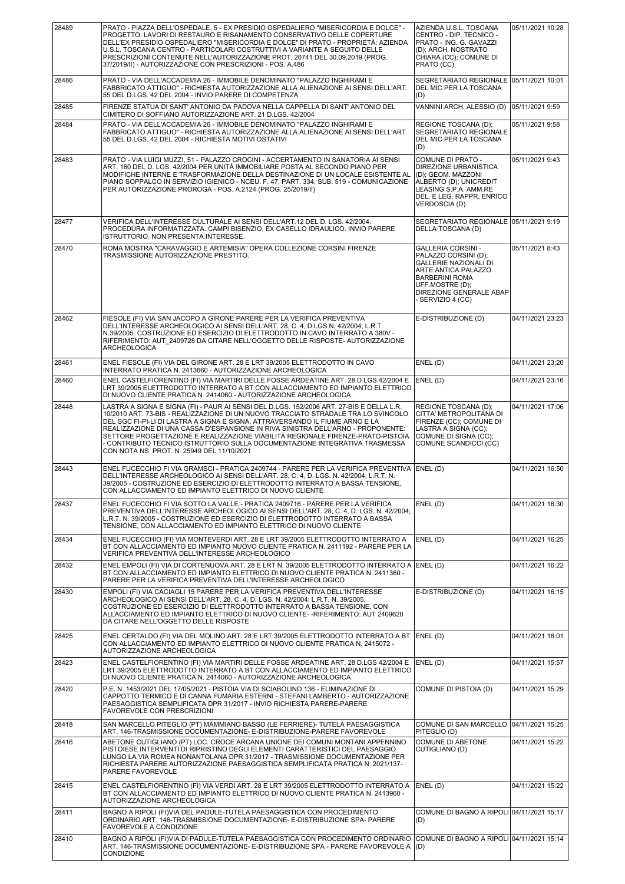| | | | |
|---|---|---|---|
| 28489 | PRATO - PIAZZA DELL'OSPEDALE, 5 - EX PRESIDIO OSPEDALIERO "MISERICORDIA E DOLCE" - PROGETTO: LAVORI DI RESTAURO E RISANAMENTO CONSERVATIVO DELLE COPERTURE DELL'EX PRESIDIO OSPEDALIERO "MISERICORDIA E DOLCE" DI PRATO - PROPRIETÀ: AZIENDA U.S.L. TOSCANA CENTRO - PARTICOLARI COSTRUTTIVI A VARIANTE A SEGUITO DELLE PRESCRIZIONI CONTENUTE NELL'AUTORIZZAZIONE PROT. 20741 DEL 30.09.2019 (PROG. 37/2019/II) - AUTORIZZAZIONE CON PRESCRIZIONI - POS. A.486 | AZIENDA U.S.L. TOSCANA CENTRO - DIP. TECNICO - PRATO - ING. G. GAVAZZI (D); ARCH. NOSTRATO CHIARA (CC); COMUNE DI PRATO (CC) | 05/11/2021 10:28 |
| 28486 | PRATO - VIA DELL'ACCADEMIA 26 - IMMOBILE DENOMINATO "PALAZZO INGHIRAMI E FABBRICATO ATTIGUO" - RICHIESTA AUTORIZZAZIONE ALLA ALIENAZIONE AI SENSI DELL'ART. 55 DEL D.LGS. 42 DEL 2004 - INVIO PARERE DI COMPETENZA | SEGRETARIATO REGIONALE DEL MIC PER LA TOSCANA (D) | 05/11/2021 10:01 |
| 28485 | FIRENZE STATUA DI SANT' ANTONIO DA PADOVA NELLA CAPPELLA DI SANT' ANTONIO DEL CIMITERO DI SOFFIANO AUTORIZZAZIONE ART. 21 D.LGS. 42/2004 | VANNINI ARCH. ALESSIO (D) | 05/11/2021 9:59 |
| 28484 | PRATO - VIA DELL'ACCADEMIA 26 - IMMOBILE DENOMINATO "PALAZZO INGHIRAMI E FABBRICATO ATTIGUO" - RICHIESTA AUTORIZZAZIONE ALLA ALIENAZIONE AI SENSI DELL'ART. 55 DEL D.LGS. 42 DEL 2004 - RICHIESTA MOTIVI OSTATIVI | REGIONE TOSCANA (D); SEGRETARIATO REGIONALE DEL MIC PER LA TOSCANA (D) | 05/11/2021 9:58 |
| 28483 | PRATO - VIA LUIGI MUZZI, 51 - PALAZZO CROCINI - ACCERTAMENTO IN SANATORIA AI SENSI ART. 160 DEL D. LGS. 42/2004 PER UNITÀ IMMOBILIARE POSTA AL SECONDO PIANO PER MODIFICHE INTERNE E TRASFORMAZIONE DELLA DESTINAZIONE DI UN LOCALE ESISTENTE AL PIANO SOPPALCO IN SERVIZIO IGIENICO - NCEU. F. 47, PART. 334, SUB. 519 - COMUNICAZIONE PER AUTORIZZAZIONE PROROGA - POS. A.2124 (PROG. 25/2019/II) | COMUNE DI PRATO - DIREZIONE URBANISTICA (D); GEOM. MAZZONI ALBERTO (D); UNICREDIT LEASING S.P.A. AMM.RE DEL. E LEG. RAPPR. ENRICO VERDOSCIA (D) | 05/11/2021 9:43 |
| 28477 | VERIFICA DELL'INTERESSE CULTURALE AI SENSI DELL'ART.12 DEL D. LGS. 42/2004. PROCEDURA INFORMATIZZATA. CAMPI BISENZIO, EX CASELLO IDRAULICO. INVIO PARERE ISTRUTTORIO. NON PRESENTA INTERESSE. | SEGRETARIATO REGIONALE DELLA TOSCANA (D) | 05/11/2021 9:19 |
| 28470 | ROMA MOSTRA "CARAVAGGIO E ARTEMISIA" OPERA COLLEZIONE CORSINI FIRENZE TRASMISSIONE AUTORIZZAZIONE PRESTITO. | GALLERIA CORSINI - PALAZZO CORSINI (D); GALLERIE NAZIONALI DI ARTE ANTICA PALAZZO BARBERINI ROMA UFF.MOSTRE (D); DIREZIONE GENERALE ABAP - SERVIZIO 4 (CC) | 05/11/2021 8:43 |
| 28462 | FIESOLE (FI) VIA SAN JACOPO A GIRONE PARERE PER LA VERIFICA PREVENTIVA DELL'INTERESSE ARCHEOLOGICO AI SENSI DELL'ART. 28, C. 4, D.LGS N. 42/2004; L.R.T. N.39/2005. COSTRUZIONE ED ESERCIZIO DI ELETTRODOTTO IN CAVO INTERRATO A 380V - RIFERIMENTO: AUT_2409728 DA CITARE NELL'OGGETTO DELLE RISPOSTE- AUTORIZZAZIONE ARCHEOLOGICA | E-DISTRIBUZIONE (D) | 04/11/2021 23:23 |
| 28461 | ENEL FIESOLE (FI) VIA DEL GIRONE ART. 28 E LRT 39/2005 ELETTRODOTTO IN CAVO INTERRATO PRATICA N. 2413660 - AUTORIZZAZIONE ARCHEOLOGICA | ENEL (D) | 04/11/2021 23:20 |
| 28460 | ENEL CASTELFIORENTINO (FI) VIA MARTIRI DELLE FOSSE ARDEATINE ART. 28 D.LGS 42/2004 E LRT 39/2005 ELETTRODOTTO INTERRATO A BT CON ALLACCIAMENTO ED IMPIANTO ELETTRICO DI NUOVO CLIENTE PRATICA N. 2414060 - AUTORIZZAZIONE ARCHEOLOGICA | ENEL (D) | 04/11/2021 23:16 |
| 28448 | LASTRA A SIGNA E SIGNA (FI) - PAUR AI SENSI DEL D.LGS. 152/2006 ART. 27-BIS E DELLA L.R. 10/2010 ART. 73-BIS - REALIZZAZIONE DI UN NUOVO TRACCIATO STRADALE TRA LO SVINCOLO DEL SGC FI-PI-LI DI LASTRA A SIGNA E SIGNA, ATTRAVERSANDO IL FIUME ARNO E LA REALIZZAZIONE DI UNA CASSA D'ESPANSIONE IN RIVA SINISTRA DELL'ARNO - PROPONENTE: SETTORE PROGETTAZIONE E REALIZZAZIONE VIABILITÀ REGIONALE FIRENZE-PRATO-PISTOIA - CONTRIBUTO TECNICO ISTRUTTORIO SULLA DOCUMENTAZIONE INTEGRATIVA TRASMESSA CON NOTA NS. PROT. N. 25949 DEL 11/10/2021 | REGIONE TOSCANA (D); CITTA' METROPOLITANA DI FIRENZE (CC); COMUNE DI LASTRA A SIGNA (CC); COMUNE DI SIGNA (CC); COMUNE SCANDICCI (CC) | 04/11/2021 17:06 |
| 28443 | ENEL FUCECCHIO FI VIA GRAMSCI - PRATICA 2409744 - PARERE PER LA VERIFICA PREVENTIVA DELL'INTERESSE ARCHEOLOGICO AI SENSI DELL'ART. 28, C. 4, D. LGS. N. 42/2004; L.R.T. N. 39/2005 - COSTRUZIONE ED ESERCIZIO DI ELETTRODOTTO INTERRATO A BASSA TENSIONE, CON ALLACCIAMENTO ED IMPIANTO ELETTRICO DI NUOVO CLIENTE | ENEL (D) | 04/11/2021 16:50 |
| 28437 | ENEL FUCECCHIO FI VIA SOTTO LA VALLE - PRATICA 2409716 - PARERE PER LA VERIFICA PREVENTIVA DELL'INTERESSE ARCHEOLOGICO AI SENSI DELL'ART. 28, C. 4, D. LGS. N. 42/2004; L.R.T. N. 39/2005 - COSTRUZIONE ED ESERCIZIO DI ELETTRODOTTO INTERRATO A BASSA TENSIONE, CON ALLACCIAMENTO ED IMPIANTO ELETTRICO DI NUOVO CLIENTE | ENEL (D) | 04/11/2021 16:30 |
| 28434 | ENEL FUCECCHIO (FI) VIA MONTEVERDI ART. 28 E LRT 39/2005 ELETTRODOTTO INTERRATO A BT CON ALLACCIAMENTO ED IMPIANTO NUOVO CLIENTE PRATICA N. 2411192 - PARERE PER LA VERIFICA PREVENTIVA DELL'INTERESSE ARCHEOLOGICO | ENEL (D) | 04/11/2021 16:25 |
| 28432 | ENEL EMPOLI (FI) VIA DI CORTENUOVA ART. 28 E LRT N. 39/2005 ELETTRODOTTO INTERRATO A BT CON ALLACCIAMENTO ED IMPIANTO ELETTRICO DI NUOVO CLIENTE PRATICA N. 2411360 - PARERE PER LA VERIFICA PREVENTIVA DELL'INTERESSE ARCHEOLOGICO | ENEL (D) | 04/11/2021 16:22 |
| 28430 | EMPOLI (FI) VIA CACIAGLI 15 PARERE PER LA VERIFICA PREVENTIVA DELL'INTERESSE ARCHEOLOGICO AI SENSI DELL'ART. 28, C. 4, D. LGS. N. 42/2004; L.R.T. N. 39/2005. COSTRUZIONE ED ESERCIZIO DI ELETTRODOTTO INTERRATO A BASSA TENSIONE, CON ALLACCIAMENTO ED IMPIANTO ELETTRICO DI NUOVO CLIENTE- -RIFERIMENTO: AUT 2409620 DA CITARE NELL'OGGETTO DELLE RISPOSTE | E-DISTRIBUZIONE (D) | 04/11/2021 16:15 |
| 28425 | ENEL CERTALDO (FI) VIA DEL MOLINO ART. 28 E LRT 39/2005 ELETTRODOTTO INTERRATO A BT CON ALLACCIAMENTO ED IMPIANTO ELETTRICO DI NUOVO CLIENTE PRATICA N. 2415072 - AUTORIZZAZIONE ARCHEOLOGICA | ENEL (D) | 04/11/2021 16:01 |
| 28423 | ENEL CASTELFIORENTINO (FI) VIA MARTIRI DELLE FOSSE ARDEATINE ART. 28 D.LGS 42/2004 E LRT 39/2005 ELETTRODOTTO INTERRATO A BT CON ALLACCIAMENTO ED IMPIANTO ELETTRICO DI NUOVO CLIENTE PRATICA N. 2414060 - AUTORIZZAZIONE ARCHEOLOGICA | ENEL (D) | 04/11/2021 15:57 |
| 28420 | P.E. N. 1453/2021 DEL 17/05/2021 - PISTOIA VIA DI SCIABOLINO 136 - ELIMINAZIONE DI CAPPOTTO TERMICO E DI CANNA FUMARIA ESTERNI - STEFANI LAMBERTO - AUTORIZZAZIONE PAESAGGISTICA SEMPLIFICATA DPR 31/2017 - INVIO RICHIESTA PARERE-PARERE FAVOREVOLE CON PRESCRIZIONI | COMUNE DI PISTOIA (D) | 04/11/2021 15:29 |
| 28418 | SAN MARCELLO PITEGLIO (PT) MAMMIANO BASSO (LE FERRIERE)- TUTELA PAESAGGISTICA ART. 146-TRASMISSIONE DOCUMENTAZIONE- E-DISTRIBUZIONE-PARERE FAVOREVOLE | COMUNE DI SAN MARCELLO PITEGLIO (D) | 04/11/2021 15:25 |
| 28416 | ABETONE CUTIGLIANO (PT) LOC. CROCE ARCANA UNIONE DEI COMUNI MONTANI APPENNINO PISTOIESE INTERVENTI DI RIPRISTINO DEGLI ELEMENTI CARATTERISTICI DEL PAESAGGIO LUNGO LA VIA ROMEA NONANTOLANA DPR 31/2017 - TRASMISSIONE DOCUMENTAZIONE PER RICHIESTA PARERE AUTORIZZAZIONE PAESAGGISTICA SEMPLIFICATA PRATICA N. 2021/137- PARERE FAVOREVOLE | COMUNE DI ABETONE CUTIGLIANO (D) | 04/11/2021 15:22 |
| 28415 | ENEL CASTELFIORENTINO (FI) VIA VERDI ART. 28 E LRT 39/2005 ELETTRODOTTO INTERRATO A BT CON ALLACCIAMENTO ED IMPIANTO ELETTRICO DI NUOVO CLIENTE PRATICA N. 2413960 - AUTORIZZAZIONE ARCHEOLOGICA | ENEL (D) | 04/11/2021 15:22 |
| 28411 | BAGNO A RIPOLI (FI)VIA DEL PADULE-TUTELA PAESAGGISTICA CON PROCEDIMENTO ORDINARIO ART. 146-TRASMISSIONE DOCUMENTAZIONE- E-DISTRIBUZIONE SPA- PARERE FAVOREVOLE A CONDIZIONE | COMUNE DI BAGNO A RIPOLI (D) | 04/11/2021 15:17 |
| 28410 | BAGNO A RIPOLI (FI)VIA DI PADULE-TUTELA PAESAGGISTICA CON PROCEDIMENTO ORDINARIO ART. 146-TRASMISSIONE DOCUMENTAZIONE- E-DISTRIBUZIONE SPA - PARERE FAVOREVOLE A CONDIZIONE | COMUNE DI BAGNO A RIPOLI (D) | 04/11/2021 15:14 |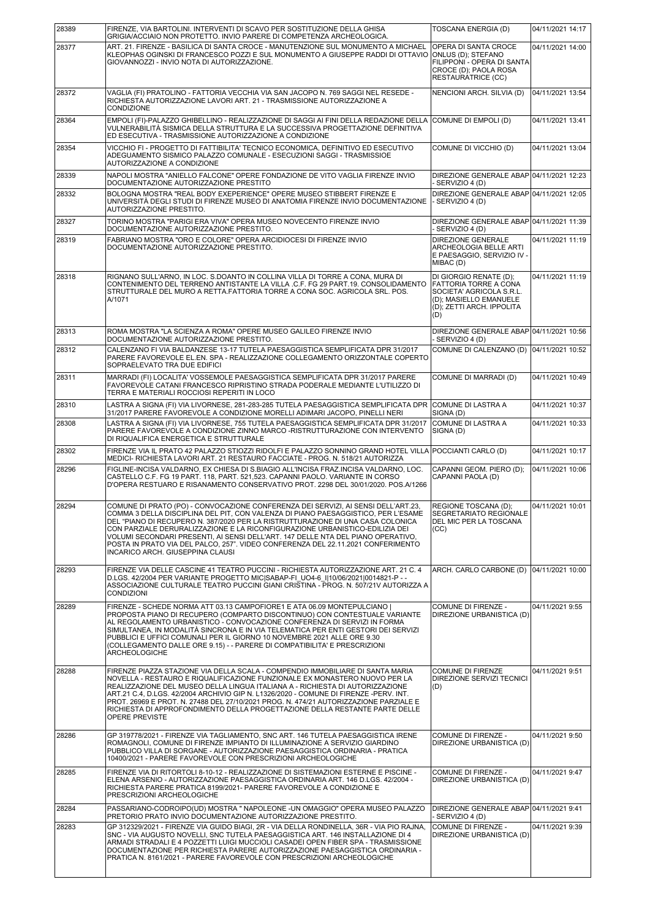| | | | |
|---|---|---|---|
| 28389 | FIRENZE, VIA BARTOLINI. INTERVENTI DI SCAVO PER SOSTITUZIONE DELLA GHISA GRIGIA/ACCIAIO NON PROTETTO. INVIO PARERE DI COMPETENZA ARCHEOLOGICA. | TOSCANA ENERGIA (D) | 04/11/2021 14:17 |
| 28377 | ART. 21. FIRENZE - BASILICA DI SANTA CROCE - MANUTENZIONE SUL MONUMENTO A MICHAEL KLEOPHAS OGINSKI DI FRANCESCO POZZI E SUL MONUMENTO A GIUSEPPE RADDI DI OTTAVIO GIOVANNOZZI - INVIO NOTA DI AUTORIZZAZIONE. | OPERA DI SANTA CROCE ONLUS (D); STEFANO FILIPPONI - OPERA DI SANTA CROCE (D); PAOLA ROSA RESTAURATRICE (CC) | 04/11/2021 14:00 |
| 28372 | VAGLIA (FI) PRATOLINO - FATTORIA VECCHIA VIA SAN JACOPO N. 769 SAGGI NEL RESEDE - RICHIESTA AUTORIZZAZIONE LAVORI ART. 21 - TRASMISSIONE AUTORIZZAZIONE A CONDIZIONE | NENCIONI ARCH. SILVIA (D) | 04/11/2021 13:54 |
| 28364 | EMPOLI (FI)-PALAZZO GHIBELLINO - REALIZZAZIONE DI SAGGI AI FINI DELLA REDAZIONE DELLA VULNERABILITÀ SISMICA DELLA STRUTTURA E LA SUCCESSIVA PROGETTAZIONE DEFINITIVA ED ESECUTIVA - TRASMISSIONE AUTORIZZAZIONE A CONDIZIONE | COMUNE DI EMPOLI (D) | 04/11/2021 13:41 |
| 28354 | VICCHIO FI - PROGETTO DI FATTIBILITA' TECNICO ECONOMICA, DEFINITIVO ED ESECUTIVO ADEGUAMENTO SISMICO PALAZZO COMUNALE - ESECUZIONI SAGGI - TRASMISSIOE AUTORIZZAZIONE A CONDIZIONE | COMUNE DI VICCHIO (D) | 04/11/2021 13:04 |
| 28339 | NAPOLI MOSTRA "ANIELLO FALCONE" OPERE FONDAZIONE DE VITO VAGLIA FIRENZE INVIO DOCUMENTAZIONE AUTORIZZAZIONE PRESTITO | DIREZIONE GENERALE ABAP - SERVIZIO 4 (D) | 04/11/2021 12:23 |
| 28332 | BOLOGNA MOSTRA "REAL BODY EXEPERIENCE" OPERE MUSEO STIBBERT FIRENZE E UNIVERSITÀ DEGLI STUDI DI FIRENZE MUSEO DI ANATOMIA FIRENZE INVIO DOCUMENTAZIONE AUTORIZZAZIONE PRESTITO. | DIREZIONE GENERALE ABAP - SERVIZIO 4 (D) | 04/11/2021 12:05 |
| 28327 | TORINO MOSTRA "PARIGI ERA VIVA" OPERA MUSEO NOVECENTO FIRENZE INVIO DOCUMENTAZIONE AUTORIZZAZIONE PRESTITO. | DIREZIONE GENERALE ABAP - SERVIZIO 4 (D) | 04/11/2021 11:39 |
| 28319 | FABRIANO MOSTRA "ORO E COLORE" OPERA ARCIDIOCESI DI FIRENZE INVIO DOCUMENTAZIONE AUTORIZZAZIONE PRESTITO. | DIREZIONE GENERALE ARCHEOLOGIA BELLE ARTI E PAESAGGIO, SERVIZIO IV - MIBAC (D) | 04/11/2021 11:19 |
| 28318 | RIGNANO SULL'ARNO, IN LOC. S.DOANTO IN COLLINA VILLA DI TORRE A CONA, MURA DI CONTENIMENTO DEL TERRENO ANTISTANTE LA VILLA .C.F. FG 29 PART.19. CONSOLIDAMENTO STRUTTURALE DEL MURO A RETTA.FATTORIA TORRE A CONA SOC. AGRICOLA SRL. POS. A/1071 | DI GIORGIO RENATE (D); FATTORIA TORRE A CONA SOCIETA' AGRICOLA S.R.L. (D); MASIELLO EMANUELE (D); ZETTI ARCH. IPPOLITA (D) | 04/11/2021 11:19 |
| 28313 | ROMA MOSTRA "LA SCIENZA A ROMA" OPERE MUSEO GALILEO FIRENZE INVIO DOCUMENTAZIONE AUTORIZZAZIONE PRESTITO. | DIREZIONE GENERALE ABAP - SERVIZIO 4 (D) | 04/11/2021 10:56 |
| 28312 | CALENZANO FI VIA BALDANZESE 13-17 TUTELA PAESAGGISTICA SEMPLIFICATA DPR 31/2017 PARERE FAVOREVOLE EL.EN. SPA - REALIZZAZIONE COLLEGAMENTO ORIZZONTALE COPERTO SOPRAELEVATO TRA DUE EDIFICI | COMUNE DI CALENZANO (D) | 04/11/2021 10:52 |
| 28311 | MARRADI (FI) LOCALITA' VOSSEMOLE PAESAGGISTICA SEMPLIFICATA DPR 31/2017 PARERE FAVOREVOLE CATANI FRANCESCO RIPRISTINO STRADA PODERALE MEDIANTE L'UTILIZZO DI TERRA E MATERIALI ROCCIOSI REPERITI IN LOCO | COMUNE DI MARRADI (D) | 04/11/2021 10:49 |
| 28310 | LASTRA A SIGNA (FI) VIA LIVORNESE, 281-283-285 TUTELA PAESAGGISTICA SEMPLIFICATA DPR 31/2017 PARERE FAVOREVOLE A CONDIZIONE MORELLI ADIMARI JACOPO, PINELLI NERI | COMUNE DI LASTRA A SIGNA (D) | 04/11/2021 10:37 |
| 28308 | LASTRA A SIGNA (FI) VIA LIVORNESE, 755 TUTELA PAESAGGISTICA SEMPLIFICATA DPR 31/2017 PARERE FAVOREVOLE A CONDIZIONE ZINNO MARCO -RISTRUTTURAZIONE CON INTERVENTO DI RIQUALIFICA ENERGETICA E STRUTTURALE | COMUNE DI LASTRA A SIGNA (D) | 04/11/2021 10:33 |
| 28302 | FIRENZE VIA IL PRATO 42 PALAZZO STIOZZI RIDOLFI E PALAZZO SONNINO GRAND HOTEL VILLA MEDICI- RICHIESTA LAVORI ART. 21 RESTAURO FACCIATE - PROG. N. 518/21 AUTORIZZA | POCCIANTI CARLO (D) | 04/11/2021 10:17 |
| 28296 | FIGLINE-INCISA VALDARNO, EX CHIESA DI S.BIAGIO ALL'INCISA FRAZ.INCISA VALDARNO, LOC. CASTELLO C.F. FG 19 PART. 118, PART. 521,523. CAPANNI PAOLO. VARIANTE IN CORSO D'OPERA RESTUARO E RISANAMENTO CONSERVATIVO PROT. 2298 DEL 30/01/2020. POS.A/1266 | CAPANNI GEOM. PIERO (D); CAPANNI PAOLA (D) | 04/11/2021 10:06 |
| 28294 | COMUNE DI PRATO (PO) - CONVOCAZIONE CONFERENZA DEI SERVIZI, AI SENSI DELL'ART.23, COMMA 3 DELLA DISCIPLINA DEL PIT, CON VALENZA DI PIANO PAESAGGISTICO, PER L'ESAME DEL "PIANO DI RECUPERO N. 387/2020 PER LA RISTRUTTURAZIONE DI UNA CASA COLONICA CON PARZIALE DERURALIZZAZIONE E LA RICONFIGURAZIONE URBANISTICO-EDILIZIA DEI VOLUMI SECONDARI PRESENTI, AI SENSI DELL'ART. 147 DELLE NTA DEL PIANO OPERATIVO, POSTA IN PRATO VIA DEL PALCO, 257". VIDEO CONFERENZA DEL 22.11.2021 CONFERIMENTO INCARICO ARCH. GIUSEPPINA CLAUSI | REGIONE TOSCANA (D); SEGRETARIATO REGIONALE DEL MIC PER LA TOSCANA (CC) | 04/11/2021 10:01 |
| 28293 | FIRENZE VIA DELLE CASCINE 41 TEATRO PUCCINI - RICHIESTA AUTORIZZAZIONE ART. 21 C. 4 D.LGS. 42/2004 PER VARIANTE PROGETTO MIC\|SABAP-FI_UO4-6_I\|10/06/2021\|0014821-P - - ASSOCIAZIONE CULTURALE TEATRO PUCCINI GIANI CRISTINA - PROG. N. 507/21V AUTORIZZA A CONDIZIONI | ARCH. CARLO CARBONE (D) | 04/11/2021 10:00 |
| 28289 | FIRENZE - SCHEDE NORMA ATT 03.13 CAMPOFIORE1 E ATA 06.09 MONTEPULCIANO \| PROPOSTA PIANO DI RECUPERO (COMPARTO DISCONTINUO) CON CONTESTUALE VARIANTE AL REGOLAMENTO URBANISTICO - CONVOCAZIONE CONFERENZA DI SERVIZI IN FORMA SIMULTANEA, IN MODALITÀ SINCRONA E IN VIA TELEMATICA PER ENTI GESTORI DEI SERVIZI PUBBLICI E UFFICI COMUNALI PER IL GIORNO 10 NOVEMBRE 2021 ALLE ORE 9.30 (COLLEGAMENTO DALLE ORE 9.15) - - PARERE DI COMPATIBILITA' E PRESCRIZIONI ARCHEOLOGICHE | COMUNE DI FIRENZE - DIREZIONE URBANISTICA (D) | 04/11/2021 9:55 |
| 28288 | FIRENZE PIAZZA STAZIONE VIA DELLA SCALA - COMPENDIO IMMOBILIARE DI SANTA MARIA NOVELLA - RESTAURO E RIQUALIFICAZIONE FUNZIONALE EX MONASTERO NUOVO PER LA REALIZZAZIONE DEL MUSEO DELLA LINGUA ITALIANA A - RICHIESTA DI AUTORIZZAZIONE ART.21 C.4, D.LGS. 42/2004 ARCHIVIO GIP N. L1326/2020 - COMUNE DI FIRENZE -PERV. INT. PROT. 26969 E PROT. N. 27488 DEL 27/10/2021 PROG. N. 474/21 AUTORIZZAZIONE PARZIALE E RICHIESTA DI APPROFONDIMENTO DELLA PROGETTAZIONE DELLA RESTANTE PARTE DELLE OPERE PREVISTE | COMUNE DI FIRENZE DIREZIONE SERVIZI TECNICI (D) | 04/11/2021 9:51 |
| 28286 | GP 319778/2021 - FIRENZE VIA TAGLIAMENTO, SNC ART. 146 TUTELA PAESAGGISTICA IRENE ROMAGNOLI, COMUNE DI FIRENZE IMPIANTO DI ILLUMINAZIONE A SERVIZIO GIARDINO PUBBLICO VILLA DI SORGANE - AUTORIZZAZIONE PAESAGGISTICA ORDINARIA - PRATICA 10400/2021 - PARERE FAVOREVOLE CON PRESCRIZIONI ARCHEOLOGICHE | COMUNE DI FIRENZE - DIREZIONE URBANISTICA (D) | 04/11/2021 9:50 |
| 28285 | FIRENZE VIA DI RITORTOLI 8-10-12 - REALIZZAZIONE DI SISTEMAZIONI ESTERNE E PISCINE - ELENA ARSENIO - AUTORIZZAZIONE PAESAGGISTICA ORDINARIA ART. 146 D.LGS. 42/2004 - RICHIESTA PARERE PRATICA 8199/2021- PARERE FAVOREVOLE A CONDIZIONE E PRESCRIZIONI ARCHEOLOGICHE | COMUNE DI FIRENZE - DIREZIONE URBANISTICA (D) | 04/11/2021 9:47 |
| 28284 | PASSARIANO-CODROIPO(UD) MOSTRA " NAPOLEONE -UN OMAGGIO" OPERA MUSEO PALAZZO PRETORIO PRATO INVIO DOCUMENTAZIONE AUTORIZZAZIONE PRESTITO. | DIREZIONE GENERALE ABAP - SERVIZIO 4 (D) | 04/11/2021 9:41 |
| 28283 | GP 312329/2021 - FIRENZE VIA GUIDO BIAGI, 2R - VIA DELLA RONDINELLA, 36R - VIA PIO RAJNA, SNC - VIA AUGUSTO NOVELLI, SNC TUTELA PAESAGGISTICA ART. 146 INSTALLAZIONE DI 4 ARMADI STRADALI E 4 POZZETTI LUIGI MUCCIOLI CASADEI OPEN FIBER SPA - TRASMISSIONE DOCUMENTAZIONE PER RICHIESTA PARERE AUTORIZZAZIONE PAESAGGISTICA ORDINARIA - PRATICA N. 8161/2021 - PARERE FAVOREVOLE CON PRESCRIZIONI ARCHEOLOGICHE | COMUNE DI FIRENZE - DIREZIONE URBANISTICA (D) | 04/11/2021 9:39 |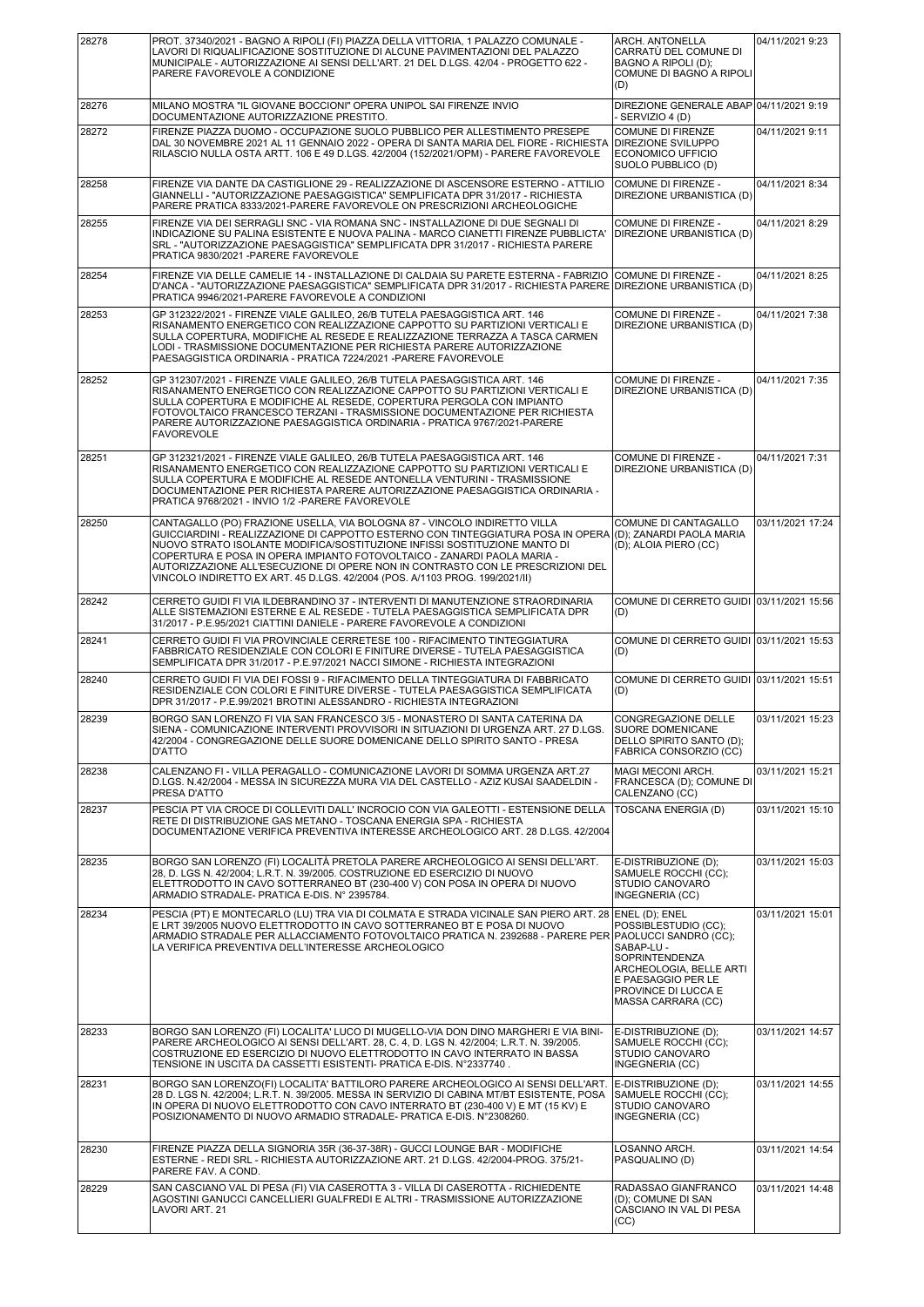| | | | |
|---|---|---|---|
| 28278 | PROT. 37340/2021 - BAGNO A RIPOLI (FI) PIAZZA DELLA VITTORIA, 1 PALAZZO COMUNALE - LAVORI DI RIQUALIFICAZIONE SOSTITUZIONE DI ALCUNE PAVIMENTAZIONI DEL PALAZZO MUNICIPALE - AUTORIZZAZIONE AI SENSI DELL'ART. 21 DEL D.LGS. 42/04 - PROGETTO 622 - PARERE FAVOREVOLE A CONDIZIONE | ARCH. ANTONELLA CARRATÙ DEL COMUNE DI BAGNO A RIPOLI (D); COMUNE DI BAGNO A RIPOLI (D) | 04/11/2021 9:23 |
| 28276 | MILANO MOSTRA "IL GIOVANE BOCCIONI" OPERA UNIPOL SAI FIRENZE INVIO DOCUMENTAZIONE AUTORIZZAZIONE PRESTITO. | DIREZIONE GENERALE ABAP - SERVIZIO 4 (D) | 04/11/2021 9:19 |
| 28272 | FIRENZE PIAZZA DUOMO - OCCUPAZIONE SUOLO PUBBLICO PER ALLESTIMENTO PRESEPE DAL 30 NOVEMBRE 2021 AL 11 GENNAIO 2022 - OPERA DI SANTA MARIA DEL FIORE - RICHIESTA RILASCIO NULLA OSTA ARTT. 106 E 49 D.LGS. 42/2004 (152/2021/OPM) - PARERE FAVOREVOLE | COMUNE DI FIRENZE DIREZIONE SVILUPPO ECONOMICO UFFICIO SUOLO PUBBLICO (D) | 04/11/2021 9:11 |
| 28258 | FIRENZE VIA DANTE DA CASTIGLIONE 29 - REALIZZAZIONE DI ASCENSORE ESTERNO - ATTILIO GIANNELLI - "AUTORIZZAZIONE PAESAGGISTICA" SEMPLIFICATA DPR 31/2017 - RICHIESTA PARERE PRATICA 8333/2021-PARERE FAVOREVOLE CON PRESCRIZIONI ARCHEOLOGICHE | COMUNE DI FIRENZE - DIREZIONE URBANISTICA (D) | 04/11/2021 8:34 |
| 28255 | FIRENZE VIA DEI SERRAGLI SNC - VIA ROMANA SNC - INSTALLAZIONE DI DUE SEGNALI DI INDICAZIONE SU PALINA ESISTENTE E NUOVA PALINA - MARCO CIANETTI FIRENZE PUBBLICITA' SRL - "AUTORIZZAZIONE PAESAGGISTICA" SEMPLIFICATA DPR 31/2017 - RICHIESTA PARERE PRATICA 9830/2021 -PARERE FAVOREVOLE | COMUNE DI FIRENZE - DIREZIONE URBANISTICA (D) | 04/11/2021 8:29 |
| 28254 | FIRENZE VIA DELLE CAMELIE 14 - INSTALLAZIONE DI CALDAIA SU PARETE ESTERNA - FABRIZIO D'ANCA - "AUTORIZZAZIONE PAESAGGISTICA" SEMPLIFICATA DPR 31/2017 - RICHIESTA PARERE PRATICA 9946/2021-PARERE FAVOREVOLE A CONDIZIONI | COMUNE DI FIRENZE - DIREZIONE URBANISTICA (D) | 04/11/2021 8:25 |
| 28253 | GP 312322/2021 - FIRENZE VIALE GALILEO, 26/B TUTELA PAESAGGISTICA ART. 146 RISANAMENTO ENERGETICO CON REALIZZAZIONE CAPPOTTO SU PARTIZIONI VERTICALI E SULLA COPERTURA, MODIFICHE AL RESEDE E REALIZZAZIONE TERRAZZA A TASCA CARMEN LODI - TRASMISSIONE DOCUMENTAZIONE PER RICHIESTA PARERE AUTORIZZAZIONE PAESAGGISTICA ORDINARIA - PRATICA 7224/2021 -PARERE FAVOREVOLE | COMUNE DI FIRENZE - DIREZIONE URBANISTICA (D) | 04/11/2021 7:38 |
| 28252 | GP 312307/2021 - FIRENZE VIALE GALILEO, 26/B TUTELA PAESAGGISTICA ART. 146 RISANAMENTO ENERGETICO CON REALIZZAZIONE CAPPOTTO SU PARTIZIONI VERTICALI E SULLA COPERTURA E MODIFICHE AL RESEDE, COPERTURA PERGOLA CON IMPIANTO FOTOVOLTAICO FRANCESCO TERZANI - TRASMISSIONE DOCUMENTAZIONE PER RICHIESTA PARERE AUTORIZZAZIONE PAESAGGISTICA ORDINARIA - PRATICA 9767/2021-PARERE FAVOREVOLE | COMUNE DI FIRENZE - DIREZIONE URBANISTICA (D) | 04/11/2021 7:35 |
| 28251 | GP 312321/2021 - FIRENZE VIALE GALILEO, 26/B TUTELA PAESAGGISTICA ART. 146 RISANAMENTO ENERGETICO CON REALIZZAZIONE CAPPOTTO SU PARTIZIONI VERTICALI E SULLA COPERTURA E MODIFICHE AL RESEDE ANTONELLA VENTURINI - TRASMISSIONE DOCUMENTAZIONE PER RICHIESTA PARERE AUTORIZZAZIONE PAESAGGISTICA ORDINARIA - PRATICA 9768/2021 - INVIO 1/2 -PARERE FAVOREVOLE | COMUNE DI FIRENZE - DIREZIONE URBANISTICA (D) | 04/11/2021 7:31 |
| 28250 | CANTAGALLO (PO) FRAZIONE USELLA, VIA BOLOGNA 87 - VINCOLO INDIRETTO VILLA GUICCIARDINI - REALIZZAZIONE DI CAPPOTTO ESTERNO CON TINTEGGIATURA POSA IN OPERA NUOVO STRATO ISOLANTE MODIFICA/SOSTITUZIONE INFISSI SOSTITUZIONE MANTO DI COPERTURA E POSA IN OPERA IMPIANTO FOTOVOLTAICO - ZANARDI PAOLA MARIA - AUTORIZZAZIONE ALL'ESECUZIONE DI OPERE NON IN CONTRASTO CON LE PRESCRIZIONI DEL VINCOLO INDIRETTO EX ART. 45 D.LGS. 42/2004 (POS. A/1103 PROG. 199/2021/II) | COMUNE DI CANTAGALLO (D); ZANARDI PAOLA MARIA (D); ALOIA PIERO (CC) | 03/11/2021 17:24 |
| 28242 | CERRETO GUIDI FI VIA ILDEBRANDINO 37 - INTERVENTI DI MANUTENZIONE STRAORDINARIA ALLE SISTEMAZIONI ESTERNE E AL RESEDE - TUTELA PAESAGGISTICA SEMPLIFICATA DPR 31/2017 - P.E.95/2021 CIATTINI DANIELE - PARERE FAVOREVOLE A CONDIZIONI | COMUNE DI CERRETO GUIDI (D) | 03/11/2021 15:56 |
| 28241 | CERRETO GUIDI FI VIA PROVINCIALE CERRETESE 100 - RIFACIMENTO TINTEGGIATURA FABBRICATO RESIDENZIALE CON COLORI E FINITURE DIVERSE - TUTELA PAESAGGISTICA SEMPLIFICATA DPR 31/2017 - P.E.97/2021 NACCI SIMONE - RICHIESTA INTEGRAZIONI | COMUNE DI CERRETO GUIDI (D) | 03/11/2021 15:53 |
| 28240 | CERRETO GUIDI FI VIA DEI FOSSI 9 - RIFACIMENTO DELLA TINTEGGIATURA DI FABBRICATO RESIDENZIALE CON COLORI E FINITURE DIVERSE - TUTELA PAESAGGISTICA SEMPLIFICATA DPR 31/2017 - P.E.99/2021 BROTINI ALESSANDRO - RICHIESTA INTEGRAZIONI | COMUNE DI CERRETO GUIDI (D) | 03/11/2021 15:51 |
| 28239 | BORGO SAN LORENZO FI VIA SAN FRANCESCO 3/5 - MONASTERO DI SANTA CATERINA DA SIENA - COMUNICAZIONE INTERVENTI PROVVISORI IN SITUAZIONI DI URGENZA ART. 27 D.LGS. 42/2004 - CONGREGAZIONE DELLE SUORE DOMENICANE DELLO SPIRITO SANTO - PRESA D'ATTO | CONGREGAZIONE DELLE SUORE DOMENICANE DELLO SPIRITO SANTO (D); FABRICA CONSORZIO (CC) | 03/11/2021 15:23 |
| 28238 | CALENZANO FI - VILLA PERAGALLO - COMUNICAZIONE LAVORI DI SOMMA URGENZA ART.27 D.LGS. N.42/2004 - MESSA IN SICUREZZA MURA VIA DEL CASTELLO - AZIZ KUSAI SAADELDIN - PRESA D'ATTO | MAGI MECONI ARCH. FRANCESCA (D); COMUNE DI CALENZANO (CC) | 03/11/2021 15:21 |
| 28237 | PESCIA PT VIA CROCE DI COLLEVITI DALL' INCROCIO CON VIA GALEOTTI - ESTENSIONE DELLA RETE DI DISTRIBUZIONE GAS METANO - TOSCANA ENERGIA SPA - RICHIESTA DOCUMENTAZIONE VERIFICA PREVENTIVA INTERESSE ARCHEOLOGICO ART. 28 D.LGS. 42/2004 | TOSCANA ENERGIA (D) | 03/11/2021 15:10 |
| 28235 | BORGO SAN LORENZO (FI) LOCALITÀ PRETOLA PARERE ARCHEOLOGICO AI SENSI DELL'ART. 28, D. LGS N. 42/2004; L.R.T. N. 39/2005. COSTRUZIONE ED ESERCIZIO DI NUOVO ELETTRODOTTO IN CAVO SOTTERRANEO BT (230-400 V) CON POSA IN OPERA DI NUOVO ARMADIO STRADALE- PRATICA E-DIS. N° 2395784. | E-DISTRIBUZIONE (D); SAMUELE ROCCHI (CC); STUDIO CANOVARO INGEGNERIA (CC) | 03/11/2021 15:03 |
| 28234 | PESCIA (PT) E MONTECARLO (LU) TRA VIA DI COLMATA E STRADA VICINALE SAN PIERO ART. 28 E LRT 39/2005 NUOVO ELETTRODOTTO IN CAVO SOTTERRANEO BT E POSA DI NUOVO ARMADIO STRADALE PER ALLACCIAMENTO FOTOVOLTAICO PRATICA N. 2392688 - PARERE PER LA VERIFICA PREVENTIVA DELL'INTERESSE ARCHEOLOGICO | ENEL (D); ENEL POSSIBLESTUDIO (CC); PAOLUCCI SANDRO (CC); SABAP-LU - SOPRINTENDENZA ARCHEOLOGIA, BELLE ARTI E PAESAGGIO PER LE PROVINCE DI LUCCA E MASSA CARRARA (CC) | 03/11/2021 15:01 |
| 28233 | BORGO SAN LORENZO (FI) LOCALITA' LUCO DI MUGELLO-VIA DON DINO MARGHERI E VIA BINI- PARERE ARCHEOLOGICO AI SENSI DELL'ART. 28, C. 4, D. LGS N. 42/2004; L.R.T. N. 39/2005. COSTRUZIONE ED ESERCIZIO DI NUOVO ELETTRODOTTO IN CAVO INTERRATO IN BASSA TENSIONE IN USCITA DA CASSETTI ESISTENTI- PRATICA E-DIS. N°2337740 . | E-DISTRIBUZIONE (D); SAMUELE ROCCHI (CC); STUDIO CANOVARO INGEGNERIA (CC) | 03/11/2021 14:57 |
| 28231 | BORGO SAN LORENZO(FI) LOCALITA' BATTILORO PARERE ARCHEOLOGICO AI SENSI DELL'ART. 28 D. LGS N. 42/2004; L.R.T. N. 39/2005. MESSA IN SERVIZIO DI CABINA MT/BT ESISTENTE, POSA IN OPERA DI NUOVO ELETTRODOTTO CON CAVO INTERRATO BT (230-400 V) E MT (15 KV) E POSIZIONAMENTO DI NUOVO ARMADIO STRADALE- PRATICA E-DIS. N°2308260. | E-DISTRIBUZIONE (D); SAMUELE ROCCHI (CC); STUDIO CANOVARO INGEGNERIA (CC) | 03/11/2021 14:55 |
| 28230 | FIRENZE PIAZZA DELLA SIGNORIA 35R (36-37-38R) - GUCCI LOUNGE BAR - MODIFICHE ESTERNE - REDI SRL - RICHIESTA AUTORIZZAZIONE ART. 21 D.LGS. 42/2004-PROG. 375/21- PARERE FAV. A COND. | LOSANNO ARCH. PASQUALINO (D) | 03/11/2021 14:54 |
| 28229 | SAN CASCIANO VAL DI PESA (FI) VIA CASEROTTA 3 - VILLA DI CASEROTTA - RICHIEDENTE AGOSTINI GANUCCI CANCELLIERI GUALFREDI E ALTRI - TRASMISSIONE AUTORIZZAZIONE LAVORI ART. 21 | RADASSAO GIANFRANCO (D); COMUNE DI SAN CASCIANO IN VAL DI PESA (CC) | 03/11/2021 14:48 |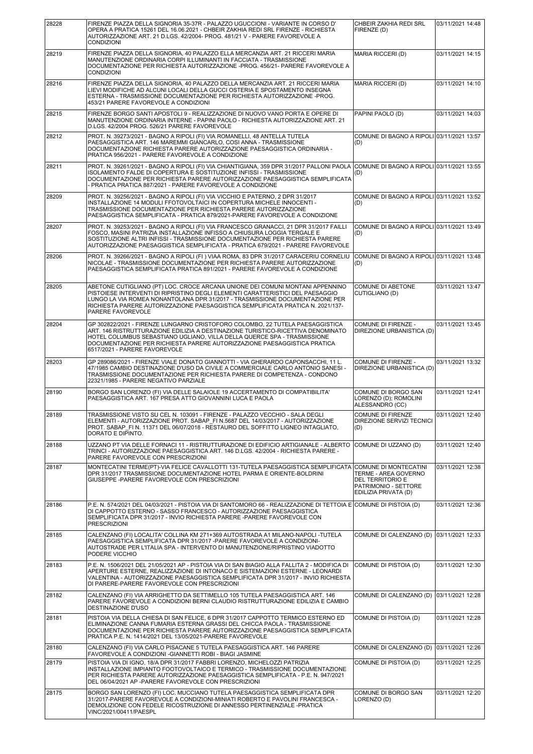| | | | |
|---|---|---|---|
| 28228 | FIRENZE PIAZZA DELLA SIGNORIA 35-37R - PALAZZO UGUCCIONI - VARIANTE IN CORSO D' OPERA A PRATICA 15261 DEL 16.06.2021 - CHBEIR ZAKHIA REDI SRL FIRENZE - RICHIESTA AUTORIZZAZIONE ART. 21 D.LGS. 42/2004- PROG. 481/21 V - PARERE FAVOREVOLE A CONDIZIONI | CHBEIR ZAKHIA REDI SRL FIRENZE (D) | 03/11/2021 14:48 |
| 28219 | FIRENZE PIAZZA DELLA SIGNORIA, 40 PALAZZO ELLA MERCANZIA ART. 21 RICCERI MARIA MANUTENZIONE ORDINARIA CORPI ILLUMINANTI IN FACCIATA - TRASMISSIONE DOCUMENTAZIONE PER RICHIESTA AUTORIZZAZIONE -PROG. 456/21- PARERE FAVOREVOLE A CONDIZIONI | MARIA RICCERI (D) | 03/11/2021 14:15 |
| 28216 | FIRENZE PIAZZA DELLA SIGNORIA, 40 PALAZZO DELLA MERCANZIA ART. 21 RICCERI MARIA LIEVI MODIFICHE AD ALCUNI LOCALI DELLA GUCCI OSTERIA E SPOSTAMENTO INSEGNA ESTERNA - TRASMISSIONE DOCUMENTAZIONE PER RICHIESTA AUTORIZZAZIONE -PROG. 453/21 PARERE FAVOREVOLE A CONDIZIONI | MARIA RICCERI (D) | 03/11/2021 14:10 |
| 28215 | FIRENZE BORGO SANTI APOSTOLI 9 - REALIZZAZIONE DI NUOVO VANO PORTA E OPERE DI MANUTENZIONE ORDINARIA INTERNE - PAPINI PAOLO - RICHIESTA AUTORIZZAZIONE ART. 21 D.LGS. 42/2004 PROG. 526/21 PARERE FAVOREVOLE | PAPINI PAOLO (D) | 03/11/2021 14:03 |
| 28212 | PROT. N. 39273/2021 - BAGNO A RIPOLI (FI) VIA ROMANELLI, 48 ANTELLA TUTELA PAESAGGISTICA ART. 146 MAREMMI GIANCARLO, COSI ANNA - TRASMISSIONE DOCUMENTAZIONE RICHIESTA PARERE AUTORIZZAZIONE PAESAGGISTICA ORDINARIA - PRATICA 956/2021 - PARERE FAVOREVOLE A CONDIZIONE | COMUNE DI BAGNO A RIPOLI (D) | 03/11/2021 13:57 |
| 28211 | PROT. N. 39261/2021 - BAGNO A RIPOLI (FI) VIA CHIANTIGIANA, 359 DPR 31/2017 PALLONI PAOLA ISOLAMENTO FALDE DI COPERTURA E SOSTITUZIONE INFISSI - TRASMISSIONE DOCUMENTAZIONE PER RICHIESTA PARERE AUTORIZZAZIONE PAESAGGISTICA SEMPLIFICATA - PRATICA PRATICA 887/2021 - PARERE FAVOREVOLE A CONDIZIONE | COMUNE DI BAGNO A RIPOLI (D) | 03/11/2021 13:55 |
| 28209 | PROT. N. 39256/2021 - BAGNO A RIPOLI (FI) VIA VICCHIO E PATERNO, 2 DPR 31/2017 INSTALLAZIONE 14 MODULI FFOTOVOLTAICI IN COPERTURA MICHELE INNOCENTI - TRASMISSIONE DOCUMENTAZIONE PER RICHIESTA PARERE AUTORIZZAZIONE PAESAGGISTICA SEMPLIFICATA - PRATICA 879/2021-PARERE FAVOREVOLE A CONDIZIONE | COMUNE DI BAGNO A RIPOLI (D) | 03/11/2021 13:52 |
| 28207 | PROT. N. 39253/2021 - BAGNO A RIPOLI (FI) VIA FRANCESCO GRANACCI, 21 DPR 31/2017 FAILLI FOSCO, MASINI PATRIZIA INSTALLAZIONE INFISSO A CHIUSURA LOGGIA TERGALE E SOSTITUZIONE ALTRI INFISSI - TRASMISSIONE DOCUMENTAZIONE PER RICHIESTA PARERE AUTORIZZAZIONE PAESAGGISTICA SEMPLIFICATA - PRATICA 679/2021 - PARERE FAVOREVOLE | COMUNE DI BAGNO A RIPOLI (D) | 03/11/2021 13:49 |
| 28206 | PROT. N. 39266/2021 - BAGNO A RIPOLI (FI ) VIAA ROMA, 83 DPR 31/2017 CARACERIU CORNELIU NICOLAE - TRASMISSIONE DOCUMENTAZIONE PER RICHIESTA PARERE AUTORIZZAZIONE PAESAGGISTICA SEMPLIFICATA PRATICA 891/2021 - PARERE FAVOREVOLE A CONDIZIONE | COMUNE DI BAGNO A RIPOLI (D) | 03/11/2021 13:48 |
| 28205 | ABETONE CUTIGLIANO (PT) LOC. CROCE ARCANA UNIONE DEI COMUNI MONTANI APPENNINO PISTOIESE INTERVENTI DI RIPRISTINO DEGLI ELEMENTI CARATTERISTICI DEL PAESAGGIO LUNGO LA VIA ROMEA NONANTOLANA DPR 31/2017 - TRASMISSIONE DOCUMENTAZIONE PER RICHIESTA PARERE AUTORIZZAZIONE PAESAGGISTICA SEMPLIFICATA PRATICA N. 2021/137- PARERE FAVOREVOLE | COMUNE DI ABETONE CUTIGLIANO (D) | 03/11/2021 13:47 |
| 28204 | GP 302822/2021 - FIRENZE LUNGARNO CRISTOFORO COLOMBO, 22 TUTELA PAESAGGISTICA ART. 146 RISTRUTTURAZIONE EDILIZIA A DESTINAZIONE TURISTICO-RICETTIVA DENOMINATO HOTEL COLUMBUS SEBASTIANO UGLIANO, VILLA DELLA QUERCE SPA - TRASMISSIONE DOCUMENTAZIONE PER RICHIESTA PARERE AUTORIZZAZIONE PAESAGGISTICA PRATICA 6517/2021 - PARERE FAVOREVOLE | COMUNE DI FIRENZE - DIREZIONE URBANISTICA (D) | 03/11/2021 13:45 |
| 28203 | GP 289086/2021 - FIRENZE VIALE DONATO GIANNOTTI - VIA GHERARDO CAPONSACCHI, 11 L. 47/1985 CAMBIO DESTINAZIONE D'USO DA CIVILE A COMMERCIALE CARLO ANTONIO SANESI - TRASMISSIONE DOCUMENTAZIONE PER RICHIESTA PARERE DI COMPETENZA - CONDONO 22321/1985 - PARERE NEGATIVO PARZIALE | COMUNE DI FIRENZE - DIREZIONE URBANISTICA (D) | 03/11/2021 13:32 |
| 28190 | BORGO SAN LORENZO (FI) VIA DELLE SALAIOLE 19 ACCERTAMENTO DI COMPATIBILITA' PAESAGGISTICA ART. 167 PRESA ATTO GIOVANNINI LUCA E PAOLA | COMUNE DI BORGO SAN LORENZO (D); ROMOLINI ALESSANDRO (CC) | 03/11/2021 12:41 |
| 28189 | TRASMISSIONE VISTO SU CEL N. 103091 - FIRENZE - PALAZZO VECCHIO - SALA DEGLI ELEMENTI - AUTORIZZAZIONE PROT. SABAP_FI N.5687 DEL 14/03/2017 - AUTORIZZAZIONE PROT. SABAP_FI N. 11371 DEL 06/07/2018 - RESTAURO DEL SOFFITTO LIGNEO INTAGLIATO, DORATO E DIPINTO. | COMUNE DI FIRENZE DIREZIONE SERVIZI TECNICI (D) | 03/11/2021 12:40 |
| 28188 | UZZANO PT VIA DELLE FORNACI 11 - RISTRUTTURAZIONE DI EDIFICIO ARTIGIANALE - ALBERTO TRINCI - AUTORIZZAZIONE PAESAGGISTICA ART. 146 D.LGS. 42/2004 - RICHIESTA PARERE - PARERE FAVOREVOLE CON PRESCRIZIONI | COMUNE DI UZZANO (D) | 03/11/2021 12:40 |
| 28187 | MONTECATINI TERME(PT)-VIA FELICE CAVALLOTTI 131-TUTELA PAESAGGISTICA SEMPLIFICATA DPR 31/2017 TRASMISSIONE DOCUMENTAZIONE HOTEL PARMA E ORIENTE-BOLDRINI GIUSEPPE -PARERE FAVOREVOLE CON PRESCRIZIONI | COMUNE DI MONTECATINI TERME - AREA GOVERNO DEL TERRITORIO E PATRIMONIO - SETTORE EDILIZIA PRIVATA (D) | 03/11/2021 12:38 |
| 28186 | P.E. N. 574/2021 DEL 04/03/2021 - PISTOIA VIA DI SANTOMORO 66 - REALIZZAZIONE DI TETTOIA E DI CAPPOTTO ESTERNO - SASSO FRANCESCO - AUTORIZZAZIONE PAESAGGISTICA SEMPLIFICATA DPR 31/2017 - INVIO RICHIESTA PARERE -PARERE FAVOREVOLE CON PRESCRIZIONI | COMUNE DI PISTOIA (D) | 03/11/2021 12:36 |
| 28185 | CALENZANO (FI) LOCALITA' COLLINA KM 271+369 AUTOSTRADA A1 MILANO-NAPOLI -TUTELA PAESAGGISTICA SEMPLIFICATA DPR 31/2017 -PARERE FAVOREVOLE A CONDIZIONI- AUTOSTRADE PER L'ITALIA SPA - INTERVENTO DI MANUTENZIONE/RIPRISTINO VIADOTTO PODERE VICCHIO | COMUNE DI CALENZANO (D) | 03/11/2021 12:33 |
| 28183 | P.E. N. 1506/2021 DEL 21/05/2021 AP - PISTOIA VIA DI SAN BIAGIO ALLA FALLITA 2 - MODIFICA DI APERTURE ESTERNE, REALIZZAZIONE DI INTONACO E SISTEMAZIONI ESTERNE - LEONARDI VALENTINA - AUTORIZZAZIONE PAESAGGISTICA SEMPLIFICATA DPR 31/2017 - INVIO RICHIESTA DI PARERE-PARERE FAVOREVOLE CON PRESCRIZIONI | COMUNE DI PISTOIA (D) | 03/11/2021 12:30 |
| 28182 | CALENZANO (FI) VIA ARRIGHETTO DA SETTIMELLO 105 TUTELA PAESAGGISTICA ART. 146 PARERE FAVOREVOLE A CONDIZIONI BERNI CLAUDIO RISTRUTTURAZIONE EDILIZIA E CAMBIO DESTINAZIONE D'USO | COMUNE DI CALENZANO (D) | 03/11/2021 12:28 |
| 28181 | PISTOIA VIA DELLA CHIESA DI SAN FELICE, 6 DPR 31/2017 CAPPOTTO TERMICO ESTERNO ED ELIMINAZIONE CANNA FUMARIA ESTERNA GRASSI DEL CHICCA PAOLA - TRASMISSIONE DOCUMENTAZIONE PER RICHIESTA PARERE AUTORIZZAZIONE PAESAGGISTICA SEMPLIFICATA PRATICA P.E. N. 1414/2021 DEL 13/05/2021-PARERE FAVOREVOLE | COMUNE DI PISTOIA (D) | 03/11/2021 12:28 |
| 28180 | CALENZANO (FI) VIA CARLO PISACANE 5 TUTELA PAESAGGISTICA ART. 146 PARERE FAVOREVOLE A CONDIZIONI -GIANNETTI ROBI - BIAGI JASMINE | COMUNE DI CALENZANO (D) | 03/11/2021 12:26 |
| 28179 | PISTOIA VIA DI IGNO, 18/A DPR 31/2017 FABBRI LORENZO, MICHELOZZI PATRIZIA INSTALLAZIONE IMPIANTO FOOTOVOLTAICO E TERMICO - TRASMISSIONE DOCUMENTAZIONE PER RICHIESTA PARERE AUTORIZZAZIONE PAESAGGISTICA SEMPLIFICATA - P.E. N. 947/2021 DEL 06/04/2021 AP -PARERE FAVOREVOLE CON PRESCRIZIONI | COMUNE DI PISTOIA (D) | 03/11/2021 12:25 |
| 28175 | BORGO SAN LORENZO (FI) LOC. MUCCIANO TUTELA PAESAGGISTICA SEMPLIFICATA DPR 31/2017-PARERE FAVOREVOLE A CONDIZIONI-MINIATI ROBERTO E PAVOLINI FRANCESCA - DEMOLIZIONE CON FEDELE RICOSTRUZIONE DI ANNESSO PERTINENZIALE -PRATICA VINC/2021/00411/PAESPL | COMUNE DI BORGO SAN LORENZO (D) | 03/11/2021 12:20 |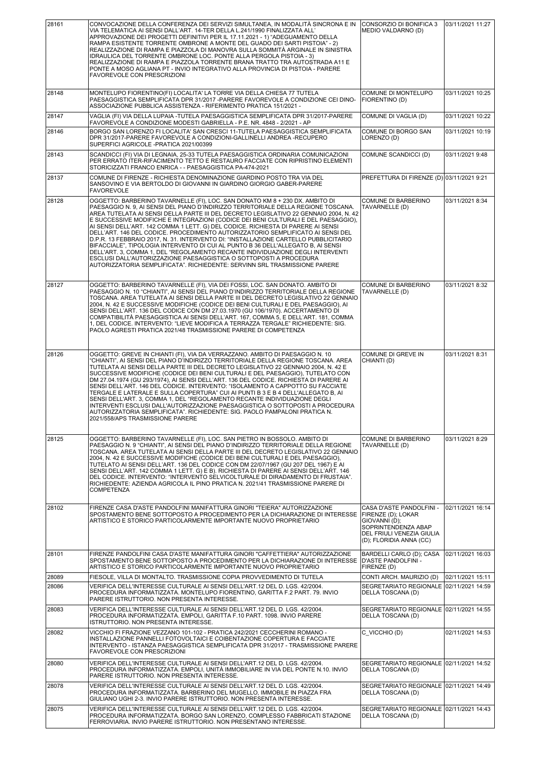| | | | |
|---|---|---|---|
| 28161 | CONVOCAZIONE DELLA CONFERENZA DEI SERVIZI SIMULTANEA, IN MODALITÀ SINCRONA E IN VIA TELEMATICA AI SENSI DALL'ART. 14-TER DELLA L.241/1990 FINALIZZATA ALL' APPROVAZIONE DEI PROGETTI DEFINITIVI PER IL 17.11.2021 - 1) "ADEGUAMENTO DELLA RAMPA ESISTENTE TORRENTE OMBRONE A MONTE DEL GUADO DEI SARTI PISTOIA" - 2) REALIZZAZIONE DI RAMPA E PIAZZOLA DI MANOVRA SULLA SOMMITÀ ARGINALE IN SINISTRA IDRAULICA DEL TORRENTE OMBRONE LOC. PONTE ALLA PERGOLA PISTOIA - 3) REALIZZAZIONE DI RAMPA E PIAZZOLA TORRENTE BRANA TRATTO TRA AUTOSTRADA A11 E PONTE A MOSO AGLIANA PT - INVIO INTEGRATIVO ALLA PROVINCIA DI PISTOIA - PARERE FAVOREVOLE CON PRESCRIZIONI | CONSORZIO DI BONIFICA 3 MEDIO VALDARNO (D) | 03/11/2021 11:27 |
| 28148 | MONTELUPO FIORENTINO(FI) LOCALITA' LA TORRE VIA DELLA CHIESA 77 TUTELA PAESAGGISTICA SEMPLIFICATA DPR 31/2017 -PARERE FAVOREVOLE A CONDIZIONE CEI DINO-ASSOCIAZIONE PUBBLICA ASSISTENZA - RIFERIMENTO PRATICA 151/2021 - | COMUNE DI MONTELUPO FIORENTINO (D) | 03/11/2021 10:25 |
| 28147 | VAGLIA (FI) VIA DELLA LUPAIA -TUTELA PAESAGGISTICA SEMPLIFICATA DPR 31/2017-PARERE FAVOREVOLE A CONDIZIONE MODESTI GABRIELLA - P.E. NR. 4848 - 2/2021 - AP | COMUNE DI VAGLIA (D) | 03/11/2021 10:22 |
| 28146 | BORGO SAN LORENZO FI LOCALITA' SAN CRESCI 11-TUTELA PAESAGGISTICA SEMPLIFICATA DPR 31/2017-PARERE FAVOREVOLE A CONDIZIONI-GALLINELLI ANDREA -RECUPERO SUPERFICI AGRICOLE -PRATICA 2021/00399 | COMUNE DI BORGO SAN LORENZO (D) | 03/11/2021 10:19 |
| 28143 | SCANDICCI (FI) VIA DI LEGNAIA, 25-33 TUTELA PAESAGGISTICA ORDINARIA COMUNICAZIONI PER ERRATO ITER-RIFACIMENTO TETTO E RESTAURO FACCIATE CON RIPRISTINO ELEMENTI STORICIZZATI FRANCO ENRICA - - PAESAGGISTICA PA-474-2021 | COMUNE SCANDICCI (D) | 03/11/2021 9:48 |
| 28137 | COMUNE DI FIRENZE - RICHIESTA DENOMINAZIONE GIARDINO POSTO TRA VIA DEL SANSOVINO E VIA BERTOLDO DI GIOVANNI IN GIARDINO GIORGIO GABER-PARERE FAVOREVOLE | PREFETTURA DI FIRENZE (D) | 03/11/2021 9:21 |
| 28128 | OGGETTO: BARBERINO TAVARNELLE (FI), LOC. SAN DONATO KM 8 + 230 DX. AMBITO DI PAESAGGIO N. 9, AI SENSI DEL PIANO D'INDIRIZZO TERRITORIALE DELLA REGIONE TOSCANA. AREA TUTELATA AI SENSI DELLA PARTE III DEL DECRETO LEGISLATIVO 22 GENNAIO 2004, N. 42 E SUCCESSIVE MODIFICHE E INTEGRAZIONI (CODICE DEI BENI CULTURALI E DEL PAESAGGIO), AI SENSI DELL'ART. 142 COMMA 1 LETT. G) DEL CODICE. RICHIESTA DI PARERE AI SENSI DELL'ART. 146 DEL CODICE. PROCEDIMENTO AUTORIZZATORIO SEMPLIFICATO AI SENSI DEL D.P.R. 13 FEBBRAIO 2017, N. 31. INTERVENTO DI: "INSTALLAZIONE CARTELLO PUBBLICITARIO BIFACCIALE", TIPOLOGIA INTERVENTO DI CUI AL PUNTO B 36 DELL'ALLEGATO B, AI SENSI DELL'ART. 3, COMMA 1, DEL "REGOLAMENTO RECANTE INDIVIDUAZIONE DEGLI INTERVENTI ESCLUSI DALL'AUTORIZZAZIONE PAESAGGISTICA O SOTTOPOSTI A PROCEDURA AUTORIZZATORIA SEMPLIFICATA". RICHIEDENTE: SERVINN SRL TRASMISSIONE PARERE | COMUNE DI BARBERINO TAVARNELLE (D) | 03/11/2021 8:34 |
| 28127 | OGGETTO: BARBERINO TAVARNELLE (FI), VIA DEI FOSSI, LOC. SAN DONATO. AMBITO DI PAESAGGIO N. 10 "CHIANTI", AI SENSI DEL PIANO D'INDIRIZZO TERRITORIALE DELLA REGIONE TOSCANA. AREA TUTELATA AI SENSI DELLA PARTE III DEL DECRETO LEGISLATIVO 22 GENNAIO 2004, N. 42 E SUCCESSIVE MODIFICHE (CODICE DEI BENI CULTURALI E DEL PAESAGGIO), AI SENSI DELL'ART. 136 DEL CODICE CON DM 27.03.1970 (GU 106/1970). ACCERTAMENTO DI COMPATIBILITÀ PAESAGGISTICA AI SENSI DELL'ART. 167, COMMA 5, E DELL'ART. 181, COMMA 1, DEL CODICE. INTERVENTO: "LIEVE MODIFICA A TERRAZZA TERGALE" RICHIEDENTE: SIG. PAOLO AGRESTI PRATICA 2021/48 TRASMISSIONE PARERE DI COMPETENZA | COMUNE DI BARBERINO TAVARNELLE (D) | 03/11/2021 8:32 |
| 28126 | OGGETTO: GREVE IN CHIANTI (FI), VIA DA VERRAZZANO. AMBITO DI PAESAGGIO N. 10 "CHIANTI", AI SENSI DEL PIANO D'INDIRIZZO TERRITORIALE DELLA REGIONE TOSCANA. AREA TUTELATA AI SENSI DELLA PARTE III DEL DECRETO LEGISLATIVO 22 GENNAIO 2004, N. 42 E SUCCESSIVE MODIFICHE (CODICE DEI BENI CULTURALI E DEL PAESAGGIO), TUTELATO CON DM 27.04.1974 (GU 293/1974), AI SENSI DELL'ART. 136 DEL CODICE. RICHIESTA DI PARERE AI SENSI DELL'ART. 146 DEL CODICE. INTERVENTO: "ISOLAMENTO A CAPPOTTO SU FACCIATE TERGALE E LATERALE E SULLA COPERTURA" CUI AI PUNTI B 3 E B 4 DELL'ALLEGATO B, AI SENSI DELL'ART. 3, COMMA 1, DEL "REGOLAMENTO RECANTE INDIVIDUAZIONE DEGLI INTERVENTI ESCLUSI DALL'AUTORIZZAZIONE PAESAGGISTICA O SOTTOPOSTI A PROCEDURA AUTORIZZATORIA SEMPLIFICATA". RICHIEDENTE: SIG. PAOLO PAMPALONI PRATICA N. 2021/558/APS TRASMISSIONE PARERE | COMUNE DI GREVE IN CHIANTI (D) | 03/11/2021 8:31 |
| 28125 | OGGETTO: BARBERINO TAVARNELLE (FI), LOC. SAN PIETRO IN BOSSOLO. AMBITO DI PAESAGGIO N. 9 "CHIANTI", AI SENSI DEL PIANO D'INDIRIZZO TERRITORIALE DELLA REGIONE TOSCANA. AREA TUTELATA AI SENSI DELLA PARTE III DEL DECRETO LEGISLATIVO 22 GENNAIO 2004, N. 42 E SUCCESSIVE MODIFICHE (CODICE DEI BENI CULTURALI E DEL PAESAGGIO), TUTELATO AI SENSI DELL'ART. 136 DEL CODICE CON DM 22/07/1967 (GU 207 DEL 1967) E AI SENSI DELL'ART. 142 COMMA 1 LETT. G) E B). RICHIESTA DI PARERE AI SENSI DELL'ART. 146 DEL CODICE. INTERVENTO: "INTERVENTO SELVICOLTURALE DI DIRADAMENTO DI FRUSTAIA". RICHIEDENTE: AZIENDA AGRICOLA IL PINO PRATICA N. 2021/41 TRASMISSIONE PARERE DI COMPETENZA | COMUNE DI BARBERINO TAVARNELLE (D) | 03/11/2021 8:29 |
| 28102 | FIRENZE CASA D'ASTE PANDOLFINI MANIFATTURA GINORI "TEIERA" AUTORIZZAZIONE SPOSTAMENTO BENE SOTTOPOSTO A PROCEDIMENTO PER LA DICHIARAZIONE DI INTERESSE ARTISTICO E STORICO PARTICOLARMENTE IMPORTANTE NUOVO PROPRIETARIO | CASA D'ASTE PANDOLFINI - FIRENZE (D); LOKAR GIOVANNI (D); SOPRINTENDENZA ABAP DEL FRIULI VENEZIA GIULIA (D); FLORIDIA ANNA (CC) | 02/11/2021 16:14 |
| 28101 | FIRENZE PANDOLFINI CASA D'ASTE MANIFATTURA GINORI "CAFFETTIERA" AUTORIZZAZIONE SPOSTAMENTO BENE SOTTOPOSTO A PROCEDIMENTO PER LA DICHIARAZIONE DI INTERESSE ARTISTICO E STORICO PARTICOLARMENTE IMPORTANTE NUOVO PROPRIETARIO | BARDELLI CARLO (D); CASA D'ASTE PANDOLFINI - FIRENZE (D) | 02/11/2021 16:03 |
| 28089 | FIESOLE, VILLA DI MONTALTO. TRASMISSIONE COPIA PROVVEDIMENTO DI TUTELA | CONTI ARCH. MAURIZIO (D) | 02/11/2021 15:11 |
| 28086 | VERIFICA DELL'INTERESSE CULTURALE AI SENSI DELL'ART.12 DEL D. LGS. 42/2004. PROCEDURA INFORMATIZZATA. MONTELUPO FIORENTINO, GARITTA F.2 PART. 79. INVIO PARERE ISTRUTTORIO. NON PRESENTA INTERESSE. | SEGRETARIATO REGIONALE DELLA TOSCANA (D) | 02/11/2021 14:59 |
| 28083 | VERIFICA DELL'INTERESSE CULTURALE AI SENSI DELL'ART.12 DEL D. LGS. 42/2004. PROCEDURA INFORMATIZZATA. EMPOLI, GARITTA F.10 PART. 1098. INVIO PARERE ISTRUTTORIO. NON PRESENTA INTERESSE. | SEGRETARIATO REGIONALE DELLA TOSCANA (D) | 02/11/2021 14:55 |
| 28082 | VICCHIO FI FRAZIONE VEZZANO 101-102 - PRATICA 242/2021 CECCHERINI ROMANO - INSTALLAZIONE PANNELLI FOTOVOLTAICI E COIBENTAZIONE COPERTURA E FACCIATE INTERVENTO - ISTANZA PAESAGGISTICA SEMPLIFICATA DPR 31/2017 - TRASMISSIONE PARERE FAVOREVOLE CON PRESCRIZIONI | C_VICCHIO (D) | 02/11/2021 14:53 |
| 28080 | VERIFICA DELL'INTERESSE CULTURALE AI SENSI DELL'ART.12 DEL D. LGS. 42/2004. PROCEDURA INFORMATIZZATA. EMPOLI, UNITÀ IMMOBILIARE IN VIA DEL PONTE N.10. INVIO PARERE ISTRUTTORIO. NON PRESENTA INTERESSE. | SEGRETARIATO REGIONALE DELLA TOSCANA (D) | 02/11/2021 14:52 |
| 28078 | VERIFICA DELL'INTERESSE CULTURALE AI SENSI DELL'ART.12 DEL D. LGS. 42/2004. PROCEDURA INFORMATIZZATA. BARBERINO DEL MUGELLO, IMMOBILE IN PIAZZA FRA GIULIANO UGHI 2-3. INVIO PARERE ISTRUTTORIO. NON PRESENTA INTERESSE. | SEGRETARIATO REGIONALE DELLA TOSCANA (D) | 02/11/2021 14:49 |
| 28075 | VERIFICA DELL'INTERESSE CULTURALE AI SENSI DELL'ART.12 DEL D. LGS. 42/2004. PROCEDURA INFORMATIZZATA. BORGO SAN LORENZO, COMPLESSO FABBRICATI STAZIONE FERROVIARIA. INVIO PARERE ISTRUTTORIO. NON PRESENTANO INTERESSE. | SEGRETARIATO REGIONALE DELLA TOSCANA (D) | 02/11/2021 14:43 |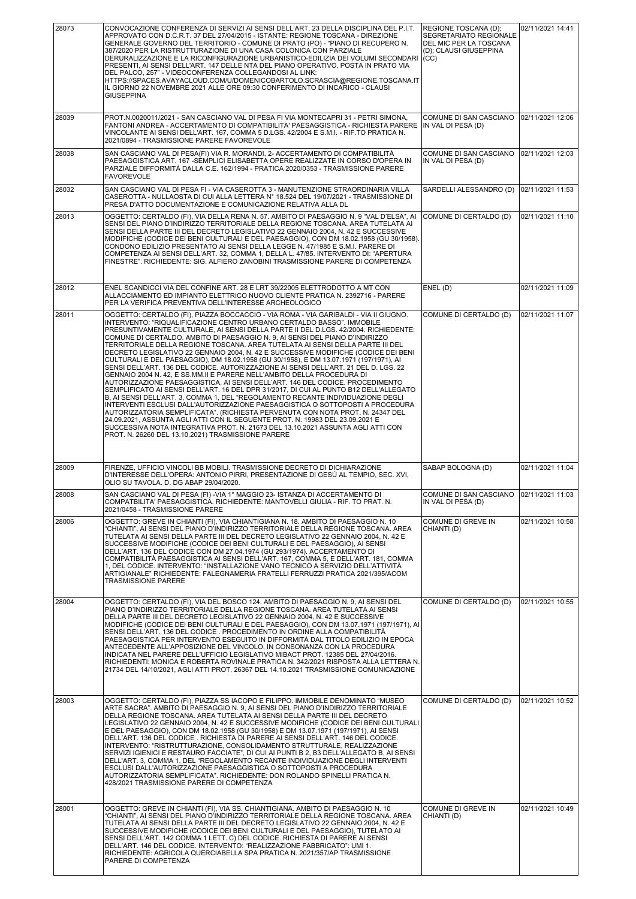| | | | |
|---|---|---|---|
| 28073 | CONVOCAZIONE CONFERENZA DI SERVIZI AI SENSI DELL'ART. 23 DELLA DISCIPLINA DEL P.I.T. APPROVATO CON D.C.R.T. 37 DEL 27/04/2015 - ISTANTE: REGIONE TOSCANA - DIREZIONE GENERALE GOVERNO DEL TERRITORIO - COMUNE DI PRATO (PO) - "PIANO DI RECUPERO N. 387/2020 PER LA RISTRUTTURAZIONE DI UNA CASA COLONICA CON PARZIALE DERURALIZZAZIONE E LA RICONFIGURAZIONE URBANISTICO-EDILIZIA DEI VOLUMI SECONDARI PRESENTI, AI SENSI DELL'ART. 147 DELLE NTA DEL PIANO OPERATIVO, POSTA IN PRATO VIA DEL PALCO, 257" - VIDEOCONFERENZA COLLEGANDOSI AL LINK: HTTPS://SPACES.AVAYACLOUD.COM/U/DOMENICOBARTOLO.SCRASCIA@REGIONE.TOSCANA.IT IL GIORNO 22 NOVEMBRE 2021 ALLE ORE 09:30 CONFERIMENTO DI INCARICO - CLAUSI GIUSEPPINA | REGIONE TOSCANA (D); SEGRETARIATO REGIONALE DEL MIC PER LA TOSCANA (D); CLAUSI GIUSEPPINA (CC) | 02/11/2021 14:41 |
| 28039 | PROT.N.0020011/2021 - SAN CASCIANO VAL DI PESA FI VIA MONTECAPRI 31 - PETRI SIMONA, FANTONI ANDREA - ACCERTAMENTO DI COMPATIBILITA' PAESAGGISTICA - RICHIESTA PARERE VINCOLANTE AI SENSI DELL'ART. 167, COMMA 5 D.LGS. 42/2004 E S.M.I. - RIF.TO PRATICA N. 2021/0894 - TRASMISSIONE PARERE FAVOREVOLE | COMUNE DI SAN CASCIANO IN VAL DI PESA (D) | 02/11/2021 12:06 |
| 28038 | SAN CASCIANO VAL DI PESA(FI) VIA R. MORANDI, 2- ACCERTAMENTO DI COMPATIBILITÀ PAESAGGISTICA ART. 167 -SEMPLICI ELISABETTA OPERE REALIZZATE IN CORSO D'OPERA IN PARZIALE DIFFORMITÀ DALLA C.E. 162/1994 - PRATICA 2020/0353 - TRASMISSIONE PARERE FAVOREVOLE | COMUNE DI SAN CASCIANO IN VAL DI PESA (D) | 02/11/2021 12:03 |
| 28032 | SAN CASCIANO VAL DI PESA FI - VIA CASEROTTA 3 - MANUTENZIONE STRAORDINARIA VILLA CASEROTTA - NULLAOSTA DI CUI ALLA LETTERA N° 18.524 DEL 19/07/2021 - TRASMISSIONE DI PRESA D'ATTO DOCUMENTAZIONE E COMUNICAZIONE RELATIVA ALLA DL | SARDELLI ALESSANDRO (D) | 02/11/2021 11:53 |
| 28013 | OGGETTO: CERTALDO (FI), VIA DELLA RENA N. 57. AMBITO DI PAESAGGIO N. 9 "VAL D'ELSA", AI SENSI DEL PIANO D'INDIRIZZO TERRITORIALE DELLA REGIONE TOSCANA. AREA TUTELATA AI SENSI DELLA PARTE III DEL DECRETO LEGISLATIVO 22 GENNAIO 2004, N. 42 E SUCCESSIVE MODIFICHE (CODICE DEI BENI CULTURALI E DEL PAESAGGIO), CON DM 18.02.1958 (GU 30/1958). CONDONO EDILIZIO PRESENTATO AI SENSI DELLA LEGGE N. 47/1985 E S.M.I. PARERE DI COMPETENZA AI SENSI DELL'ART. 32, COMMA 1, DELLA L. 47/85. INTERVENTO DI: "APERTURA FINESTRE". RICHIEDENTE: SIG. ALFIERO ZANOBINI TRASMISSIONE PARERE DI COMPETENZA | COMUNE DI CERTALDO (D) | 02/11/2021 11:10 |
| 28012 | ENEL SCANDICCI VIA DEL CONFINE ART. 28 E LRT 39/22005 ELETTRODOTTO A MT CON ALLACCIAMENTO ED IMPIANTO ELETTRICO NUOVO CLIENTE PRATICA N. 2392716 - PARERE PER LA VERIFICA PREVENTIVA DELL'INTERESSE ARCHEOLOGICO | ENEL (D) | 02/11/2021 11:09 |
| 28011 | OGGETTO: CERTALDO (FI), PIAZZA BOCCACCIO - VIA ROMA - VIA GARIBALDI - VIA II GIUGNO. INTERVENTO: "RIQUALIFICAZIONE CENTRO URBANO CERTALDO BASSO". IMMOBILE PRESUNTIVAMENTE CULTURALE, AI SENSI DELLA PARTE II DEL D.LGS. 42/2004. RICHIEDENTE: COMUNE DI CERTALDO. AMBITO DI PAESAGGIO N. 9, AI SENSI DEL PIANO D'INDIRIZZO TERRITORIALE DELLA REGIONE TOSCANA. AREA TUTELATA AI SENSI DELLA PARTE III DEL DECRETO LEGISLATIVO 22 GENNAIO 2004, N. 42 E SUCCESSIVE MODIFICHE (CODICE DEI BENI CULTURALI E DEL PAESAGGIO), DM 18.02.1958 (GU 30/1958), E DM 13.07.1971 (197/1971), AI SENSI DELL'ART. 136 DEL CODICE. AUTORIZZAZIONE AI SENSI DELL'ART. 21 DEL D. LGS. 22 GENNAIO 2004 N. 42, E SS.MM.II E PARERE NELL'AMBITO DELLA PROCEDURA DI AUTORIZZAZIONE PAESAGGISTICA, AI SENSI DELL'ART. 146 DEL CODICE. PROCEDIMENTO SEMPLIFICATO AI SENSI DELL'ART. 16 DEL DPR 31/2017, DI CUI AL PUNTO B12 DELL'ALLEGATO B, AI SENSI DELL'ART. 3, COMMA 1, DEL "REGOLAMENTO RECANTE INDIVIDUAZIONE DEGLI INTERVENTI ESCLUSI DALL'AUTORIZZAZIONE PAESAGGISTICA O SOTTOPOSTI A PROCEDURA AUTORIZZATORIA SEMPLIFICATA". (RICHIESTA PERVENUTA CON NOTA PROT. N. 24347 DEL 24.09.2021, ASSUNTA AGLI ATTI CON IL SEGUENTE PROT. N. 19983 DEL 23.09.2021 E SUCCESSIVA NOTA INTEGRATIVA PROT. N. 21673 DEL 13.10.2021 ASSUNTA AGLI ATTI CON PROT. N. 26260 DEL 13.10.2021) TRASMISSIONE PARERE | COMUNE DI CERTALDO (D) | 02/11/2021 11:07 |
| 28009 | FIRENZE, UFFICIO VINCOLI BB MOBILI. TRASMISSIONE DECRETO DI DICHIARAZIONE D'INTERESSE DELL'OPERA: ANTONIO PIRRI, PRESENTAZIONE DI GESÙ AL TEMPIO, SEC. XVI, OLIO SU TAVOLA. D. DG ABAP 29/04/2020. | SABAP BOLOGNA (D) | 02/11/2021 11:04 |
| 28008 | SAN CASCIANO VAL DI PESA (FI) -VIA 1° MAGGIO 23- ISTANZA DI ACCERTAMENTO DI COMPATBILITA' PAESAGGISTICA. RICHIEDENTE: MANTOVELLI GIULIA - RIF. TO PRAT. N. 2021/0458 - TRASMISSIONE PARERE | COMUNE DI SAN CASCIANO IN VAL DI PESA (D) | 02/11/2021 11:03 |
| 28006 | OGGETTO: GREVE IN CHIANTI (FI), VIA CHIANTIGIANA N. 18. AMBITO DI PAESAGGIO N. 10 "CHIANTI", AI SENSI DEL PIANO D'INDIRIZZO TERRITORIALE DELLA REGIONE TOSCANA. AREA TUTELATA AI SENSI DELLA PARTE III DEL DECRETO LEGISLATIVO 22 GENNAIO 2004, N. 42 E SUCCESSIVE MODIFICHE (CODICE DEI BENI CULTURALI E DEL PAESAGGIO), AI SENSI DELL'ART. 136 DEL CODICE CON DM 27.04.1974 (GU 293/1974). ACCERTAMENTO DI COMPATIBILITÀ PAESAGGISTICA AI SENSI DELL'ART. 167, COMMA 5, E DELL'ART. 181, COMMA 1, DEL CODICE. INTERVENTO: "INSTALLAZIONE VANO TECNICO A SERVIZIO DELL'ATTIVITÀ ARTIGIANALE" RICHIEDENTE: FALEGNAMERIA FRATELLI FERRUZZI PRATICA 2021/395/ACOM TRASMISSIONE PARERE | COMUNE DI GREVE IN CHIANTI (D) | 02/11/2021 10:58 |
| 28004 | OGGETTO: CERTALDO (FI), VIA DEL BOSCO 124. AMBITO DI PAESAGGIO N. 9, AI SENSI DEL PIANO D'INDIRIZZO TERRITORIALE DELLA REGIONE TOSCANA. AREA TUTELATA AI SENSI DELLA PARTE III DEL DECRETO LEGISLATIVO 22 GENNAIO 2004, N. 42 E SUCCESSIVE MODIFICHE (CODICE DEI BENI CULTURALI E DEL PAESAGGIO), CON DM 13.07.1971 (197/1971), AI SENSI DELL'ART. 136 DEL CODICE . PROCEDIMENTO IN ORDINE ALLA COMPATIBILITÀ PAESAGGISTICA PER INTERVENTO ESEGUITO IN DIFFORMITÀ DAL TITOLO EDILIZIO IN EPOCA ANTECEDENTE ALL'APPOSIZIONE DEL VINCOLO, IN CONSONANZA CON LA PROCEDURA INDICATA NEL PARERE DELL'UFFICIO LEGISLATIVO MIBACT PROT. 12385 DEL 27/04/2016. RICHIEDENTI: MONICA E ROBERTA ROVINALE PRATICA N. 342/2021 RISPOSTA ALLA LETTERA N. 21734 DEL 14/10/2021, AGLI ATTI PROT. 26367 DEL 14.10.2021 TRASMISSIONE COMUNICAZIONE | COMUNE DI CERTALDO (D) | 02/11/2021 10:55 |
| 28003 | OGGETTO: CERTALDO (FI), PIAZZA SS IACOPO E FILIPPO. IMMOBILE DENOMINATO "MUSEO ARTE SACRA". AMBITO DI PAESAGGIO N. 9, AI SENSI DEL PIANO D'INDIRIZZO TERRITORIALE DELLA REGIONE TOSCANA. AREA TUTELATA AI SENSI DELLA PARTE III DEL DECRETO LEGISLATIVO 22 GENNAIO 2004, N. 42 E SUCCESSIVE MODIFICHE (CODICE DEI BENI CULTURALI E DEL PAESAGGIO), CON DM 18.02.1958 (GU 30/1958) E DM 13.07.1971 (197/1971), AI SENSI DELL'ART. 136 DEL CODICE . RICHIESTA DI PARERE AI SENSI DELL'ART. 146 DEL CODICE. INTERVENTO: "RISTRUTTURAZIONE, CONSOLIDAMENTO STRUTTURALE, REALIZZAZIONE SERVIZI IGIENICI E RESTAURO FACCIATE", DI CUI AI PUNTI B 2, B3 DELL'ALLEGATO B, AI SENSI DELL'ART. 3, COMMA 1, DEL "REGOLAMENTO RECANTE INDIVIDUAZIONE DEGLI INTERVENTI ESCLUSI DALL'AUTORIZZAZIONE PAESAGGISTICA O SOTTOPOSTI A PROCEDURA AUTORIZZATORIA SEMPLIFICATA". RICHIEDENTE: DON ROLANDO SPINELLI PRATICA N. 428/2021 TRASMISSIONE PARERE DI COMPETENZA | COMUNE DI CERTALDO (D) | 02/11/2021 10:52 |
| 28001 | OGGETTO: GREVE IN CHIANTI (FI), VIA SS. CHIANTIGIANA. AMBITO DI PAESAGGIO N. 10 "CHIANTI", AI SENSI DEL PIANO D'INDIRIZZO TERRITORIALE DELLA REGIONE TOSCANA. AREA TUTELATA AI SENSI DELLA PARTE III DEL DECRETO LEGISLATIVO 22 GENNAIO 2004, N. 42 E SUCCESSIVE MODIFICHE (CODICE DEI BENI CULTURALI E DEL PAESAGGIO), TUTELATO AI SENSI DELL'ART. 142 COMMA 1 LETT. C) DEL CODICE. RICHIESTA DI PARERE AI SENSI DELL'ART. 146 DEL CODICE. INTERVENTO: "REALIZZAZIONE FABBRICATO": UMI 1. RICHIEDENTE: AGRICOLA QUERCIABELLA SPA PRATICA N. 2021/357/AP TRASMISSIONE PARERE DI COMPETENZA | COMUNE DI GREVE IN CHIANTI (D) | 02/11/2021 10:49 |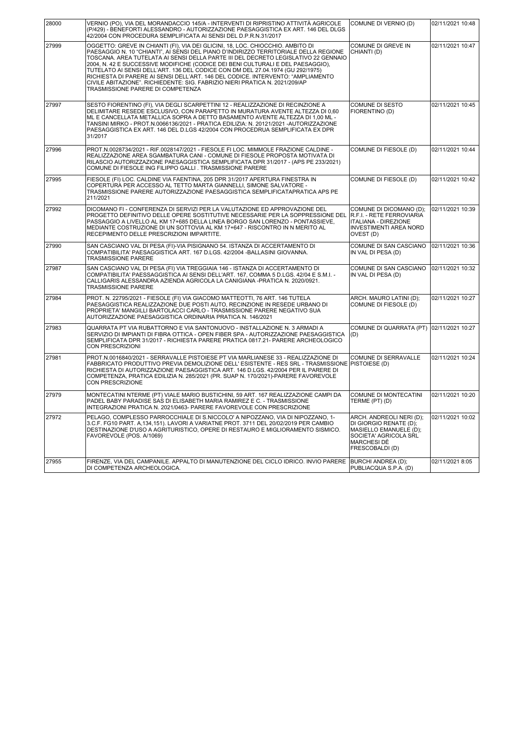| | | | |
|---|---|---|---|
| 28000 | VERNIO (PO), VIA DEL MORANDACCIO 145/A - INTERVENTI DI RIPRISTINO ATTIVITÀ AGRICOLE (P/429) - BENEFORTI ALESSANDRO - AUTORIZZAZIONE PAESAGGISTICA EX ART. 146 DEL DLGS 42/2004 CON PROCEDURA SEMPLIFICATA AI SENSI DEL D.P.R.N.31/2017 | COMUNE DI VERNIO (D) | 02/11/2021 10:48 |
| 27999 | OGGETTO: GREVE IN CHIANTI (FI), VIA DEI GLICINI, 18, LOC. CHIOCCHIO. AMBITO DI PAESAGGIO N. 10 "CHIANTI", AI SENSI DEL PIANO D'INDIRIZZO TERRITORIALE DELLA REGIONE TOSCANA. AREA TUTELATA AI SENSI DELLA PARTE III DEL DECRETO LEGISLATIVO 22 GENNAIO 2004, N. 42 E SUCCESSIVE MODIFICHE (CODICE DEI BENI CULTURALI E DEL PAESAGGIO), TUTELATO AI SENSI DELL'ART. 136 DEL CODICE CON DM DEL 27.04.1974 (GU 292/1975) RICHIESTA DI PARERE AI SENSI DELL'ART. 146 DEL CODICE. INTERVENTO: "AMPLIAMENTO CIVILE ABITAZIONE". RICHIEDENTE: SIG. FABRIZIO NIERI PRATICA N. 2021/209/AP TRASMISSIONE PARERE DI COMPETENZA | COMUNE DI GREVE IN CHIANTI (D) | 02/11/2021 10:47 |
| 27997 | SESTO FIORENTINO (FI), VIA DEGLI SCARPETTINI 12 - REALIZZAZIONE DI RECINZIONE A DELIMITARE RESEDE ESCLUSIVO, CON PARAPETTO IN MURATURA AVENTE ALTEZZA DI 0,60 ML E CANCELLATA METALLICA SOPRA A DETTO BASAMENTO AVENTE ALTEZZA DI 1,00 ML - TANSINI MIRKO - PROT.N.0066136/2021 - PRATICA EDILIZIA: N. 20121/2021 -AUTORIZZAZIONE PAESAGGISTICA EX ART. 146 DEL D.LGS 42/2004 CON PROCEDRUA SEMPLIFICATA EX DPR 31/2017 | COMUNE DI SESTO FIORENTINO (D) | 02/11/2021 10:45 |
| 27996 | PROT.N.0028734/2021 - RIF.0028147/2021 - FIESOLE FI LOC. MIMMOLE FRAZIONE CALDINE - REALIZZAZIONE AREA SGAMBATURA CANI - COMUNE DI FIESOLE PROPOSTA MOTIVATA DI RILASCIO AUTORIZZAZIONE PAESAGGISTICA SEMPLIFICATA DPR 31/2017 - (APS PE 233/2021) COMUNE DI FIESOLE ING FILIPPO GALLI . TRASMISSIONE PARERE | COMUNE DI FIESOLE (D) | 02/11/2021 10:44 |
| 27995 | FIESOLE (FI) LOC. CALDINE VIA FAENTINA, 205 DPR 31/2017 APERTURA FINESTRA IN COPERTURA PER ACCESSO AL TETTO MARTA GIANNELLI, SIMONE SALVATORE - TRASMISSIONE PARERE AUTORIZZAZIONE PAESAGGISTICA SEMPLIFICATAPRATICA APS PE 211/2021 | COMUNE DI FIESOLE (D) | 02/11/2021 10:42 |
| 27992 | DICOMANO FI - CONFERENZA DI SERVIZI PER LA VALUTAZIONE ED APPROVAZIONE DEL PROGETTO DEFINITIVO DELLE OPERE SOSTITUTIVE NECESSARIE PER LA SOPPRESSIONE DEL PASSAGGIO A LIVELLO AL KM 17+685 DELLA LINEA BORGO SAN LORENZO - PONTASSIEVE, MEDIANTE COSTRUZIONE DI UN SOTTOVIA AL KM 17+647 - RISCONTRO IN N MERITO AL RECEPIMENTO DELLE PRESCRIZIONI IMPARTITE. | COMUNE DI DICOMANO (D); R.F.I. - RETE FERROVIARIA ITALIANA - DIREZIONE INVESTIMENTI AREA NORD OVEST (D) | 02/11/2021 10:39 |
| 27990 | SAN CASCIANO VAL DI PESA (FI)-VIA PISIGNANO 54. ISTANZA DI ACCERTAMENTO DI COMPATIBILITA' PAESAGGISTICA ART. 167 D.LGS. 42/2004 -BALLASINI GIOVANNA. TRASMISSIONE PARERE | COMUNE DI SAN CASCIANO IN VAL DI PESA (D) | 02/11/2021 10:36 |
| 27987 | SAN CASCIANO VAL DI PESA (FI) VIA TREGGIAIA 146 - ISTANZA DI ACCERTAMENTO DI COMPATIBILITA' PAESSAGGISTICA AI SENSI DELL'ART. 167, COMMA 5 D.LGS. 42/04 E S.M.I. - CALLIGARIS ALESSANDRA AZIENDA AGRICOLA LA CANIGIANA -PRATICA N. 2020/0921. TRASMISSIONE PARERE | COMUNE DI SAN CASCIANO IN VAL DI PESA (D) | 02/11/2021 10:32 |
| 27984 | PROT. N. 22795/2021 - FIESOLE (FI) VIA GIACOMO MATTEOTTI, 76 ART. 146 TUTELA PAESAGGISTICA REALIZZAZIONE DUE POSTI AUTO, RECINZIONE IN RESEDE URBANO DI PROPRIETA' MANGILLI BARTOLACCI CARLO - TRASMISSIONE PARERE NEGATIVO SUA AUTORIZZAZIONE PAESAGGISTICA ORDINARIA PRATICA N. 146/2021 | ARCH. MAURO LATINI (D); COMUNE DI FIESOLE (D) | 02/11/2021 10:27 |
| 27983 | QUARRATA PT VIA RUBATTORNO E VIA SANTONUOVO - INSTALLAZIONE N. 3 ARMADI A SERVIZIO DI IMPIANTI DI FIBRA OTTICA - OPEN FIBER SPA - AUTORIZZAZIONE PAESAGGISTICA SEMPLIFICATA DPR 31/2017 - RICHIESTA PARERE PRATICA 0817.21- PARERE ARCHEOLOGICO CON PRESCRIZIONI | COMUNE DI QUARRATA (PT) (D) | 02/11/2021 10:27 |
| 27981 | PROT.N.0016840/2021 - SERRAVALLE PISTOIESE PT VIA MARLIANESE 33 - REALIZZAZIONE DI FABBRICATO PRODUTTIVO PREVIA DEMOLIZIONE DELL' ESISTENTE - RES SRL - TRASMISSIONE RICHIESTA DI AUTORIZZAZIONE PAESAGGISTICA ART. 146 D.LGS. 42/2004 PER IL PARERE DI COMPETENZA, PRATICA EDILIZIA N. 285/2021 (PR. SUAP N. 170/2021)-PARERE FAVOREVOLE CON PRESCRIZIONE | COMUNE DI SERRAVALLE PISTOIESE (D) | 02/11/2021 10:24 |
| 27979 | MONTECATINI NTERME (PT) VIALE MARIO BUSTICHINI, 59 ART. 167 REALIZZAZIONE CAMPI DA PADEL BABY PARADISE SAS DI ELISABETH MARIA RAMIREZ E C. - TRASMISSIONE INTEGRAZIONI PRATICA N. 2021/0463- PARERE FAVOREVOLE CON PRESCRIZIONE | COMUNE DI MONTECATINI TERME (PT) (D) | 02/11/2021 10:20 |
| 27972 | PELAGO, COMPLESSO PARROCCHIALE DI S.NICCOLO' A NIPOZZANO, VIA DI NIPOZZANO, 1-3.C.F. FG10 PART. A,134,151). LAVORI A VARIATNE PROT. 3711 DEL 20/02/2019 PER CAMBIO DESTINAZIONE D'USO A AGRITURISTICO, OPERE DI RESTAURO E MIGLIORAMENTO SISMICO. FAVOREVOLE (POS. A/1069) | ARCH. ANDREOLI NERI (D); DI GIORGIO RENATE (D); MASIELLO EMANUELE (D); SOCIETA' AGRICOLA SRL MARCHESI DÈ FRESCOBALDI (D) | 02/11/2021 10:02 |
| 27955 | FIRENZE, VIA DEL CAMPANILE. APPALTO DI MANUTENZIONE DEL CICLO IDRICO. INVIO PARERE DI COMPETENZA ARCHEOLOGICA. | BURCHI ANDREA (D); PUBLIACQUA S.P.A. (D) | 02/11/2021 8:05 |